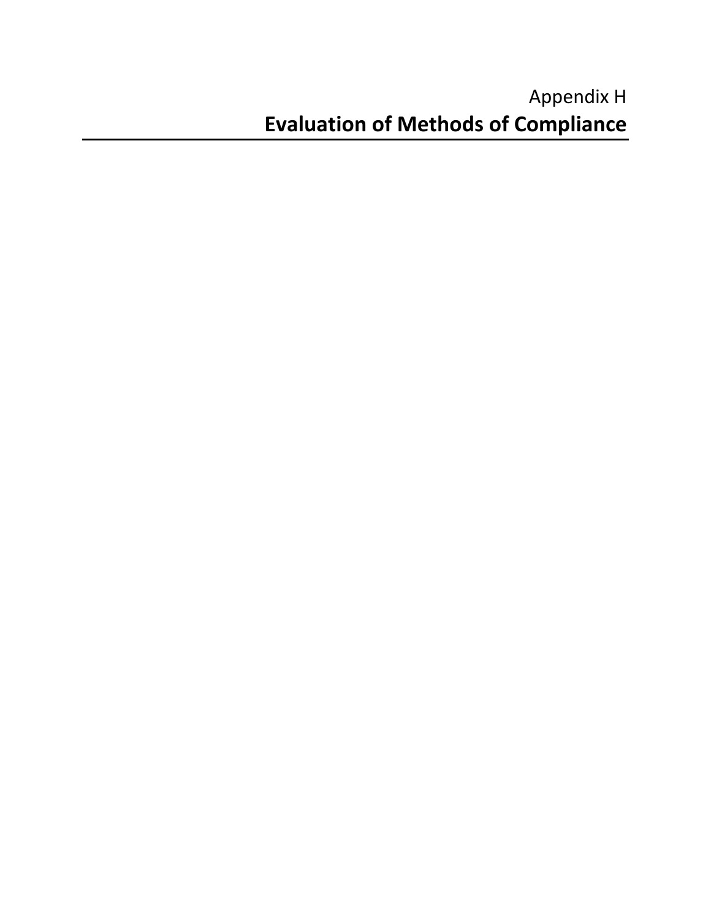Appendix H

# Evaluation of Methods of Compliance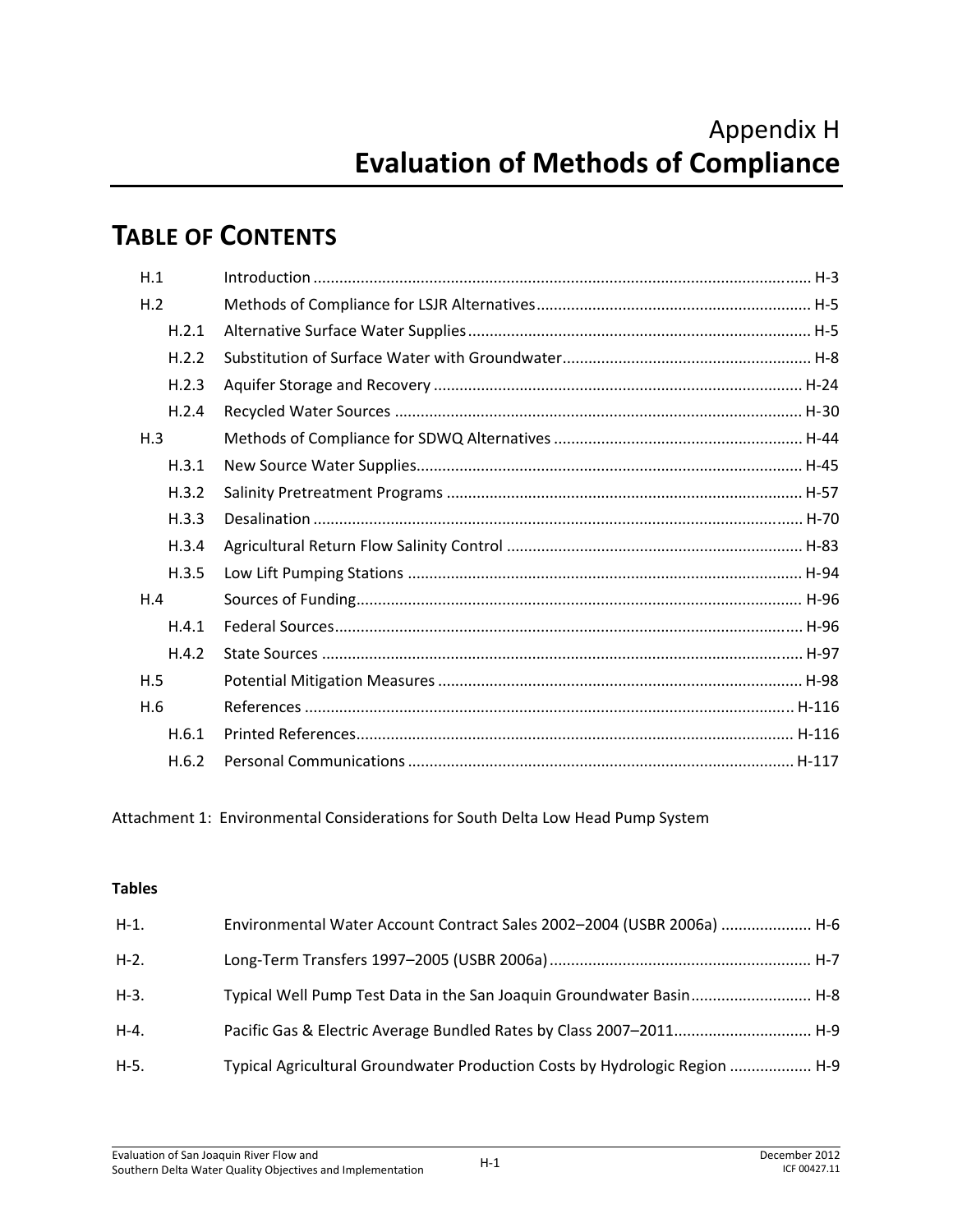# Appendix H
# Evaluation of Methods of Compliance

## TABLE OF CONTENTS

| | | |
|---|---|---|
| H.1 | Introduction | H-3 |
| H.2 | Methods of Compliance for LSJR Alternatives | H-5 |
| H.2.1 | Alternative Surface Water Supplies | H-5 |
| H.2.2 | Substitution of Surface Water with Groundwater | H-8 |
| H.2.3 | Aquifer Storage and Recovery | H-24 |
| H.2.4 | Recycled Water Sources | H-30 |
| H.3 | Methods of Compliance for SDWQ Alternatives | H-44 |
| H.3.1 | New Source Water Supplies | H-45 |
| H.3.2 | Salinity Pretreatment Programs | H-57 |
| H.3.3 | Desalination | H-70 |
| H.3.4 | Agricultural Return Flow Salinity Control | H-83 |
| H.3.5 | Low Lift Pumping Stations | H-94 |
| H.4 | Sources of Funding | H-96 |
| H.4.1 | Federal Sources | H-96 |
| H.4.2 | State Sources | H-97 |
| H.5 | Potential Mitigation Measures | H-98 |
| H.6 | References | H-116 |
| H.6.1 | Printed References | H-116 |
| H.6.2 | Personal Communications | H-117 |

Attachment 1: Environmental Considerations for South Delta Low Head Pump System

**Tables**

| | | |
|---|---|---|
| H-1. | Environmental Water Account Contract Sales 2002–2004 (USBR 2006a) | H-6 |
| H-2. | Long-Term Transfers 1997–2005 (USBR 2006a) | H-7 |
| H-3. | Typical Well Pump Test Data in the San Joaquin Groundwater Basin | H-8 |
| H-4. | Pacific Gas & Electric Average Bundled Rates by Class 2007–2011 | H-9 |
| H-5. | Typical Agricultural Groundwater Production Costs by Hydrologic Region | H-9 |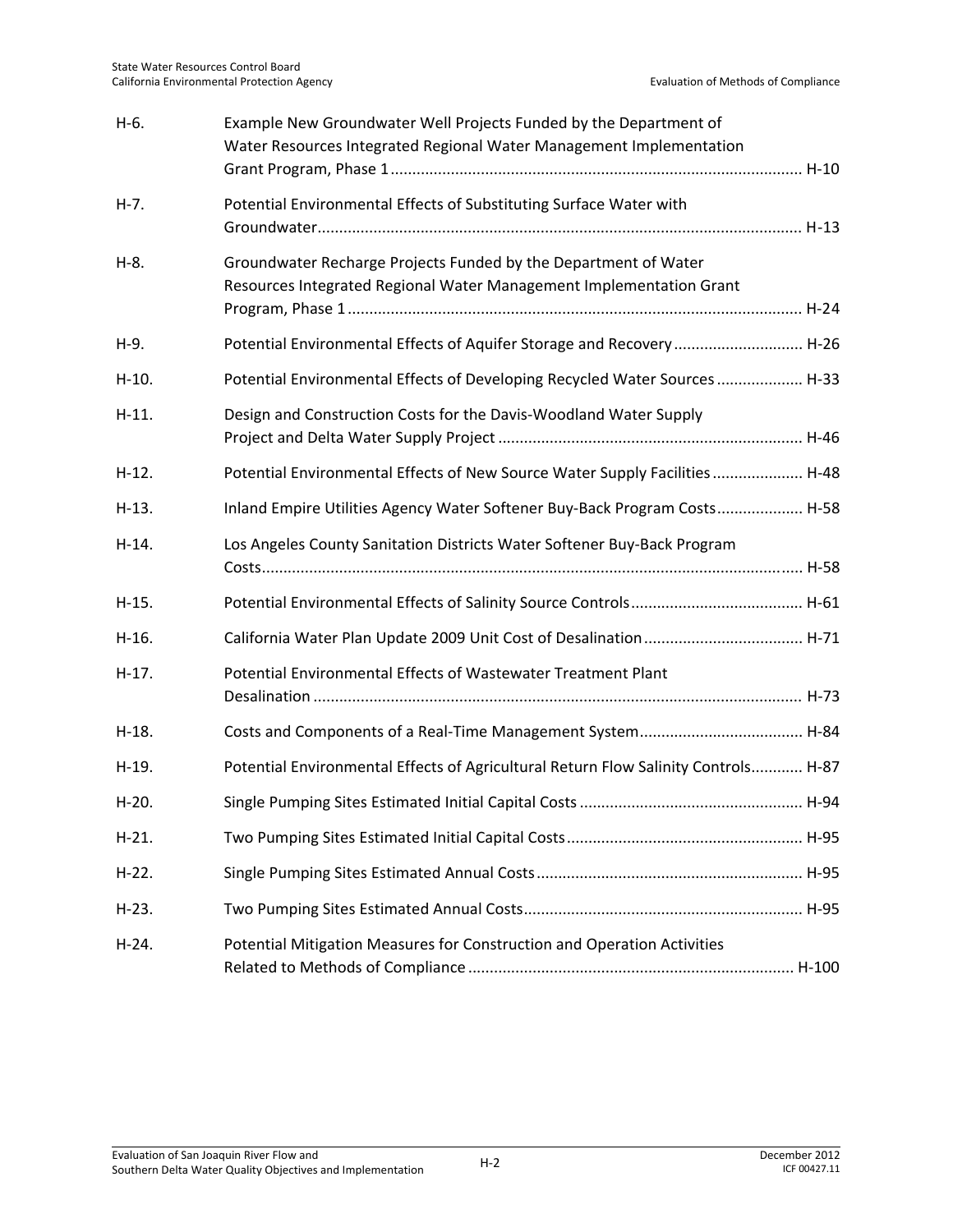| | | |
|---|---|---|
| H-6. | Example New Groundwater Well Projects Funded by the Department of Water Resources Integrated Regional Water Management Implementation Grant Program, Phase 1 | H-10 |
| H-7. | Potential Environmental Effects of Substituting Surface Water with Groundwater | H-13 |
| H-8. | Groundwater Recharge Projects Funded by the Department of Water Resources Integrated Regional Water Management Implementation Grant Program, Phase 1 | H-24 |
| H-9. | Potential Environmental Effects of Aquifer Storage and Recovery | H-26 |
| H-10. | Potential Environmental Effects of Developing Recycled Water Sources | H-33 |
| H-11. | Design and Construction Costs for the Davis-Woodland Water Supply Project and Delta Water Supply Project | H-46 |
| H-12. | Potential Environmental Effects of New Source Water Supply Facilities | H-48 |
| H-13. | Inland Empire Utilities Agency Water Softener Buy-Back Program Costs | H-58 |
| H-14. | Los Angeles County Sanitation Districts Water Softener Buy-Back Program Costs | H-58 |
| H-15. | Potential Environmental Effects of Salinity Source Controls | H-61 |
| H-16. | California Water Plan Update 2009 Unit Cost of Desalination | H-71 |
| H-17. | Potential Environmental Effects of Wastewater Treatment Plant Desalination | H-73 |
| H-18. | Costs and Components of a Real-Time Management System | H-84 |
| H-19. | Potential Environmental Effects of Agricultural Return Flow Salinity Controls | H-87 |
| H-20. | Single Pumping Sites Estimated Initial Capital Costs | H-94 |
| H-21. | Two Pumping Sites Estimated Initial Capital Costs | H-95 |
| H-22. | Single Pumping Sites Estimated Annual Costs | H-95 |
| H-23. | Two Pumping Sites Estimated Annual Costs | H-95 |
| H-24. | Potential Mitigation Measures for Construction and Operation Activities Related to Methods of Compliance | H-100 |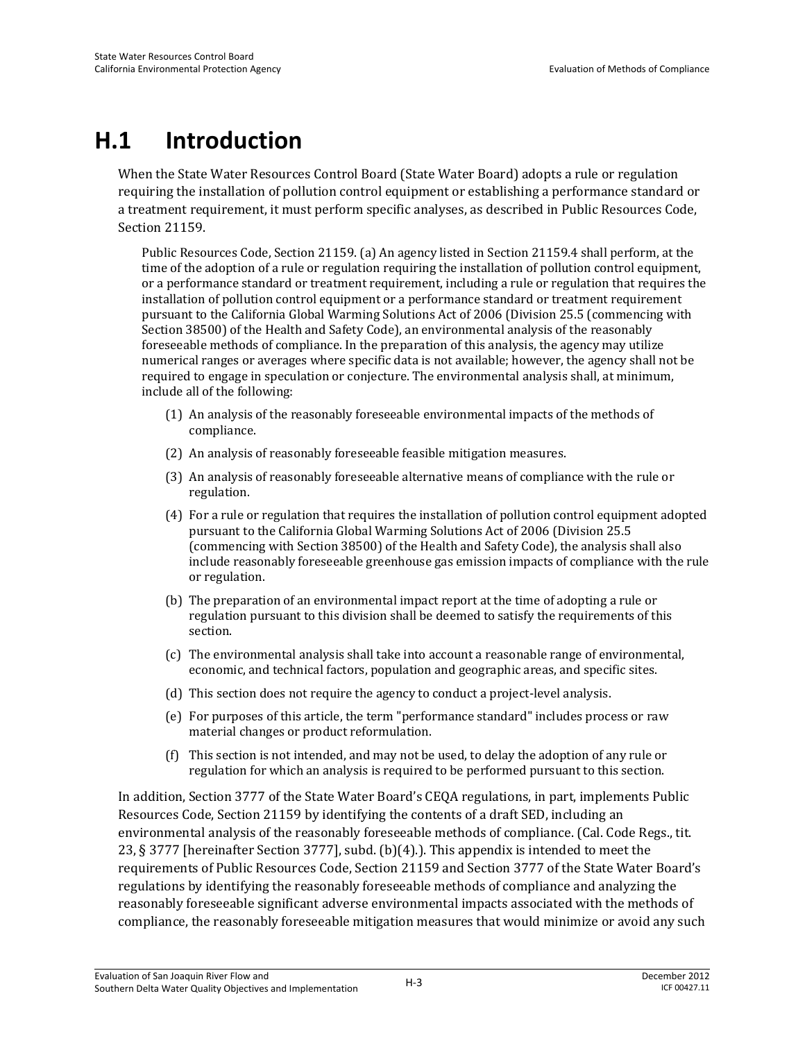# H.1 Introduction

When the State Water Resources Control Board (State Water Board) adopts a rule or regulation requiring the installation of pollution control equipment or establishing a performance standard or a treatment requirement, it must perform specific analyses, as described in Public Resources Code, Section 21159.

> Public Resources Code, Section 21159. (a) An agency listed in Section 21159.4 shall perform, at the time of the adoption of a rule or regulation requiring the installation of pollution control equipment, or a performance standard or treatment requirement, including a rule or regulation that requires the installation of pollution control equipment or a performance standard or treatment requirement pursuant to the California Global Warming Solutions Act of 2006 (Division 25.5 (commencing with Section 38500) of the Health and Safety Code), an environmental analysis of the reasonably foreseeable methods of compliance. In the preparation of this analysis, the agency may utilize numerical ranges or averages where specific data is not available; however, the agency shall not be required to engage in speculation or conjecture. The environmental analysis shall, at minimum, include all of the following:
>
> (1) An analysis of the reasonably foreseeable environmental impacts of the methods of compliance.
>
> (2) An analysis of reasonably foreseeable feasible mitigation measures.
>
> (3) An analysis of reasonably foreseeable alternative means of compliance with the rule or regulation.
>
> (4) For a rule or regulation that requires the installation of pollution control equipment adopted pursuant to the California Global Warming Solutions Act of 2006 (Division 25.5 (commencing with Section 38500) of the Health and Safety Code), the analysis shall also include reasonably foreseeable greenhouse gas emission impacts of compliance with the rule or regulation.
>
> (b) The preparation of an environmental impact report at the time of adopting a rule or regulation pursuant to this division shall be deemed to satisfy the requirements of this section.
>
> (c) The environmental analysis shall take into account a reasonable range of environmental, economic, and technical factors, population and geographic areas, and specific sites.
>
> (d) This section does not require the agency to conduct a project-level analysis.
>
> (e) For purposes of this article, the term "performance standard" includes process or raw material changes or product reformulation.
>
> (f) This section is not intended, and may not be used, to delay the adoption of any rule or regulation for which an analysis is required to be performed pursuant to this section.

In addition, Section 3777 of the State Water Board's CEQA regulations, in part, implements Public Resources Code, Section 21159 by identifying the contents of a draft SED, including an environmental analysis of the reasonably foreseeable methods of compliance. (Cal. Code Regs., tit. 23, § 3777 [hereinafter Section 3777], subd. (b)(4).). This appendix is intended to meet the requirements of Public Resources Code, Section 21159 and Section 3777 of the State Water Board's regulations by identifying the reasonably foreseeable methods of compliance and analyzing the reasonably foreseeable significant adverse environmental impacts associated with the methods of compliance, the reasonably foreseeable mitigation measures that would minimize or avoid any such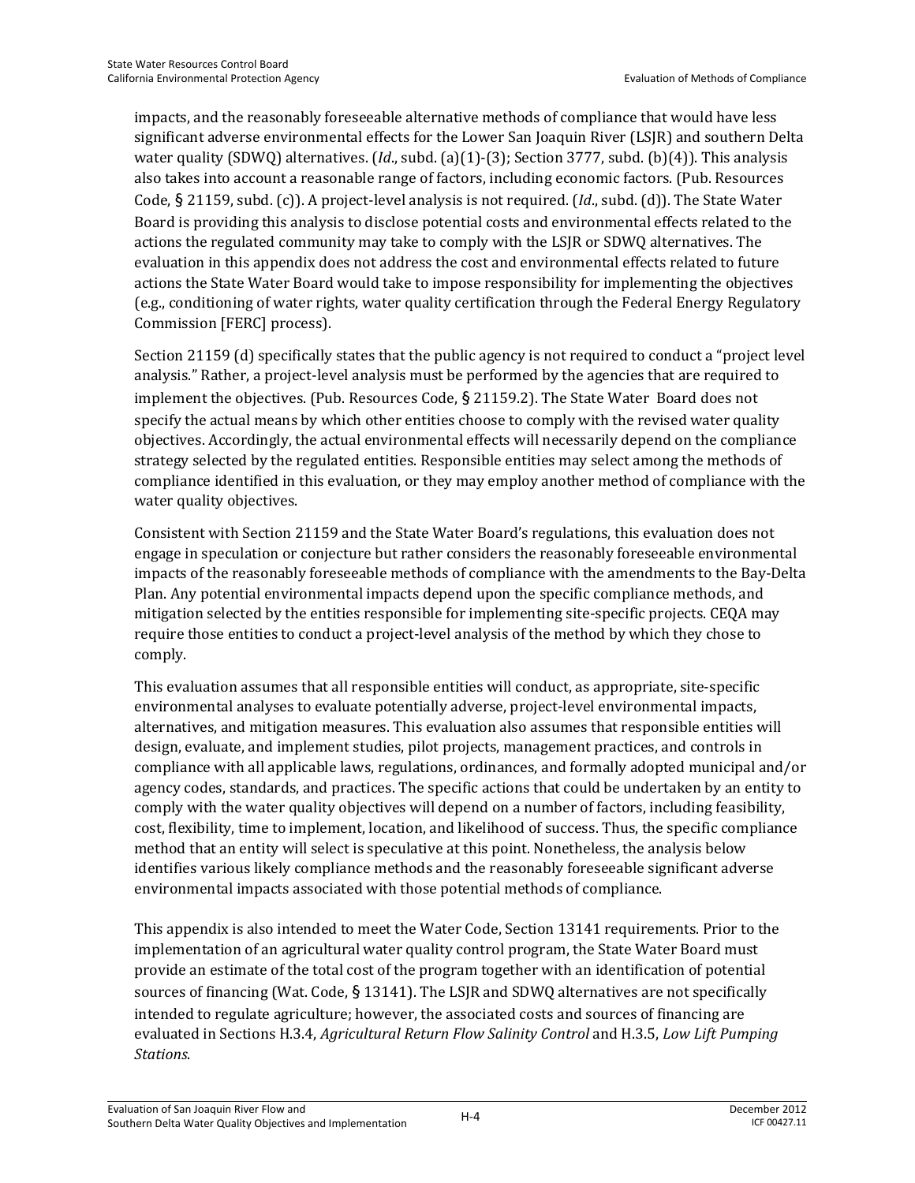impacts, and the reasonably foreseeable alternative methods of compliance that would have less significant adverse environmental effects for the Lower San Joaquin River (LSJR) and southern Delta water quality (SDWQ) alternatives. (*Id*., subd. (a)(1)-(3); Section 3777, subd. (b)(4)). This analysis also takes into account a reasonable range of factors, including economic factors. (Pub. Resources Code, § 21159, subd. (c)). A project-level analysis is not required. (*Id*., subd. (d)). The State Water Board is providing this analysis to disclose potential costs and environmental effects related to the actions the regulated community may take to comply with the LSJR or SDWQ alternatives. The evaluation in this appendix does not address the cost and environmental effects related to future actions the State Water Board would take to impose responsibility for implementing the objectives (e.g., conditioning of water rights, water quality certification through the Federal Energy Regulatory Commission [FERC] process).

Section 21159 (d) specifically states that the public agency is not required to conduct a "project level analysis." Rather, a project-level analysis must be performed by the agencies that are required to implement the objectives. (Pub. Resources Code, § 21159.2). The State Water Board does not specify the actual means by which other entities choose to comply with the revised water quality objectives. Accordingly, the actual environmental effects will necessarily depend on the compliance strategy selected by the regulated entities. Responsible entities may select among the methods of compliance identified in this evaluation, or they may employ another method of compliance with the water quality objectives.

Consistent with Section 21159 and the State Water Board's regulations, this evaluation does not engage in speculation or conjecture but rather considers the reasonably foreseeable environmental impacts of the reasonably foreseeable methods of compliance with the amendments to the Bay-Delta Plan. Any potential environmental impacts depend upon the specific compliance methods, and mitigation selected by the entities responsible for implementing site-specific projects. CEQA may require those entities to conduct a project-level analysis of the method by which they chose to comply.

This evaluation assumes that all responsible entities will conduct, as appropriate, site-specific environmental analyses to evaluate potentially adverse, project-level environmental impacts, alternatives, and mitigation measures. This evaluation also assumes that responsible entities will design, evaluate, and implement studies, pilot projects, management practices, and controls in compliance with all applicable laws, regulations, ordinances, and formally adopted municipal and/or agency codes, standards, and practices. The specific actions that could be undertaken by an entity to comply with the water quality objectives will depend on a number of factors, including feasibility, cost, flexibility, time to implement, location, and likelihood of success. Thus, the specific compliance method that an entity will select is speculative at this point. Nonetheless, the analysis below identifies various likely compliance methods and the reasonably foreseeable significant adverse environmental impacts associated with those potential methods of compliance.

This appendix is also intended to meet the Water Code, Section 13141 requirements. Prior to the implementation of an agricultural water quality control program, the State Water Board must provide an estimate of the total cost of the program together with an identification of potential sources of financing (Wat. Code, § 13141). The LSJR and SDWQ alternatives are not specifically intended to regulate agriculture; however, the associated costs and sources of financing are evaluated in Sections H.3.4, *Agricultural Return Flow Salinity Control* and H.3.5, *Low Lift Pumping Stations*.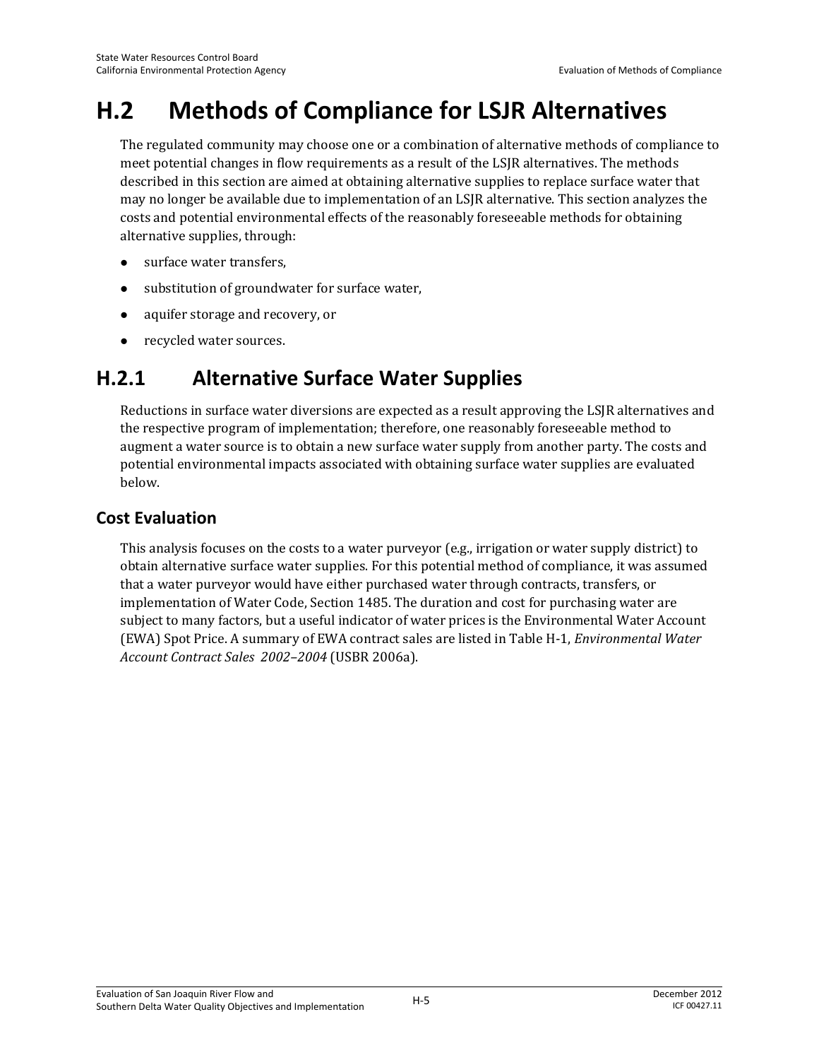# H.2 Methods of Compliance for LSJR Alternatives

The regulated community may choose one or a combination of alternative methods of compliance to meet potential changes in flow requirements as a result of the LSJR alternatives. The methods described in this section are aimed at obtaining alternative supplies to replace surface water that may no longer be available due to implementation of an LSJR alternative. This section analyzes the costs and potential environmental effects of the reasonably foreseeable methods for obtaining alternative supplies, through:

- surface water transfers,
- substitution of groundwater for surface water,
- aquifer storage and recovery, or
- recycled water sources.

## H.2.1 Alternative Surface Water Supplies

Reductions in surface water diversions are expected as a result approving the LSJR alternatives and the respective program of implementation; therefore, one reasonably foreseeable method to augment a water source is to obtain a new surface water supply from another party. The costs and potential environmental impacts associated with obtaining surface water supplies are evaluated below.

### Cost Evaluation

This analysis focuses on the costs to a water purveyor (e.g., irrigation or water supply district) to obtain alternative surface water supplies. For this potential method of compliance, it was assumed that a water purveyor would have either purchased water through contracts, transfers, or implementation of Water Code, Section 1485. The duration and cost for purchasing water are subject to many factors, but a useful indicator of water prices is the Environmental Water Account (EWA) Spot Price. A summary of EWA contract sales are listed in Table H-1, *Environmental Water Account Contract Sales 2002–2004* (USBR 2006a).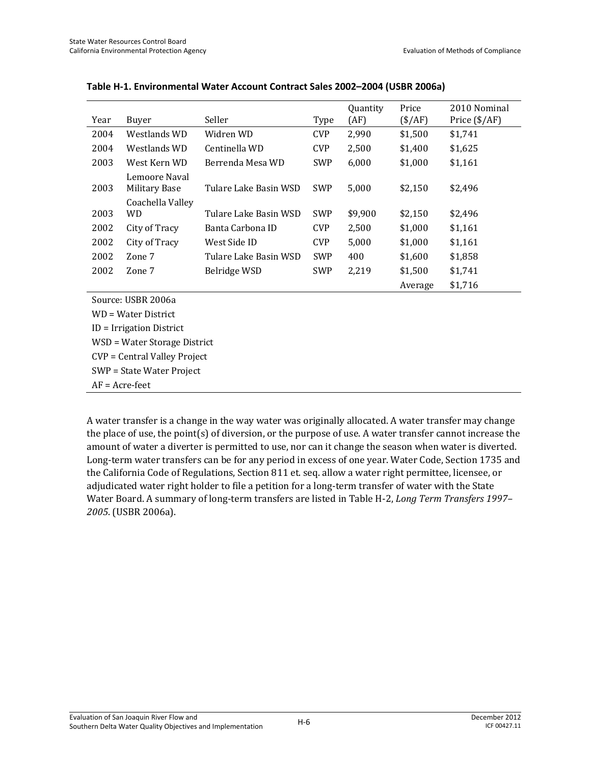**Table H-1. Environmental Water Account Contract Sales 2002–2004 (USBR 2006a)**

| Year | Buyer | Seller | Type | Quantity (AF) | Price ($/AF) | 2010 Nominal Price ($/AF) |
|---|---|---|---|---|---|---|
| 2004 | Westlands WD | Widren WD | CVP | 2,990 | $1,500 | $1,741 |
| 2004 | Westlands WD | Centinella WD | CVP | 2,500 | $1,400 | $1,625 |
| 2003 | West Kern WD | Berrenda Mesa WD | SWP | 6,000 | $1,000 | $1,161 |
| 2003 | Lemoore Naval Military Base | Tulare Lake Basin WSD | SWP | 5,000 | $2,150 | $2,496 |
| 2003 | Coachella Valley WD | Tulare Lake Basin WSD | SWP | $9,900 | $2,150 | $2,496 |
| 2002 | City of Tracy | Banta Carbona ID | CVP | 2,500 | $1,000 | $1,161 |
| 2002 | City of Tracy | West Side ID | CVP | 5,000 | $1,000 | $1,161 |
| 2002 | Zone 7 | Tulare Lake Basin WSD | SWP | 400 | $1,600 | $1,858 |
| 2002 | Zone 7 | Belridge WSD | SWP | 2,219 | $1,500 | $1,741 |
| | | | | | Average | $1,716 |

Source: USBR 2006a

WD = Water District

ID = Irrigation District

WSD = Water Storage District

CVP = Central Valley Project

SWP = State Water Project

AF = Acre-feet

A water transfer is a change in the way water was originally allocated. A water transfer may change the place of use, the point(s) of diversion, or the purpose of use. A water transfer cannot increase the amount of water a diverter is permitted to use, nor can it change the season when water is diverted. Long-term water transfers can be for any period in excess of one year. Water Code, Section 1735 and the California Code of Regulations, Section 811 et. seq. allow a water right permittee, licensee, or adjudicated water right holder to file a petition for a long-term transfer of water with the State Water Board. A summary of long-term transfers are listed in Table H-2, *Long Term Transfers 1997–2005*. (USBR 2006a).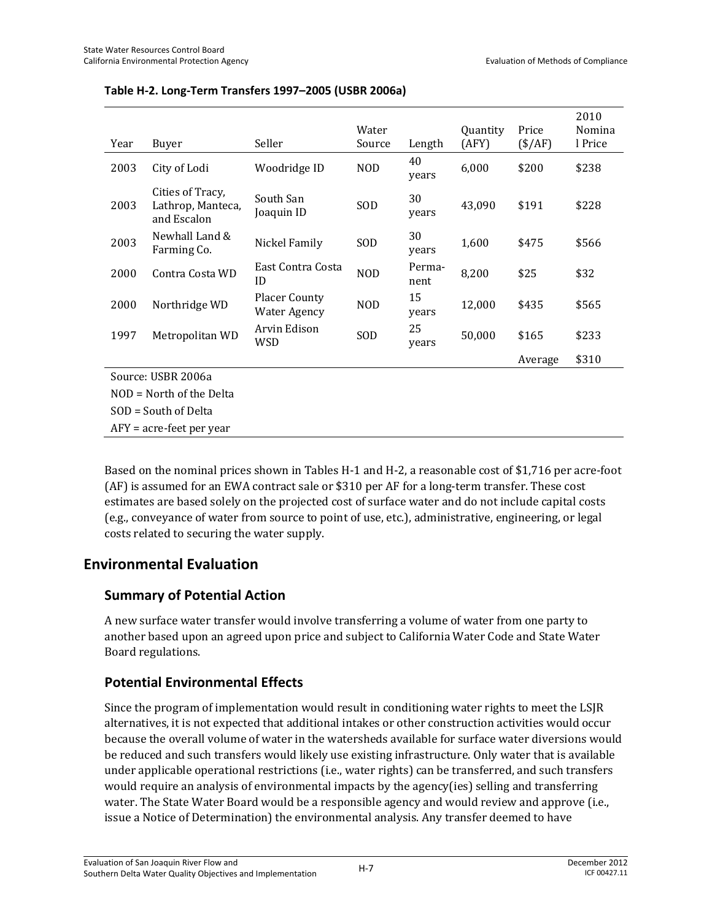**Table H-2. Long-Term Transfers 1997–2005 (USBR 2006a)**

| Year | Buyer | Seller | Water Source | Length | Quantity (AFY) | Price ($/AF) | 2010 Nominal Price |
|---|---|---|---|---|---|---|---|
| 2003 | City of Lodi | Woodridge ID | NOD | 40 years | 6,000 | $200 | $238 |
| 2003 | Cities of Tracy, Lathrop, Manteca, and Escalon | South San Joaquin ID | SOD | 30 years | 43,090 | $191 | $228 |
| 2003 | Newhall Land & Farming Co. | Nickel Family | SOD | 30 years | 1,600 | $475 | $566 |
| 2000 | Contra Costa WD | East Contra Costa ID | NOD | Permanent | 8,200 | $25 | $32 |
| 2000 | Northridge WD | Placer County Water Agency | NOD | 15 years | 12,000 | $435 | $565 |
| 1997 | Metropolitan WD | Arvin Edison WSD | SOD | 25 years | 50,000 | $165 | $233 |
| | | | | | | Average | $310 |

Source: USBR 2006a

NOD = North of the Delta

SOD = South of Delta

AFY = acre-feet per year

Based on the nominal prices shown in Tables H-1 and H-2, a reasonable cost of $1,716 per acre-foot (AF) is assumed for an EWA contract sale or $310 per AF for a long-term transfer. These cost estimates are based solely on the projected cost of surface water and do not include capital costs (e.g., conveyance of water from source to point of use, etc.), administrative, engineering, or legal costs related to securing the water supply.

## Environmental Evaluation

### Summary of Potential Action

A new surface water transfer would involve transferring a volume of water from one party to another based upon an agreed upon price and subject to California Water Code and State Water Board regulations.

### Potential Environmental Effects

Since the program of implementation would result in conditioning water rights to meet the LSJR alternatives, it is not expected that additional intakes or other construction activities would occur because the overall volume of water in the watersheds available for surface water diversions would be reduced and such transfers would likely use existing infrastructure. Only water that is available under applicable operational restrictions (i.e., water rights) can be transferred, and such transfers would require an analysis of environmental impacts by the agency(ies) selling and transferring water. The State Water Board would be a responsible agency and would review and approve (i.e., issue a Notice of Determination) the environmental analysis. Any transfer deemed to have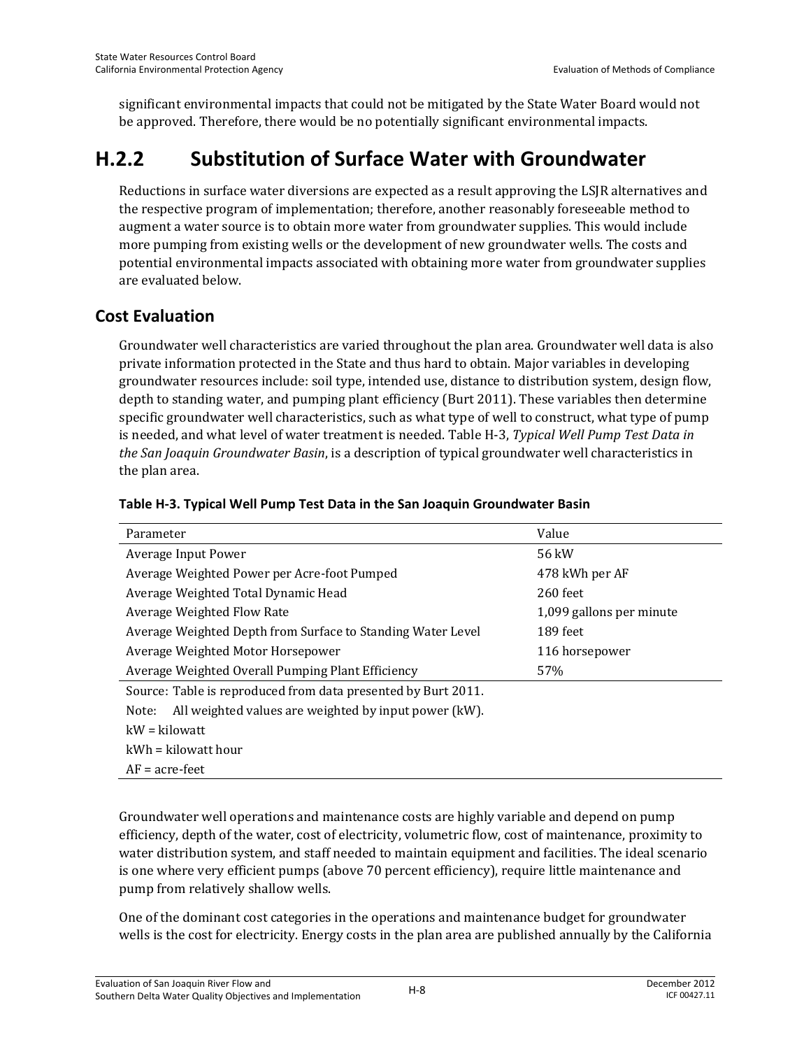significant environmental impacts that could not be mitigated by the State Water Board would not be approved. Therefore, there would be no potentially significant environmental impacts.

# H.2.2 Substitution of Surface Water with Groundwater

Reductions in surface water diversions are expected as a result approving the LSJR alternatives and the respective program of implementation; therefore, another reasonably foreseeable method to augment a water source is to obtain more water from groundwater supplies. This would include more pumping from existing wells or the development of new groundwater wells. The costs and potential environmental impacts associated with obtaining more water from groundwater supplies are evaluated below.

## Cost Evaluation

Groundwater well characteristics are varied throughout the plan area. Groundwater well data is also private information protected in the State and thus hard to obtain. Major variables in developing groundwater resources include: soil type, intended use, distance to distribution system, design flow, depth to standing water, and pumping plant efficiency (Burt 2011). These variables then determine specific groundwater well characteristics, such as what type of well to construct, what type of pump is needed, and what level of water treatment is needed. Table H-3, *Typical Well Pump Test Data in the San Joaquin Groundwater Basin*, is a description of typical groundwater well characteristics in the plan area.

**Table H-3. Typical Well Pump Test Data in the San Joaquin Groundwater Basin**

| Parameter | Value |
|---|---|
| Average Input Power | 56 kW |
| Average Weighted Power per Acre-foot Pumped | 478 kWh per AF |
| Average Weighted Total Dynamic Head | 260 feet |
| Average Weighted Flow Rate | 1,099 gallons per minute |
| Average Weighted Depth from Surface to Standing Water Level | 189 feet |
| Average Weighted Motor Horsepower | 116 horsepower |
| Average Weighted Overall Pumping Plant Efficiency | 57% |

Source: Table is reproduced from data presented by Burt 2011.

Note: All weighted values are weighted by input power (kW).

kW = kilowatt

kWh = kilowatt hour

AF = acre-feet

Groundwater well operations and maintenance costs are highly variable and depend on pump efficiency, depth of the water, cost of electricity, volumetric flow, cost of maintenance, proximity to water distribution system, and staff needed to maintain equipment and facilities. The ideal scenario is one where very efficient pumps (above 70 percent efficiency), require little maintenance and pump from relatively shallow wells.

One of the dominant cost categories in the operations and maintenance budget for groundwater wells is the cost for electricity. Energy costs in the plan area are published annually by the California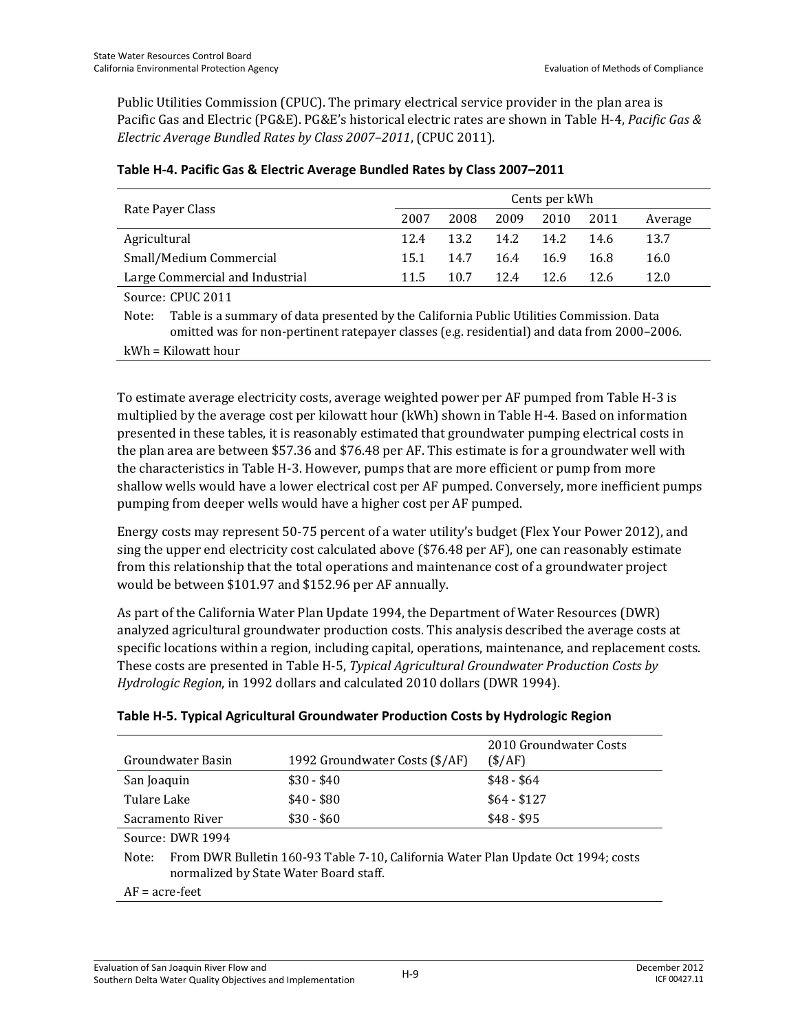Public Utilities Commission (CPUC). The primary electrical service provider in the plan area is Pacific Gas and Electric (PG&E). PG&E's historical electric rates are shown in Table H-4, *Pacific Gas & Electric Average Bundled Rates by Class 2007–2011*, (CPUC 2011).

**Table H-4. Pacific Gas & Electric Average Bundled Rates by Class 2007–2011**

| Rate Payer Class | Cents per kWh | | | | | |
|---|---|---|---|---|---|---|
| | 2007 | 2008 | 2009 | 2010 | 2011 | Average |
| Agricultural | 12.4 | 13.2 | 14.2 | 14.2 | 14.6 | 13.7 |
| Small/Medium Commercial | 15.1 | 14.7 | 16.4 | 16.9 | 16.8 | 16.0 |
| Large Commercial and Industrial | 11.5 | 10.7 | 12.4 | 12.6 | 12.6 | 12.0 |

Source: CPUC 2011

Note: Table is a summary of data presented by the California Public Utilities Commission. Data omitted was for non-pertinent ratepayer classes (e.g. residential) and data from 2000–2006.

kWh = Kilowatt hour

To estimate average electricity costs, average weighted power per AF pumped from Table H-3 is multiplied by the average cost per kilowatt hour (kWh) shown in Table H-4. Based on information presented in these tables, it is reasonably estimated that groundwater pumping electrical costs in the plan area are between $57.36 and $76.48 per AF. This estimate is for a groundwater well with the characteristics in Table H-3. However, pumps that are more efficient or pump from more shallow wells would have a lower electrical cost per AF pumped. Conversely, more inefficient pumps pumping from deeper wells would have a higher cost per AF pumped.

Energy costs may represent 50-75 percent of a water utility's budget (Flex Your Power 2012), and sing the upper end electricity cost calculated above ($76.48 per AF), one can reasonably estimate from this relationship that the total operations and maintenance cost of a groundwater project would be between $101.97 and $152.96 per AF annually.

As part of the California Water Plan Update 1994, the Department of Water Resources (DWR) analyzed agricultural groundwater production costs. This analysis described the average costs at specific locations within a region, including capital, operations, maintenance, and replacement costs. These costs are presented in Table H-5, *Typical Agricultural Groundwater Production Costs by Hydrologic Region*, in 1992 dollars and calculated 2010 dollars (DWR 1994).

**Table H-5. Typical Agricultural Groundwater Production Costs by Hydrologic Region**

| Groundwater Basin | 1992 Groundwater Costs ($/AF) | 2010 Groundwater Costs ($/AF) |
|---|---|---|
| San Joaquin | $30 - $40 | $48 - $64 |
| Tulare Lake | $40 - $80 | $64 - $127 |
| Sacramento River | $30 - $60 | $48 - $95 |

Source: DWR 1994

Note: From DWR Bulletin 160-93 Table 7-10, California Water Plan Update Oct 1994; costs normalized by State Water Board staff.

AF = acre-feet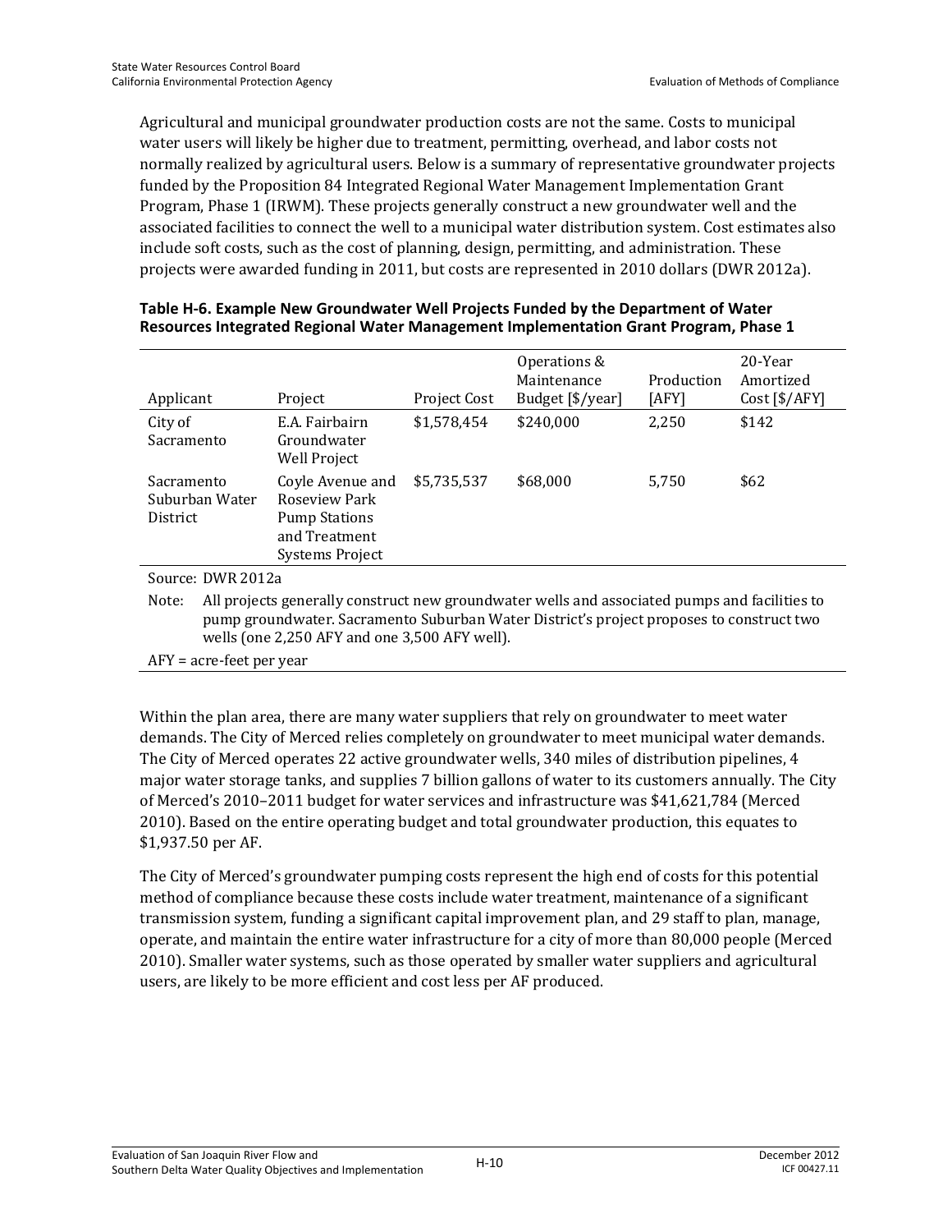Agricultural and municipal groundwater production costs are not the same. Costs to municipal water users will likely be higher due to treatment, permitting, overhead, and labor costs not normally realized by agricultural users. Below is a summary of representative groundwater projects funded by the Proposition 84 Integrated Regional Water Management Implementation Grant Program, Phase 1 (IRWM). These projects generally construct a new groundwater well and the associated facilities to connect the well to a municipal water distribution system. Cost estimates also include soft costs, such as the cost of planning, design, permitting, and administration. These projects were awarded funding in 2011, but costs are represented in 2010 dollars (DWR 2012a).

**Table H-6. Example New Groundwater Well Projects Funded by the Department of Water Resources Integrated Regional Water Management Implementation Grant Program, Phase 1**

| Applicant | Project | Project Cost | Operations & Maintenance Budget [$/year] | Production [AFY] | 20-Year Amortized Cost [$/AFY] |
|---|---|---|---|---|---|
| City of Sacramento | E.A. Fairbairn Groundwater Well Project | $1,578,454 | $240,000 | 2,250 | $142 |
| Sacramento Suburban Water District | Coyle Avenue and Roseview Park Pump Stations and Treatment Systems Project | $5,735,537 | $68,000 | 5,750 | $62 |

Source: DWR 2012a

Note: All projects generally construct new groundwater wells and associated pumps and facilities to pump groundwater. Sacramento Suburban Water District's project proposes to construct two wells (one 2,250 AFY and one 3,500 AFY well).

AFY = acre-feet per year

Within the plan area, there are many water suppliers that rely on groundwater to meet water demands. The City of Merced relies completely on groundwater to meet municipal water demands. The City of Merced operates 22 active groundwater wells, 340 miles of distribution pipelines, 4 major water storage tanks, and supplies 7 billion gallons of water to its customers annually. The City of Merced's 2010–2011 budget for water services and infrastructure was $41,621,784 (Merced 2010). Based on the entire operating budget and total groundwater production, this equates to $1,937.50 per AF.

The City of Merced's groundwater pumping costs represent the high end of costs for this potential method of compliance because these costs include water treatment, maintenance of a significant transmission system, funding a significant capital improvement plan, and 29 staff to plan, manage, operate, and maintain the entire water infrastructure for a city of more than 80,000 people (Merced 2010). Smaller water systems, such as those operated by smaller water suppliers and agricultural users, are likely to be more efficient and cost less per AF produced.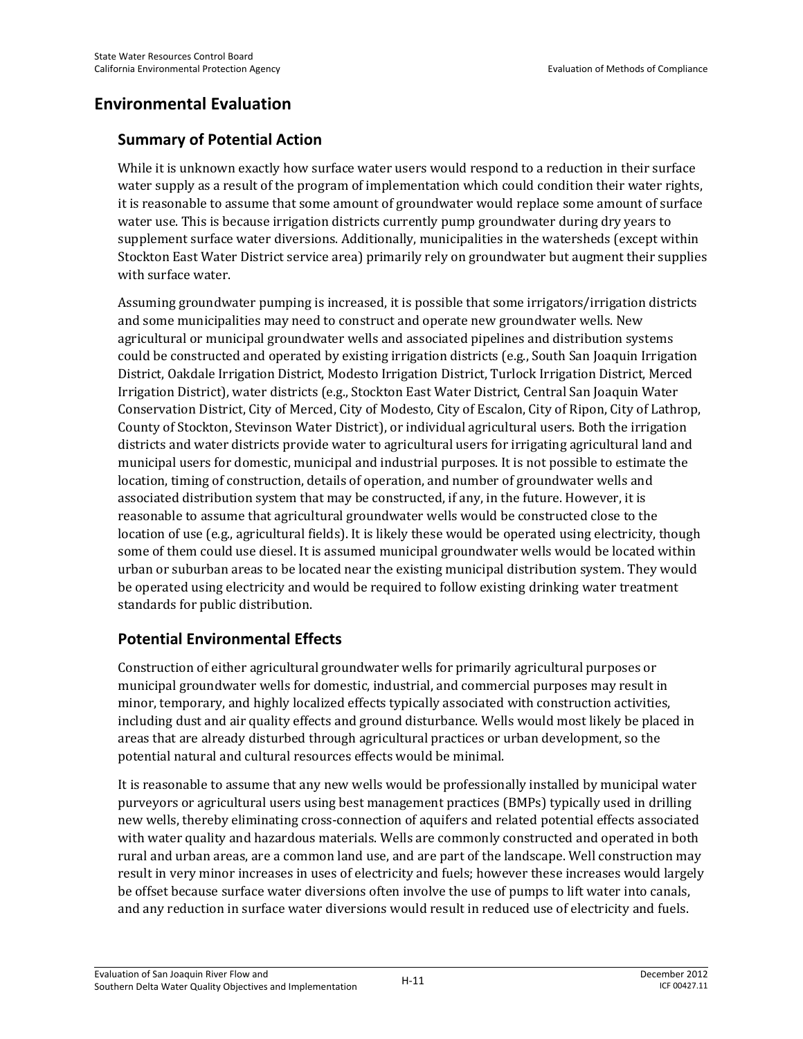## Environmental Evaluation

### Summary of Potential Action

While it is unknown exactly how surface water users would respond to a reduction in their surface water supply as a result of the program of implementation which could condition their water rights, it is reasonable to assume that some amount of groundwater would replace some amount of surface water use. This is because irrigation districts currently pump groundwater during dry years to supplement surface water diversions. Additionally, municipalities in the watersheds (except within Stockton East Water District service area) primarily rely on groundwater but augment their supplies with surface water.

Assuming groundwater pumping is increased, it is possible that some irrigators/irrigation districts and some municipalities may need to construct and operate new groundwater wells. New agricultural or municipal groundwater wells and associated pipelines and distribution systems could be constructed and operated by existing irrigation districts (e.g., South San Joaquin Irrigation District, Oakdale Irrigation District, Modesto Irrigation District, Turlock Irrigation District, Merced Irrigation District), water districts (e.g., Stockton East Water District, Central San Joaquin Water Conservation District, City of Merced, City of Modesto, City of Escalon, City of Ripon, City of Lathrop, County of Stockton, Stevinson Water District), or individual agricultural users. Both the irrigation districts and water districts provide water to agricultural users for irrigating agricultural land and municipal users for domestic, municipal and industrial purposes. It is not possible to estimate the location, timing of construction, details of operation, and number of groundwater wells and associated distribution system that may be constructed, if any, in the future. However, it is reasonable to assume that agricultural groundwater wells would be constructed close to the location of use (e.g., agricultural fields). It is likely these would be operated using electricity, though some of them could use diesel. It is assumed municipal groundwater wells would be located within urban or suburban areas to be located near the existing municipal distribution system. They would be operated using electricity and would be required to follow existing drinking water treatment standards for public distribution.

### Potential Environmental Effects

Construction of either agricultural groundwater wells for primarily agricultural purposes or municipal groundwater wells for domestic, industrial, and commercial purposes may result in minor, temporary, and highly localized effects typically associated with construction activities, including dust and air quality effects and ground disturbance. Wells would most likely be placed in areas that are already disturbed through agricultural practices or urban development, so the potential natural and cultural resources effects would be minimal.

It is reasonable to assume that any new wells would be professionally installed by municipal water purveyors or agricultural users using best management practices (BMPs) typically used in drilling new wells, thereby eliminating cross-connection of aquifers and related potential effects associated with water quality and hazardous materials. Wells are commonly constructed and operated in both rural and urban areas, are a common land use, and are part of the landscape. Well construction may result in very minor increases in uses of electricity and fuels; however these increases would largely be offset because surface water diversions often involve the use of pumps to lift water into canals, and any reduction in surface water diversions would result in reduced use of electricity and fuels.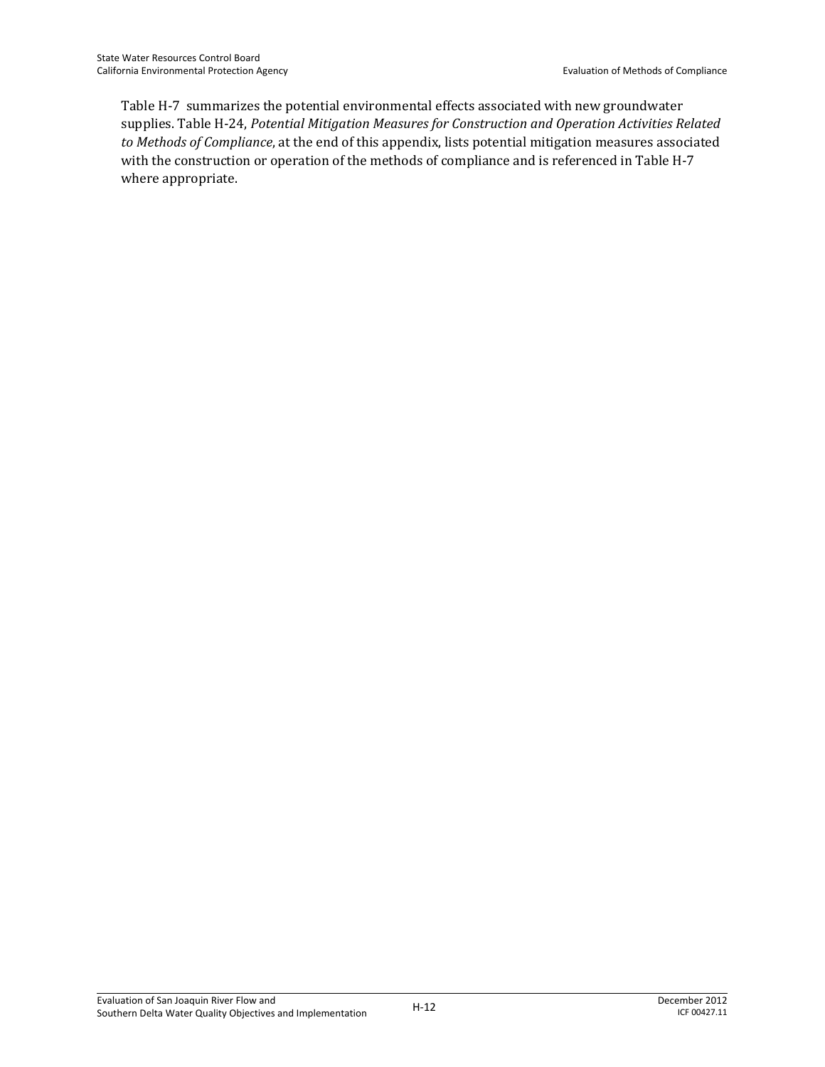Table H-7 summarizes the potential environmental effects associated with new groundwater supplies. Table H-24, *Potential Mitigation Measures for Construction and Operation Activities Related to Methods of Compliance*, at the end of this appendix, lists potential mitigation measures associated with the construction or operation of the methods of compliance and is referenced in Table H-7 where appropriate.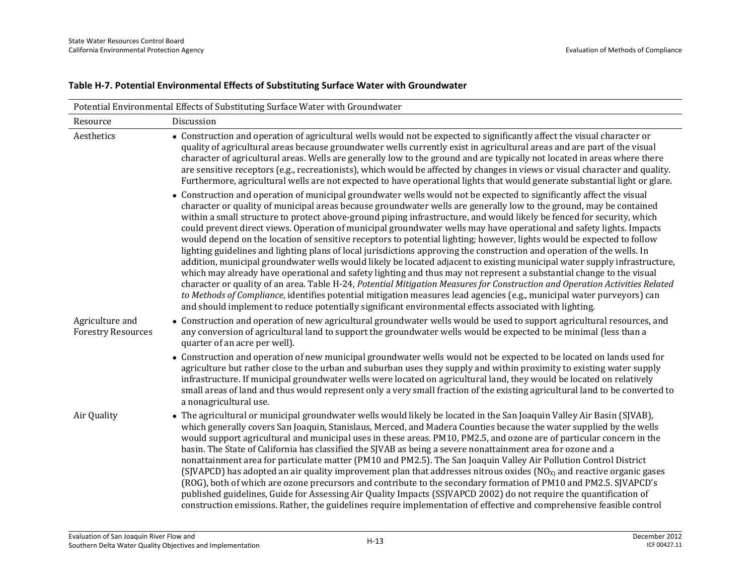**Table H-7. Potential Environmental Effects of Substituting Surface Water with Groundwater**

| Potential Environmental Effects of Substituting Surface Water with Groundwater | |
|---|---|
| Resource | Discussion |
| Aesthetics | • Construction and operation of agricultural wells would not be expected to significantly affect the visual character or quality of agricultural areas because groundwater wells currently exist in agricultural areas and are part of the visual character of agricultural areas. Wells are generally low to the ground and are typically not located in areas where there are sensitive receptors (e.g., recreationists), which would be affected by changes in views or visual character and quality. Furthermore, agricultural wells are not expected to have operational lights that would generate substantial light or glare.<br>• Construction and operation of municipal groundwater wells would not be expected to significantly affect the visual character or quality of municipal areas because groundwater wells are generally low to the ground, may be contained within a small structure to protect above-ground piping infrastructure, and would likely be fenced for security, which could prevent direct views. Operation of municipal groundwater wells may have operational and safety lights. Impacts would depend on the location of sensitive receptors to potential lighting; however, lights would be expected to follow lighting guidelines and lighting plans of local jurisdictions approving the construction and operation of the wells. In addition, municipal groundwater wells would likely be located adjacent to existing municipal water supply infrastructure, which may already have operational and safety lighting and thus may not represent a substantial change to the visual character or quality of an area. Table H-24, *Potential Mitigation Measures for Construction and Operation Activities Related to Methods of Compliance*, identifies potential mitigation measures lead agencies (e.g., municipal water purveyors) can and should implement to reduce potentially significant environmental effects associated with lighting. |
| Agriculture and Forestry Resources | • Construction and operation of new agricultural groundwater wells would be used to support agricultural resources, and any conversion of agricultural land to support the groundwater wells would be expected to be minimal (less than a quarter of an acre per well).<br>• Construction and operation of new municipal groundwater wells would not be expected to be located on lands used for agriculture but rather close to the urban and suburban uses they supply and within proximity to existing water supply infrastructure. If municipal groundwater wells were located on agricultural land, they would be located on relatively small areas of land and thus would represent only a very small fraction of the existing agricultural land to be converted to a nonagricultural use. |
| Air Quality | • The agricultural or municipal groundwater wells would likely be located in the San Joaquin Valley Air Basin (SJVAB), which generally covers San Joaquin, Stanislaus, Merced, and Madera Counties because the water supplied by the wells would support agricultural and municipal uses in these areas. PM10, PM2.5, and ozone are of particular concern in the basin. The State of California has classified the SJVAB as being a severe nonattainment area for ozone and a nonattainment area for particulate matter (PM10 and PM2.5). The San Joaquin Valley Air Pollution Control District (SJVAPCD) has adopted an air quality improvement plan that addresses nitrous oxides ($NO_X$) and reactive organic gases (ROG), both of which are ozone precursors and contribute to the secondary formation of PM10 and PM2.5. SJVAPCD's published guidelines, Guide for Assessing Air Quality Impacts (SSJVAPCD 2002) do not require the quantification of construction emissions. Rather, the guidelines require implementation of effective and comprehensive feasible control |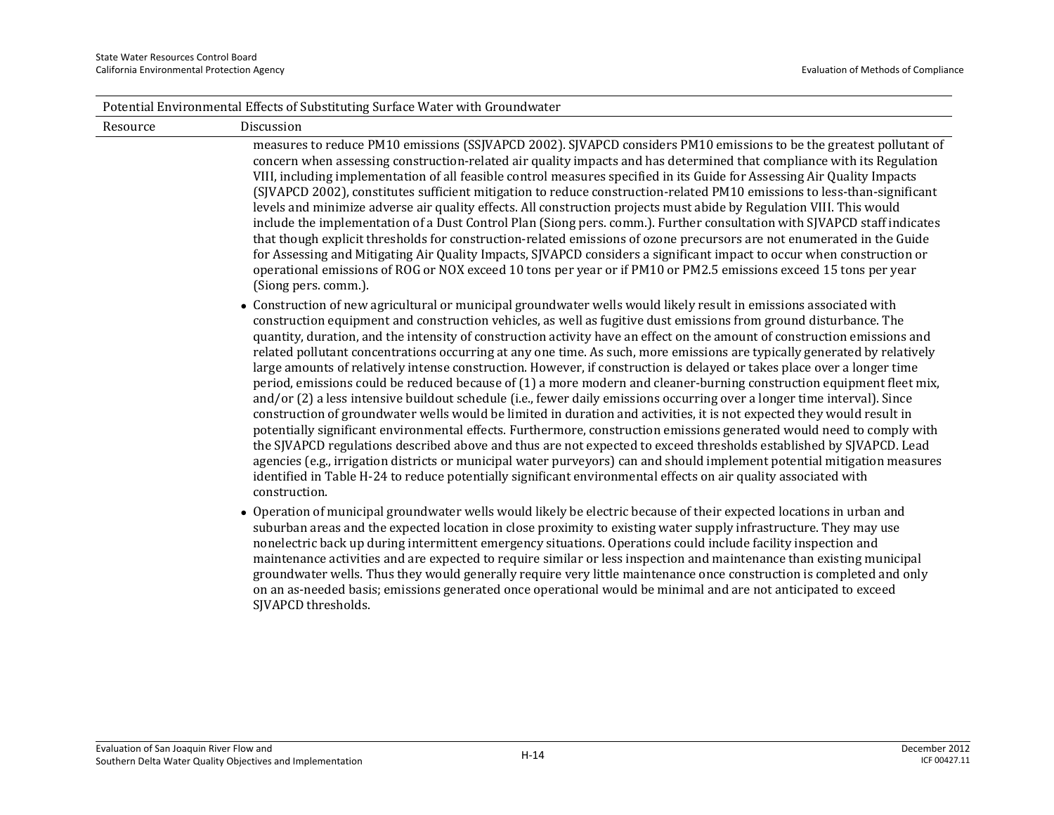| Potential Environmental Effects of Substituting Surface Water with Groundwater | |
|---|---|
| Resource | Discussion |
| | measures to reduce PM10 emissions (SSJVAPCD 2002). SJVAPCD considers PM10 emissions to be the greatest pollutant of concern when assessing construction-related air quality impacts and has determined that compliance with its Regulation VIII, including implementation of all feasible control measures specified in its Guide for Assessing Air Quality Impacts (SJVAPCD 2002), constitutes sufficient mitigation to reduce construction-related PM10 emissions to less-than-significant levels and minimize adverse air quality effects. All construction projects must abide by Regulation VIII. This would include the implementation of a Dust Control Plan (Siong pers. comm.). Further consultation with SJVAPCD staff indicates that though explicit thresholds for construction-related emissions of ozone precursors are not enumerated in the Guide for Assessing and Mitigating Air Quality Impacts, SJVAPCD considers a significant impact to occur when construction or operational emissions of ROG or NOX exceed 10 tons per year or if PM10 or PM2.5 emissions exceed 15 tons per year (Siong pers. comm.).<br><br>• Construction of new agricultural or municipal groundwater wells would likely result in emissions associated with construction equipment and construction vehicles, as well as fugitive dust emissions from ground disturbance. The quantity, duration, and the intensity of construction activity have an effect on the amount of construction emissions and related pollutant concentrations occurring at any one time. As such, more emissions are typically generated by relatively large amounts of relatively intense construction. However, if construction is delayed or takes place over a longer time period, emissions could be reduced because of (1) a more modern and cleaner-burning construction equipment fleet mix, and/or (2) a less intensive buildout schedule (i.e., fewer daily emissions occurring over a longer time interval). Since construction of groundwater wells would be limited in duration and activities, it is not expected they would result in potentially significant environmental effects. Furthermore, construction emissions generated would need to comply with the SJVAPCD regulations described above and thus are not expected to exceed thresholds established by SJVAPCD. Lead agencies (e.g., irrigation districts or municipal water purveyors) can and should implement potential mitigation measures identified in Table H-24 to reduce potentially significant environmental effects on air quality associated with construction.<br><br>• Operation of municipal groundwater wells would likely be electric because of their expected locations in urban and suburban areas and the expected location in close proximity to existing water supply infrastructure. They may use nonelectric back up during intermittent emergency situations. Operations could include facility inspection and maintenance activities and are expected to require similar or less inspection and maintenance than existing municipal groundwater wells. Thus they would generally require very little maintenance once construction is completed and only on an as-needed basis; emissions generated once operational would be minimal and are not anticipated to exceed SJVAPCD thresholds. |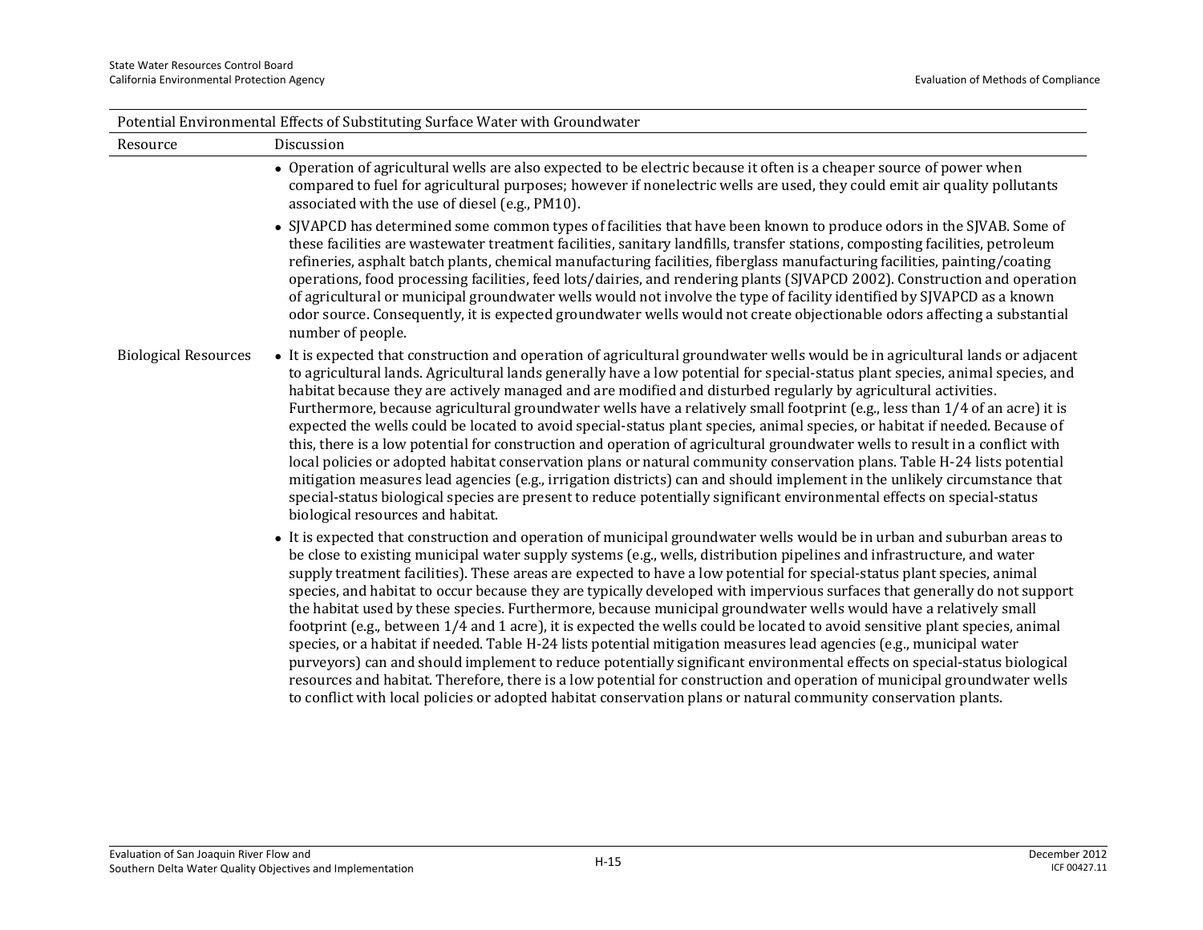| Potential Environmental Effects of Substituting Surface Water with Groundwater | |
|---|---|
| Resource | Discussion |
| | • Operation of agricultural wells are also expected to be electric because it often is a cheaper source of power when compared to fuel for agricultural purposes; however if nonelectric wells are used, they could emit air quality pollutants associated with the use of diesel (e.g., PM10).<br><br>• SJVAPCD has determined some common types of facilities that have been known to produce odors in the SJVAB. Some of these facilities are wastewater treatment facilities, sanitary landfills, transfer stations, composting facilities, petroleum refineries, asphalt batch plants, chemical manufacturing facilities, fiberglass manufacturing facilities, painting/coating operations, food processing facilities, feed lots/dairies, and rendering plants (SJVAPCD 2002). Construction and operation of agricultural or municipal groundwater wells would not involve the type of facility identified by SJVAPCD as a known odor source. Consequently, it is expected groundwater wells would not create objectionable odors affecting a substantial number of people. |
| Biological Resources | • It is expected that construction and operation of agricultural groundwater wells would be in agricultural lands or adjacent to agricultural lands. Agricultural lands generally have a low potential for special-status plant species, animal species, and habitat because they are actively managed and are modified and disturbed regularly by agricultural activities. Furthermore, because agricultural groundwater wells have a relatively small footprint (e.g., less than 1/4 of an acre) it is expected the wells could be located to avoid special-status plant species, animal species, or habitat if needed. Because of this, there is a low potential for construction and operation of agricultural groundwater wells to result in a conflict with local policies or adopted habitat conservation plans or natural community conservation plans. Table H-24 lists potential mitigation measures lead agencies (e.g., irrigation districts) can and should implement in the unlikely circumstance that special-status biological species are present to reduce potentially significant environmental effects on special-status biological resources and habitat.<br><br>• It is expected that construction and operation of municipal groundwater wells would be in urban and suburban areas to be close to existing municipal water supply systems (e.g., wells, distribution pipelines and infrastructure, and water supply treatment facilities). These areas are expected to have a low potential for special-status plant species, animal species, and habitat to occur because they are typically developed with impervious surfaces that generally do not support the habitat used by these species. Furthermore, because municipal groundwater wells would have a relatively small footprint (e.g., between 1/4 and 1 acre), it is expected the wells could be located to avoid sensitive plant species, animal species, or a habitat if needed. Table H-24 lists potential mitigation measures lead agencies (e.g., municipal water purveyors) can and should implement to reduce potentially significant environmental effects on special-status biological resources and habitat. Therefore, there is a low potential for construction and operation of municipal groundwater wells to conflict with local policies or adopted habitat conservation plans or natural community conservation plants. |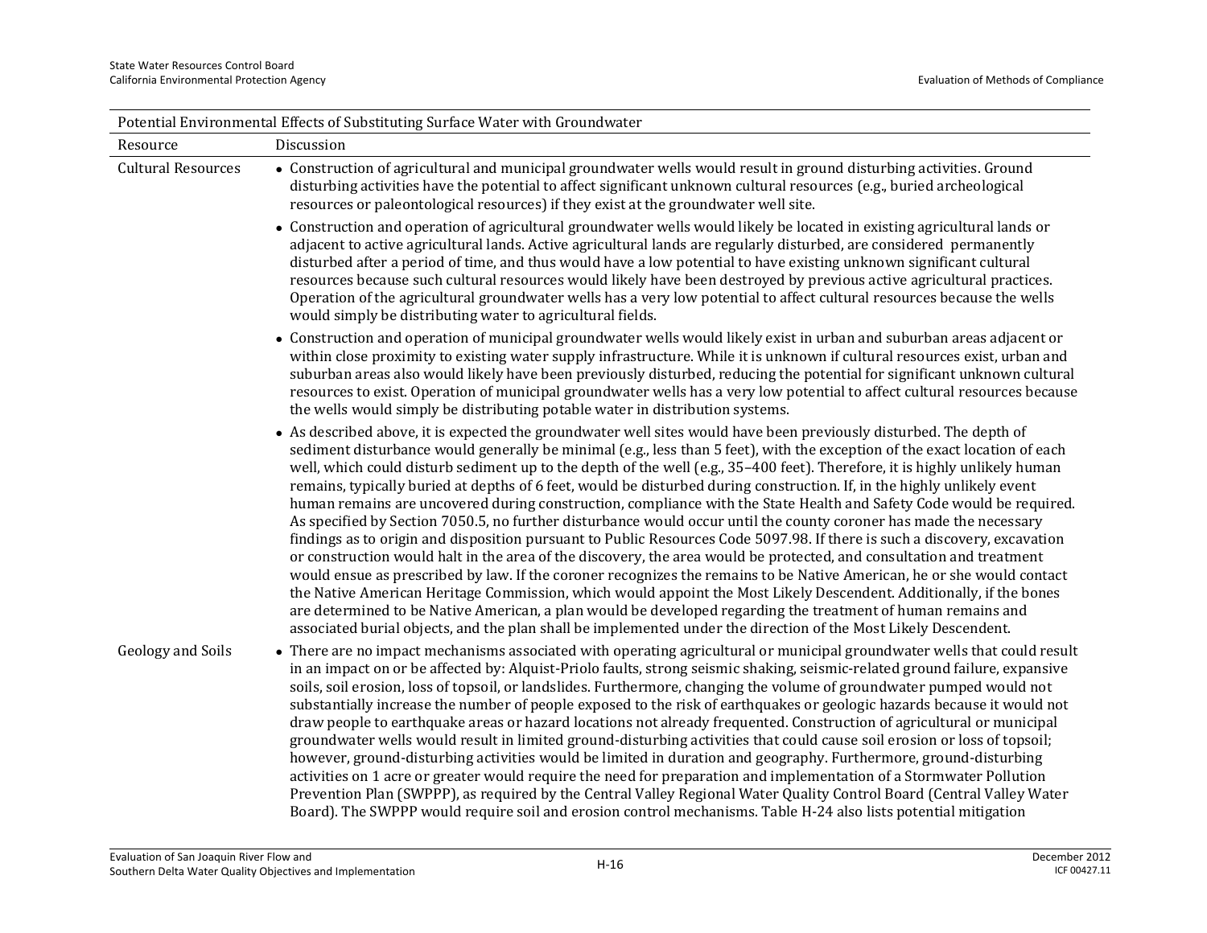| Potential Environmental Effects of Substituting Surface Water with Groundwater | |
|---|---|
| Resource | Discussion |
| Cultural Resources | • Construction of agricultural and municipal groundwater wells would result in ground disturbing activities. Ground disturbing activities have the potential to affect significant unknown cultural resources (e.g., buried archeological resources or paleontological resources) if they exist at the groundwater well site.<br>• Construction and operation of agricultural groundwater wells would likely be located in existing agricultural lands or adjacent to active agricultural lands. Active agricultural lands are regularly disturbed, are considered permanently disturbed after a period of time, and thus would have a low potential to have existing unknown significant cultural resources because such cultural resources would likely have been destroyed by previous active agricultural practices. Operation of the agricultural groundwater wells has a very low potential to affect cultural resources because the wells would simply be distributing water to agricultural fields.<br>• Construction and operation of municipal groundwater wells would likely exist in urban and suburban areas adjacent or within close proximity to existing water supply infrastructure. While it is unknown if cultural resources exist, urban and suburban areas also would likely have been previously disturbed, reducing the potential for significant unknown cultural resources to exist. Operation of municipal groundwater wells has a very low potential to affect cultural resources because the wells would simply be distributing potable water in distribution systems.<br>• As described above, it is expected the groundwater well sites would have been previously disturbed. The depth of sediment disturbance would generally be minimal (e.g., less than 5 feet), with the exception of the exact location of each well, which could disturb sediment up to the depth of the well (e.g., 35–400 feet). Therefore, it is highly unlikely human remains, typically buried at depths of 6 feet, would be disturbed during construction. If, in the highly unlikely event human remains are uncovered during construction, compliance with the State Health and Safety Code would be required. As specified by Section 7050.5, no further disturbance would occur until the county coroner has made the necessary findings as to origin and disposition pursuant to Public Resources Code 5097.98. If there is such a discovery, excavation or construction would halt in the area of the discovery, the area would be protected, and consultation and treatment would ensue as prescribed by law. If the coroner recognizes the remains to be Native American, he or she would contact the Native American Heritage Commission, which would appoint the Most Likely Descendent. Additionally, if the bones are determined to be Native American, a plan would be developed regarding the treatment of human remains and associated burial objects, and the plan shall be implemented under the direction of the Most Likely Descendent. |
| Geology and Soils | • There are no impact mechanisms associated with operating agricultural or municipal groundwater wells that could result in an impact on or be affected by: Alquist-Priolo faults, strong seismic shaking, seismic-related ground failure, expansive soils, soil erosion, loss of topsoil, or landslides. Furthermore, changing the volume of groundwater pumped would not substantially increase the number of people exposed to the risk of earthquakes or geologic hazards because it would not draw people to earthquake areas or hazard locations not already frequented. Construction of agricultural or municipal groundwater wells would result in limited ground-disturbing activities that could cause soil erosion or loss of topsoil; however, ground-disturbing activities would be limited in duration and geography. Furthermore, ground-disturbing activities on 1 acre or greater would require the need for preparation and implementation of a Stormwater Pollution Prevention Plan (SWPPP), as required by the Central Valley Regional Water Quality Control Board (Central Valley Water Board). The SWPPP would require soil and erosion control mechanisms. Table H-24 also lists potential mitigation |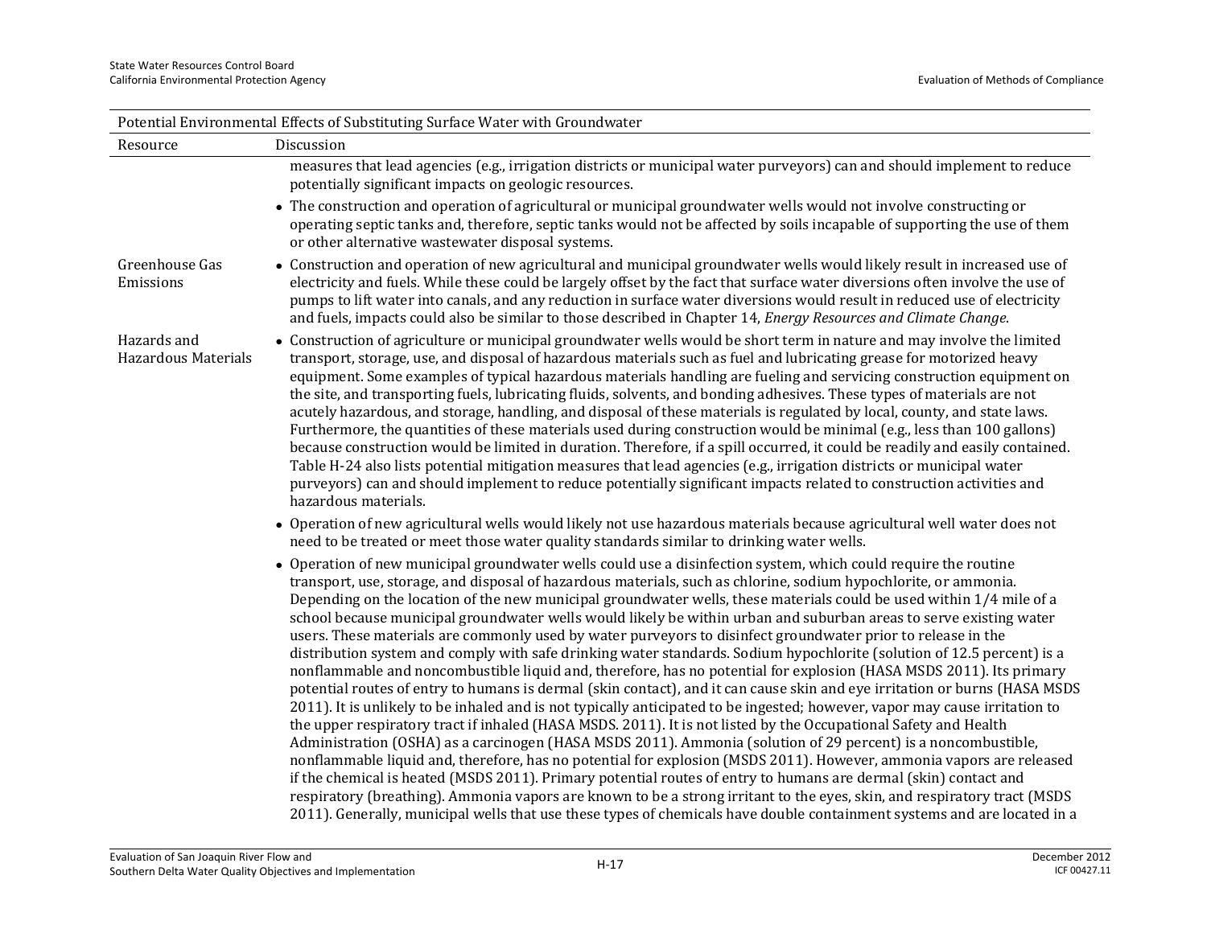| Potential Environmental Effects of Substituting Surface Water with Groundwater | |
|---|---|
| Resource | Discussion |
| | measures that lead agencies (e.g., irrigation districts or municipal water purveyors) can and should implement to reduce potentially significant impacts on geologic resources.<br>• The construction and operation of agricultural or municipal groundwater wells would not involve constructing or operating septic tanks and, therefore, septic tanks would not be affected by soils incapable of supporting the use of them or other alternative wastewater disposal systems. |
| Greenhouse Gas Emissions | • Construction and operation of new agricultural and municipal groundwater wells would likely result in increased use of electricity and fuels. While these could be largely offset by the fact that surface water diversions often involve the use of pumps to lift water into canals, and any reduction in surface water diversions would result in reduced use of electricity and fuels, impacts could also be similar to those described in Chapter 14, *Energy Resources and Climate Change*. |
| Hazards and Hazardous Materials | • Construction of agriculture or municipal groundwater wells would be short term in nature and may involve the limited transport, storage, use, and disposal of hazardous materials such as fuel and lubricating grease for motorized heavy equipment. Some examples of typical hazardous materials handling are fueling and servicing construction equipment on the site, and transporting fuels, lubricating fluids, solvents, and bonding adhesives. These types of materials are not acutely hazardous, and storage, handling, and disposal of these materials is regulated by local, county, and state laws. Furthermore, the quantities of these materials used during construction would be minimal (e.g., less than 100 gallons) because construction would be limited in duration. Therefore, if a spill occurred, it could be readily and easily contained. Table H-24 also lists potential mitigation measures that lead agencies (e.g., irrigation districts or municipal water purveyors) can and should implement to reduce potentially significant impacts related to construction activities and hazardous materials.<br>• Operation of new agricultural wells would likely not use hazardous materials because agricultural well water does not need to be treated or meet those water quality standards similar to drinking water wells.<br>• Operation of new municipal groundwater wells could use a disinfection system, which could require the routine transport, use, storage, and disposal of hazardous materials, such as chlorine, sodium hypochlorite, or ammonia. Depending on the location of the new municipal groundwater wells, these materials could be used within 1/4 mile of a school because municipal groundwater wells would likely be within urban and suburban areas to serve existing water users. These materials are commonly used by water purveyors to disinfect groundwater prior to release in the distribution system and comply with safe drinking water standards. Sodium hypochlorite (solution of 12.5 percent) is a nonflammable and noncombustible liquid and, therefore, has no potential for explosion (HASA MSDS 2011). Its primary potential routes of entry to humans is dermal (skin contact), and it can cause skin and eye irritation or burns (HASA MSDS 2011). It is unlikely to be inhaled and is not typically anticipated to be ingested; however, vapor may cause irritation to the upper respiratory tract if inhaled (HASA MSDS. 2011). It is not listed by the Occupational Safety and Health Administration (OSHA) as a carcinogen (HASA MSDS 2011). Ammonia (solution of 29 percent) is a noncombustible, nonflammable liquid and, therefore, has no potential for explosion (MSDS 2011). However, ammonia vapors are released if the chemical is heated (MSDS 2011). Primary potential routes of entry to humans are dermal (skin) contact and respiratory (breathing). Ammonia vapors are known to be a strong irritant to the eyes, skin, and respiratory tract (MSDS 2011). Generally, municipal wells that use these types of chemicals have double containment systems and are located in a |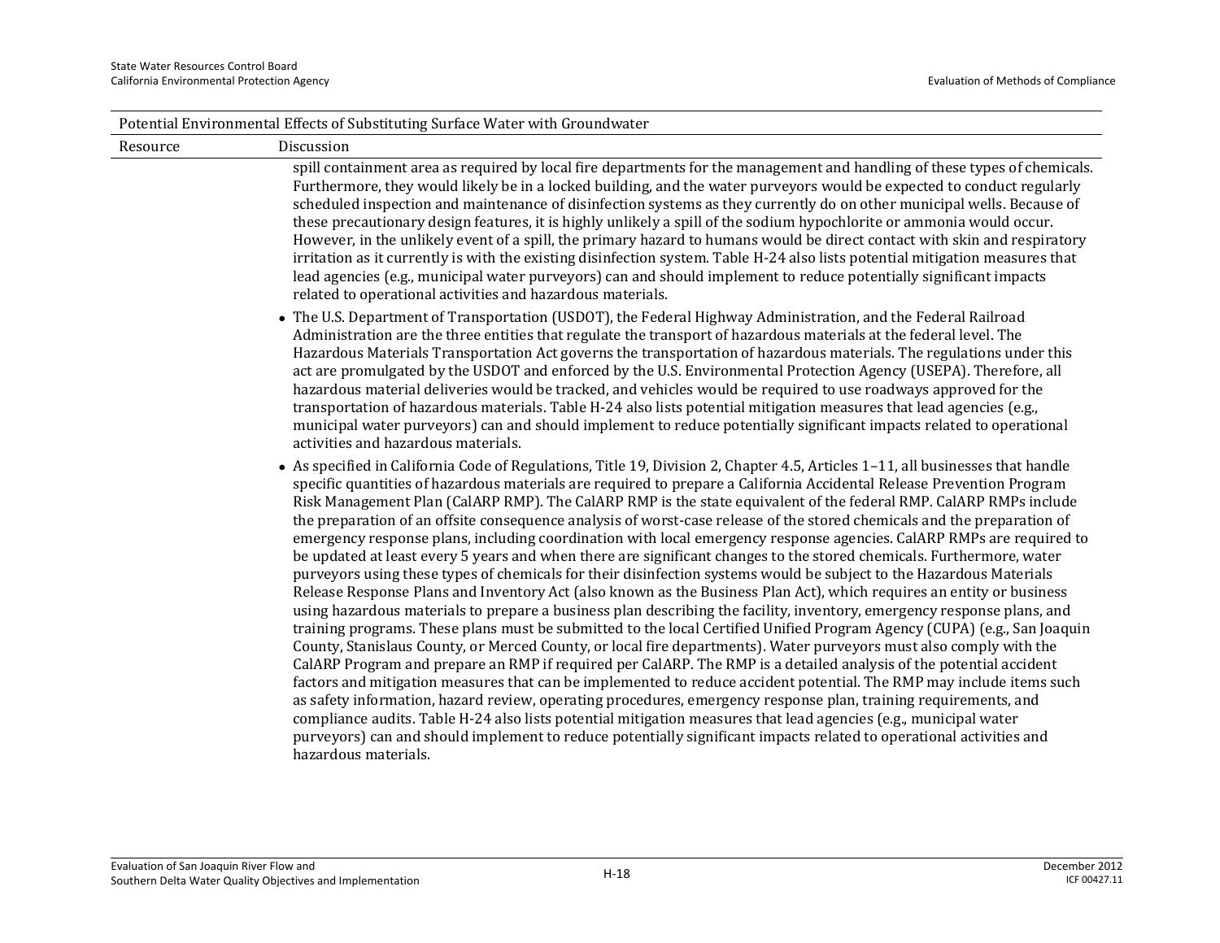| Potential Environmental Effects of Substituting Surface Water with Groundwater | |
|---|---|
| Resource | Discussion |
| | spill containment area as required by local fire departments for the management and handling of these types of chemicals. Furthermore, they would likely be in a locked building, and the water purveyors would be expected to conduct regularly scheduled inspection and maintenance of disinfection systems as they currently do on other municipal wells. Because of these precautionary design features, it is highly unlikely a spill of the sodium hypochlorite or ammonia would occur. However, in the unlikely event of a spill, the primary hazard to humans would be direct contact with skin and respiratory irritation as it currently is with the existing disinfection system. Table H-24 also lists potential mitigation measures that lead agencies (e.g., municipal water purveyors) can and should implement to reduce potentially significant impacts related to operational activities and hazardous materials.<br><br>• The U.S. Department of Transportation (USDOT), the Federal Highway Administration, and the Federal Railroad Administration are the three entities that regulate the transport of hazardous materials at the federal level. The Hazardous Materials Transportation Act governs the transportation of hazardous materials. The regulations under this act are promulgated by the USDOT and enforced by the U.S. Environmental Protection Agency (USEPA). Therefore, all hazardous material deliveries would be tracked, and vehicles would be required to use roadways approved for the transportation of hazardous materials. Table H-24 also lists potential mitigation measures that lead agencies (e.g., municipal water purveyors) can and should implement to reduce potentially significant impacts related to operational activities and hazardous materials.<br><br>• As specified in California Code of Regulations, Title 19, Division 2, Chapter 4.5, Articles 1–11, all businesses that handle specific quantities of hazardous materials are required to prepare a California Accidental Release Prevention Program Risk Management Plan (CalARP RMP). The CalARP RMP is the state equivalent of the federal RMP. CalARP RMPs include the preparation of an offsite consequence analysis of worst-case release of the stored chemicals and the preparation of emergency response plans, including coordination with local emergency response agencies. CalARP RMPs are required to be updated at least every 5 years and when there are significant changes to the stored chemicals. Furthermore, water purveyors using these types of chemicals for their disinfection systems would be subject to the Hazardous Materials Release Response Plans and Inventory Act (also known as the Business Plan Act), which requires an entity or business using hazardous materials to prepare a business plan describing the facility, inventory, emergency response plans, and training programs. These plans must be submitted to the local Certified Unified Program Agency (CUPA) (e.g., San Joaquin County, Stanislaus County, or Merced County, or local fire departments). Water purveyors must also comply with the CalARP Program and prepare an RMP if required per CalARP. The RMP is a detailed analysis of the potential accident factors and mitigation measures that can be implemented to reduce accident potential. The RMP may include items such as safety information, hazard review, operating procedures, emergency response plan, training requirements, and compliance audits. Table H-24 also lists potential mitigation measures that lead agencies (e.g., municipal water purveyors) can and should implement to reduce potentially significant impacts related to operational activities and hazardous materials. |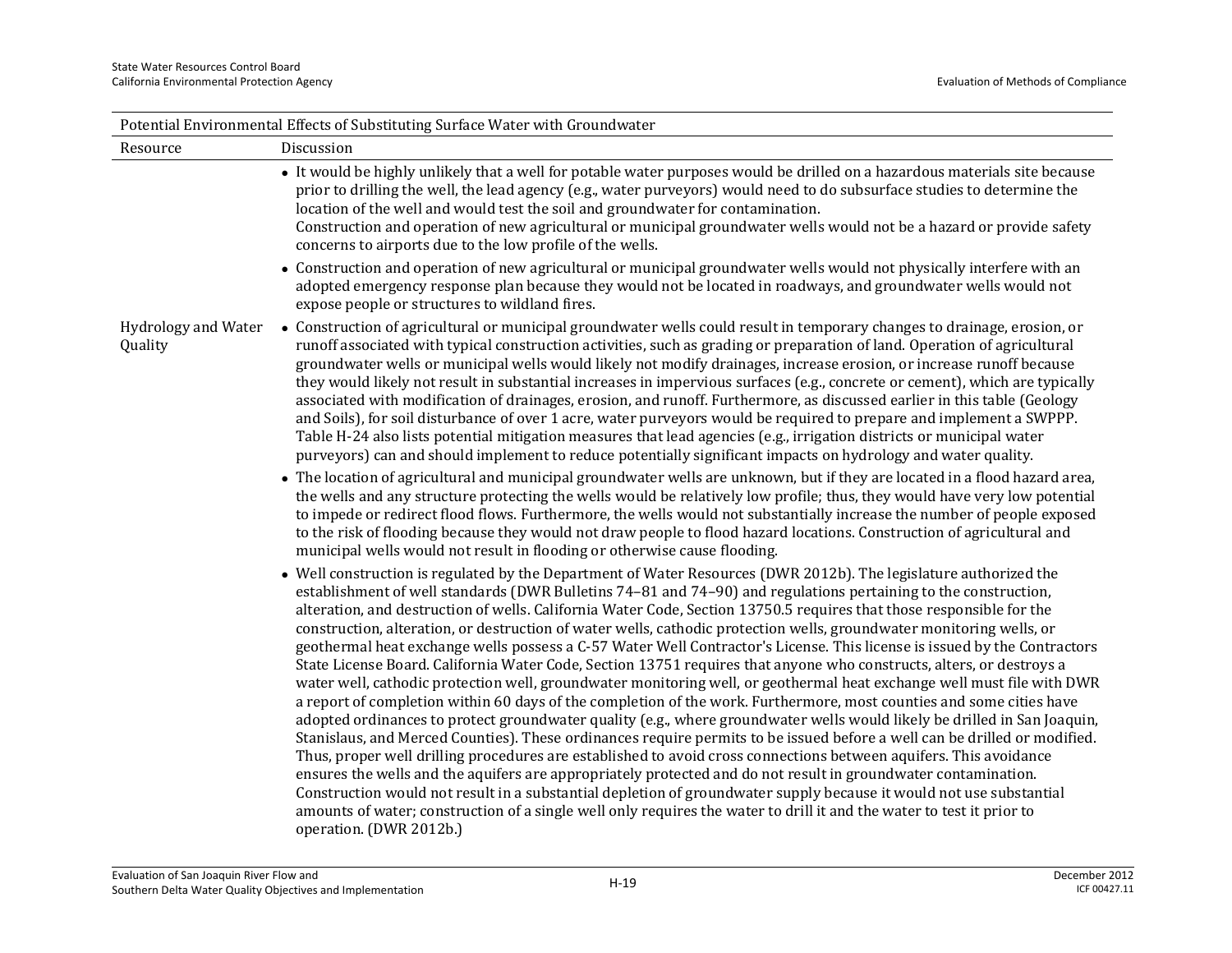| Potential Environmental Effects of Substituting Surface Water with Groundwater | |
|---|---|
| Resource | Discussion |
| | • It would be highly unlikely that a well for potable water purposes would be drilled on a hazardous materials site because prior to drilling the well, the lead agency (e.g., water purveyors) would need to do subsurface studies to determine the location of the well and would test the soil and groundwater for contamination. Construction and operation of new agricultural or municipal groundwater wells would not be a hazard or provide safety concerns to airports due to the low profile of the wells. <br><br> • Construction and operation of new agricultural or municipal groundwater wells would not physically interfere with an adopted emergency response plan because they would not be located in roadways, and groundwater wells would not expose people or structures to wildland fires. |
| Hydrology and Water Quality | • Construction of agricultural or municipal groundwater wells could result in temporary changes to drainage, erosion, or runoff associated with typical construction activities, such as grading or preparation of land. Operation of agricultural groundwater wells or municipal wells would likely not modify drainages, increase erosion, or increase runoff because they would likely not result in substantial increases in impervious surfaces (e.g., concrete or cement), which are typically associated with modification of drainages, erosion, and runoff. Furthermore, as discussed earlier in this table (Geology and Soils), for soil disturbance of over 1 acre, water purveyors would be required to prepare and implement a SWPPP. Table H-24 also lists potential mitigation measures that lead agencies (e.g., irrigation districts or municipal water purveyors) can and should implement to reduce potentially significant impacts on hydrology and water quality. <br><br> • The location of agricultural and municipal groundwater wells are unknown, but if they are located in a flood hazard area, the wells and any structure protecting the wells would be relatively low profile; thus, they would have very low potential to impede or redirect flood flows. Furthermore, the wells would not substantially increase the number of people exposed to the risk of flooding because they would not draw people to flood hazard locations. Construction of agricultural and municipal wells would not result in flooding or otherwise cause flooding. <br><br> • Well construction is regulated by the Department of Water Resources (DWR 2012b). The legislature authorized the establishment of well standards (DWR Bulletins 74–81 and 74–90) and regulations pertaining to the construction, alteration, and destruction of wells. California Water Code, Section 13750.5 requires that those responsible for the construction, alteration, or destruction of water wells, cathodic protection wells, groundwater monitoring wells, or geothermal heat exchange wells possess a C-57 Water Well Contractor's License. This license is issued by the Contractors State License Board. California Water Code, Section 13751 requires that anyone who constructs, alters, or destroys a water well, cathodic protection well, groundwater monitoring well, or geothermal heat exchange well must file with DWR a report of completion within 60 days of the completion of the work. Furthermore, most counties and some cities have adopted ordinances to protect groundwater quality (e.g., where groundwater wells would likely be drilled in San Joaquin, Stanislaus, and Merced Counties). These ordinances require permits to be issued before a well can be drilled or modified. Thus, proper well drilling procedures are established to avoid cross connections between aquifers. This avoidance ensures the wells and the aquifers are appropriately protected and do not result in groundwater contamination. Construction would not result in a substantial depletion of groundwater supply because it would not use substantial amounts of water; construction of a single well only requires the water to drill it and the water to test it prior to operation. (DWR 2012b.) |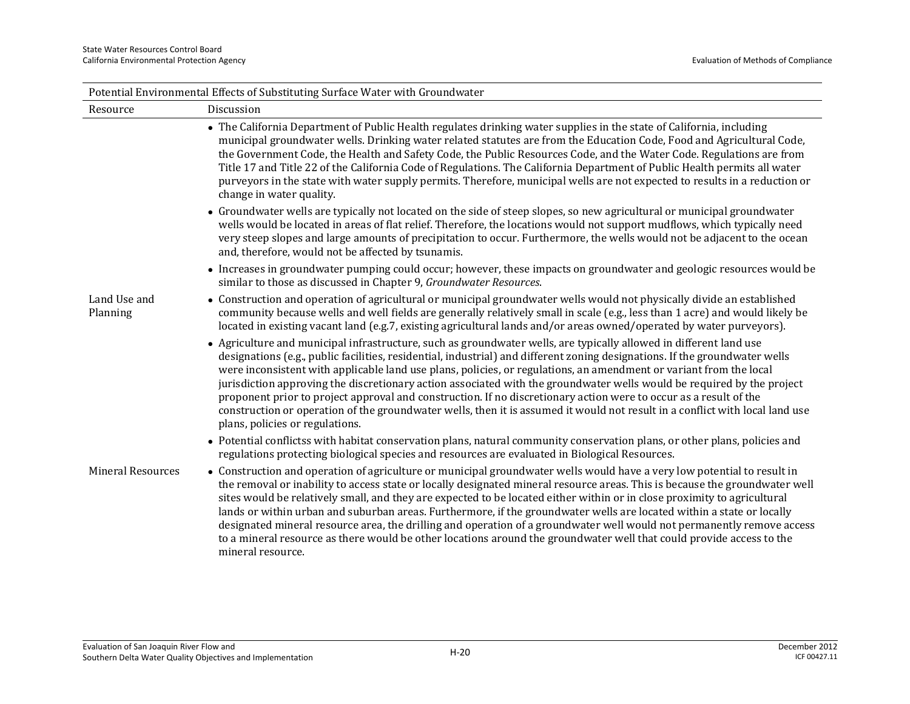| Potential Environmental Effects of Substituting Surface Water with Groundwater | |
|---|---|
| Resource | Discussion |
| | • The California Department of Public Health regulates drinking water supplies in the state of California, including municipal groundwater wells. Drinking water related statutes are from the Education Code, Food and Agricultural Code, the Government Code, the Health and Safety Code, the Public Resources Code, and the Water Code. Regulations are from Title 17 and Title 22 of the California Code of Regulations. The California Department of Public Health permits all water purveyors in the state with water supply permits. Therefore, municipal wells are not expected to results in a reduction or change in water quality. |
| | • Groundwater wells are typically not located on the side of steep slopes, so new agricultural or municipal groundwater wells would be located in areas of flat relief. Therefore, the locations would not support mudflows, which typically need very steep slopes and large amounts of precipitation to occur. Furthermore, the wells would not be adjacent to the ocean and, therefore, would not be affected by tsunamis. |
| | • Increases in groundwater pumping could occur; however, these impacts on groundwater and geologic resources would be similar to those as discussed in Chapter 9, *Groundwater Resources*. |
| Land Use and Planning | • Construction and operation of agricultural or municipal groundwater wells would not physically divide an established community because wells and well fields are generally relatively small in scale (e.g., less than 1 acre) and would likely be located in existing vacant land (e.g.7, existing agricultural lands and/or areas owned/operated by water purveyors). |
| | • Agriculture and municipal infrastructure, such as groundwater wells, are typically allowed in different land use designations (e.g., public facilities, residential, industrial) and different zoning designations. If the groundwater wells were inconsistent with applicable land use plans, policies, or regulations, an amendment or variant from the local jurisdiction approving the discretionary action associated with the groundwater wells would be required by the project proponent prior to project approval and construction. If no discretionary action were to occur as a result of the construction or operation of the groundwater wells, then it is assumed it would not result in a conflict with local land use plans, policies or regulations. |
| | • Potential conflictss with habitat conservation plans, natural community conservation plans, or other plans, policies and regulations protecting biological species and resources are evaluated in Biological Resources. |
| Mineral Resources | • Construction and operation of agriculture or municipal groundwater wells would have a very low potential to result in the removal or inability to access state or locally designated mineral resource areas. This is because the groundwater well sites would be relatively small, and they are expected to be located either within or in close proximity to agricultural lands or within urban and suburban areas. Furthermore, if the groundwater wells are located within a state or locally designated mineral resource area, the drilling and operation of a groundwater well would not permanently remove access to a mineral resource as there would be other locations around the groundwater well that could provide access to the mineral resource. |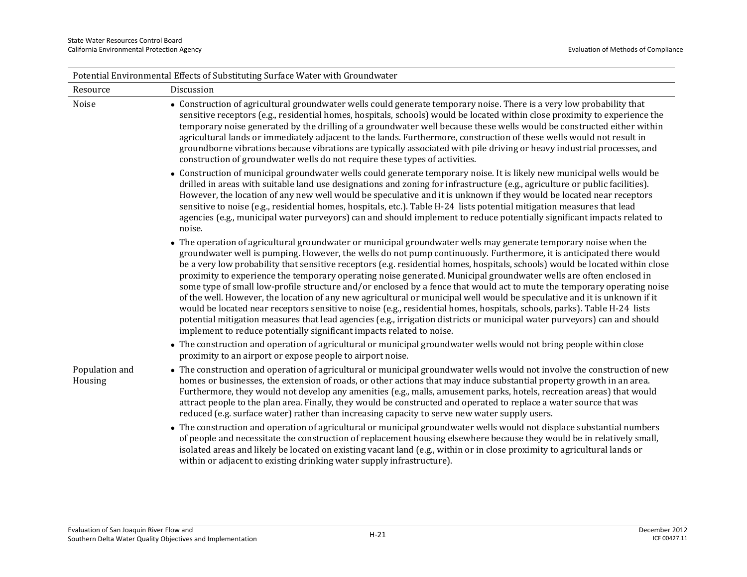| Potential Environmental Effects of Substituting Surface Water with Groundwater | |
|---|---|
| Resource | Discussion |
| Noise | • Construction of agricultural groundwater wells could generate temporary noise. There is a very low probability that sensitive receptors (e.g., residential homes, hospitals, schools) would be located within close proximity to experience the temporary noise generated by the drilling of a groundwater well because these wells would be constructed either within agricultural lands or immediately adjacent to the lands. Furthermore, construction of these wells would not result in groundborne vibrations because vibrations are typically associated with pile driving or heavy industrial processes, and construction of groundwater wells do not require these types of activities.<br>• Construction of municipal groundwater wells could generate temporary noise. It is likely new municipal wells would be drilled in areas with suitable land use designations and zoning for infrastructure (e.g., agriculture or public facilities). However, the location of any new well would be speculative and it is unknown if they would be located near receptors sensitive to noise (e.g., residential homes, hospitals, etc.). Table H-24 lists potential mitigation measures that lead agencies (e.g., municipal water purveyors) can and should implement to reduce potentially significant impacts related to noise.<br>• The operation of agricultural groundwater or municipal groundwater wells may generate temporary noise when the groundwater well is pumping. However, the wells do not pump continuously. Furthermore, it is anticipated there would be a very low probability that sensitive receptors (e.g. residential homes, hospitals, schools) would be located within close proximity to experience the temporary operating noise generated. Municipal groundwater wells are often enclosed in some type of small low-profile structure and/or enclosed by a fence that would act to mute the temporary operating noise of the well. However, the location of any new agricultural or municipal well would be speculative and it is unknown if it would be located near receptors sensitive to noise (e.g., residential homes, hospitals, schools, parks). Table H-24 lists potential mitigation measures that lead agencies (e.g., irrigation districts or municipal water purveyors) can and should implement to reduce potentially significant impacts related to noise.<br>• The construction and operation of agricultural or municipal groundwater wells would not bring people within close proximity to an airport or expose people to airport noise. |
| Population and Housing | • The construction and operation of agricultural or municipal groundwater wells would not involve the construction of new homes or businesses, the extension of roads, or other actions that may induce substantial property growth in an area. Furthermore, they would not develop any amenities (e.g., malls, amusement parks, hotels, recreation areas) that would attract people to the plan area. Finally, they would be constructed and operated to replace a water source that was reduced (e.g. surface water) rather than increasing capacity to serve new water supply users.<br>• The construction and operation of agricultural or municipal groundwater wells would not displace substantial numbers of people and necessitate the construction of replacement housing elsewhere because they would be in relatively small, isolated areas and likely be located on existing vacant land (e.g., within or in close proximity to agricultural lands or within or adjacent to existing drinking water supply infrastructure). |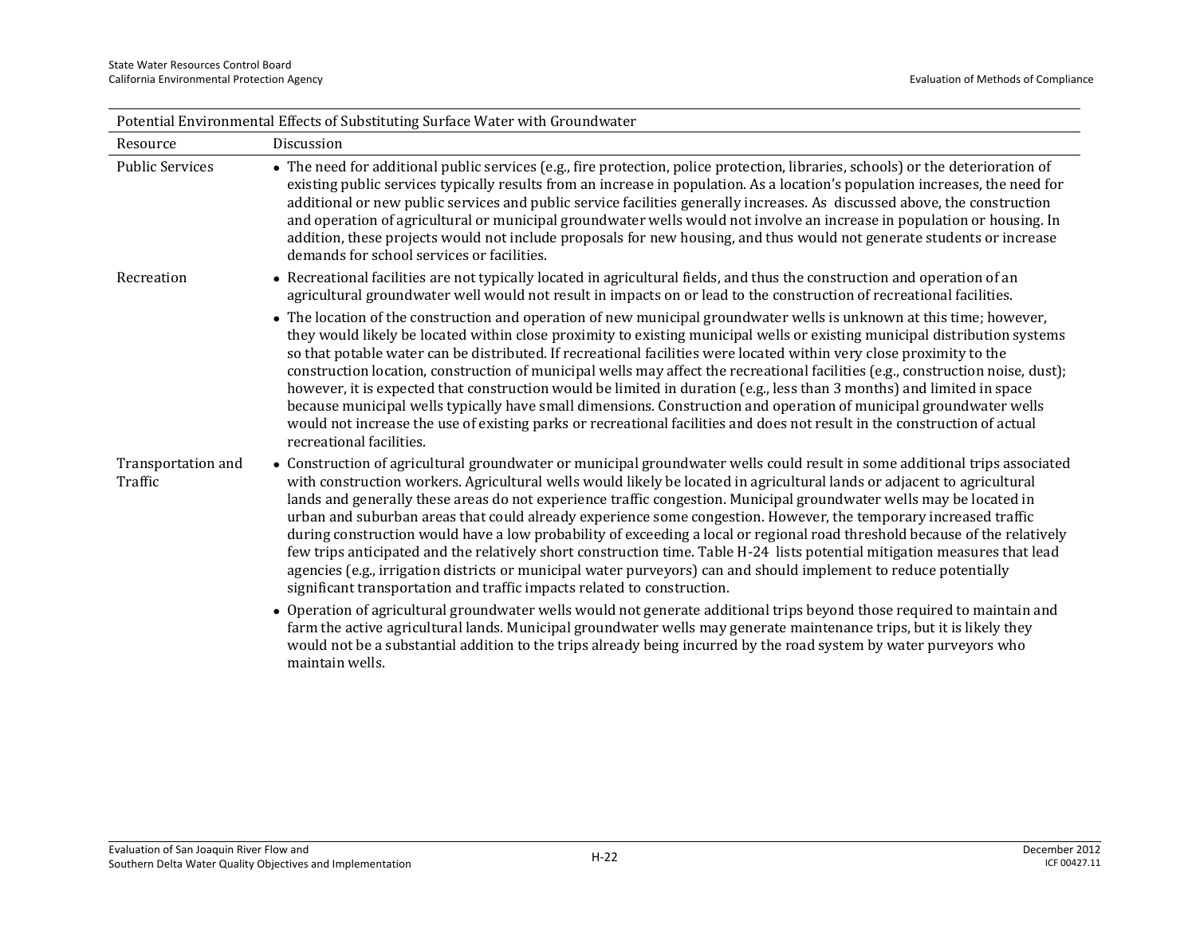| Potential Environmental Effects of Substituting Surface Water with Groundwater | |
|---|---|
| Resource | Discussion |
| Public Services | • The need for additional public services (e.g., fire protection, police protection, libraries, schools) or the deterioration of existing public services typically results from an increase in population. As a location's population increases, the need for additional or new public services and public service facilities generally increases. As discussed above, the construction and operation of agricultural or municipal groundwater wells would not involve an increase in population or housing. In addition, these projects would not include proposals for new housing, and thus would not generate students or increase demands for school services or facilities. |
| Recreation | • Recreational facilities are not typically located in agricultural fields, and thus the construction and operation of an agricultural groundwater well would not result in impacts on or lead to the construction of recreational facilities.<br>• The location of the construction and operation of new municipal groundwater wells is unknown at this time; however, they would likely be located within close proximity to existing municipal wells or existing municipal distribution systems so that potable water can be distributed. If recreational facilities were located within very close proximity to the construction location, construction of municipal wells may affect the recreational facilities (e.g., construction noise, dust); however, it is expected that construction would be limited in duration (e.g., less than 3 months) and limited in space because municipal wells typically have small dimensions. Construction and operation of municipal groundwater wells would not increase the use of existing parks or recreational facilities and does not result in the construction of actual recreational facilities. |
| Transportation and Traffic | • Construction of agricultural groundwater or municipal groundwater wells could result in some additional trips associated with construction workers. Agricultural wells would likely be located in agricultural lands or adjacent to agricultural lands and generally these areas do not experience traffic congestion. Municipal groundwater wells may be located in urban and suburban areas that could already experience some congestion. However, the temporary increased traffic during construction would have a low probability of exceeding a local or regional road threshold because of the relatively few trips anticipated and the relatively short construction time. Table H-24 lists potential mitigation measures that lead agencies (e.g., irrigation districts or municipal water purveyors) can and should implement to reduce potentially significant transportation and traffic impacts related to construction.<br>• Operation of agricultural groundwater wells would not generate additional trips beyond those required to maintain and farm the active agricultural lands. Municipal groundwater wells may generate maintenance trips, but it is likely they would not be a substantial addition to the trips already being incurred by the road system by water purveyors who maintain wells. |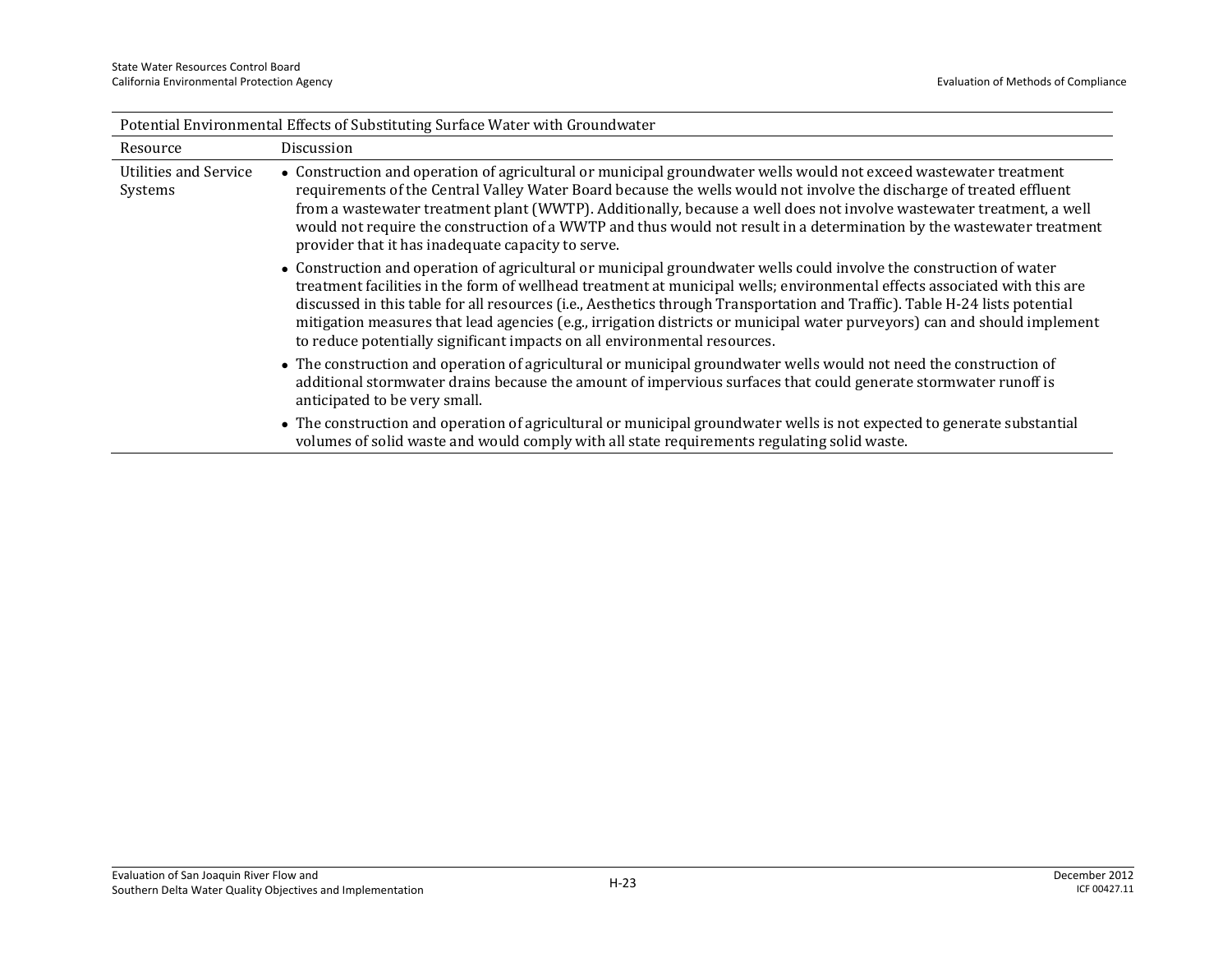| Potential Environmental Effects of Substituting Surface Water with Groundwater | |
|---|---|
| Resource | Discussion |
| Utilities and Service Systems | • Construction and operation of agricultural or municipal groundwater wells would not exceed wastewater treatment requirements of the Central Valley Water Board because the wells would not involve the discharge of treated effluent from a wastewater treatment plant (WWTP). Additionally, because a well does not involve wastewater treatment, a well would not require the construction of a WWTP and thus would not result in a determination by the wastewater treatment provider that it has inadequate capacity to serve.<br>• Construction and operation of agricultural or municipal groundwater wells could involve the construction of water treatment facilities in the form of wellhead treatment at municipal wells; environmental effects associated with this are discussed in this table for all resources (i.e., Aesthetics through Transportation and Traffic). Table H-24 lists potential mitigation measures that lead agencies (e.g., irrigation districts or municipal water purveyors) can and should implement to reduce potentially significant impacts on all environmental resources.<br>• The construction and operation of agricultural or municipal groundwater wells would not need the construction of additional stormwater drains because the amount of impervious surfaces that could generate stormwater runoff is anticipated to be very small.<br>• The construction and operation of agricultural or municipal groundwater wells is not expected to generate substantial volumes of solid waste and would comply with all state requirements regulating solid waste. |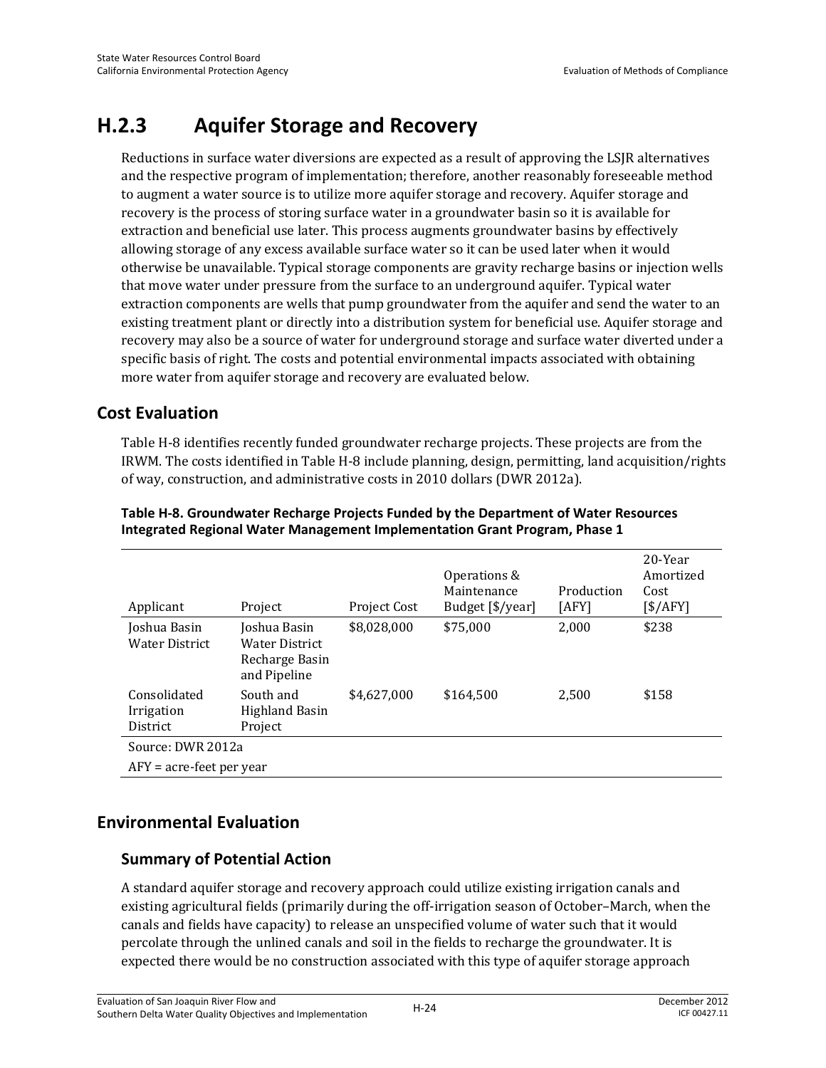## H.2.3 Aquifer Storage and Recovery

Reductions in surface water diversions are expected as a result of approving the LSJR alternatives and the respective program of implementation; therefore, another reasonably foreseeable method to augment a water source is to utilize more aquifer storage and recovery. Aquifer storage and recovery is the process of storing surface water in a groundwater basin so it is available for extraction and beneficial use later. This process augments groundwater basins by effectively allowing storage of any excess available surface water so it can be used later when it would otherwise be unavailable. Typical storage components are gravity recharge basins or injection wells that move water under pressure from the surface to an underground aquifer. Typical water extraction components are wells that pump groundwater from the aquifer and send the water to an existing treatment plant or directly into a distribution system for beneficial use. Aquifer storage and recovery may also be a source of water for underground storage and surface water diverted under a specific basis of right. The costs and potential environmental impacts associated with obtaining more water from aquifer storage and recovery are evaluated below.

### Cost Evaluation

Table H-8 identifies recently funded groundwater recharge projects. These projects are from the IRWM. The costs identified in Table H-8 include planning, design, permitting, land acquisition/rights of way, construction, and administrative costs in 2010 dollars (DWR 2012a).

**Table H-8. Groundwater Recharge Projects Funded by the Department of Water Resources Integrated Regional Water Management Implementation Grant Program, Phase 1**

| Applicant | Project | Project Cost | Operations & Maintenance Budget [$/year] | Production [AFY] | 20-Year Amortized Cost [$/AFY] |
|---|---|---|---|---|---|
| Joshua Basin Water District | Joshua Basin Water District Recharge Basin and Pipeline | $8,028,000 | $75,000 | 2,000 | $238 |
| Consolidated Irrigation District | South and Highland Basin Project | $4,627,000 | $164,500 | 2,500 | $158 |

Source: DWR 2012a

AFY = acre-feet per year

### Environmental Evaluation

#### Summary of Potential Action

A standard aquifer storage and recovery approach could utilize existing irrigation canals and existing agricultural fields (primarily during the off-irrigation season of October–March, when the canals and fields have capacity) to release an unspecified volume of water such that it would percolate through the unlined canals and soil in the fields to recharge the groundwater. It is expected there would be no construction associated with this type of aquifer storage approach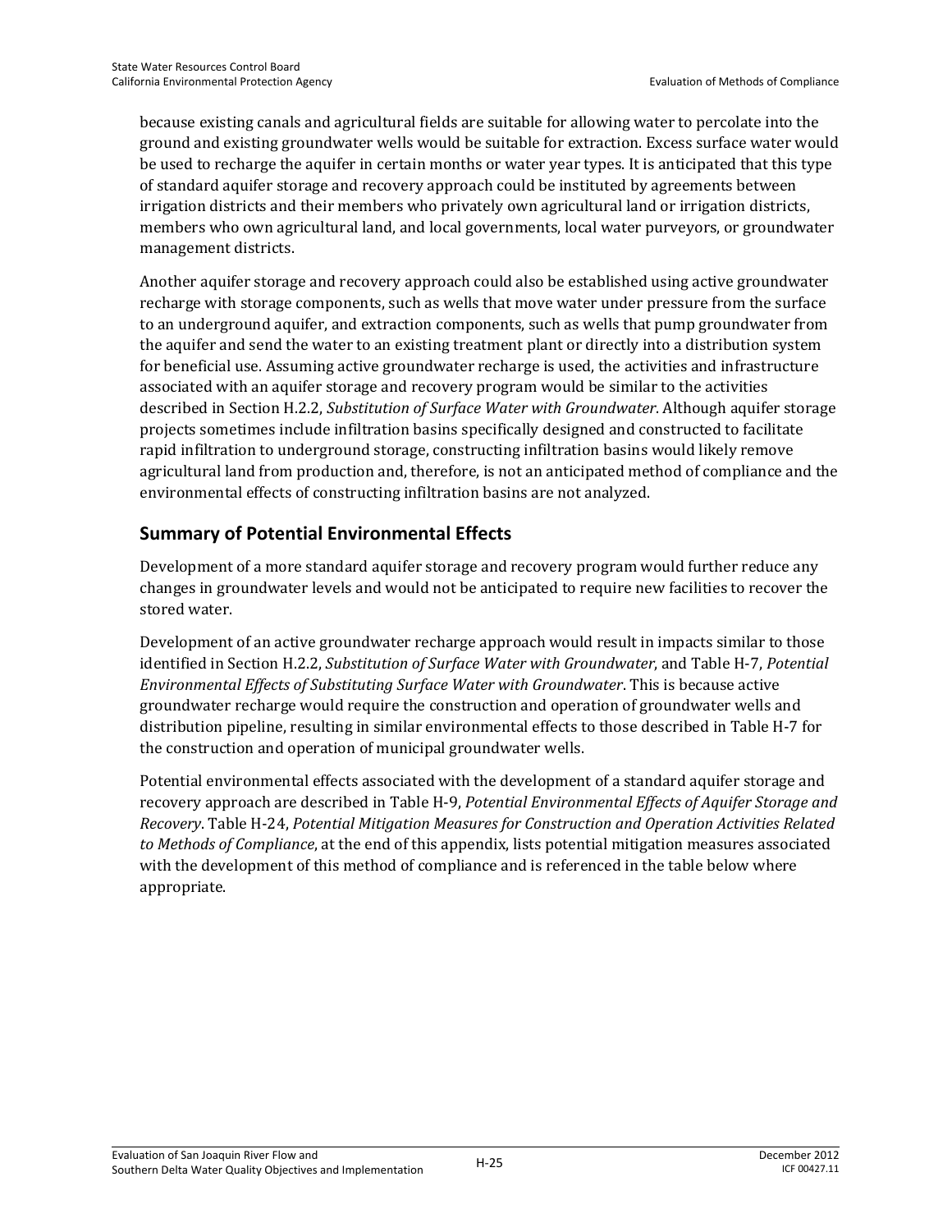because existing canals and agricultural fields are suitable for allowing water to percolate into the ground and existing groundwater wells would be suitable for extraction. Excess surface water would be used to recharge the aquifer in certain months or water year types. It is anticipated that this type of standard aquifer storage and recovery approach could be instituted by agreements between irrigation districts and their members who privately own agricultural land or irrigation districts, members who own agricultural land, and local governments, local water purveyors, or groundwater management districts.

Another aquifer storage and recovery approach could also be established using active groundwater recharge with storage components, such as wells that move water under pressure from the surface to an underground aquifer, and extraction components, such as wells that pump groundwater from the aquifer and send the water to an existing treatment plant or directly into a distribution system for beneficial use. Assuming active groundwater recharge is used, the activities and infrastructure associated with an aquifer storage and recovery program would be similar to the activities described in Section H.2.2, *Substitution of Surface Water with Groundwater*. Although aquifer storage projects sometimes include infiltration basins specifically designed and constructed to facilitate rapid infiltration to underground storage, constructing infiltration basins would likely remove agricultural land from production and, therefore, is not an anticipated method of compliance and the environmental effects of constructing infiltration basins are not analyzed.

## Summary of Potential Environmental Effects

Development of a more standard aquifer storage and recovery program would further reduce any changes in groundwater levels and would not be anticipated to require new facilities to recover the stored water.

Development of an active groundwater recharge approach would result in impacts similar to those identified in Section H.2.2, *Substitution of Surface Water with Groundwater*, and Table H-7, *Potential Environmental Effects of Substituting Surface Water with Groundwater*. This is because active groundwater recharge would require the construction and operation of groundwater wells and distribution pipeline, resulting in similar environmental effects to those described in Table H-7 for the construction and operation of municipal groundwater wells.

Potential environmental effects associated with the development of a standard aquifer storage and recovery approach are described in Table H-9, *Potential Environmental Effects of Aquifer Storage and Recovery*. Table H-24, *Potential Mitigation Measures for Construction and Operation Activities Related to Methods of Compliance*, at the end of this appendix, lists potential mitigation measures associated with the development of this method of compliance and is referenced in the table below where appropriate.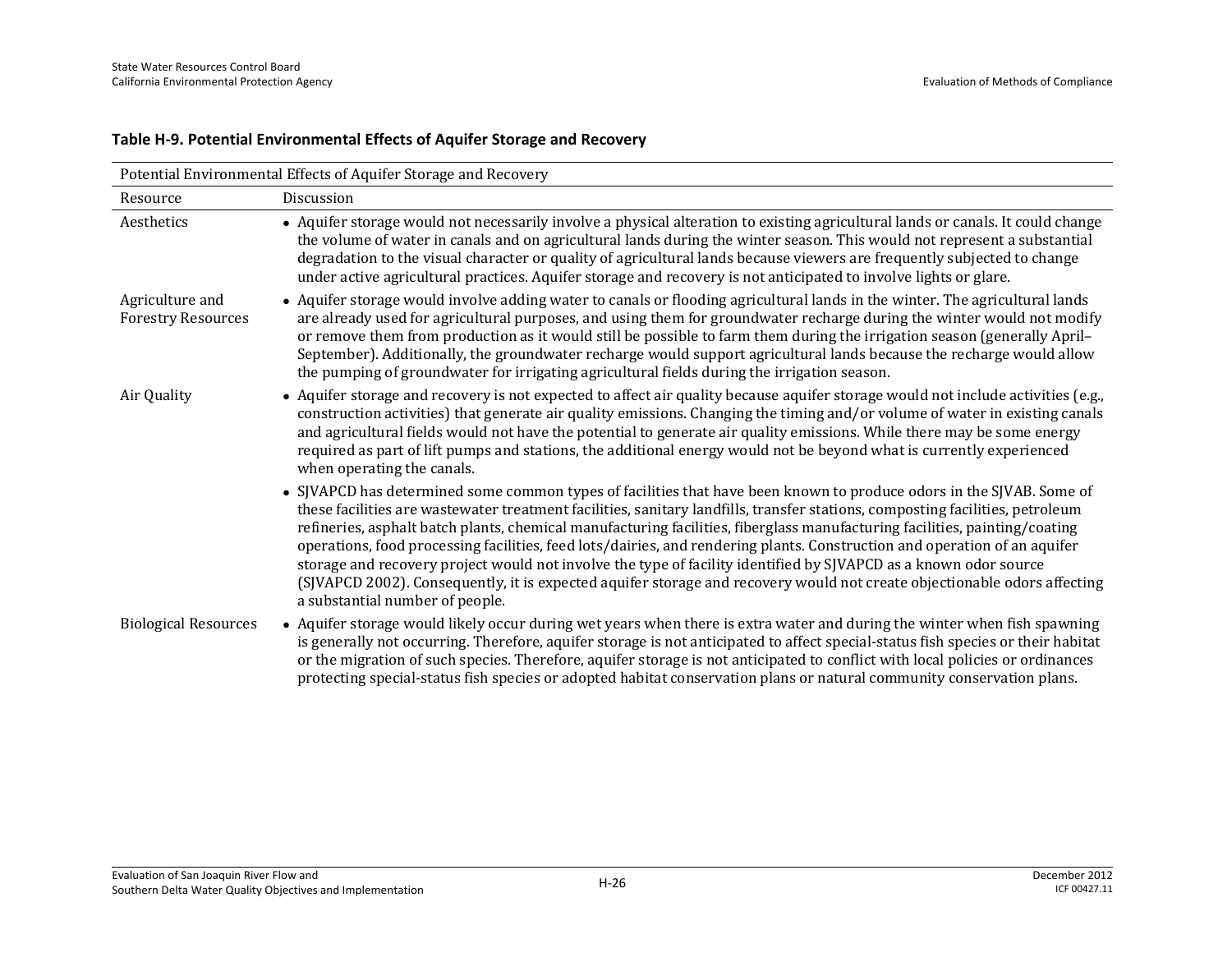**Table H-9. Potential Environmental Effects of Aquifer Storage and Recovery**

| Potential Environmental Effects of Aquifer Storage and Recovery | |
|---|---|
| Resource | Discussion |
| Aesthetics | • Aquifer storage would not necessarily involve a physical alteration to existing agricultural lands or canals. It could change the volume of water in canals and on agricultural lands during the winter season. This would not represent a substantial degradation to the visual character or quality of agricultural lands because viewers are frequently subjected to change under active agricultural practices. Aquifer storage and recovery is not anticipated to involve lights or glare. |
| Agriculture and Forestry Resources | • Aquifer storage would involve adding water to canals or flooding agricultural lands in the winter. The agricultural lands are already used for agricultural purposes, and using them for groundwater recharge during the winter would not modify or remove them from production as it would still be possible to farm them during the irrigation season (generally April–September). Additionally, the groundwater recharge would support agricultural lands because the recharge would allow the pumping of groundwater for irrigating agricultural fields during the irrigation season. |
| Air Quality | • Aquifer storage and recovery is not expected to affect air quality because aquifer storage would not include activities (e.g., construction activities) that generate air quality emissions. Changing the timing and/or volume of water in existing canals and agricultural fields would not have the potential to generate air quality emissions. While there may be some energy required as part of lift pumps and stations, the additional energy would not be beyond what is currently experienced when operating the canals.<br>• SJVAPCD has determined some common types of facilities that have been known to produce odors in the SJVAB. Some of these facilities are wastewater treatment facilities, sanitary landfills, transfer stations, composting facilities, petroleum refineries, asphalt batch plants, chemical manufacturing facilities, fiberglass manufacturing facilities, painting/coating operations, food processing facilities, feed lots/dairies, and rendering plants. Construction and operation of an aquifer storage and recovery project would not involve the type of facility identified by SJVAPCD as a known odor source (SJVAPCD 2002). Consequently, it is expected aquifer storage and recovery would not create objectionable odors affecting a substantial number of people. |
| Biological Resources | • Aquifer storage would likely occur during wet years when there is extra water and during the winter when fish spawning is generally not occurring. Therefore, aquifer storage is not anticipated to affect special-status fish species or their habitat or the migration of such species. Therefore, aquifer storage is not anticipated to conflict with local policies or ordinances protecting special-status fish species or adopted habitat conservation plans or natural community conservation plans. |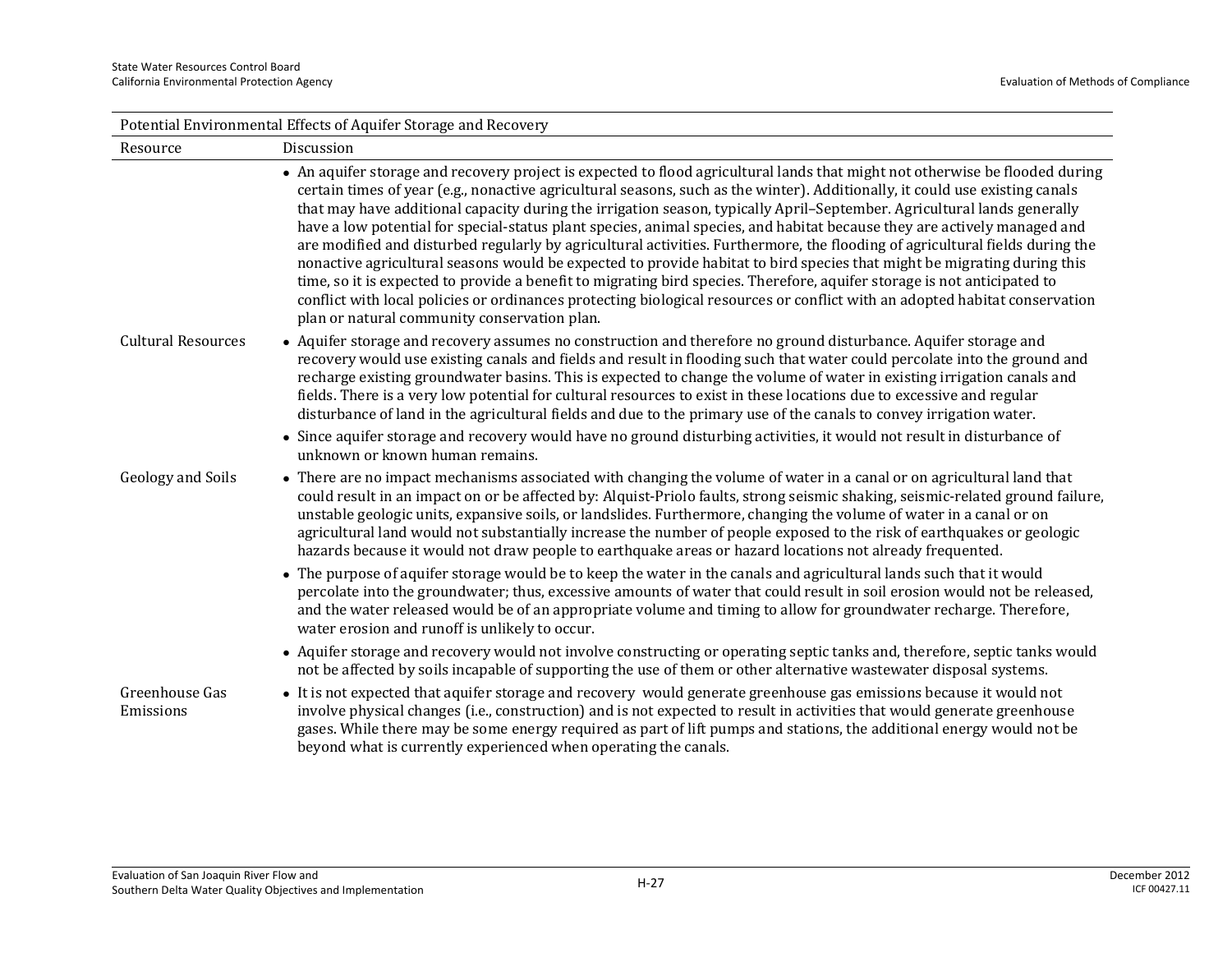| Potential Environmental Effects of Aquifer Storage and Recovery | |
|---|---|
| Resource | Discussion |
| | • An aquifer storage and recovery project is expected to flood agricultural lands that might not otherwise be flooded during certain times of year (e.g., nonactive agricultural seasons, such as the winter). Additionally, it could use existing canals that may have additional capacity during the irrigation season, typically April–September. Agricultural lands generally have a low potential for special-status plant species, animal species, and habitat because they are actively managed and are modified and disturbed regularly by agricultural activities. Furthermore, the flooding of agricultural fields during the nonactive agricultural seasons would be expected to provide habitat to bird species that might be migrating during this time, so it is expected to provide a benefit to migrating bird species. Therefore, aquifer storage is not anticipated to conflict with local policies or ordinances protecting biological resources or conflict with an adopted habitat conservation plan or natural community conservation plan. |
| Cultural Resources | • Aquifer storage and recovery assumes no construction and therefore no ground disturbance. Aquifer storage and recovery would use existing canals and fields and result in flooding such that water could percolate into the ground and recharge existing groundwater basins. This is expected to change the volume of water in existing irrigation canals and fields. There is a very low potential for cultural resources to exist in these locations due to excessive and regular disturbance of land in the agricultural fields and due to the primary use of the canals to convey irrigation water. <br> • Since aquifer storage and recovery would have no ground disturbing activities, it would not result in disturbance of unknown or known human remains. |
| Geology and Soils | • There are no impact mechanisms associated with changing the volume of water in a canal or on agricultural land that could result in an impact on or be affected by: Alquist-Priolo faults, strong seismic shaking, seismic-related ground failure, unstable geologic units, expansive soils, or landslides. Furthermore, changing the volume of water in a canal or on agricultural land would not substantially increase the number of people exposed to the risk of earthquakes or geologic hazards because it would not draw people to earthquake areas or hazard locations not already frequented. <br> • The purpose of aquifer storage would be to keep the water in the canals and agricultural lands such that it would percolate into the groundwater; thus, excessive amounts of water that could result in soil erosion would not be released, and the water released would be of an appropriate volume and timing to allow for groundwater recharge. Therefore, water erosion and runoff is unlikely to occur. <br> • Aquifer storage and recovery would not involve constructing or operating septic tanks and, therefore, septic tanks would not be affected by soils incapable of supporting the use of them or other alternative wastewater disposal systems. |
| Greenhouse Gas Emissions | • It is not expected that aquifer storage and recovery would generate greenhouse gas emissions because it would not involve physical changes (i.e., construction) and is not expected to result in activities that would generate greenhouse gases. While there may be some energy required as part of lift pumps and stations, the additional energy would not be beyond what is currently experienced when operating the canals. |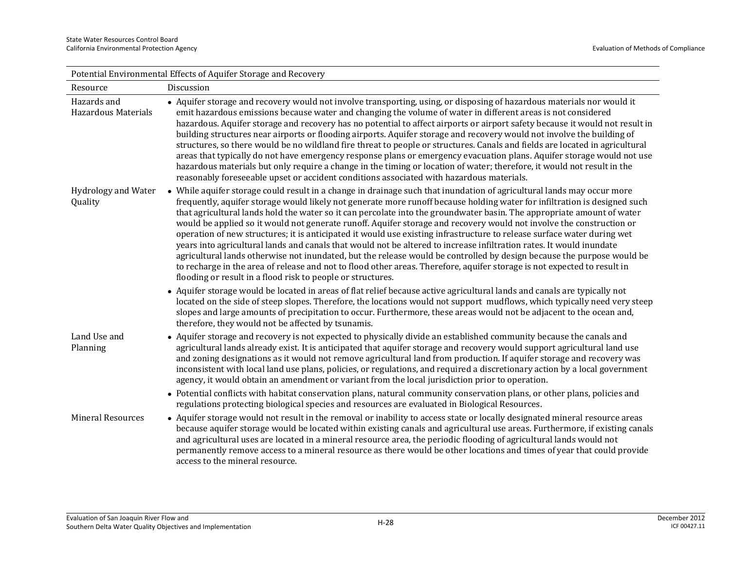| Potential Environmental Effects of Aquifer Storage and Recovery | |
|---|---|
| Resource | Discussion |
| Hazards and Hazardous Materials | • Aquifer storage and recovery would not involve transporting, using, or disposing of hazardous materials nor would it emit hazardous emissions because water and changing the volume of water in different areas is not considered hazardous. Aquifer storage and recovery has no potential to affect airports or airport safety because it would not result in building structures near airports or flooding airports. Aquifer storage and recovery would not involve the building of structures, so there would be no wildland fire threat to people or structures. Canals and fields are located in agricultural areas that typically do not have emergency response plans or emergency evacuation plans. Aquifer storage would not use hazardous materials but only require a change in the timing or location of water; therefore, it would not result in the reasonably foreseeable upset or accident conditions associated with hazardous materials. |
| Hydrology and Water Quality | • While aquifer storage could result in a change in drainage such that inundation of agricultural lands may occur more frequently, aquifer storage would likely not generate more runoff because holding water for infiltration is designed such that agricultural lands hold the water so it can percolate into the groundwater basin. The appropriate amount of water would be applied so it would not generate runoff. Aquifer storage and recovery would not involve the construction or operation of new structures; it is anticipated it would use existing infrastructure to release surface water during wet years into agricultural lands and canals that would not be altered to increase infiltration rates. It would inundate agricultural lands otherwise not inundated, but the release would be controlled by design because the purpose would be to recharge in the area of release and not to flood other areas. Therefore, aquifer storage is not expected to result in flooding or result in a flood risk to people or structures.<br>• Aquifer storage would be located in areas of flat relief because active agricultural lands and canals are typically not located on the side of steep slopes. Therefore, the locations would not support mudflows, which typically need very steep slopes and large amounts of precipitation to occur. Furthermore, these areas would not be adjacent to the ocean and, therefore, they would not be affected by tsunamis. |
| Land Use and Planning | • Aquifer storage and recovery is not expected to physically divide an established community because the canals and agricultural lands already exist. It is anticipated that aquifer storage and recovery would support agricultural land use and zoning designations as it would not remove agricultural land from production. If aquifer storage and recovery was inconsistent with local land use plans, policies, or regulations, and required a discretionary action by a local government agency, it would obtain an amendment or variant from the local jurisdiction prior to operation.<br>• Potential conflicts with habitat conservation plans, natural community conservation plans, or other plans, policies and regulations protecting biological species and resources are evaluated in Biological Resources. |
| Mineral Resources | • Aquifer storage would not result in the removal or inability to access state or locally designated mineral resource areas because aquifer storage would be located within existing canals and agricultural use areas. Furthermore, if existing canals and agricultural uses are located in a mineral resource area, the periodic flooding of agricultural lands would not permanently remove access to a mineral resource as there would be other locations and times of year that could provide access to the mineral resource. |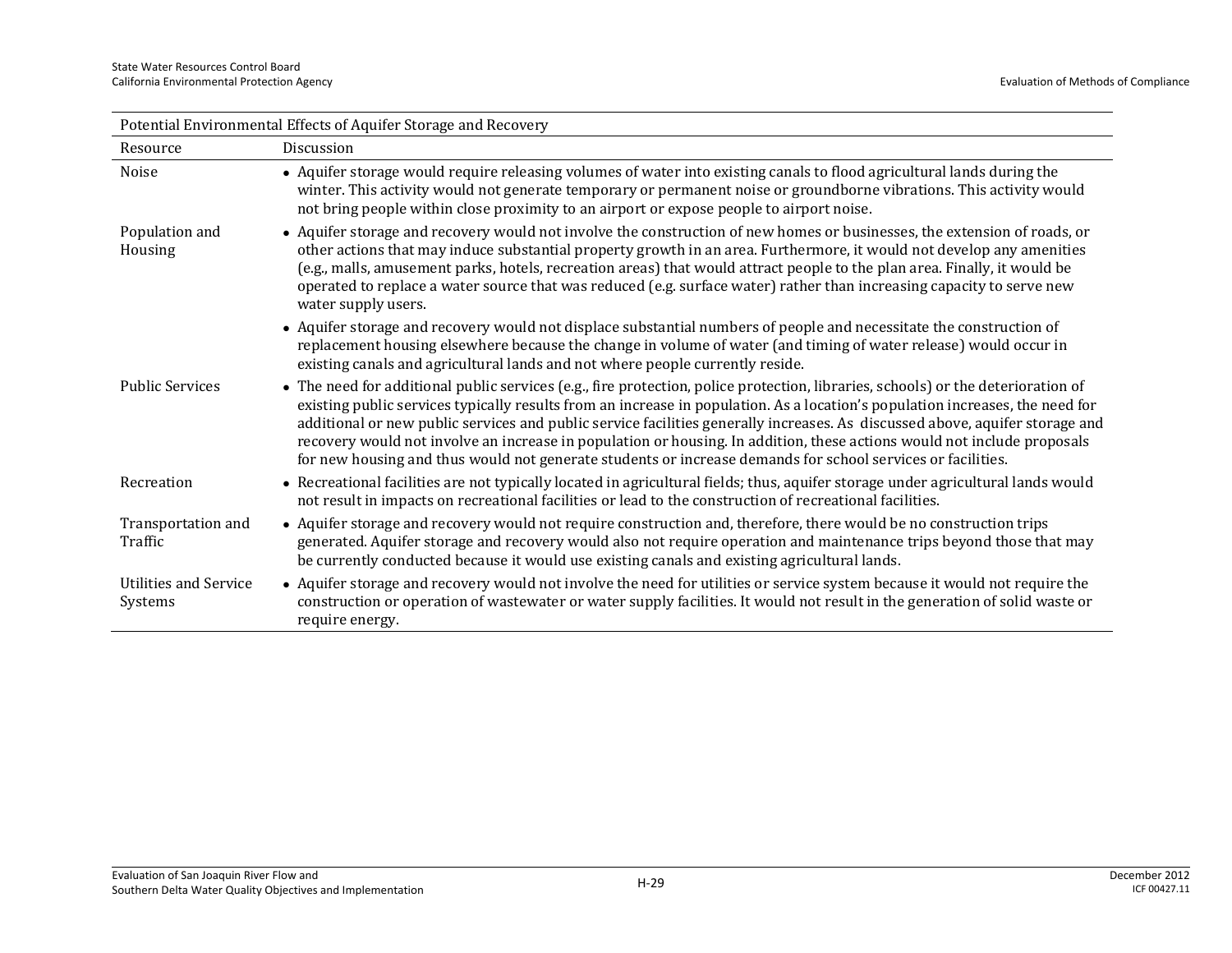| Potential Environmental Effects of Aquifer Storage and Recovery | |
|---|---|
| Resource | Discussion |
| Noise | • Aquifer storage would require releasing volumes of water into existing canals to flood agricultural lands during the winter. This activity would not generate temporary or permanent noise or groundborne vibrations. This activity would not bring people within close proximity to an airport or expose people to airport noise. |
| Population and Housing | • Aquifer storage and recovery would not involve the construction of new homes or businesses, the extension of roads, or other actions that may induce substantial property growth in an area. Furthermore, it would not develop any amenities (e.g., malls, amusement parks, hotels, recreation areas) that would attract people to the plan area. Finally, it would be operated to replace a water source that was reduced (e.g. surface water) rather than increasing capacity to serve new water supply users.<br>• Aquifer storage and recovery would not displace substantial numbers of people and necessitate the construction of replacement housing elsewhere because the change in volume of water (and timing of water release) would occur in existing canals and agricultural lands and not where people currently reside. |
| Public Services | • The need for additional public services (e.g., fire protection, police protection, libraries, schools) or the deterioration of existing public services typically results from an increase in population. As a location's population increases, the need for additional or new public services and public service facilities generally increases. As discussed above, aquifer storage and recovery would not involve an increase in population or housing. In addition, these actions would not include proposals for new housing and thus would not generate students or increase demands for school services or facilities. |
| Recreation | • Recreational facilities are not typically located in agricultural fields; thus, aquifer storage under agricultural lands would not result in impacts on recreational facilities or lead to the construction of recreational facilities. |
| Transportation and Traffic | • Aquifer storage and recovery would not require construction and, therefore, there would be no construction trips generated. Aquifer storage and recovery would also not require operation and maintenance trips beyond those that may be currently conducted because it would use existing canals and existing agricultural lands. |
| Utilities and Service Systems | • Aquifer storage and recovery would not involve the need for utilities or service system because it would not require the construction or operation of wastewater or water supply facilities. It would not result in the generation of solid waste or require energy. |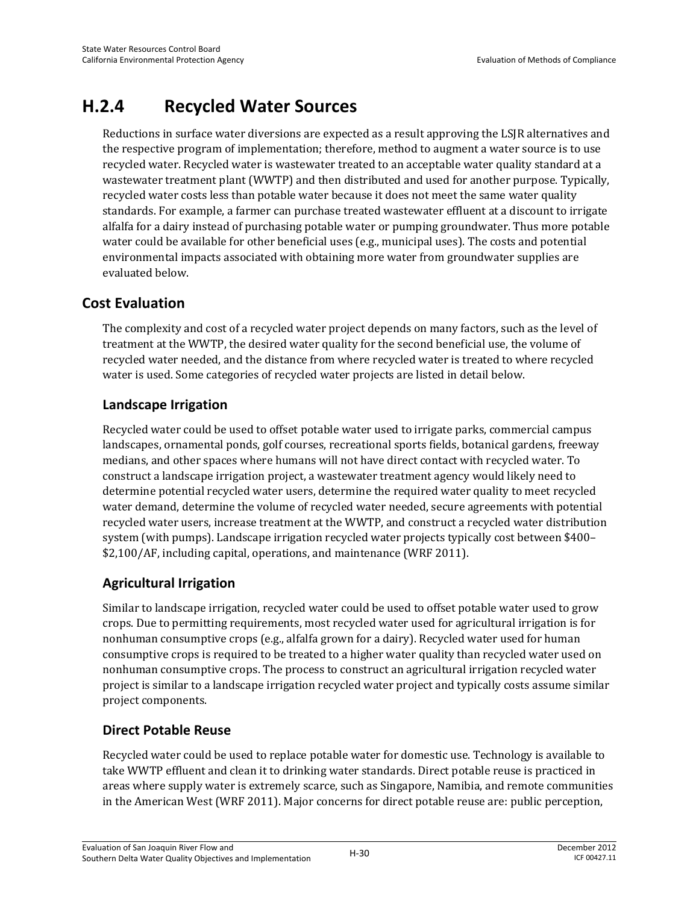# H.2.4 Recycled Water Sources

Reductions in surface water diversions are expected as a result approving the LSJR alternatives and the respective program of implementation; therefore, method to augment a water source is to use recycled water. Recycled water is wastewater treated to an acceptable water quality standard at a wastewater treatment plant (WWTP) and then distributed and used for another purpose. Typically, recycled water costs less than potable water because it does not meet the same water quality standards. For example, a farmer can purchase treated wastewater effluent at a discount to irrigate alfalfa for a dairy instead of purchasing potable water or pumping groundwater. Thus more potable water could be available for other beneficial uses (e.g., municipal uses). The costs and potential environmental impacts associated with obtaining more water from groundwater supplies are evaluated below.

## Cost Evaluation

The complexity and cost of a recycled water project depends on many factors, such as the level of treatment at the WWTP, the desired water quality for the second beneficial use, the volume of recycled water needed, and the distance from where recycled water is treated to where recycled water is used. Some categories of recycled water projects are listed in detail below.

### Landscape Irrigation

Recycled water could be used to offset potable water used to irrigate parks, commercial campus landscapes, ornamental ponds, golf courses, recreational sports fields, botanical gardens, freeway medians, and other spaces where humans will not have direct contact with recycled water. To construct a landscape irrigation project, a wastewater treatment agency would likely need to determine potential recycled water users, determine the required water quality to meet recycled water demand, determine the volume of recycled water needed, secure agreements with potential recycled water users, increase treatment at the WWTP, and construct a recycled water distribution system (with pumps). Landscape irrigation recycled water projects typically cost between $400–$2,100/AF, including capital, operations, and maintenance (WRF 2011).

### Agricultural Irrigation

Similar to landscape irrigation, recycled water could be used to offset potable water used to grow crops. Due to permitting requirements, most recycled water used for agricultural irrigation is for nonhuman consumptive crops (e.g., alfalfa grown for a dairy). Recycled water used for human consumptive crops is required to be treated to a higher water quality than recycled water used on nonhuman consumptive crops. The process to construct an agricultural irrigation recycled water project is similar to a landscape irrigation recycled water project and typically costs assume similar project components.

### Direct Potable Reuse

Recycled water could be used to replace potable water for domestic use. Technology is available to take WWTP effluent and clean it to drinking water standards. Direct potable reuse is practiced in areas where supply water is extremely scarce, such as Singapore, Namibia, and remote communities in the American West (WRF 2011). Major concerns for direct potable reuse are: public perception,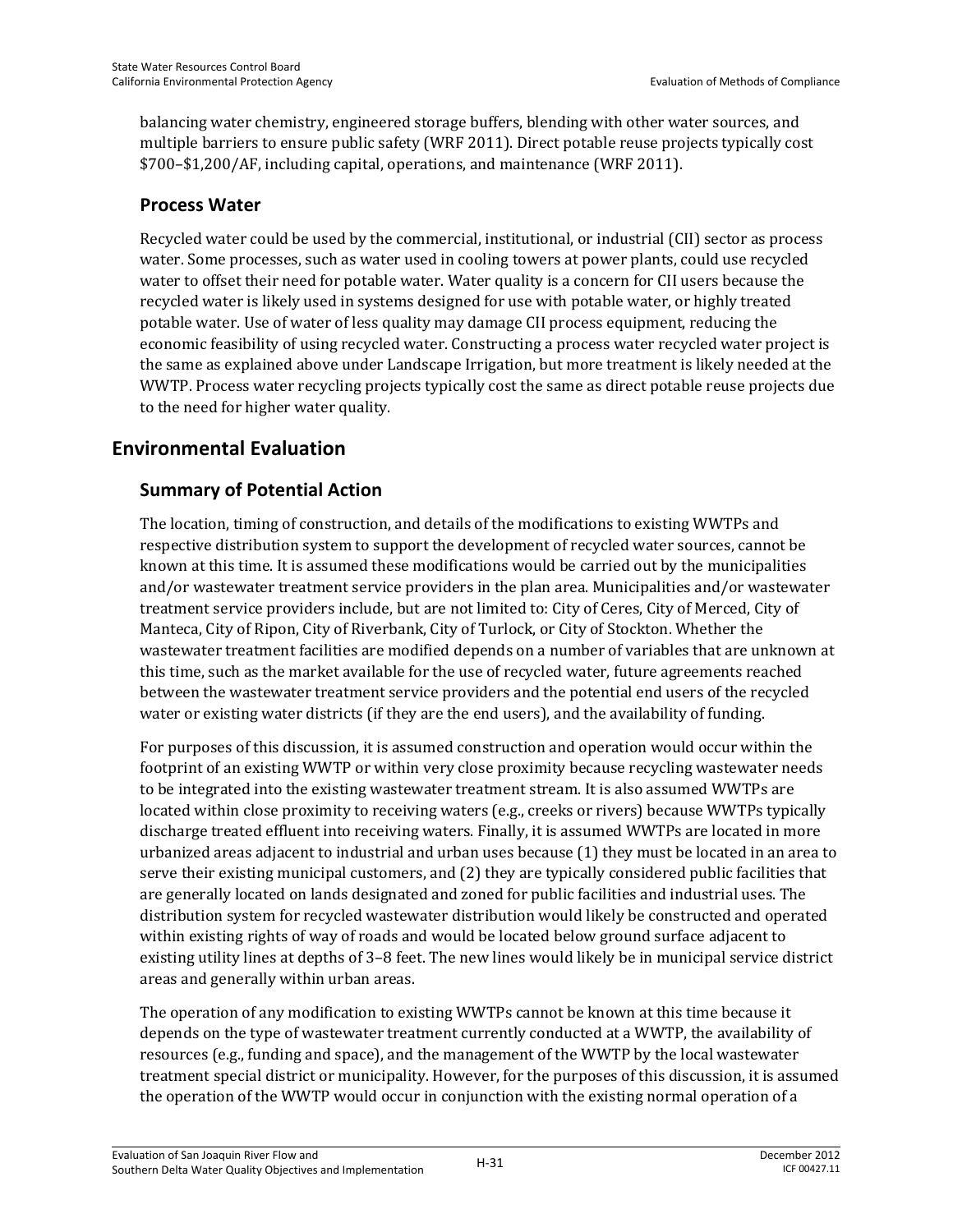balancing water chemistry, engineered storage buffers, blending with other water sources, and multiple barriers to ensure public safety (WRF 2011). Direct potable reuse projects typically cost $700–$1,200/AF, including capital, operations, and maintenance (WRF 2011).

### Process Water

Recycled water could be used by the commercial, institutional, or industrial (CII) sector as process water. Some processes, such as water used in cooling towers at power plants, could use recycled water to offset their need for potable water. Water quality is a concern for CII users because the recycled water is likely used in systems designed for use with potable water, or highly treated potable water. Use of water of less quality may damage CII process equipment, reducing the economic feasibility of using recycled water. Constructing a process water recycled water project is the same as explained above under Landscape Irrigation, but more treatment is likely needed at the WWTP. Process water recycling projects typically cost the same as direct potable reuse projects due to the need for higher water quality.

## Environmental Evaluation

### Summary of Potential Action

The location, timing of construction, and details of the modifications to existing WWTPs and respective distribution system to support the development of recycled water sources, cannot be known at this time. It is assumed these modifications would be carried out by the municipalities and/or wastewater treatment service providers in the plan area. Municipalities and/or wastewater treatment service providers include, but are not limited to: City of Ceres, City of Merced, City of Manteca, City of Ripon, City of Riverbank, City of Turlock, or City of Stockton. Whether the wastewater treatment facilities are modified depends on a number of variables that are unknown at this time, such as the market available for the use of recycled water, future agreements reached between the wastewater treatment service providers and the potential end users of the recycled water or existing water districts (if they are the end users), and the availability of funding.

For purposes of this discussion, it is assumed construction and operation would occur within the footprint of an existing WWTP or within very close proximity because recycling wastewater needs to be integrated into the existing wastewater treatment stream. It is also assumed WWTPs are located within close proximity to receiving waters (e.g., creeks or rivers) because WWTPs typically discharge treated effluent into receiving waters. Finally, it is assumed WWTPs are located in more urbanized areas adjacent to industrial and urban uses because (1) they must be located in an area to serve their existing municipal customers, and (2) they are typically considered public facilities that are generally located on lands designated and zoned for public facilities and industrial uses. The distribution system for recycled wastewater distribution would likely be constructed and operated within existing rights of way of roads and would be located below ground surface adjacent to existing utility lines at depths of 3–8 feet. The new lines would likely be in municipal service district areas and generally within urban areas.

The operation of any modification to existing WWTPs cannot be known at this time because it depends on the type of wastewater treatment currently conducted at a WWTP, the availability of resources (e.g., funding and space), and the management of the WWTP by the local wastewater treatment special district or municipality. However, for the purposes of this discussion, it is assumed the operation of the WWTP would occur in conjunction with the existing normal operation of a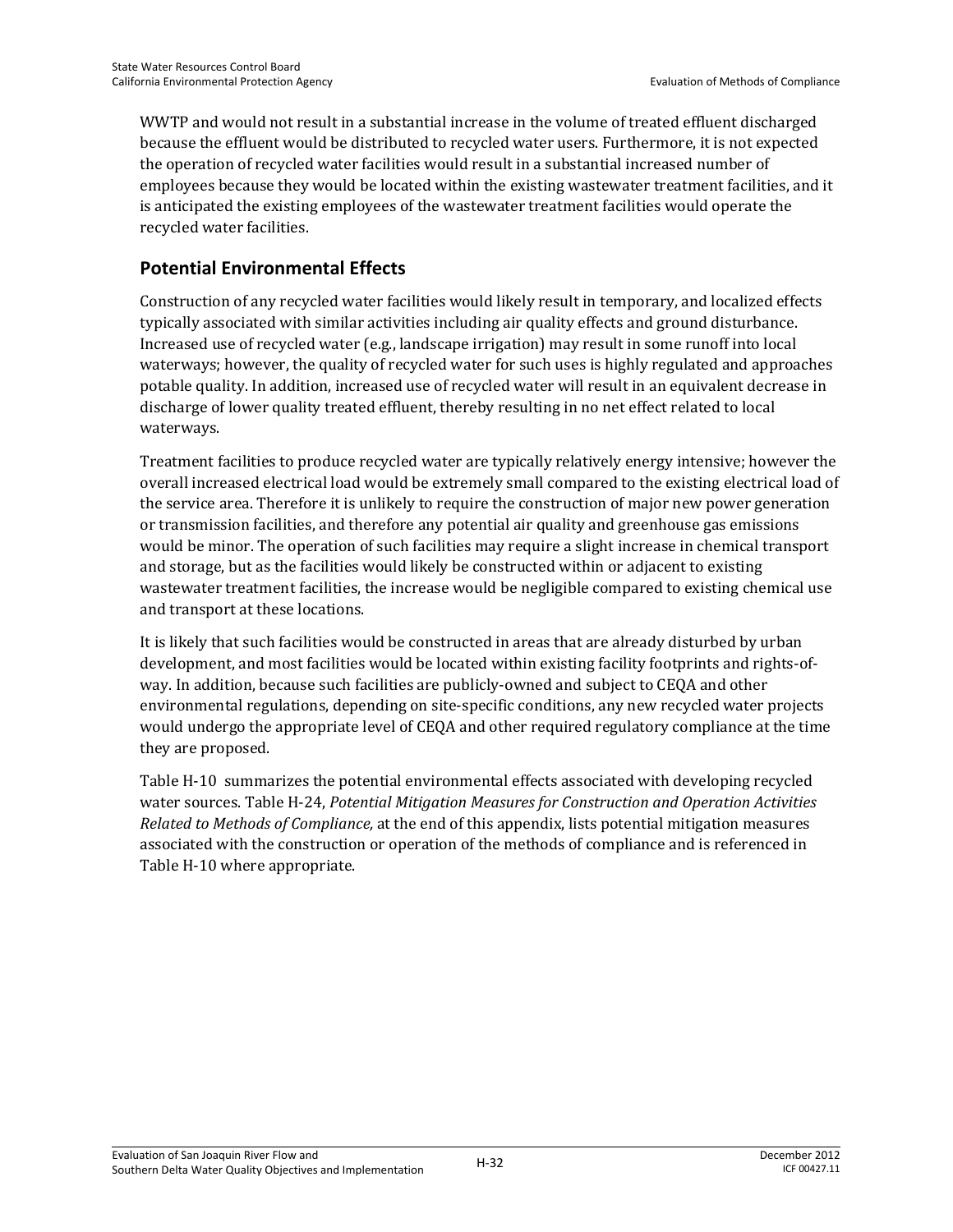WWTP and would not result in a substantial increase in the volume of treated effluent discharged because the effluent would be distributed to recycled water users. Furthermore, it is not expected the operation of recycled water facilities would result in a substantial increased number of employees because they would be located within the existing wastewater treatment facilities, and it is anticipated the existing employees of the wastewater treatment facilities would operate the recycled water facilities.

## Potential Environmental Effects

Construction of any recycled water facilities would likely result in temporary, and localized effects typically associated with similar activities including air quality effects and ground disturbance. Increased use of recycled water (e.g., landscape irrigation) may result in some runoff into local waterways; however, the quality of recycled water for such uses is highly regulated and approaches potable quality. In addition, increased use of recycled water will result in an equivalent decrease in discharge of lower quality treated effluent, thereby resulting in no net effect related to local waterways.

Treatment facilities to produce recycled water are typically relatively energy intensive; however the overall increased electrical load would be extremely small compared to the existing electrical load of the service area. Therefore it is unlikely to require the construction of major new power generation or transmission facilities, and therefore any potential air quality and greenhouse gas emissions would be minor. The operation of such facilities may require a slight increase in chemical transport and storage, but as the facilities would likely be constructed within or adjacent to existing wastewater treatment facilities, the increase would be negligible compared to existing chemical use and transport at these locations.

It is likely that such facilities would be constructed in areas that are already disturbed by urban development, and most facilities would be located within existing facility footprints and rights-of-way. In addition, because such facilities are publicly-owned and subject to CEQA and other environmental regulations, depending on site-specific conditions, any new recycled water projects would undergo the appropriate level of CEQA and other required regulatory compliance at the time they are proposed.

Table H-10 summarizes the potential environmental effects associated with developing recycled water sources. Table H-24, *Potential Mitigation Measures for Construction and Operation Activities Related to Methods of Compliance,* at the end of this appendix, lists potential mitigation measures associated with the construction or operation of the methods of compliance and is referenced in Table H-10 where appropriate.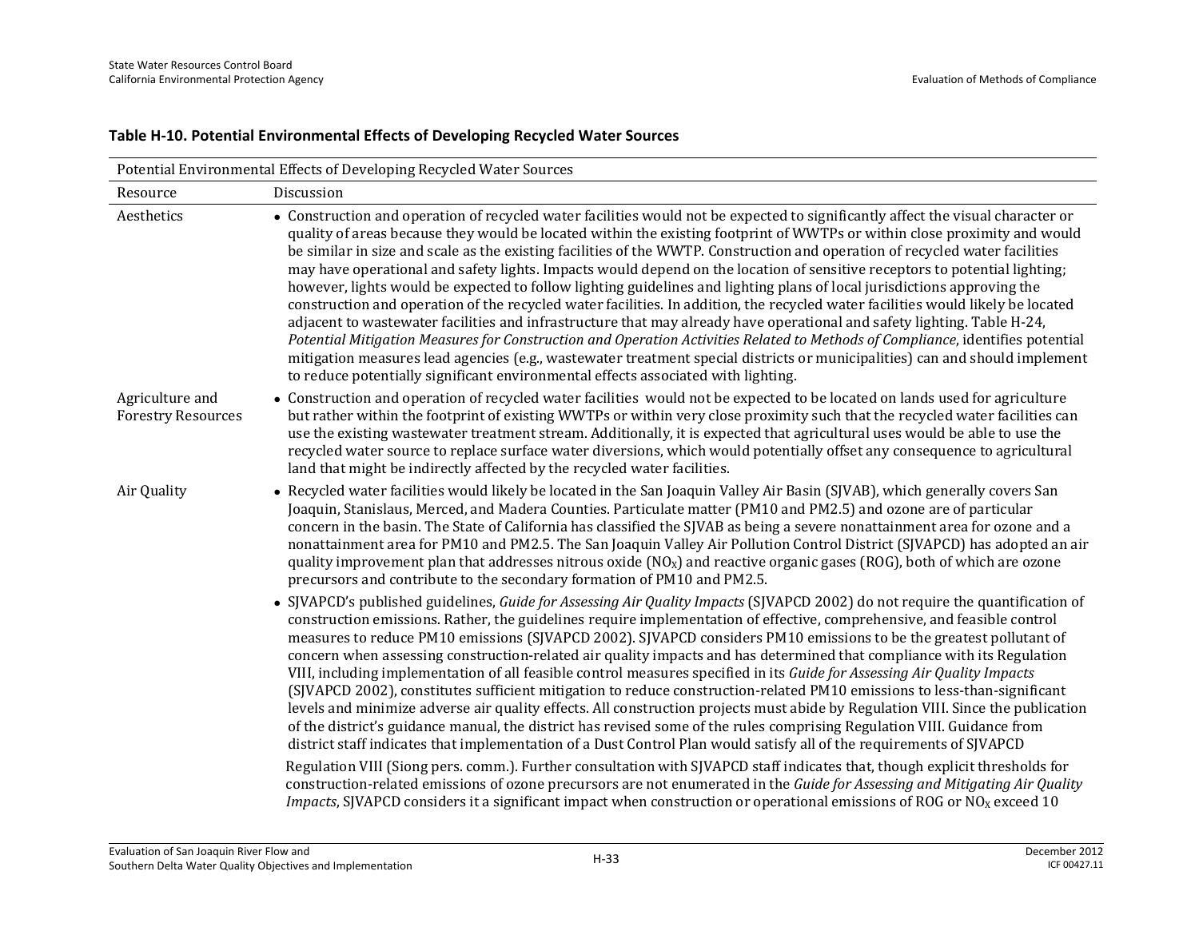**Table H-10. Potential Environmental Effects of Developing Recycled Water Sources**

| Potential Environmental Effects of Developing Recycled Water Sources | |
|---|---|
| Resource | Discussion |
| Aesthetics | • Construction and operation of recycled water facilities would not be expected to significantly affect the visual character or quality of areas because they would be located within the existing footprint of WWTPs or within close proximity and would be similar in size and scale as the existing facilities of the WWTP. Construction and operation of recycled water facilities may have operational and safety lights. Impacts would depend on the location of sensitive receptors to potential lighting; however, lights would be expected to follow lighting guidelines and lighting plans of local jurisdictions approving the construction and operation of the recycled water facilities. In addition, the recycled water facilities would likely be located adjacent to wastewater facilities and infrastructure that may already have operational and safety lighting. Table H-24, *Potential Mitigation Measures for Construction and Operation Activities Related to Methods of Compliance*, identifies potential mitigation measures lead agencies (e.g., wastewater treatment special districts or municipalities) can and should implement to reduce potentially significant environmental effects associated with lighting. |
| Agriculture and Forestry Resources | • Construction and operation of recycled water facilities would not be expected to be located on lands used for agriculture but rather within the footprint of existing WWTPs or within very close proximity such that the recycled water facilities can use the existing wastewater treatment stream. Additionally, it is expected that agricultural uses would be able to use the recycled water source to replace surface water diversions, which would potentially offset any consequence to agricultural land that might be indirectly affected by the recycled water facilities. |
| Air Quality | • Recycled water facilities would likely be located in the San Joaquin Valley Air Basin (SJVAB), which generally covers San Joaquin, Stanislaus, Merced, and Madera Counties. Particulate matter (PM10 and PM2.5) and ozone are of particular concern in the basin. The State of California has classified the SJVAB as being a severe nonattainment area for ozone and a nonattainment area for PM10 and PM2.5. The San Joaquin Valley Air Pollution Control District (SJVAPCD) has adopted an air quality improvement plan that addresses nitrous oxide ($NO_X$) and reactive organic gases (ROG), both of which are ozone precursors and contribute to the secondary formation of PM10 and PM2.5.<br>• SJVAPCD's published guidelines, *Guide for Assessing Air Quality Impacts* (SJVAPCD 2002) do not require the quantification of construction emissions. Rather, the guidelines require implementation of effective, comprehensive, and feasible control measures to reduce PM10 emissions (SJVAPCD 2002). SJVAPCD considers PM10 emissions to be the greatest pollutant of concern when assessing construction-related air quality impacts and has determined that compliance with its Regulation VIII, including implementation of all feasible control measures specified in its *Guide for Assessing Air Quality Impacts* (SJVAPCD 2002), constitutes sufficient mitigation to reduce construction-related PM10 emissions to less-than-significant levels and minimize adverse air quality effects. All construction projects must abide by Regulation VIII. Since the publication of the district's guidance manual, the district has revised some of the rules comprising Regulation VIII. Guidance from district staff indicates that implementation of a Dust Control Plan would satisfy all of the requirements of SJVAPCD Regulation VIII (Siong pers. comm.). Further consultation with SJVAPCD staff indicates that, though explicit thresholds for construction-related emissions of ozone precursors are not enumerated in the *Guide for Assessing and Mitigating Air Quality Impacts*, SJVAPCD considers it a significant impact when construction or operational emissions of ROG or $NO_X$ exceed 10 |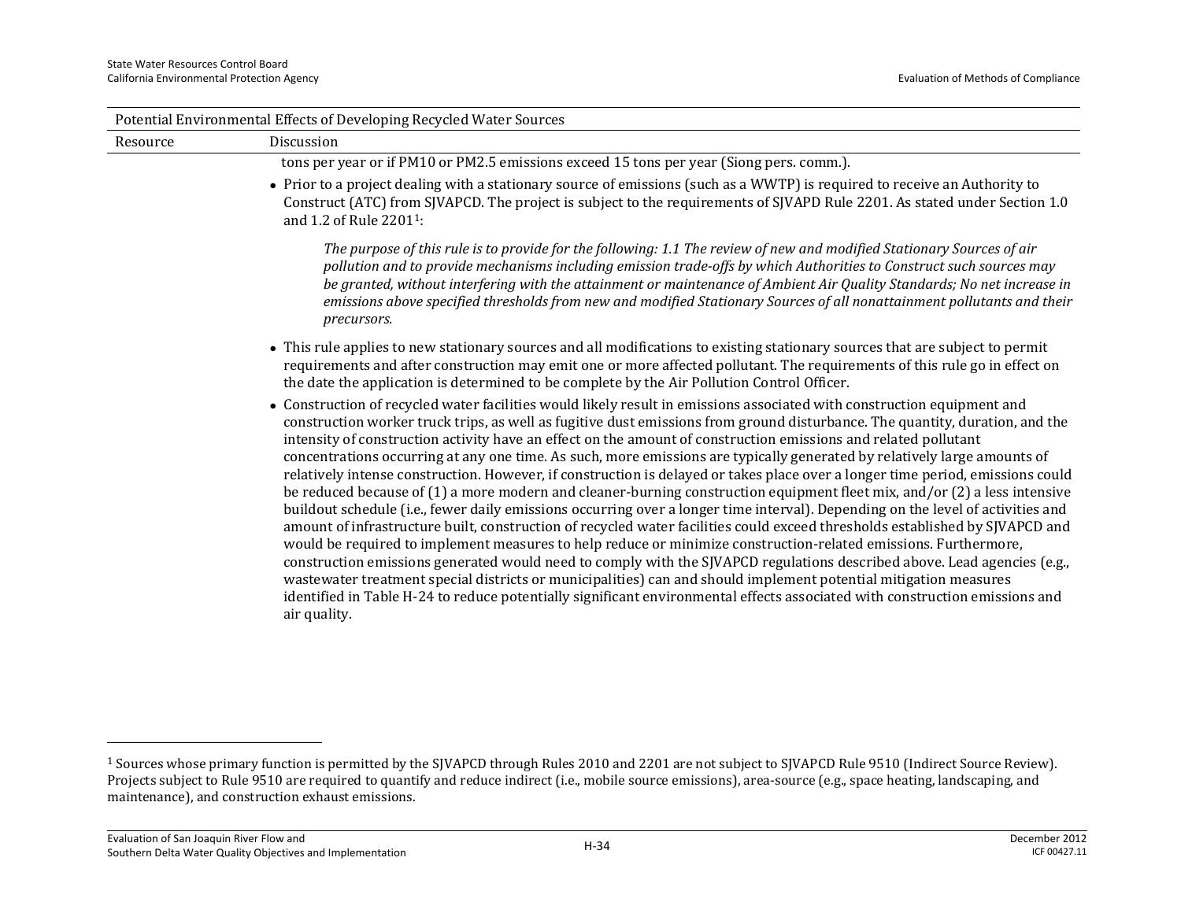| Potential Environmental Effects of Developing Recycled Water Sources | |
|---|---|
| Resource | Discussion |
| | tons per year or if PM10 or PM2.5 emissions exceed 15 tons per year (Siong pers. comm.). • Prior to a project dealing with a stationary source of emissions (such as a WWTP) is required to receive an Authority to Construct (ATC) from SJVAPCD. The project is subject to the requirements of SJVAPD Rule 2201. As stated under Section 1.0 and 1.2 of Rule 2201[1]: *The purpose of this rule is to provide for the following: 1.1 The review of new and modified Stationary Sources of air pollution and to provide mechanisms including emission trade-offs by which Authorities to Construct such sources may be granted, without interfering with the attainment or maintenance of Ambient Air Quality Standards; No net increase in emissions above specified thresholds from new and modified Stationary Sources of all nonattainment pollutants and their precursors.* • This rule applies to new stationary sources and all modifications to existing stationary sources that are subject to permit requirements and after construction may emit one or more affected pollutant. The requirements of this rule go in effect on the date the application is determined to be complete by the Air Pollution Control Officer. • Construction of recycled water facilities would likely result in emissions associated with construction equipment and construction worker truck trips, as well as fugitive dust emissions from ground disturbance. The quantity, duration, and the intensity of construction activity have an effect on the amount of construction emissions and related pollutant concentrations occurring at any one time. As such, more emissions are typically generated by relatively large amounts of relatively intense construction. However, if construction is delayed or takes place over a longer time period, emissions could be reduced because of (1) a more modern and cleaner-burning construction equipment fleet mix, and/or (2) a less intensive buildout schedule (i.e., fewer daily emissions occurring over a longer time interval). Depending on the level of activities and amount of infrastructure built, construction of recycled water facilities could exceed thresholds established by SJVAPCD and would be required to implement measures to help reduce or minimize construction-related emissions. Furthermore, construction emissions generated would need to comply with the SJVAPCD regulations described above. Lead agencies (e.g., wastewater treatment special districts or municipalities) can and should implement potential mitigation measures identified in Table H-24 to reduce potentially significant environmental effects associated with construction emissions and air quality. |

[1] Sources whose primary function is permitted by the SJVAPCD through Rules 2010 and 2201 are not subject to SJVAPCD Rule 9510 (Indirect Source Review). Projects subject to Rule 9510 are required to quantify and reduce indirect (i.e., mobile source emissions), area-source (e.g., space heating, landscaping, and maintenance), and construction exhaust emissions.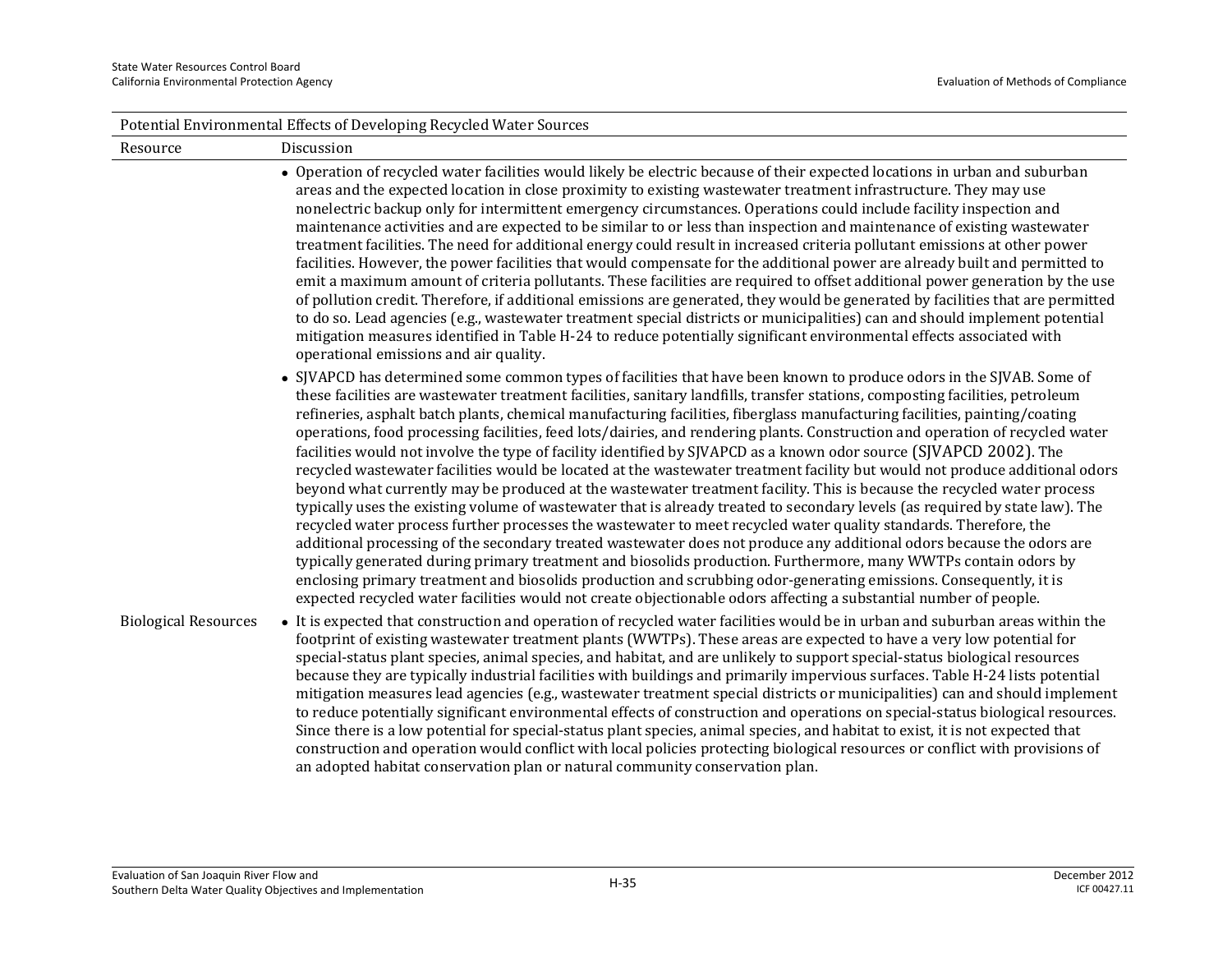Potential Environmental Effects of Developing Recycled Water Sources

| Resource | Discussion |
|---|---|
| | • Operation of recycled water facilities would likely be electric because of their expected locations in urban and suburban areas and the expected location in close proximity to existing wastewater treatment infrastructure. They may use nonelectric backup only for intermittent emergency circumstances. Operations could include facility inspection and maintenance activities and are expected to be similar to or less than inspection and maintenance of existing wastewater treatment facilities. The need for additional energy could result in increased criteria pollutant emissions at other power facilities. However, the power facilities that would compensate for the additional power are already built and permitted to emit a maximum amount of criteria pollutants. These facilities are required to offset additional power generation by the use of pollution credit. Therefore, if additional emissions are generated, they would be generated by facilities that are permitted to do so. Lead agencies (e.g., wastewater treatment special districts or municipalities) can and should implement potential mitigation measures identified in Table H-24 to reduce potentially significant environmental effects associated with operational emissions and air quality. |
| | • SJVAPCD has determined some common types of facilities that have been known to produce odors in the SJVAB. Some of these facilities are wastewater treatment facilities, sanitary landfills, transfer stations, composting facilities, petroleum refineries, asphalt batch plants, chemical manufacturing facilities, fiberglass manufacturing facilities, painting/coating operations, food processing facilities, feed lots/dairies, and rendering plants. Construction and operation of recycled water facilities would not involve the type of facility identified by SJVAPCD as a known odor source (SJVAPCD 2002). The recycled wastewater facilities would be located at the wastewater treatment facility but would not produce additional odors beyond what currently may be produced at the wastewater treatment facility. This is because the recycled water process typically uses the existing volume of wastewater that is already treated to secondary levels (as required by state law). The recycled water process further processes the wastewater to meet recycled water quality standards. Therefore, the additional processing of the secondary treated wastewater does not produce any additional odors because the odors are typically generated during primary treatment and biosolids production. Furthermore, many WWTPs contain odors by enclosing primary treatment and biosolids production and scrubbing odor-generating emissions. Consequently, it is expected recycled water facilities would not create objectionable odors affecting a substantial number of people. |
| Biological Resources | • It is expected that construction and operation of recycled water facilities would be in urban and suburban areas within the footprint of existing wastewater treatment plants (WWTPs). These areas are expected to have a very low potential for special-status plant species, animal species, and habitat, and are unlikely to support special-status biological resources because they are typically industrial facilities with buildings and primarily impervious surfaces. Table H-24 lists potential mitigation measures lead agencies (e.g., wastewater treatment special districts or municipalities) can and should implement to reduce potentially significant environmental effects of construction and operations on special-status biological resources. Since there is a low potential for special-status plant species, animal species, and habitat to exist, it is not expected that construction and operation would conflict with local policies protecting biological resources or conflict with provisions of an adopted habitat conservation plan or natural community conservation plan. |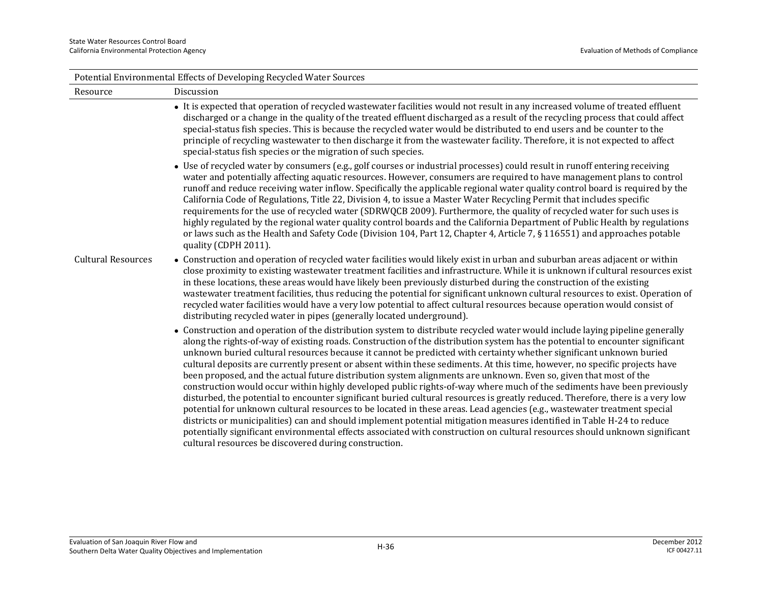| Potential Environmental Effects of Developing Recycled Water Sources | |
|---|---|
| Resource | Discussion |
| | • It is expected that operation of recycled wastewater facilities would not result in any increased volume of treated effluent discharged or a change in the quality of the treated effluent discharged as a result of the recycling process that could affect special-status fish species. This is because the recycled water would be distributed to end users and be counter to the principle of recycling wastewater to then discharge it from the wastewater facility. Therefore, it is not expected to affect special-status fish species or the migration of such species.<br><br>• Use of recycled water by consumers (e.g., golf courses or industrial processes) could result in runoff entering receiving water and potentially affecting aquatic resources. However, consumers are required to have management plans to control runoff and reduce receiving water inflow. Specifically the applicable regional water quality control board is required by the California Code of Regulations, Title 22, Division 4, to issue a Master Water Recycling Permit that includes specific requirements for the use of recycled water (SDRWQCB 2009). Furthermore, the quality of recycled water for such uses is highly regulated by the regional water quality control boards and the California Department of Public Health by regulations or laws such as the Health and Safety Code (Division 104, Part 12, Chapter 4, Article 7, § 116551) and approaches potable quality (CDPH 2011). |
| Cultural Resources | • Construction and operation of recycled water facilities would likely exist in urban and suburban areas adjacent or within close proximity to existing wastewater treatment facilities and infrastructure. While it is unknown if cultural resources exist in these locations, these areas would have likely been previously disturbed during the construction of the existing wastewater treatment facilities, thus reducing the potential for significant unknown cultural resources to exist. Operation of recycled water facilities would have a very low potential to affect cultural resources because operation would consist of distributing recycled water in pipes (generally located underground).<br><br>• Construction and operation of the distribution system to distribute recycled water would include laying pipeline generally along the rights-of-way of existing roads. Construction of the distribution system has the potential to encounter significant unknown buried cultural resources because it cannot be predicted with certainty whether significant unknown buried cultural deposits are currently present or absent within these sediments. At this time, however, no specific projects have been proposed, and the actual future distribution system alignments are unknown. Even so, given that most of the construction would occur within highly developed public rights-of-way where much of the sediments have been previously disturbed, the potential to encounter significant buried cultural resources is greatly reduced. Therefore, there is a very low potential for unknown cultural resources to be located in these areas. Lead agencies (e.g., wastewater treatment special districts or municipalities) can and should implement potential mitigation measures identified in Table H-24 to reduce potentially significant environmental effects associated with construction on cultural resources should unknown significant cultural resources be discovered during construction. |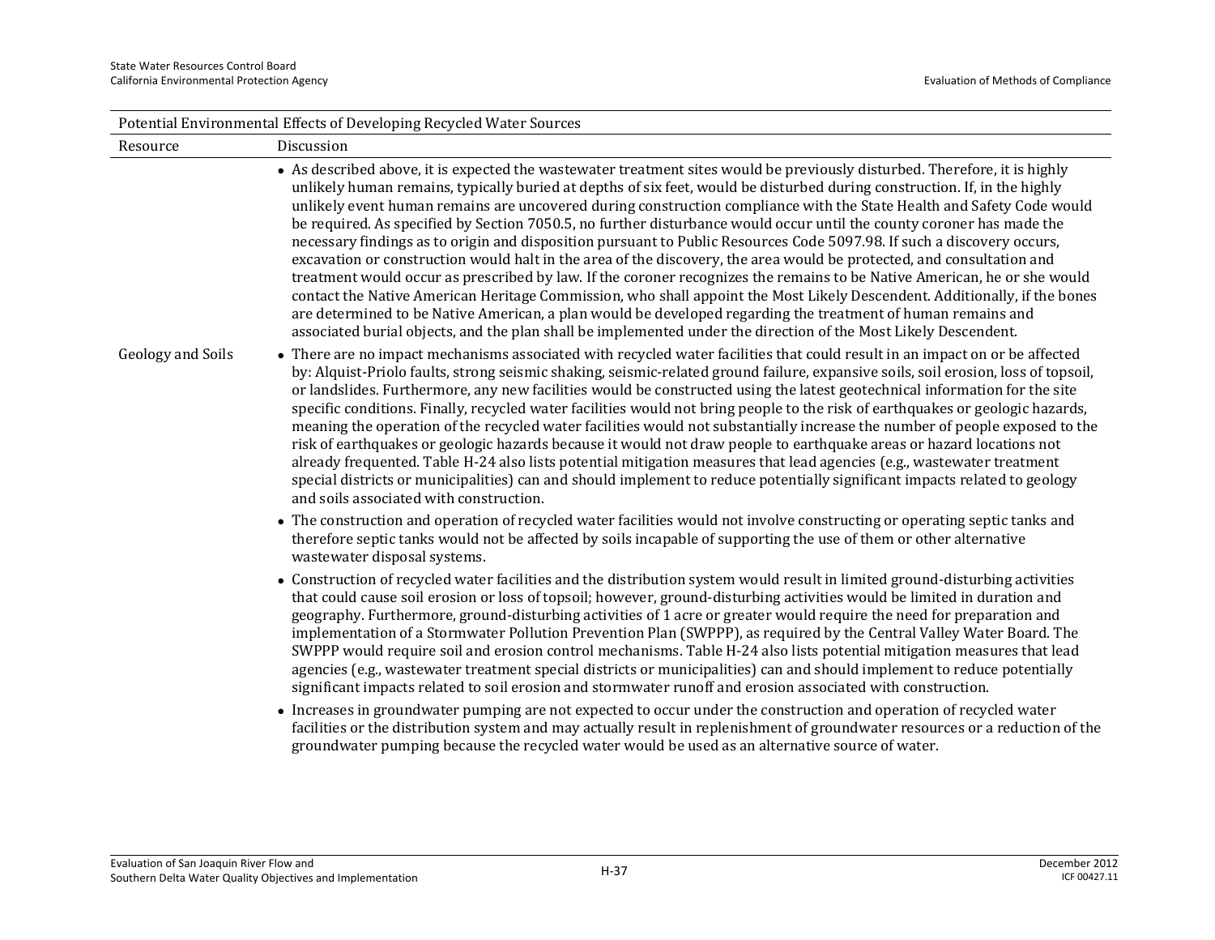| Potential Environmental Effects of Developing Recycled Water Sources | |
|---|---|
| Resource | Discussion |
| | • As described above, it is expected the wastewater treatment sites would be previously disturbed. Therefore, it is highly unlikely human remains, typically buried at depths of six feet, would be disturbed during construction. If, in the highly unlikely event human remains are uncovered during construction compliance with the State Health and Safety Code would be required. As specified by Section 7050.5, no further disturbance would occur until the county coroner has made the necessary findings as to origin and disposition pursuant to Public Resources Code 5097.98. If such a discovery occurs, excavation or construction would halt in the area of the discovery, the area would be protected, and consultation and treatment would occur as prescribed by law. If the coroner recognizes the remains to be Native American, he or she would contact the Native American Heritage Commission, who shall appoint the Most Likely Descendent. Additionally, if the bones are determined to be Native American, a plan would be developed regarding the treatment of human remains and associated burial objects, and the plan shall be implemented under the direction of the Most Likely Descendent. |
| Geology and Soils | • There are no impact mechanisms associated with recycled water facilities that could result in an impact on or be affected by: Alquist-Priolo faults, strong seismic shaking, seismic-related ground failure, expansive soils, soil erosion, loss of topsoil, or landslides. Furthermore, any new facilities would be constructed using the latest geotechnical information for the site specific conditions. Finally, recycled water facilities would not bring people to the risk of earthquakes or geologic hazards, meaning the operation of the recycled water facilities would not substantially increase the number of people exposed to the risk of earthquakes or geologic hazards because it would not draw people to earthquake areas or hazard locations not already frequented. Table H-24 also lists potential mitigation measures that lead agencies (e.g., wastewater treatment special districts or municipalities) can and should implement to reduce potentially significant impacts related to geology and soils associated with construction.<br>• The construction and operation of recycled water facilities would not involve constructing or operating septic tanks and therefore septic tanks would not be affected by soils incapable of supporting the use of them or other alternative wastewater disposal systems.<br>• Construction of recycled water facilities and the distribution system would result in limited ground-disturbing activities that could cause soil erosion or loss of topsoil; however, ground-disturbing activities would be limited in duration and geography. Furthermore, ground-disturbing activities of 1 acre or greater would require the need for preparation and implementation of a Stormwater Pollution Prevention Plan (SWPPP), as required by the Central Valley Water Board. The SWPPP would require soil and erosion control mechanisms. Table H-24 also lists potential mitigation measures that lead agencies (e.g., wastewater treatment special districts or municipalities) can and should implement to reduce potentially significant impacts related to soil erosion and stormwater runoff and erosion associated with construction.<br>• Increases in groundwater pumping are not expected to occur under the construction and operation of recycled water facilities or the distribution system and may actually result in replenishment of groundwater resources or a reduction of the groundwater pumping because the recycled water would be used as an alternative source of water. |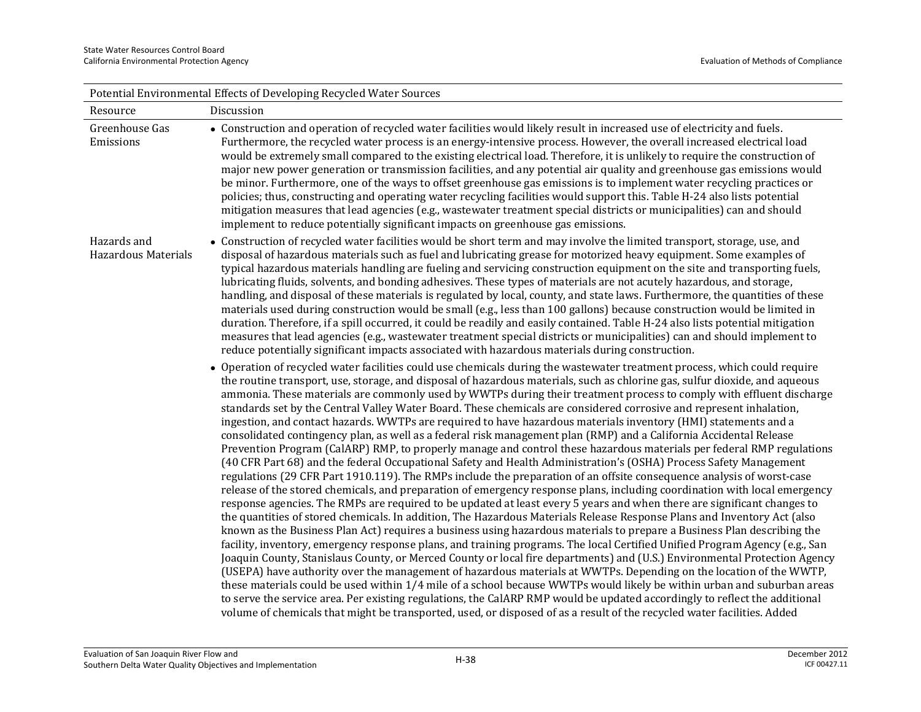| Potential Environmental Effects of Developing Recycled Water Sources | |
|---|---|
| Resource | Discussion |
| Greenhouse Gas Emissions | • Construction and operation of recycled water facilities would likely result in increased use of electricity and fuels. Furthermore, the recycled water process is an energy-intensive process. However, the overall increased electrical load would be extremely small compared to the existing electrical load. Therefore, it is unlikely to require the construction of major new power generation or transmission facilities, and any potential air quality and greenhouse gas emissions would be minor. Furthermore, one of the ways to offset greenhouse gas emissions is to implement water recycling practices or policies; thus, constructing and operating water recycling facilities would support this. Table H-24 also lists potential mitigation measures that lead agencies (e.g., wastewater treatment special districts or municipalities) can and should implement to reduce potentially significant impacts on greenhouse gas emissions. |
| Hazards and Hazardous Materials | • Construction of recycled water facilities would be short term and may involve the limited transport, storage, use, and disposal of hazardous materials such as fuel and lubricating grease for motorized heavy equipment. Some examples of typical hazardous materials handling are fueling and servicing construction equipment on the site and transporting fuels, lubricating fluids, solvents, and bonding adhesives. These types of materials are not acutely hazardous, and storage, handling, and disposal of these materials is regulated by local, county, and state laws. Furthermore, the quantities of these materials used during construction would be small (e.g., less than 100 gallons) because construction would be limited in duration. Therefore, if a spill occurred, it could be readily and easily contained. Table H-24 also lists potential mitigation measures that lead agencies (e.g., wastewater treatment special districts or municipalities) can and should implement to reduce potentially significant impacts associated with hazardous materials during construction.<br><br>• Operation of recycled water facilities could use chemicals during the wastewater treatment process, which could require the routine transport, use, storage, and disposal of hazardous materials, such as chlorine gas, sulfur dioxide, and aqueous ammonia. These materials are commonly used by WWTPs during their treatment process to comply with effluent discharge standards set by the Central Valley Water Board. These chemicals are considered corrosive and represent inhalation, ingestion, and contact hazards. WWTPs are required to have hazardous materials inventory (HMI) statements and a consolidated contingency plan, as well as a federal risk management plan (RMP) and a California Accidental Release Prevention Program (CalARP) RMP, to properly manage and control these hazardous materials per federal RMP regulations (40 CFR Part 68) and the federal Occupational Safety and Health Administration's (OSHA) Process Safety Management regulations (29 CFR Part 1910.119). The RMPs include the preparation of an offsite consequence analysis of worst-case release of the stored chemicals, and preparation of emergency response plans, including coordination with local emergency response agencies. The RMPs are required to be updated at least every 5 years and when there are significant changes to the quantities of stored chemicals. In addition, The Hazardous Materials Release Response Plans and Inventory Act (also known as the Business Plan Act) requires a business using hazardous materials to prepare a Business Plan describing the facility, inventory, emergency response plans, and training programs. The local Certified Unified Program Agency (e.g., San Joaquin County, Stanislaus County, or Merced County or local fire departments) and (U.S.) Environmental Protection Agency (USEPA) have authority over the management of hazardous materials at WWTPs. Depending on the location of the WWTP, these materials could be used within 1/4 mile of a school because WWTPs would likely be within urban and suburban areas to serve the service area. Per existing regulations, the CalARP RMP would be updated accordingly to reflect the additional volume of chemicals that might be transported, used, or disposed of as a result of the recycled water facilities. Added |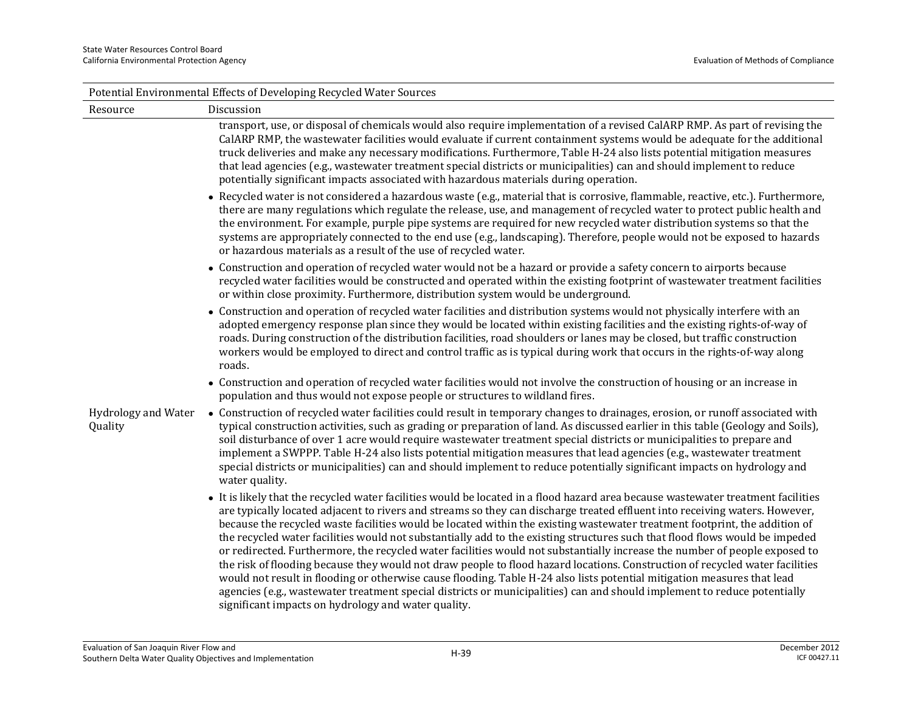| Potential Environmental Effects of Developing Recycled Water Sources | |
|---|---|
| Resource | Discussion |
| | transport, use, or disposal of chemicals would also require implementation of a revised CalARP RMP. As part of revising the CalARP RMP, the wastewater facilities would evaluate if current containment systems would be adequate for the additional truck deliveries and make any necessary modifications. Furthermore, Table H-24 also lists potential mitigation measures that lead agencies (e.g., wastewater treatment special districts or municipalities) can and should implement to reduce potentially significant impacts associated with hazardous materials during operation. |
| | • Recycled water is not considered a hazardous waste (e.g., material that is corrosive, flammable, reactive, etc.). Furthermore, there are many regulations which regulate the release, use, and management of recycled water to protect public health and the environment. For example, purple pipe systems are required for new recycled water distribution systems so that the systems are appropriately connected to the end use (e.g., landscaping). Therefore, people would not be exposed to hazards or hazardous materials as a result of the use of recycled water. |
| | • Construction and operation of recycled water would not be a hazard or provide a safety concern to airports because recycled water facilities would be constructed and operated within the existing footprint of wastewater treatment facilities or within close proximity. Furthermore, distribution system would be underground. |
| | • Construction and operation of recycled water facilities and distribution systems would not physically interfere with an adopted emergency response plan since they would be located within existing facilities and the existing rights-of-way of roads. During construction of the distribution facilities, road shoulders or lanes may be closed, but traffic construction workers would be employed to direct and control traffic as is typical during work that occurs in the rights-of-way along roads. |
| | • Construction and operation of recycled water facilities would not involve the construction of housing or an increase in population and thus would not expose people or structures to wildland fires. |
| Hydrology and Water Quality | • Construction of recycled water facilities could result in temporary changes to drainages, erosion, or runoff associated with typical construction activities, such as grading or preparation of land. As discussed earlier in this table (Geology and Soils), soil disturbance of over 1 acre would require wastewater treatment special districts or municipalities to prepare and implement a SWPPP. Table H-24 also lists potential mitigation measures that lead agencies (e.g., wastewater treatment special districts or municipalities) can and should implement to reduce potentially significant impacts on hydrology and water quality. |
| | • It is likely that the recycled water facilities would be located in a flood hazard area because wastewater treatment facilities are typically located adjacent to rivers and streams so they can discharge treated effluent into receiving waters. However, because the recycled waste facilities would be located within the existing wastewater treatment footprint, the addition of the recycled water facilities would not substantially add to the existing structures such that flood flows would be impeded or redirected. Furthermore, the recycled water facilities would not substantially increase the number of people exposed to the risk of flooding because they would not draw people to flood hazard locations. Construction of recycled water facilities would not result in flooding or otherwise cause flooding. Table H-24 also lists potential mitigation measures that lead agencies (e.g., wastewater treatment special districts or municipalities) can and should implement to reduce potentially significant impacts on hydrology and water quality. |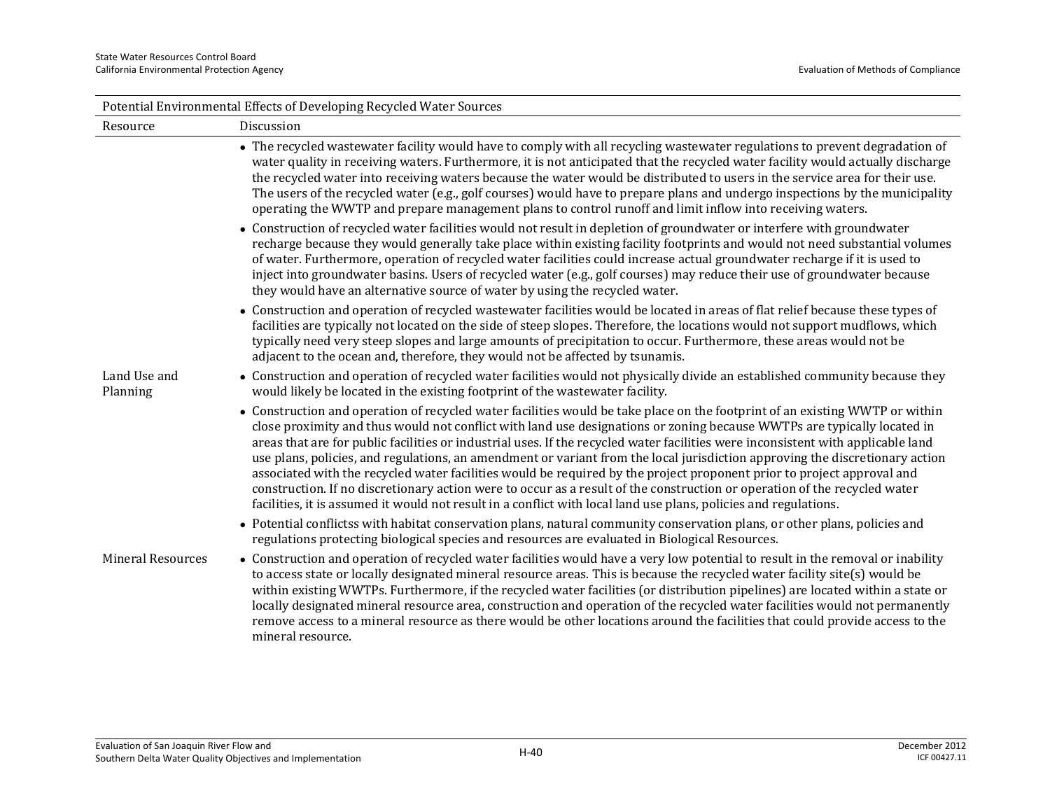| Potential Environmental Effects of Developing Recycled Water Sources | |
|---|---|
| Resource | Discussion |
| | • The recycled wastewater facility would have to comply with all recycling wastewater regulations to prevent degradation of water quality in receiving waters. Furthermore, it is not anticipated that the recycled water facility would actually discharge the recycled water into receiving waters because the water would be distributed to users in the service area for their use. The users of the recycled water (e.g., golf courses) would have to prepare plans and undergo inspections by the municipality operating the WWTP and prepare management plans to control runoff and limit inflow into receiving waters.<br>• Construction of recycled water facilities would not result in depletion of groundwater or interfere with groundwater recharge because they would generally take place within existing facility footprints and would not need substantial volumes of water. Furthermore, operation of recycled water facilities could increase actual groundwater recharge if it is used to inject into groundwater basins. Users of recycled water (e.g., golf courses) may reduce their use of groundwater because they would have an alternative source of water by using the recycled water.<br>• Construction and operation of recycled wastewater facilities would be located in areas of flat relief because these types of facilities are typically not located on the side of steep slopes. Therefore, the locations would not support mudflows, which typically need very steep slopes and large amounts of precipitation to occur. Furthermore, these areas would not be adjacent to the ocean and, therefore, they would not be affected by tsunamis. |
| Land Use and Planning | • Construction and operation of recycled water facilities would not physically divide an established community because they would likely be located in the existing footprint of the wastewater facility.<br>• Construction and operation of recycled water facilities would be take place on the footprint of an existing WWTP or within close proximity and thus would not conflict with land use designations or zoning because WWTPs are typically located in areas that are for public facilities or industrial uses. If the recycled water facilities were inconsistent with applicable land use plans, policies, and regulations, an amendment or variant from the local jurisdiction approving the discretionary action associated with the recycled water facilities would be required by the project proponent prior to project approval and construction. If no discretionary action were to occur as a result of the construction or operation of the recycled water facilities, it is assumed it would not result in a conflict with local land use plans, policies and regulations.<br>• Potential conflictss with habitat conservation plans, natural community conservation plans, or other plans, policies and regulations protecting biological species and resources are evaluated in Biological Resources. |
| Mineral Resources | • Construction and operation of recycled water facilities would have a very low potential to result in the removal or inability to access state or locally designated mineral resource areas. This is because the recycled water facility site(s) would be within existing WWTPs. Furthermore, if the recycled water facilities (or distribution pipelines) are located within a state or locally designated mineral resource area, construction and operation of the recycled water facilities would not permanently remove access to a mineral resource as there would be other locations around the facilities that could provide access to the mineral resource. |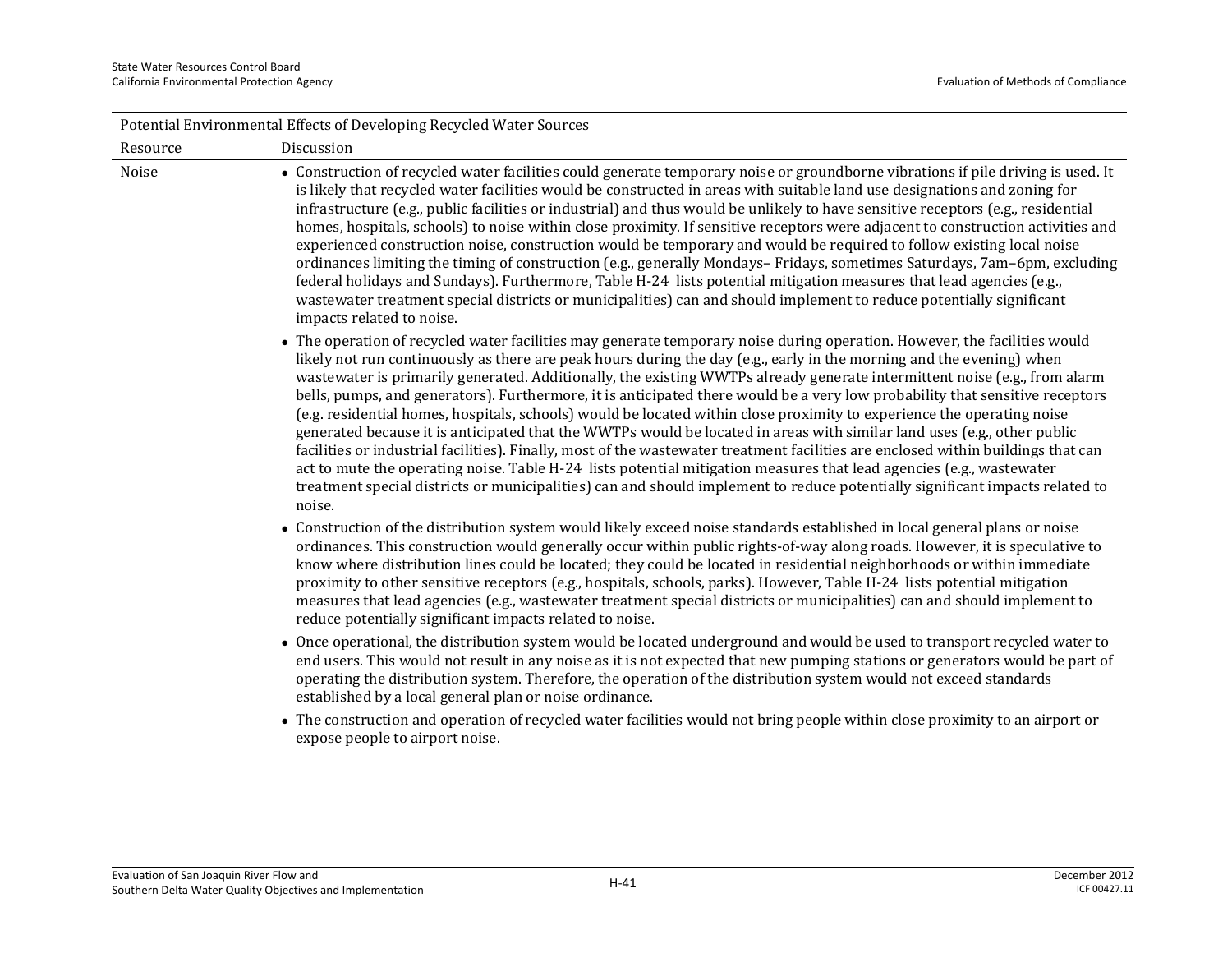| Potential Environmental Effects of Developing Recycled Water Sources | |
|---|---|
| Resource | Discussion |
| Noise | • Construction of recycled water facilities could generate temporary noise or groundborne vibrations if pile driving is used. It is likely that recycled water facilities would be constructed in areas with suitable land use designations and zoning for infrastructure (e.g., public facilities or industrial) and thus would be unlikely to have sensitive receptors (e.g., residential homes, hospitals, schools) to noise within close proximity. If sensitive receptors were adjacent to construction activities and experienced construction noise, construction would be temporary and would be required to follow existing local noise ordinances limiting the timing of construction (e.g., generally Mondays– Fridays, sometimes Saturdays, 7am–6pm, excluding federal holidays and Sundays). Furthermore, Table H-24 lists potential mitigation measures that lead agencies (e.g., wastewater treatment special districts or municipalities) can and should implement to reduce potentially significant impacts related to noise.<br>• The operation of recycled water facilities may generate temporary noise during operation. However, the facilities would likely not run continuously as there are peak hours during the day (e.g., early in the morning and the evening) when wastewater is primarily generated. Additionally, the existing WWTPs already generate intermittent noise (e.g., from alarm bells, pumps, and generators). Furthermore, it is anticipated there would be a very low probability that sensitive receptors (e.g. residential homes, hospitals, schools) would be located within close proximity to experience the operating noise generated because it is anticipated that the WWTPs would be located in areas with similar land uses (e.g., other public facilities or industrial facilities). Finally, most of the wastewater treatment facilities are enclosed within buildings that can act to mute the operating noise. Table H-24 lists potential mitigation measures that lead agencies (e.g., wastewater treatment special districts or municipalities) can and should implement to reduce potentially significant impacts related to noise.<br>• Construction of the distribution system would likely exceed noise standards established in local general plans or noise ordinances. This construction would generally occur within public rights-of-way along roads. However, it is speculative to know where distribution lines could be located; they could be located in residential neighborhoods or within immediate proximity to other sensitive receptors (e.g., hospitals, schools, parks). However, Table H-24 lists potential mitigation measures that lead agencies (e.g., wastewater treatment special districts or municipalities) can and should implement to reduce potentially significant impacts related to noise.<br>• Once operational, the distribution system would be located underground and would be used to transport recycled water to end users. This would not result in any noise as it is not expected that new pumping stations or generators would be part of operating the distribution system. Therefore, the operation of the distribution system would not exceed standards established by a local general plan or noise ordinance.<br>• The construction and operation of recycled water facilities would not bring people within close proximity to an airport or expose people to airport noise. |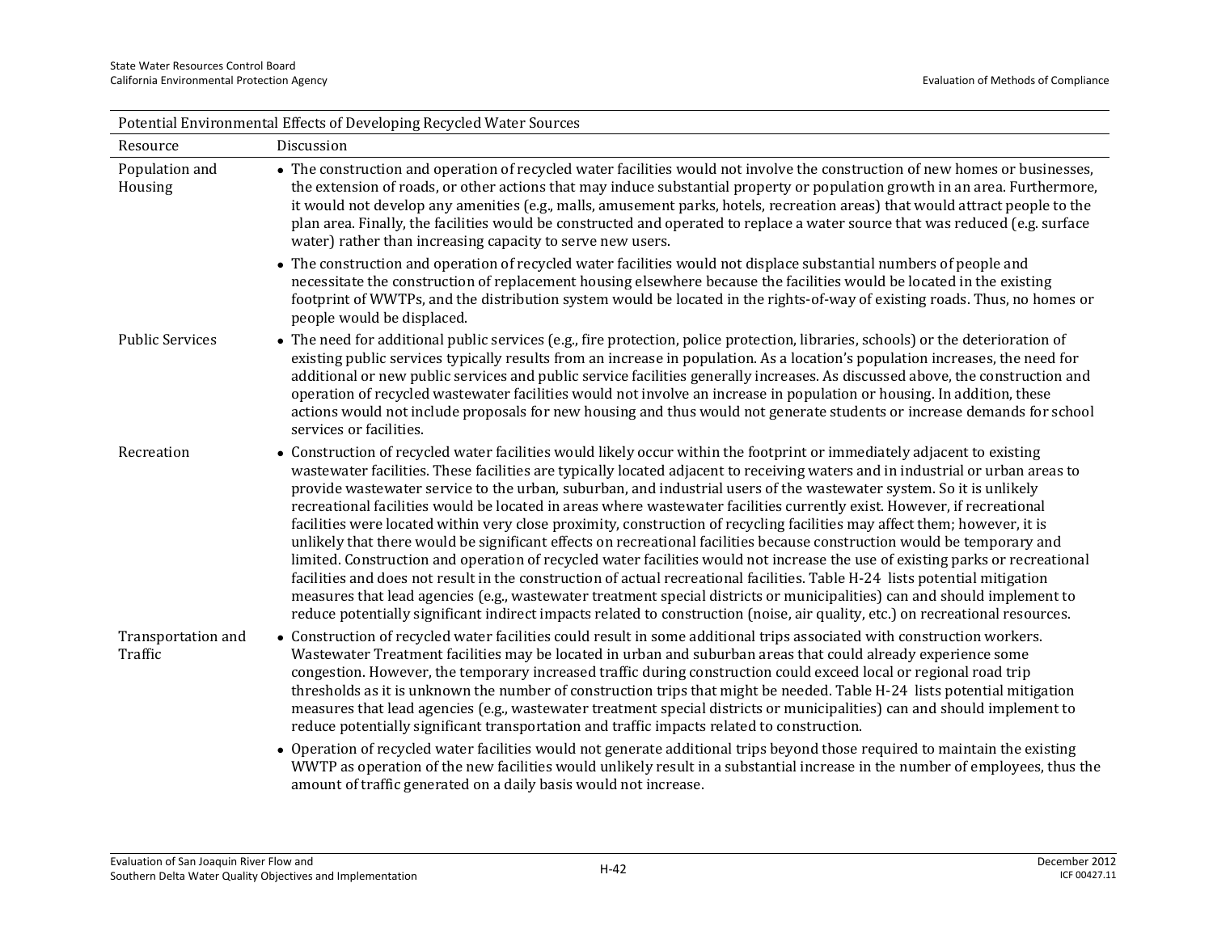| Potential Environmental Effects of Developing Recycled Water Sources | |
|---|---|
| Resource | Discussion |
| Population and Housing | • The construction and operation of recycled water facilities would not involve the construction of new homes or businesses, the extension of roads, or other actions that may induce substantial property or population growth in an area. Furthermore, it would not develop any amenities (e.g., malls, amusement parks, hotels, recreation areas) that would attract people to the plan area. Finally, the facilities would be constructed and operated to replace a water source that was reduced (e.g. surface water) rather than increasing capacity to serve new users.<br><br>• The construction and operation of recycled water facilities would not displace substantial numbers of people and necessitate the construction of replacement housing elsewhere because the facilities would be located in the existing footprint of WWTPs, and the distribution system would be located in the rights-of-way of existing roads. Thus, no homes or people would be displaced. |
| Public Services | • The need for additional public services (e.g., fire protection, police protection, libraries, schools) or the deterioration of existing public services typically results from an increase in population. As a location's population increases, the need for additional or new public services and public service facilities generally increases. As discussed above, the construction and operation of recycled wastewater facilities would not involve an increase in population or housing. In addition, these actions would not include proposals for new housing and thus would not generate students or increase demands for school services or facilities. |
| Recreation | • Construction of recycled water facilities would likely occur within the footprint or immediately adjacent to existing wastewater facilities. These facilities are typically located adjacent to receiving waters and in industrial or urban areas to provide wastewater service to the urban, suburban, and industrial users of the wastewater system. So it is unlikely recreational facilities would be located in areas where wastewater facilities currently exist. However, if recreational facilities were located within very close proximity, construction of recycling facilities may affect them; however, it is unlikely that there would be significant effects on recreational facilities because construction would be temporary and limited. Construction and operation of recycled water facilities would not increase the use of existing parks or recreational facilities and does not result in the construction of actual recreational facilities. Table H-24 lists potential mitigation measures that lead agencies (e.g., wastewater treatment special districts or municipalities) can and should implement to reduce potentially significant indirect impacts related to construction (noise, air quality, etc.) on recreational resources. |
| Transportation and Traffic | • Construction of recycled water facilities could result in some additional trips associated with construction workers. Wastewater Treatment facilities may be located in urban and suburban areas that could already experience some congestion. However, the temporary increased traffic during construction could exceed local or regional road trip thresholds as it is unknown the number of construction trips that might be needed. Table H-24 lists potential mitigation measures that lead agencies (e.g., wastewater treatment special districts or municipalities) can and should implement to reduce potentially significant transportation and traffic impacts related to construction.<br><br>• Operation of recycled water facilities would not generate additional trips beyond those required to maintain the existing WWTP as operation of the new facilities would unlikely result in a substantial increase in the number of employees, thus the amount of traffic generated on a daily basis would not increase. |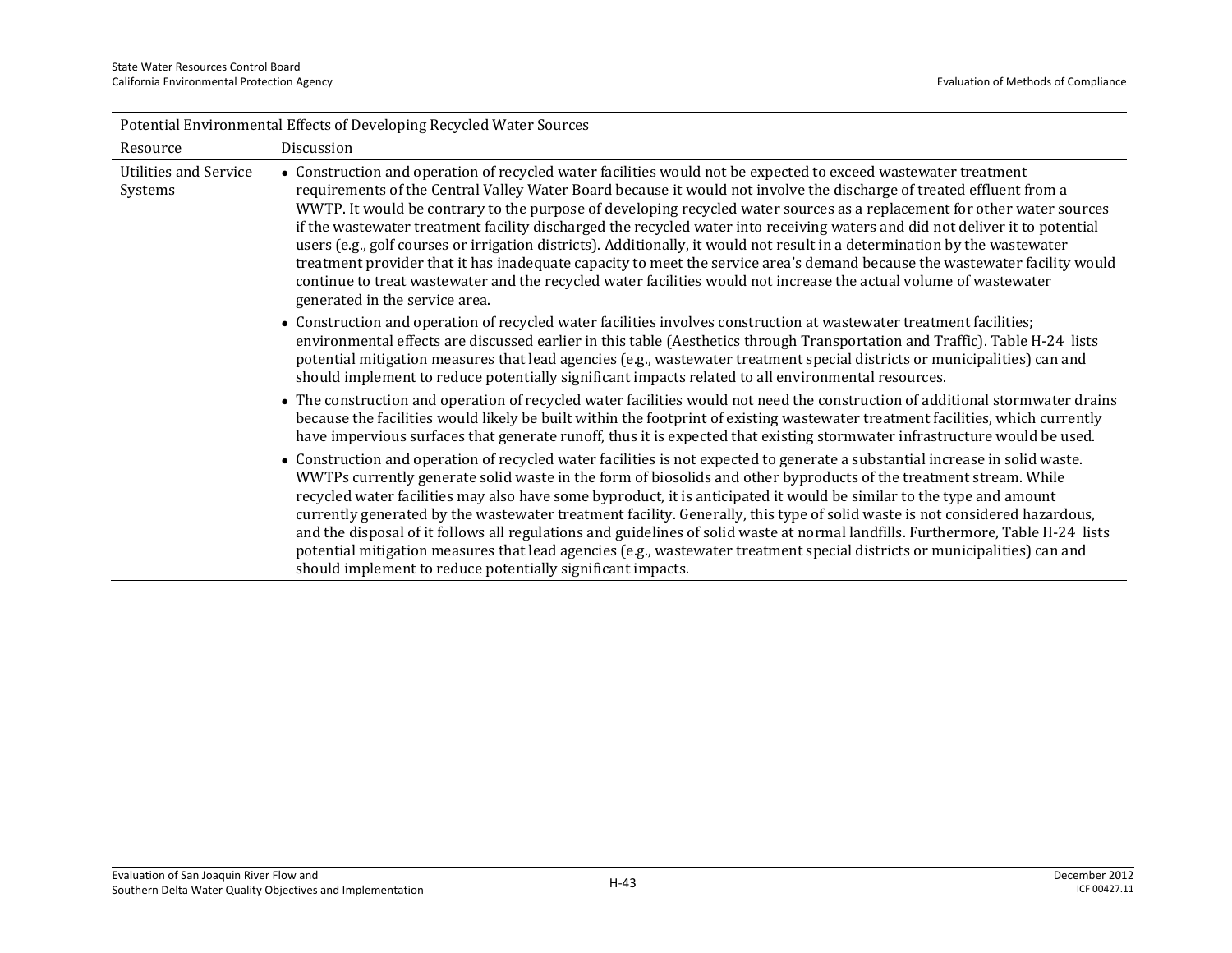| Potential Environmental Effects of Developing Recycled Water Sources | |
|---|---|
| Resource | Discussion |
| Utilities and Service Systems | • Construction and operation of recycled water facilities would not be expected to exceed wastewater treatment requirements of the Central Valley Water Board because it would not involve the discharge of treated effluent from a WWTP. It would be contrary to the purpose of developing recycled water sources as a replacement for other water sources if the wastewater treatment facility discharged the recycled water into receiving waters and did not deliver it to potential users (e.g., golf courses or irrigation districts). Additionally, it would not result in a determination by the wastewater treatment provider that it has inadequate capacity to meet the service area's demand because the wastewater facility would continue to treat wastewater and the recycled water facilities would not increase the actual volume of wastewater generated in the service area.<br>• Construction and operation of recycled water facilities involves construction at wastewater treatment facilities; environmental effects are discussed earlier in this table (Aesthetics through Transportation and Traffic). Table H-24 lists potential mitigation measures that lead agencies (e.g., wastewater treatment special districts or municipalities) can and should implement to reduce potentially significant impacts related to all environmental resources.<br>• The construction and operation of recycled water facilities would not need the construction of additional stormwater drains because the facilities would likely be built within the footprint of existing wastewater treatment facilities, which currently have impervious surfaces that generate runoff, thus it is expected that existing stormwater infrastructure would be used.<br>• Construction and operation of recycled water facilities is not expected to generate a substantial increase in solid waste. WWTPs currently generate solid waste in the form of biosolids and other byproducts of the treatment stream. While recycled water facilities may also have some byproduct, it is anticipated it would be similar to the type and amount currently generated by the wastewater treatment facility. Generally, this type of solid waste is not considered hazardous, and the disposal of it follows all regulations and guidelines of solid waste at normal landfills. Furthermore, Table H-24 lists potential mitigation measures that lead agencies (e.g., wastewater treatment special districts or municipalities) can and should implement to reduce potentially significant impacts. |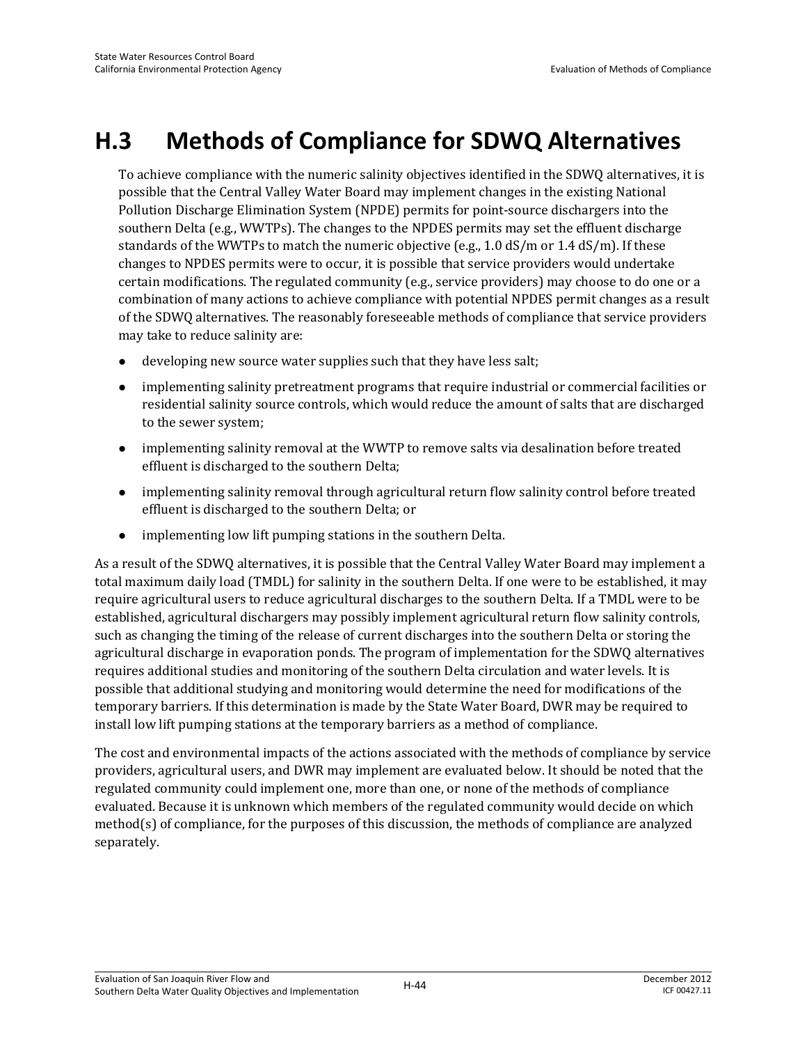# H.3 Methods of Compliance for SDWQ Alternatives

To achieve compliance with the numeric salinity objectives identified in the SDWQ alternatives, it is possible that the Central Valley Water Board may implement changes in the existing National Pollution Discharge Elimination System (NPDE) permits for point-source dischargers into the southern Delta (e.g., WWTPs). The changes to the NPDES permits may set the effluent discharge standards of the WWTPs to match the numeric objective (e.g., 1.0 dS/m or 1.4 dS/m). If these changes to NPDES permits were to occur, it is possible that service providers would undertake certain modifications. The regulated community (e.g., service providers) may choose to do one or a combination of many actions to achieve compliance with potential NPDES permit changes as a result of the SDWQ alternatives. The reasonably foreseeable methods of compliance that service providers may take to reduce salinity are:

- developing new source water supplies such that they have less salt;
- implementing salinity pretreatment programs that require industrial or commercial facilities or residential salinity source controls, which would reduce the amount of salts that are discharged to the sewer system;
- implementing salinity removal at the WWTP to remove salts via desalination before treated effluent is discharged to the southern Delta;
- implementing salinity removal through agricultural return flow salinity control before treated effluent is discharged to the southern Delta; or
- implementing low lift pumping stations in the southern Delta.

As a result of the SDWQ alternatives, it is possible that the Central Valley Water Board may implement a total maximum daily load (TMDL) for salinity in the southern Delta. If one were to be established, it may require agricultural users to reduce agricultural discharges to the southern Delta. If a TMDL were to be established, agricultural dischargers may possibly implement agricultural return flow salinity controls, such as changing the timing of the release of current discharges into the southern Delta or storing the agricultural discharge in evaporation ponds. The program of implementation for the SDWQ alternatives requires additional studies and monitoring of the southern Delta circulation and water levels. It is possible that additional studying and monitoring would determine the need for modifications of the temporary barriers. If this determination is made by the State Water Board, DWR may be required to install low lift pumping stations at the temporary barriers as a method of compliance.

The cost and environmental impacts of the actions associated with the methods of compliance by service providers, agricultural users, and DWR may implement are evaluated below. It should be noted that the regulated community could implement one, more than one, or none of the methods of compliance evaluated. Because it is unknown which members of the regulated community would decide on which method(s) of compliance, for the purposes of this discussion, the methods of compliance are analyzed separately.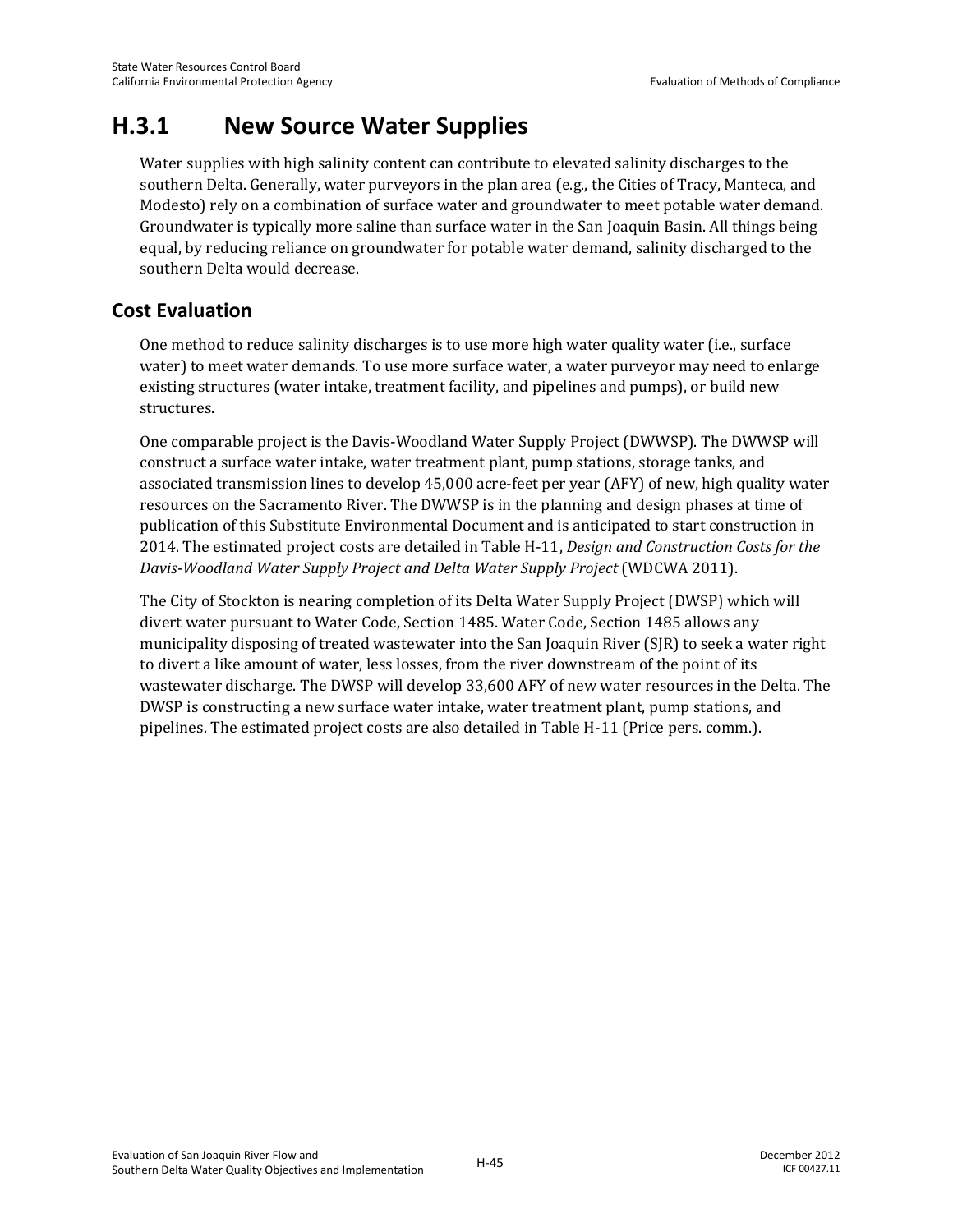## H.3.1 New Source Water Supplies

Water supplies with high salinity content can contribute to elevated salinity discharges to the southern Delta. Generally, water purveyors in the plan area (e.g., the Cities of Tracy, Manteca, and Modesto) rely on a combination of surface water and groundwater to meet potable water demand. Groundwater is typically more saline than surface water in the San Joaquin Basin. All things being equal, by reducing reliance on groundwater for potable water demand, salinity discharged to the southern Delta would decrease.

### Cost Evaluation

One method to reduce salinity discharges is to use more high water quality water (i.e., surface water) to meet water demands. To use more surface water, a water purveyor may need to enlarge existing structures (water intake, treatment facility, and pipelines and pumps), or build new structures.

One comparable project is the Davis-Woodland Water Supply Project (DWWSP). The DWWSP will construct a surface water intake, water treatment plant, pump stations, storage tanks, and associated transmission lines to develop 45,000 acre-feet per year (AFY) of new, high quality water resources on the Sacramento River. The DWWSP is in the planning and design phases at time of publication of this Substitute Environmental Document and is anticipated to start construction in 2014. The estimated project costs are detailed in Table H-11, *Design and Construction Costs for the Davis-Woodland Water Supply Project and Delta Water Supply Project* (WDCWA 2011).

The City of Stockton is nearing completion of its Delta Water Supply Project (DWSP) which will divert water pursuant to Water Code, Section 1485. Water Code, Section 1485 allows any municipality disposing of treated wastewater into the San Joaquin River (SJR) to seek a water right to divert a like amount of water, less losses, from the river downstream of the point of its wastewater discharge. The DWSP will develop 33,600 AFY of new water resources in the Delta. The DWSP is constructing a new surface water intake, water treatment plant, pump stations, and pipelines. The estimated project costs are also detailed in Table H-11 (Price pers. comm.).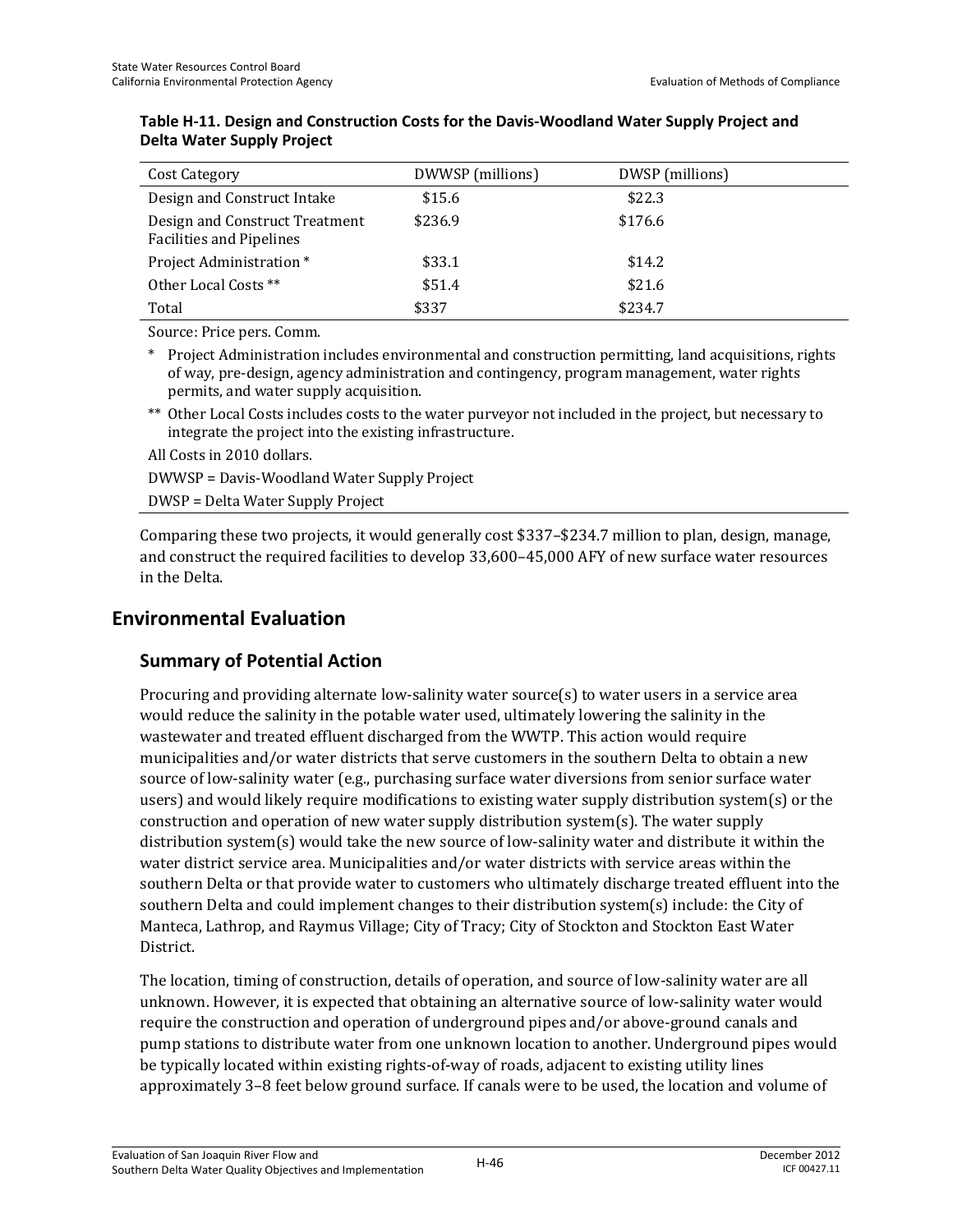**Table H-11. Design and Construction Costs for the Davis-Woodland Water Supply Project and Delta Water Supply Project**

| Cost Category | DWWSP (millions) | DWSP (millions) |
|---|---|---|
| Design and Construct Intake | $15.6 | $22.3 |
| Design and Construct Treatment Facilities and Pipelines | $236.9 | $176.6 |
| Project Administration * | $33.1 | $14.2 |
| Other Local Costs ** | $51.4 | $21.6 |
| Total | $337 | $234.7 |

Source: Price pers. Comm.

\* Project Administration includes environmental and construction permitting, land acquisitions, rights of way, pre-design, agency administration and contingency, program management, water rights permits, and water supply acquisition.

\** Other Local Costs includes costs to the water purveyor not included in the project, but necessary to integrate the project into the existing infrastructure.

All Costs in 2010 dollars.

DWWSP = Davis-Woodland Water Supply Project

DWSP = Delta Water Supply Project

Comparing these two projects, it would generally cost $337–$234.7 million to plan, design, manage, and construct the required facilities to develop 33,600–45,000 AFY of new surface water resources in the Delta.

## Environmental Evaluation

### Summary of Potential Action

Procuring and providing alternate low-salinity water source(s) to water users in a service area would reduce the salinity in the potable water used, ultimately lowering the salinity in the wastewater and treated effluent discharged from the WWTP. This action would require municipalities and/or water districts that serve customers in the southern Delta to obtain a new source of low-salinity water (e.g., purchasing surface water diversions from senior surface water users) and would likely require modifications to existing water supply distribution system(s) or the construction and operation of new water supply distribution system(s). The water supply distribution system(s) would take the new source of low-salinity water and distribute it within the water district service area. Municipalities and/or water districts with service areas within the southern Delta or that provide water to customers who ultimately discharge treated effluent into the southern Delta and could implement changes to their distribution system(s) include: the City of Manteca, Lathrop, and Raymus Village; City of Tracy; City of Stockton and Stockton East Water District.

The location, timing of construction, details of operation, and source of low-salinity water are all unknown. However, it is expected that obtaining an alternative source of low-salinity water would require the construction and operation of underground pipes and/or above-ground canals and pump stations to distribute water from one unknown location to another. Underground pipes would be typically located within existing rights-of-way of roads, adjacent to existing utility lines approximately 3–8 feet below ground surface. If canals were to be used, the location and volume of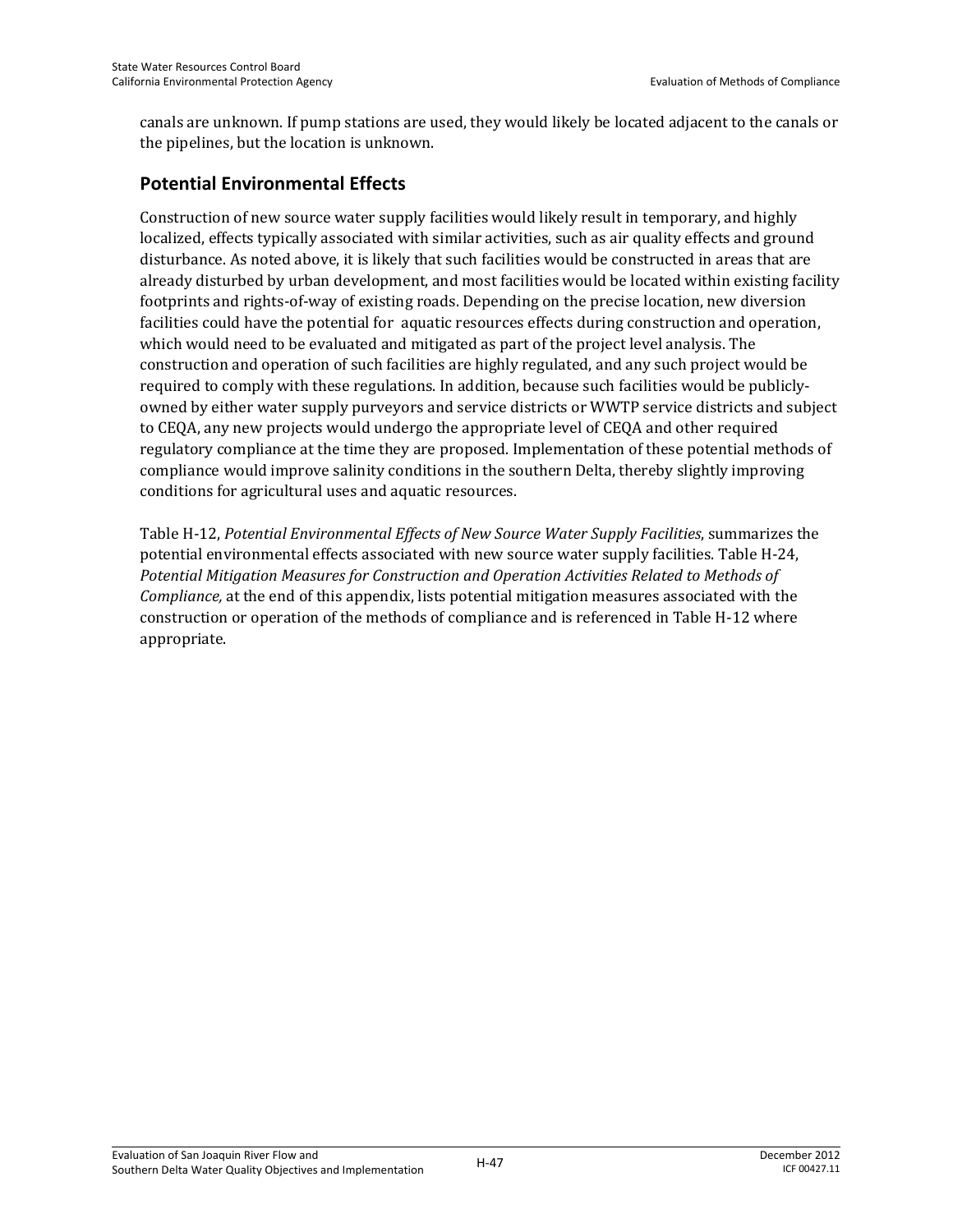canals are unknown. If pump stations are used, they would likely be located adjacent to the canals or the pipelines, but the location is unknown.

## Potential Environmental Effects

Construction of new source water supply facilities would likely result in temporary, and highly localized, effects typically associated with similar activities, such as air quality effects and ground disturbance. As noted above, it is likely that such facilities would be constructed in areas that are already disturbed by urban development, and most facilities would be located within existing facility footprints and rights-of-way of existing roads. Depending on the precise location, new diversion facilities could have the potential for aquatic resources effects during construction and operation, which would need to be evaluated and mitigated as part of the project level analysis. The construction and operation of such facilities are highly regulated, and any such project would be required to comply with these regulations. In addition, because such facilities would be publicly-owned by either water supply purveyors and service districts or WWTP service districts and subject to CEQA, any new projects would undergo the appropriate level of CEQA and other required regulatory compliance at the time they are proposed. Implementation of these potential methods of compliance would improve salinity conditions in the southern Delta, thereby slightly improving conditions for agricultural uses and aquatic resources.

Table H-12, *Potential Environmental Effects of New Source Water Supply Facilities*, summarizes the potential environmental effects associated with new source water supply facilities. Table H-24, *Potential Mitigation Measures for Construction and Operation Activities Related to Methods of Compliance,* at the end of this appendix, lists potential mitigation measures associated with the construction or operation of the methods of compliance and is referenced in Table H-12 where appropriate.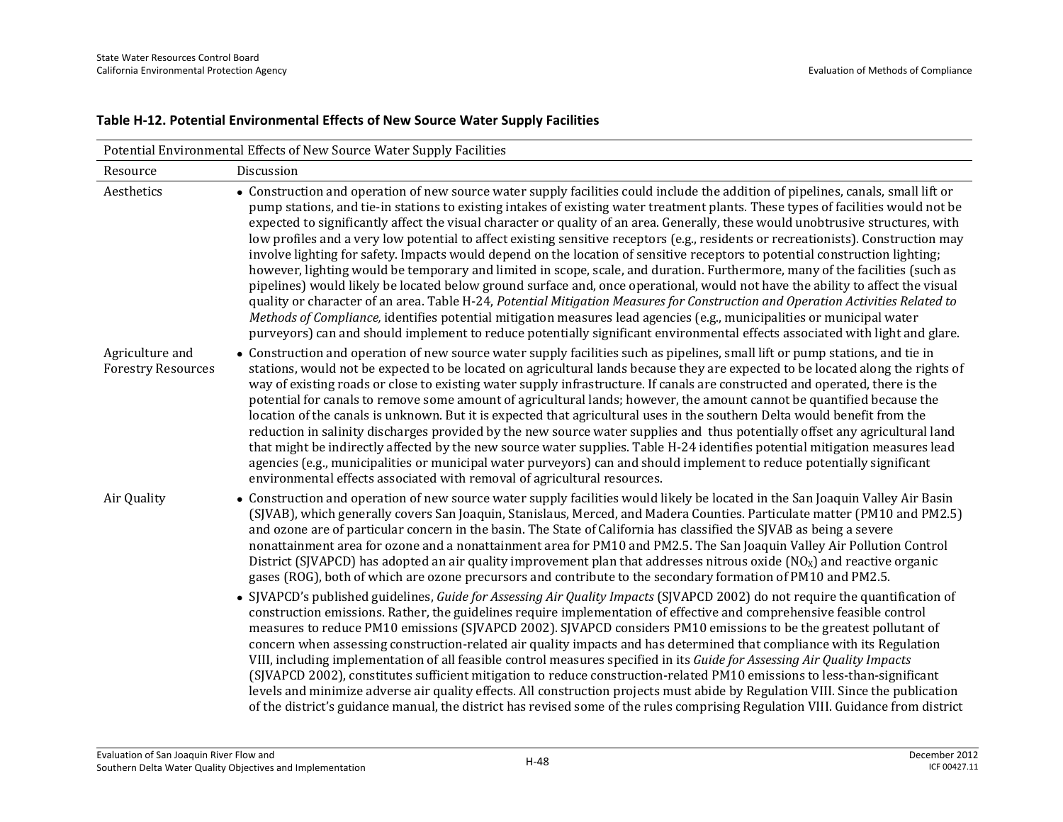**Table H-12. Potential Environmental Effects of New Source Water Supply Facilities**

| Potential Environmental Effects of New Source Water Supply Facilities | |
|---|---|
| Resource | Discussion |
| Aesthetics | • Construction and operation of new source water supply facilities could include the addition of pipelines, canals, small lift or pump stations, and tie-in stations to existing intakes of existing water treatment plants. These types of facilities would not be expected to significantly affect the visual character or quality of an area. Generally, these would unobtrusive structures, with low profiles and a very low potential to affect existing sensitive receptors (e.g., residents or recreationists). Construction may involve lighting for safety. Impacts would depend on the location of sensitive receptors to potential construction lighting; however, lighting would be temporary and limited in scope, scale, and duration. Furthermore, many of the facilities (such as pipelines) would likely be located below ground surface and, once operational, would not have the ability to affect the visual quality or character of an area. Table H-24, *Potential Mitigation Measures for Construction and Operation Activities Related to Methods of Compliance,* identifies potential mitigation measures lead agencies (e.g., municipalities or municipal water purveyors) can and should implement to reduce potentially significant environmental effects associated with light and glare. |
| Agriculture and Forestry Resources | • Construction and operation of new source water supply facilities such as pipelines, small lift or pump stations, and tie in stations, would not be expected to be located on agricultural lands because they are expected to be located along the rights of way of existing roads or close to existing water supply infrastructure. If canals are constructed and operated, there is the potential for canals to remove some amount of agricultural lands; however, the amount cannot be quantified because the location of the canals is unknown. But it is expected that agricultural uses in the southern Delta would benefit from the reduction in salinity discharges provided by the new source water supplies and thus potentially offset any agricultural land that might be indirectly affected by the new source water supplies. Table H-24 identifies potential mitigation measures lead agencies (e.g., municipalities or municipal water purveyors) can and should implement to reduce potentially significant environmental effects associated with removal of agricultural resources. |
| Air Quality | • Construction and operation of new source water supply facilities would likely be located in the San Joaquin Valley Air Basin (SJVAB), which generally covers San Joaquin, Stanislaus, Merced, and Madera Counties. Particulate matter (PM10 and PM2.5) and ozone are of particular concern in the basin. The State of California has classified the SJVAB as being a severe nonattainment area for ozone and a nonattainment area for PM10 and PM2.5. The San Joaquin Valley Air Pollution Control District (SJVAPCD) has adopted an air quality improvement plan that addresses nitrous oxide ($NO_X$) and reactive organic gases (ROG), both of which are ozone precursors and contribute to the secondary formation of PM10 and PM2.5.<br>• SJVAPCD's published guidelines, *Guide for Assessing Air Quality Impacts* (SJVAPCD 2002) do not require the quantification of construction emissions. Rather, the guidelines require implementation of effective and comprehensive feasible control measures to reduce PM10 emissions (SJVAPCD 2002). SJVAPCD considers PM10 emissions to be the greatest pollutant of concern when assessing construction-related air quality impacts and has determined that compliance with its Regulation VIII, including implementation of all feasible control measures specified in its *Guide for Assessing Air Quality Impacts* (SJVAPCD 2002), constitutes sufficient mitigation to reduce construction-related PM10 emissions to less-than-significant levels and minimize adverse air quality effects. All construction projects must abide by Regulation VIII. Since the publication of the district's guidance manual, the district has revised some of the rules comprising Regulation VIII. Guidance from district |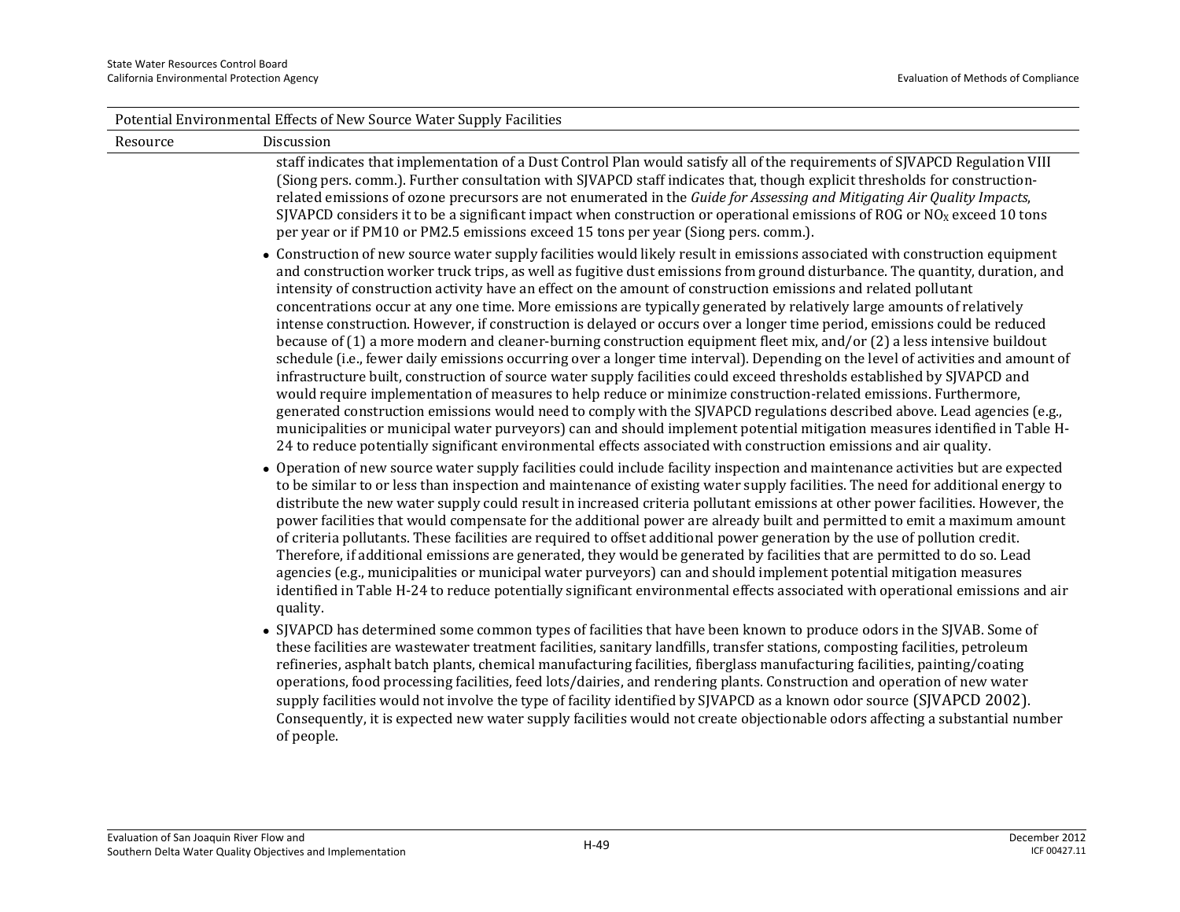Potential Environmental Effects of New Source Water Supply Facilities

| Resource | Discussion |
|---|---|
| | staff indicates that implementation of a Dust Control Plan would satisfy all of the requirements of SJVAPCD Regulation VIII (Siong pers. comm.). Further consultation with SJVAPCD staff indicates that, though explicit thresholds for construction-related emissions of ozone precursors are not enumerated in the *Guide for Assessing and Mitigating Air Quality Impacts*, SJVAPCD considers it to be a significant impact when construction or operational emissions of ROG or $NO_X$ exceed 10 tons per year or if PM10 or PM2.5 emissions exceed 15 tons per year (Siong pers. comm.). |
| | • Construction of new source water supply facilities would likely result in emissions associated with construction equipment and construction worker truck trips, as well as fugitive dust emissions from ground disturbance. The quantity, duration, and intensity of construction activity have an effect on the amount of construction emissions and related pollutant concentrations occur at any one time. More emissions are typically generated by relatively large amounts of relatively intense construction. However, if construction is delayed or occurs over a longer time period, emissions could be reduced because of (1) a more modern and cleaner-burning construction equipment fleet mix, and/or (2) a less intensive buildout schedule (i.e., fewer daily emissions occurring over a longer time interval). Depending on the level of activities and amount of infrastructure built, construction of source water supply facilities could exceed thresholds established by SJVAPCD and would require implementation of measures to help reduce or minimize construction-related emissions. Furthermore, generated construction emissions would need to comply with the SJVAPCD regulations described above. Lead agencies (e.g., municipalities or municipal water purveyors) can and should implement potential mitigation measures identified in Table H-24 to reduce potentially significant environmental effects associated with construction emissions and air quality. |
| | • Operation of new source water supply facilities could include facility inspection and maintenance activities but are expected to be similar to or less than inspection and maintenance of existing water supply facilities. The need for additional energy to distribute the new water supply could result in increased criteria pollutant emissions at other power facilities. However, the power facilities that would compensate for the additional power are already built and permitted to emit a maximum amount of criteria pollutants. These facilities are required to offset additional power generation by the use of pollution credit. Therefore, if additional emissions are generated, they would be generated by facilities that are permitted to do so. Lead agencies (e.g., municipalities or municipal water purveyors) can and should implement potential mitigation measures identified in Table H-24 to reduce potentially significant environmental effects associated with operational emissions and air quality. |
| | • SJVAPCD has determined some common types of facilities that have been known to produce odors in the SJVAB. Some of these facilities are wastewater treatment facilities, sanitary landfills, transfer stations, composting facilities, petroleum refineries, asphalt batch plants, chemical manufacturing facilities, fiberglass manufacturing facilities, painting/coating operations, food processing facilities, feed lots/dairies, and rendering plants. Construction and operation of new water supply facilities would not involve the type of facility identified by SJVAPCD as a known odor source (SJVAPCD 2002). Consequently, it is expected new water supply facilities would not create objectionable odors affecting a substantial number of people. |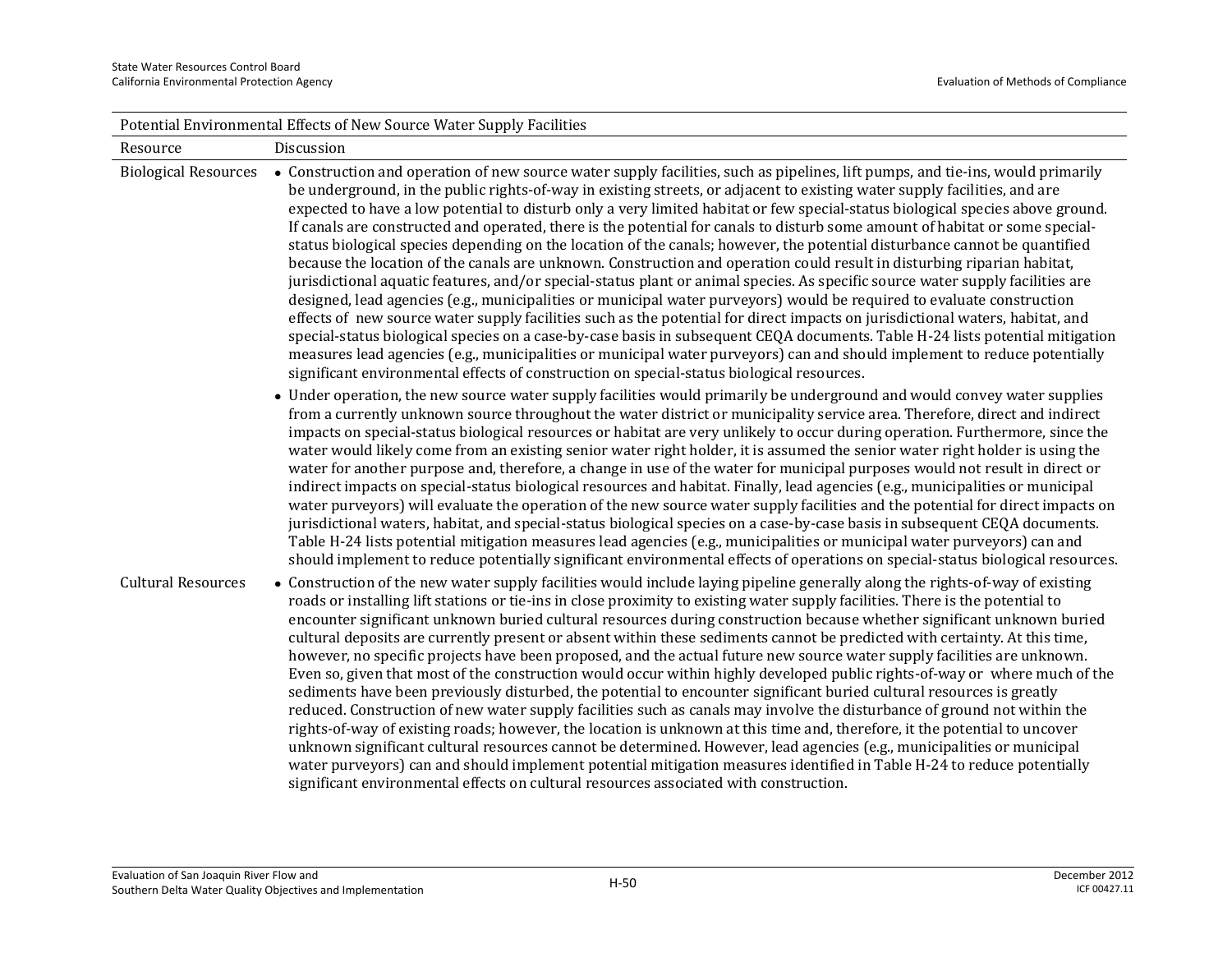| Potential Environmental Effects of New Source Water Supply Facilities | |
|---|---|
| Resource | Discussion |
| Biological Resources | • Construction and operation of new source water supply facilities, such as pipelines, lift pumps, and tie-ins, would primarily be underground, in the public rights-of-way in existing streets, or adjacent to existing water supply facilities, and are expected to have a low potential to disturb only a very limited habitat or few special-status biological species above ground. If canals are constructed and operated, there is the potential for canals to disturb some amount of habitat or some special-status biological species depending on the location of the canals; however, the potential disturbance cannot be quantified because the location of the canals are unknown. Construction and operation could result in disturbing riparian habitat, jurisdictional aquatic features, and/or special-status plant or animal species. As specific source water supply facilities are designed, lead agencies (e.g., municipalities or municipal water purveyors) would be required to evaluate construction effects of new source water supply facilities such as the potential for direct impacts on jurisdictional waters, habitat, and special-status biological species on a case-by-case basis in subsequent CEQA documents. Table H-24 lists potential mitigation measures lead agencies (e.g., municipalities or municipal water purveyors) can and should implement to reduce potentially significant environmental effects of construction on special-status biological resources.<br>• Under operation, the new source water supply facilities would primarily be underground and would convey water supplies from a currently unknown source throughout the water district or municipality service area. Therefore, direct and indirect impacts on special-status biological resources or habitat are very unlikely to occur during operation. Furthermore, since the water would likely come from an existing senior water right holder, it is assumed the senior water right holder is using the water for another purpose and, therefore, a change in use of the water for municipal purposes would not result in direct or indirect impacts on special-status biological resources and habitat. Finally, lead agencies (e.g., municipalities or municipal water purveyors) will evaluate the operation of the new source water supply facilities and the potential for direct impacts on jurisdictional waters, habitat, and special-status biological species on a case-by-case basis in subsequent CEQA documents. Table H-24 lists potential mitigation measures lead agencies (e.g., municipalities or municipal water purveyors) can and should implement to reduce potentially significant environmental effects of operations on special-status biological resources. |
| Cultural Resources | • Construction of the new water supply facilities would include laying pipeline generally along the rights-of-way of existing roads or installing lift stations or tie-ins in close proximity to existing water supply facilities. There is the potential to encounter significant unknown buried cultural resources during construction because whether significant unknown buried cultural deposits are currently present or absent within these sediments cannot be predicted with certainty. At this time, however, no specific projects have been proposed, and the actual future new source water supply facilities are unknown. Even so, given that most of the construction would occur within highly developed public rights-of-way or where much of the sediments have been previously disturbed, the potential to encounter significant buried cultural resources is greatly reduced. Construction of new water supply facilities such as canals may involve the disturbance of ground not within the rights-of-way of existing roads; however, the location is unknown at this time and, therefore, it the potential to uncover unknown significant cultural resources cannot be determined. However, lead agencies (e.g., municipalities or municipal water purveyors) can and should implement potential mitigation measures identified in Table H-24 to reduce potentially significant environmental effects on cultural resources associated with construction. |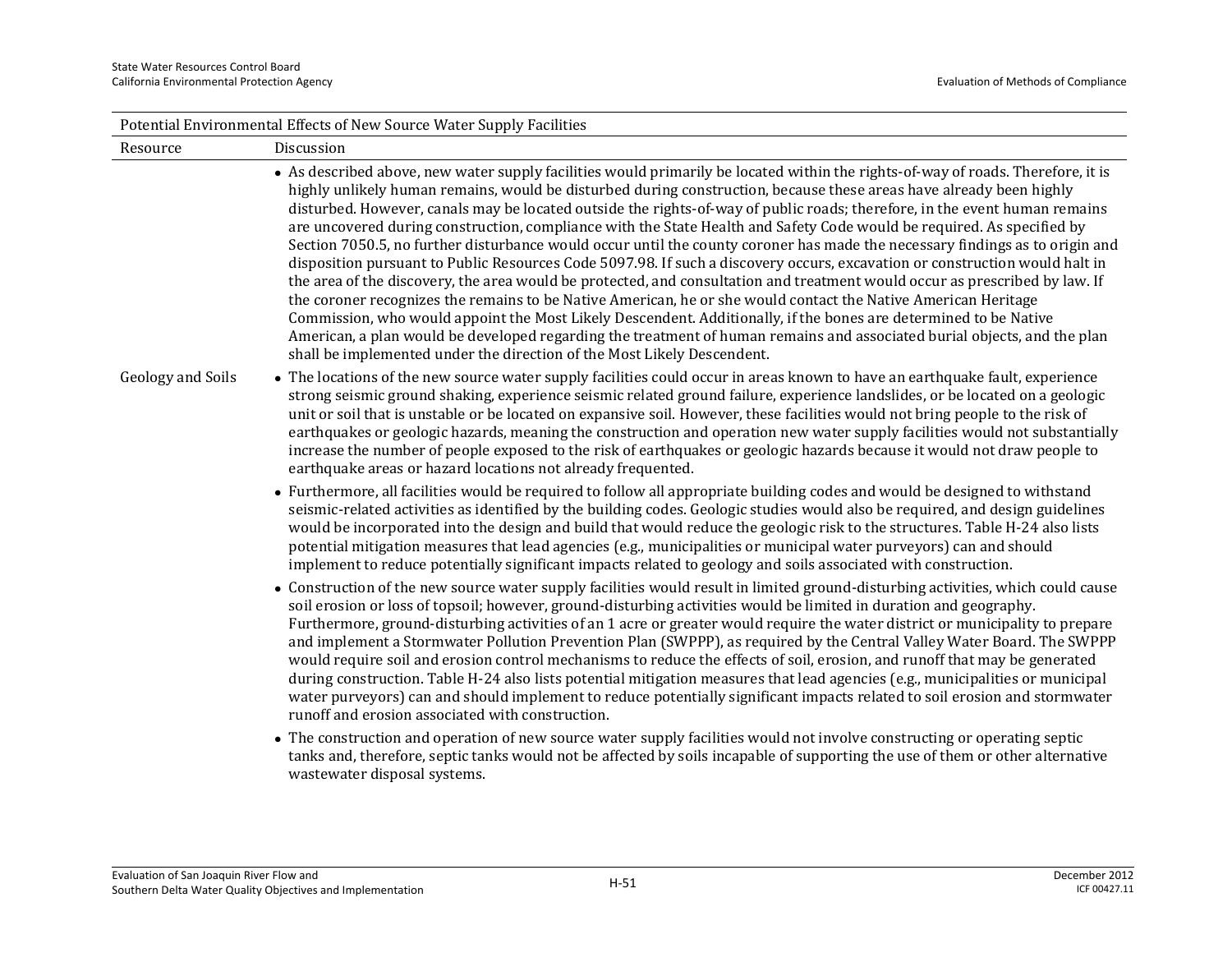| Potential Environmental Effects of New Source Water Supply Facilities | |
|---|---|
| Resource | Discussion |
| | • As described above, new water supply facilities would primarily be located within the rights-of-way of roads. Therefore, it is highly unlikely human remains, would be disturbed during construction, because these areas have already been highly disturbed. However, canals may be located outside the rights-of-way of public roads; therefore, in the event human remains are uncovered during construction, compliance with the State Health and Safety Code would be required. As specified by Section 7050.5, no further disturbance would occur until the county coroner has made the necessary findings as to origin and disposition pursuant to Public Resources Code 5097.98. If such a discovery occurs, excavation or construction would halt in the area of the discovery, the area would be protected, and consultation and treatment would occur as prescribed by law. If the coroner recognizes the remains to be Native American, he or she would contact the Native American Heritage Commission, who would appoint the Most Likely Descendent. Additionally, if the bones are determined to be Native American, a plan would be developed regarding the treatment of human remains and associated burial objects, and the plan shall be implemented under the direction of the Most Likely Descendent. |
| Geology and Soils | • The locations of the new source water supply facilities could occur in areas known to have an earthquake fault, experience strong seismic ground shaking, experience seismic related ground failure, experience landslides, or be located on a geologic unit or soil that is unstable or be located on expansive soil. However, these facilities would not bring people to the risk of earthquakes or geologic hazards, meaning the construction and operation new water supply facilities would not substantially increase the number of people exposed to the risk of earthquakes or geologic hazards because it would not draw people to earthquake areas or hazard locations not already frequented.<br><br>• Furthermore, all facilities would be required to follow all appropriate building codes and would be designed to withstand seismic-related activities as identified by the building codes. Geologic studies would also be required, and design guidelines would be incorporated into the design and build that would reduce the geologic risk to the structures. Table H-24 also lists potential mitigation measures that lead agencies (e.g., municipalities or municipal water purveyors) can and should implement to reduce potentially significant impacts related to geology and soils associated with construction.<br><br>• Construction of the new source water supply facilities would result in limited ground-disturbing activities, which could cause soil erosion or loss of topsoil; however, ground-disturbing activities would be limited in duration and geography. Furthermore, ground-disturbing activities of an 1 acre or greater would require the water district or municipality to prepare and implement a Stormwater Pollution Prevention Plan (SWPPP), as required by the Central Valley Water Board. The SWPPP would require soil and erosion control mechanisms to reduce the effects of soil, erosion, and runoff that may be generated during construction. Table H-24 also lists potential mitigation measures that lead agencies (e.g., municipalities or municipal water purveyors) can and should implement to reduce potentially significant impacts related to soil erosion and stormwater runoff and erosion associated with construction.<br><br>• The construction and operation of new source water supply facilities would not involve constructing or operating septic tanks and, therefore, septic tanks would not be affected by soils incapable of supporting the use of them or other alternative wastewater disposal systems. |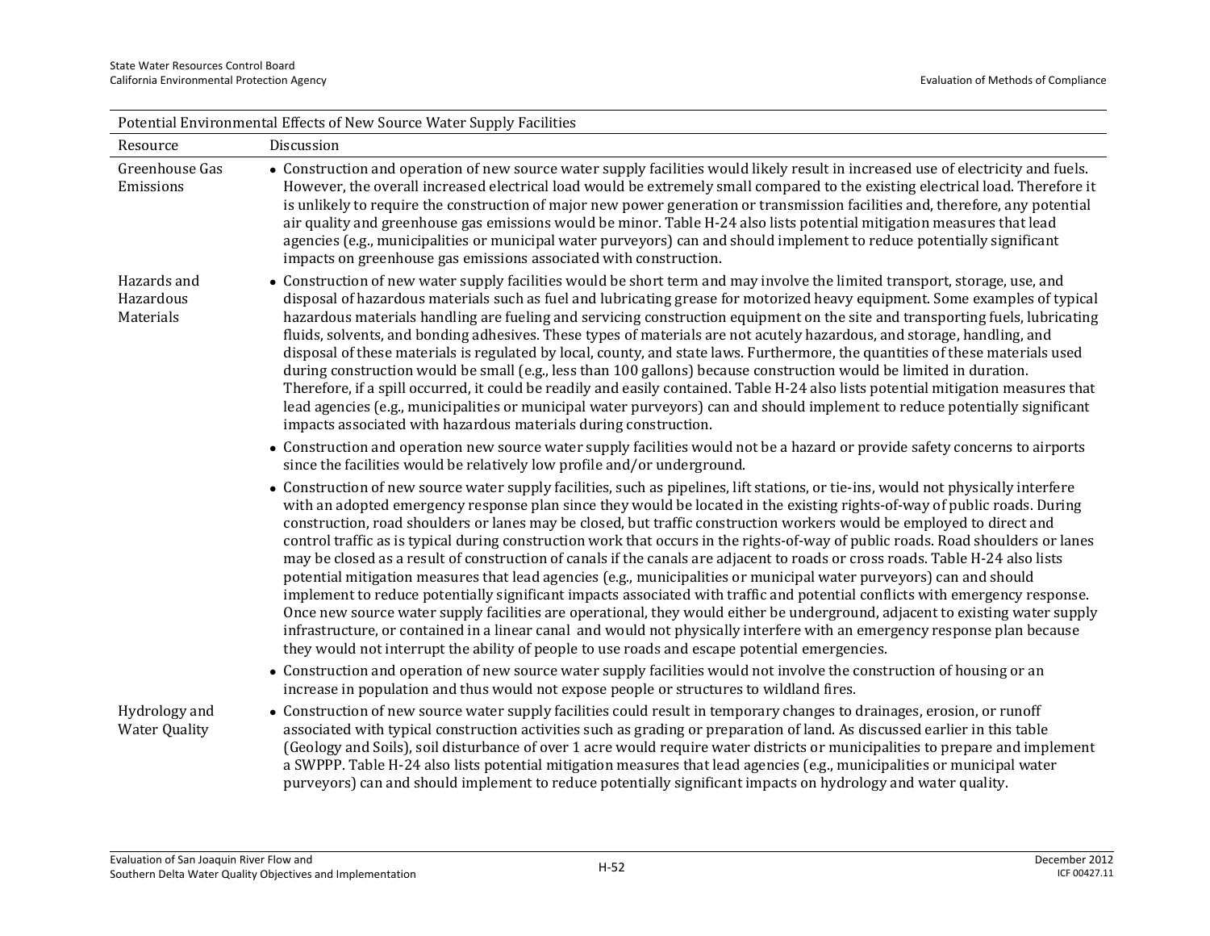| Potential Environmental Effects of New Source Water Supply Facilities | |
|---|---|
| Resource | Discussion |
| Greenhouse Gas Emissions | • Construction and operation of new source water supply facilities would likely result in increased use of electricity and fuels. However, the overall increased electrical load would be extremely small compared to the existing electrical load. Therefore it is unlikely to require the construction of major new power generation or transmission facilities and, therefore, any potential air quality and greenhouse gas emissions would be minor. Table H-24 also lists potential mitigation measures that lead agencies (e.g., municipalities or municipal water purveyors) can and should implement to reduce potentially significant impacts on greenhouse gas emissions associated with construction. |
| Hazards and Hazardous Materials | • Construction of new water supply facilities would be short term and may involve the limited transport, storage, use, and disposal of hazardous materials such as fuel and lubricating grease for motorized heavy equipment. Some examples of typical hazardous materials handling are fueling and servicing construction equipment on the site and transporting fuels, lubricating fluids, solvents, and bonding adhesives. These types of materials are not acutely hazardous, and storage, handling, and disposal of these materials is regulated by local, county, and state laws. Furthermore, the quantities of these materials used during construction would be small (e.g., less than 100 gallons) because construction would be limited in duration. Therefore, if a spill occurred, it could be readily and easily contained. Table H-24 also lists potential mitigation measures that lead agencies (e.g., municipalities or municipal water purveyors) can and should implement to reduce potentially significant impacts associated with hazardous materials during construction.<br>• Construction and operation new source water supply facilities would not be a hazard or provide safety concerns to airports since the facilities would be relatively low profile and/or underground.<br>• Construction of new source water supply facilities, such as pipelines, lift stations, or tie-ins, would not physically interfere with an adopted emergency response plan since they would be located in the existing rights-of-way of public roads. During construction, road shoulders or lanes may be closed, but traffic construction workers would be employed to direct and control traffic as is typical during construction work that occurs in the rights-of-way of public roads. Road shoulders or lanes may be closed as a result of construction of canals if the canals are adjacent to roads or cross roads. Table H-24 also lists potential mitigation measures that lead agencies (e.g., municipalities or municipal water purveyors) can and should implement to reduce potentially significant impacts associated with traffic and potential conflicts with emergency response. Once new source water supply facilities are operational, they would either be underground, adjacent to existing water supply infrastructure, or contained in a linear canal and would not physically interfere with an emergency response plan because they would not interrupt the ability of people to use roads and escape potential emergencies.<br>• Construction and operation of new source water supply facilities would not involve the construction of housing or an increase in population and thus would not expose people or structures to wildland fires. |
| Hydrology and Water Quality | • Construction of new source water supply facilities could result in temporary changes to drainages, erosion, or runoff associated with typical construction activities such as grading or preparation of land. As discussed earlier in this table (Geology and Soils), soil disturbance of over 1 acre would require water districts or municipalities to prepare and implement a SWPPP. Table H-24 also lists potential mitigation measures that lead agencies (e.g., municipalities or municipal water purveyors) can and should implement to reduce potentially significant impacts on hydrology and water quality. |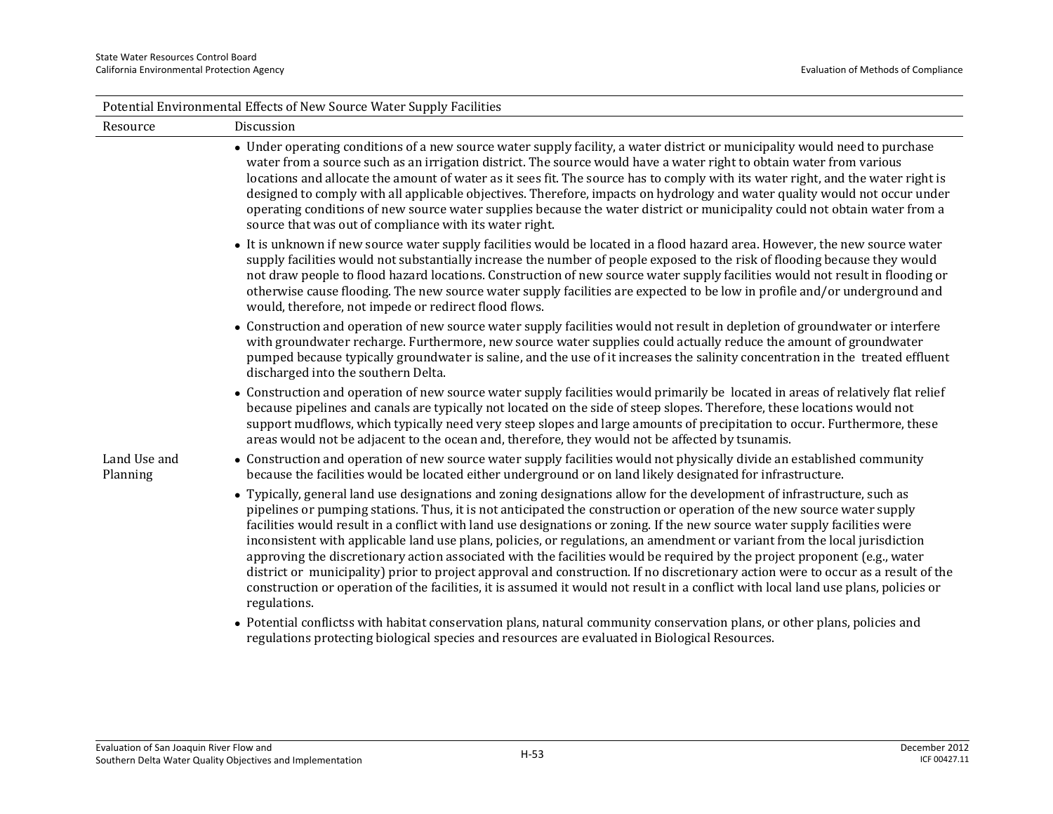| Potential Environmental Effects of New Source Water Supply Facilities | |
|---|---|
| Resource | Discussion |
| | • Under operating conditions of a new source water supply facility, a water district or municipality would need to purchase water from a source such as an irrigation district. The source would have a water right to obtain water from various locations and allocate the amount of water as it sees fit. The source has to comply with its water right, and the water right is designed to comply with all applicable objectives. Therefore, impacts on hydrology and water quality would not occur under operating conditions of new source water supplies because the water district or municipality could not obtain water from a source that was out of compliance with its water right. |
| | • It is unknown if new source water supply facilities would be located in a flood hazard area. However, the new source water supply facilities would not substantially increase the number of people exposed to the risk of flooding because they would not draw people to flood hazard locations. Construction of new source water supply facilities would not result in flooding or otherwise cause flooding. The new source water supply facilities are expected to be low in profile and/or underground and would, therefore, not impede or redirect flood flows. |
| | • Construction and operation of new source water supply facilities would not result in depletion of groundwater or interfere with groundwater recharge. Furthermore, new source water supplies could actually reduce the amount of groundwater pumped because typically groundwater is saline, and the use of it increases the salinity concentration in the treated effluent discharged into the southern Delta. |
| | • Construction and operation of new source water supply facilities would primarily be located in areas of relatively flat relief because pipelines and canals are typically not located on the side of steep slopes. Therefore, these locations would not support mudflows, which typically need very steep slopes and large amounts of precipitation to occur. Furthermore, these areas would not be adjacent to the ocean and, therefore, they would not be affected by tsunamis. |
| Land Use and Planning | • Construction and operation of new source water supply facilities would not physically divide an established community because the facilities would be located either underground or on land likely designated for infrastructure. |
| | • Typically, general land use designations and zoning designations allow for the development of infrastructure, such as pipelines or pumping stations. Thus, it is not anticipated the construction or operation of the new source water supply facilities would result in a conflict with land use designations or zoning. If the new source water supply facilities were inconsistent with applicable land use plans, policies, or regulations, an amendment or variant from the local jurisdiction approving the discretionary action associated with the facilities would be required by the project proponent (e.g., water district or municipality) prior to project approval and construction. If no discretionary action were to occur as a result of the construction or operation of the facilities, it is assumed it would not result in a conflict with local land use plans, policies or regulations. |
| | • Potential conflictss with habitat conservation plans, natural community conservation plans, or other plans, policies and regulations protecting biological species and resources are evaluated in Biological Resources. |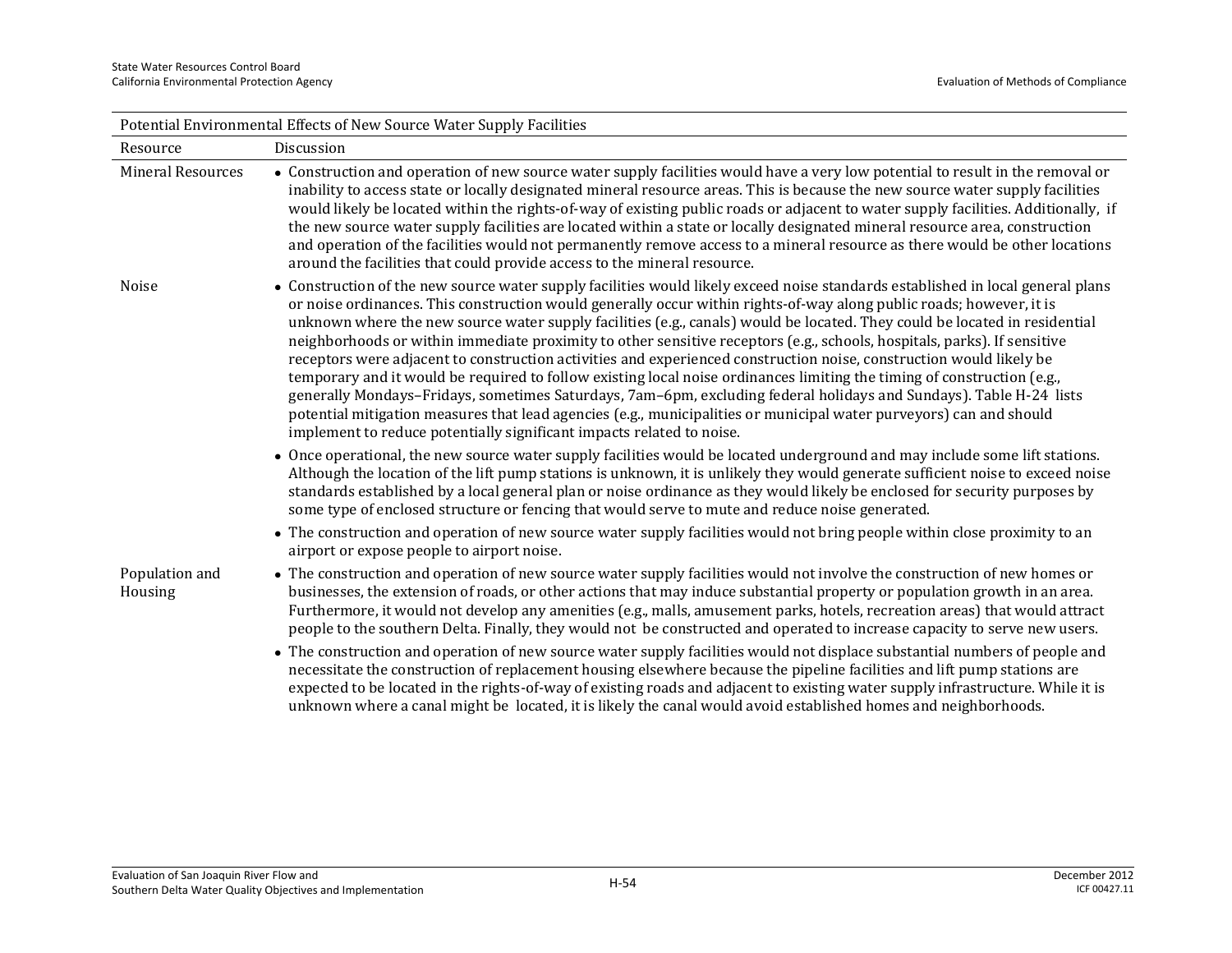| Potential Environmental Effects of New Source Water Supply Facilities | |
|---|---|
| Resource | Discussion |
| Mineral Resources | • Construction and operation of new source water supply facilities would have a very low potential to result in the removal or inability to access state or locally designated mineral resource areas. This is because the new source water supply facilities would likely be located within the rights-of-way of existing public roads or adjacent to water supply facilities. Additionally, if the new source water supply facilities are located within a state or locally designated mineral resource area, construction and operation of the facilities would not permanently remove access to a mineral resource as there would be other locations around the facilities that could provide access to the mineral resource. |
| Noise | • Construction of the new source water supply facilities would likely exceed noise standards established in local general plans or noise ordinances. This construction would generally occur within rights-of-way along public roads; however, it is unknown where the new source water supply facilities (e.g., canals) would be located. They could be located in residential neighborhoods or within immediate proximity to other sensitive receptors (e.g., schools, hospitals, parks). If sensitive receptors were adjacent to construction activities and experienced construction noise, construction would likely be temporary and it would be required to follow existing local noise ordinances limiting the timing of construction (e.g., generally Mondays–Fridays, sometimes Saturdays, 7am–6pm, excluding federal holidays and Sundays). Table H-24 lists potential mitigation measures that lead agencies (e.g., municipalities or municipal water purveyors) can and should implement to reduce potentially significant impacts related to noise.<br>• Once operational, the new source water supply facilities would be located underground and may include some lift stations. Although the location of the lift pump stations is unknown, it is unlikely they would generate sufficient noise to exceed noise standards established by a local general plan or noise ordinance as they would likely be enclosed for security purposes by some type of enclosed structure or fencing that would serve to mute and reduce noise generated.<br>• The construction and operation of new source water supply facilities would not bring people within close proximity to an airport or expose people to airport noise. |
| Population and Housing | • The construction and operation of new source water supply facilities would not involve the construction of new homes or businesses, the extension of roads, or other actions that may induce substantial property or population growth in an area. Furthermore, it would not develop any amenities (e.g., malls, amusement parks, hotels, recreation areas) that would attract people to the southern Delta. Finally, they would not be constructed and operated to increase capacity to serve new users.<br>• The construction and operation of new source water supply facilities would not displace substantial numbers of people and necessitate the construction of replacement housing elsewhere because the pipeline facilities and lift pump stations are expected to be located in the rights-of-way of existing roads and adjacent to existing water supply infrastructure. While it is unknown where a canal might be located, it is likely the canal would avoid established homes and neighborhoods. |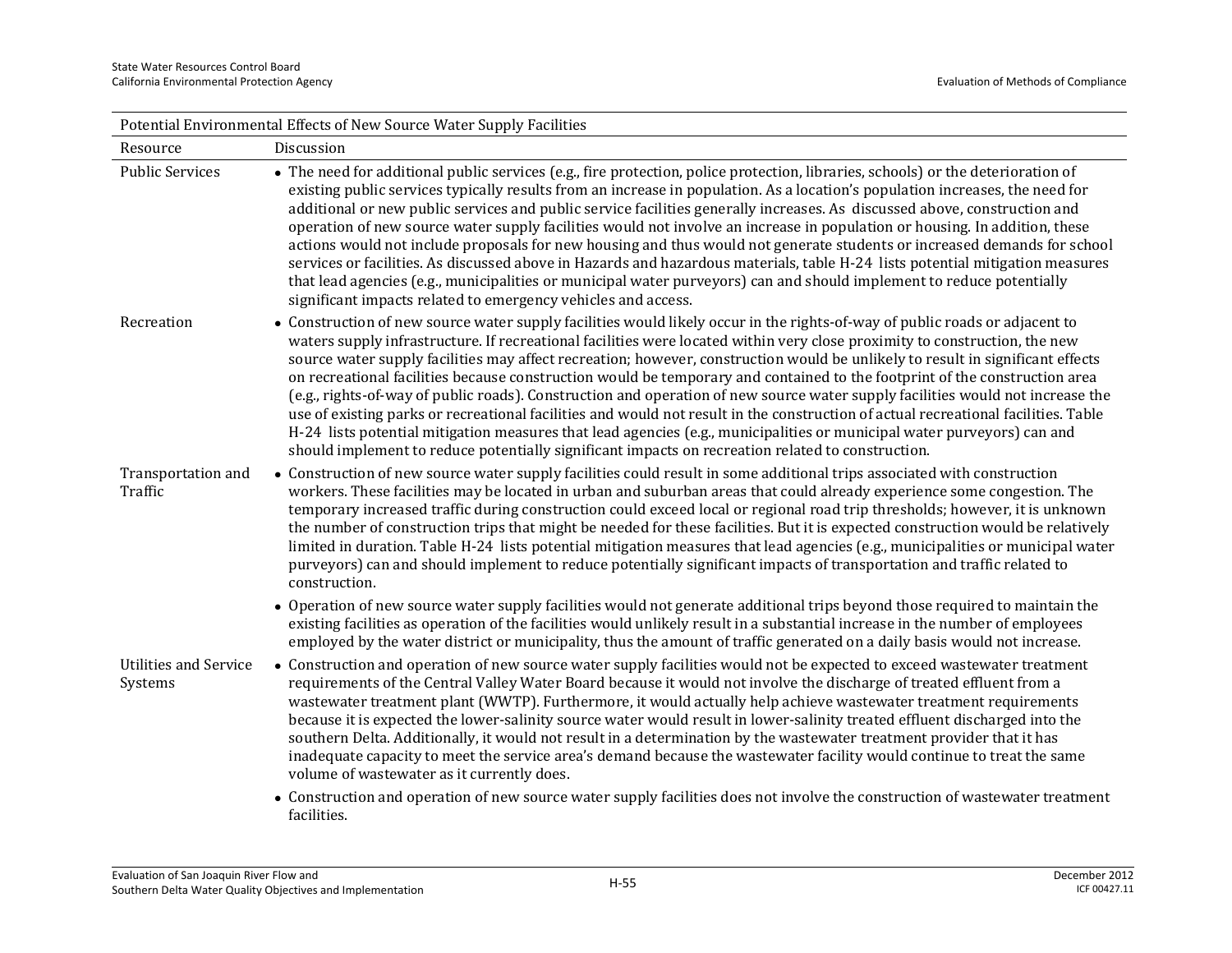| Potential Environmental Effects of New Source Water Supply Facilities | |
|---|---|
| Resource | Discussion |
| Public Services | • The need for additional public services (e.g., fire protection, police protection, libraries, schools) or the deterioration of existing public services typically results from an increase in population. As a location's population increases, the need for additional or new public services and public service facilities generally increases. As discussed above, construction and operation of new source water supply facilities would not involve an increase in population or housing. In addition, these actions would not include proposals for new housing and thus would not generate students or increased demands for school services or facilities. As discussed above in Hazards and hazardous materials, table H-24 lists potential mitigation measures that lead agencies (e.g., municipalities or municipal water purveyors) can and should implement to reduce potentially significant impacts related to emergency vehicles and access. |
| Recreation | • Construction of new source water supply facilities would likely occur in the rights-of-way of public roads or adjacent to waters supply infrastructure. If recreational facilities were located within very close proximity to construction, the new source water supply facilities may affect recreation; however, construction would be unlikely to result in significant effects on recreational facilities because construction would be temporary and contained to the footprint of the construction area (e.g., rights-of-way of public roads). Construction and operation of new source water supply facilities would not increase the use of existing parks or recreational facilities and would not result in the construction of actual recreational facilities. Table H-24 lists potential mitigation measures that lead agencies (e.g., municipalities or municipal water purveyors) can and should implement to reduce potentially significant impacts on recreation related to construction. |
| Transportation and Traffic | • Construction of new source water supply facilities could result in some additional trips associated with construction workers. These facilities may be located in urban and suburban areas that could already experience some congestion. The temporary increased traffic during construction could exceed local or regional road trip thresholds; however, it is unknown the number of construction trips that might be needed for these facilities. But it is expected construction would be relatively limited in duration. Table H-24 lists potential mitigation measures that lead agencies (e.g., municipalities or municipal water purveyors) can and should implement to reduce potentially significant impacts of transportation and traffic related to construction.<br>• Operation of new source water supply facilities would not generate additional trips beyond those required to maintain the existing facilities as operation of the facilities would unlikely result in a substantial increase in the number of employees employed by the water district or municipality, thus the amount of traffic generated on a daily basis would not increase. |
| Utilities and Service Systems | • Construction and operation of new source water supply facilities would not be expected to exceed wastewater treatment requirements of the Central Valley Water Board because it would not involve the discharge of treated effluent from a wastewater treatment plant (WWTP). Furthermore, it would actually help achieve wastewater treatment requirements because it is expected the lower-salinity source water would result in lower-salinity treated effluent discharged into the southern Delta. Additionally, it would not result in a determination by the wastewater treatment provider that it has inadequate capacity to meet the service area's demand because the wastewater facility would continue to treat the same volume of wastewater as it currently does.<br>• Construction and operation of new source water supply facilities does not involve the construction of wastewater treatment facilities. |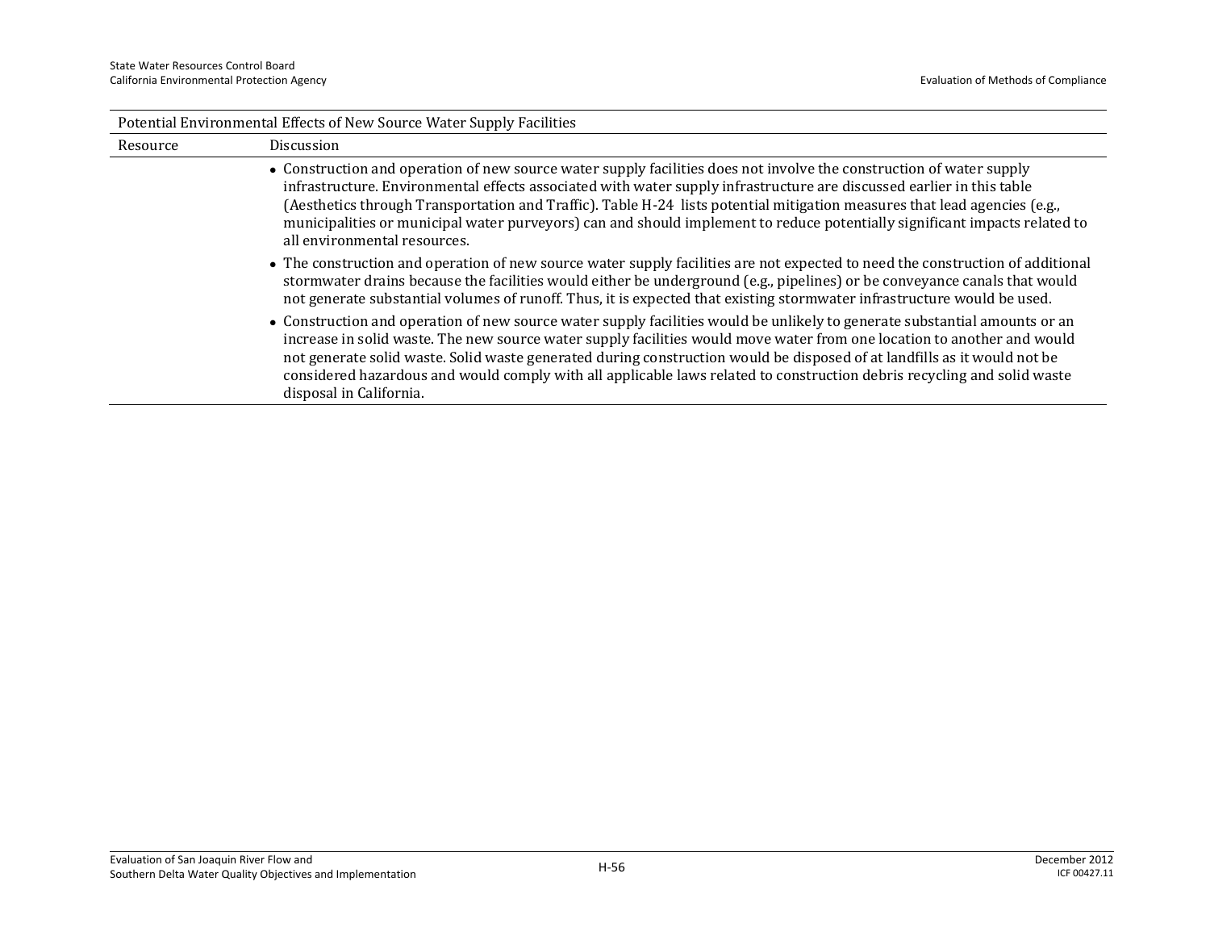| Potential Environmental Effects of New Source Water Supply Facilities | |
|---|---|
| Resource | Discussion |
| | • Construction and operation of new source water supply facilities does not involve the construction of water supply infrastructure. Environmental effects associated with water supply infrastructure are discussed earlier in this table (Aesthetics through Transportation and Traffic). Table H-24 lists potential mitigation measures that lead agencies (e.g., municipalities or municipal water purveyors) can and should implement to reduce potentially significant impacts related to all environmental resources.<br>• The construction and operation of new source water supply facilities are not expected to need the construction of additional stormwater drains because the facilities would either be underground (e.g., pipelines) or be conveyance canals that would not generate substantial volumes of runoff. Thus, it is expected that existing stormwater infrastructure would be used.<br>• Construction and operation of new source water supply facilities would be unlikely to generate substantial amounts or an increase in solid waste. The new source water supply facilities would move water from one location to another and would not generate solid waste. Solid waste generated during construction would be disposed of at landfills as it would not be considered hazardous and would comply with all applicable laws related to construction debris recycling and solid waste disposal in California. |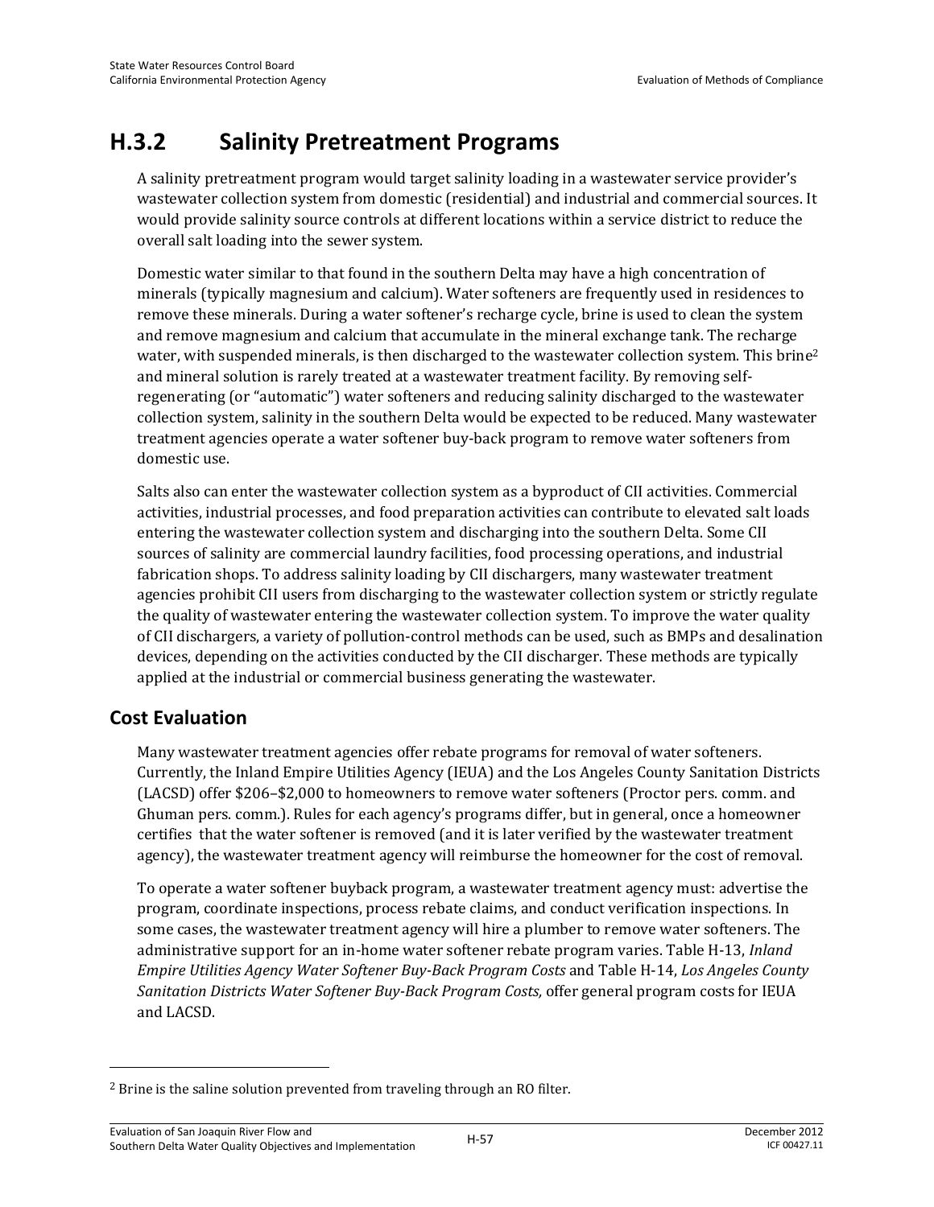## H.3.2 Salinity Pretreatment Programs

A salinity pretreatment program would target salinity loading in a wastewater service provider's wastewater collection system from domestic (residential) and industrial and commercial sources. It would provide salinity source controls at different locations within a service district to reduce the overall salt loading into the sewer system.

Domestic water similar to that found in the southern Delta may have a high concentration of minerals (typically magnesium and calcium). Water softeners are frequently used in residences to remove these minerals. During a water softener's recharge cycle, brine is used to clean the system and remove magnesium and calcium that accumulate in the mineral exchange tank. The recharge water, with suspended minerals, is then discharged to the wastewater collection system. This brine[2] and mineral solution is rarely treated at a wastewater treatment facility. By removing self-regenerating (or "automatic") water softeners and reducing salinity discharged to the wastewater collection system, salinity in the southern Delta would be expected to be reduced. Many wastewater treatment agencies operate a water softener buy-back program to remove water softeners from domestic use.

Salts also can enter the wastewater collection system as a byproduct of CII activities. Commercial activities, industrial processes, and food preparation activities can contribute to elevated salt loads entering the wastewater collection system and discharging into the southern Delta. Some CII sources of salinity are commercial laundry facilities, food processing operations, and industrial fabrication shops. To address salinity loading by CII dischargers, many wastewater treatment agencies prohibit CII users from discharging to the wastewater collection system or strictly regulate the quality of wastewater entering the wastewater collection system. To improve the water quality of CII dischargers, a variety of pollution-control methods can be used, such as BMPs and desalination devices, depending on the activities conducted by the CII discharger. These methods are typically applied at the industrial or commercial business generating the wastewater.

### Cost Evaluation

Many wastewater treatment agencies offer rebate programs for removal of water softeners. Currently, the Inland Empire Utilities Agency (IEUA) and the Los Angeles County Sanitation Districts (LACSD) offer $206–$2,000 to homeowners to remove water softeners (Proctor pers. comm. and Ghuman pers. comm.). Rules for each agency's programs differ, but in general, once a homeowner certifies that the water softener is removed (and it is later verified by the wastewater treatment agency), the wastewater treatment agency will reimburse the homeowner for the cost of removal.

To operate a water softener buyback program, a wastewater treatment agency must: advertise the program, coordinate inspections, process rebate claims, and conduct verification inspections. In some cases, the wastewater treatment agency will hire a plumber to remove water softeners. The administrative support for an in-home water softener rebate program varies. Table H-13, *Inland Empire Utilities Agency Water Softener Buy-Back Program Costs* and Table H-14, *Los Angeles County Sanitation Districts Water Softener Buy-Back Program Costs,* offer general program costs for IEUA and LACSD.

---

[2] Brine is the saline solution prevented from traveling through an RO filter.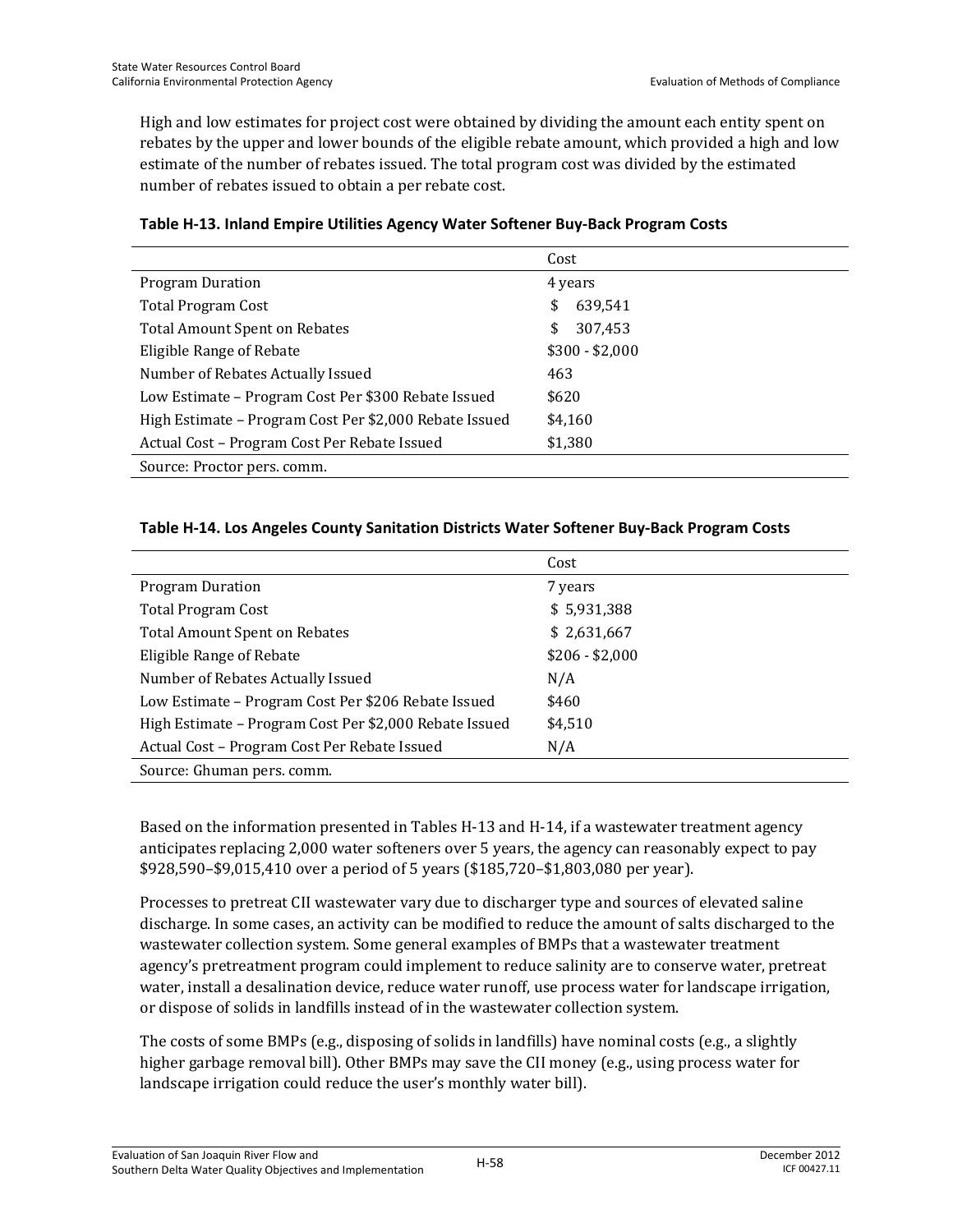High and low estimates for project cost were obtained by dividing the amount each entity spent on rebates by the upper and lower bounds of the eligible rebate amount, which provided a high and low estimate of the number of rebates issued. The total program cost was divided by the estimated number of rebates issued to obtain a per rebate cost.

**Table H-13. Inland Empire Utilities Agency Water Softener Buy-Back Program Costs**

| | Cost |
|---|---|
| Program Duration | 4 years |
| Total Program Cost | $ 639,541 |
| Total Amount Spent on Rebates | $ 307,453 |
| Eligible Range of Rebate | $300 - $2,000 |
| Number of Rebates Actually Issued | 463 |
| Low Estimate – Program Cost Per $300 Rebate Issued | $620 |
| High Estimate – Program Cost Per $2,000 Rebate Issued | $4,160 |
| Actual Cost – Program Cost Per Rebate Issued | $1,380 |
| Source: Proctor pers. comm. | |

**Table H-14. Los Angeles County Sanitation Districts Water Softener Buy-Back Program Costs**

| | Cost |
|---|---|
| Program Duration | 7 years |
| Total Program Cost | $ 5,931,388 |
| Total Amount Spent on Rebates | $ 2,631,667 |
| Eligible Range of Rebate | $206 - $2,000 |
| Number of Rebates Actually Issued | N/A |
| Low Estimate – Program Cost Per $206 Rebate Issued | $460 |
| High Estimate – Program Cost Per $2,000 Rebate Issued | $4,510 |
| Actual Cost – Program Cost Per Rebate Issued | N/A |
| Source: Ghuman pers. comm. | |

Based on the information presented in Tables H-13 and H-14, if a wastewater treatment agency anticipates replacing 2,000 water softeners over 5 years, the agency can reasonably expect to pay $928,590–$9,015,410 over a period of 5 years ($185,720–$1,803,080 per year).

Processes to pretreat CII wastewater vary due to discharger type and sources of elevated saline discharge. In some cases, an activity can be modified to reduce the amount of salts discharged to the wastewater collection system. Some general examples of BMPs that a wastewater treatment agency's pretreatment program could implement to reduce salinity are to conserve water, pretreat water, install a desalination device, reduce water runoff, use process water for landscape irrigation, or dispose of solids in landfills instead of in the wastewater collection system.

The costs of some BMPs (e.g., disposing of solids in landfills) have nominal costs (e.g., a slightly higher garbage removal bill). Other BMPs may save the CII money (e.g., using process water for landscape irrigation could reduce the user's monthly water bill).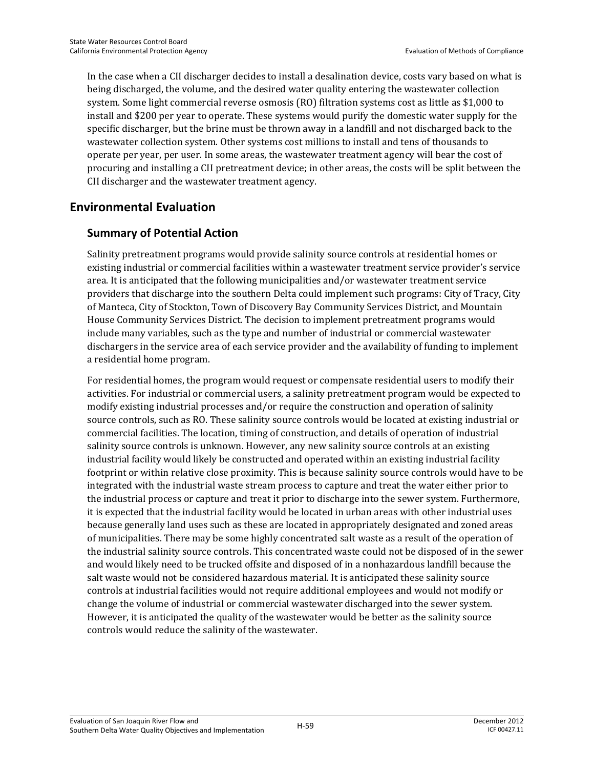In the case when a CII discharger decides to install a desalination device, costs vary based on what is being discharged, the volume, and the desired water quality entering the wastewater collection system. Some light commercial reverse osmosis (RO) filtration systems cost as little as $1,000 to install and $200 per year to operate. These systems would purify the domestic water supply for the specific discharger, but the brine must be thrown away in a landfill and not discharged back to the wastewater collection system. Other systems cost millions to install and tens of thousands to operate per year, per user. In some areas, the wastewater treatment agency will bear the cost of procuring and installing a CII pretreatment device; in other areas, the costs will be split between the CII discharger and the wastewater treatment agency.

## Environmental Evaluation

### Summary of Potential Action

Salinity pretreatment programs would provide salinity source controls at residential homes or existing industrial or commercial facilities within a wastewater treatment service provider's service area. It is anticipated that the following municipalities and/or wastewater treatment service providers that discharge into the southern Delta could implement such programs: City of Tracy, City of Manteca, City of Stockton, Town of Discovery Bay Community Services District, and Mountain House Community Services District. The decision to implement pretreatment programs would include many variables, such as the type and number of industrial or commercial wastewater dischargers in the service area of each service provider and the availability of funding to implement a residential home program.

For residential homes, the program would request or compensate residential users to modify their activities. For industrial or commercial users, a salinity pretreatment program would be expected to modify existing industrial processes and/or require the construction and operation of salinity source controls, such as RO. These salinity source controls would be located at existing industrial or commercial facilities. The location, timing of construction, and details of operation of industrial salinity source controls is unknown. However, any new salinity source controls at an existing industrial facility would likely be constructed and operated within an existing industrial facility footprint or within relative close proximity. This is because salinity source controls would have to be integrated with the industrial waste stream process to capture and treat the water either prior to the industrial process or capture and treat it prior to discharge into the sewer system. Furthermore, it is expected that the industrial facility would be located in urban areas with other industrial uses because generally land uses such as these are located in appropriately designated and zoned areas of municipalities. There may be some highly concentrated salt waste as a result of the operation of the industrial salinity source controls. This concentrated waste could not be disposed of in the sewer and would likely need to be trucked offsite and disposed of in a nonhazardous landfill because the salt waste would not be considered hazardous material. It is anticipated these salinity source controls at industrial facilities would not require additional employees and would not modify or change the volume of industrial or commercial wastewater discharged into the sewer system. However, it is anticipated the quality of the wastewater would be better as the salinity source controls would reduce the salinity of the wastewater.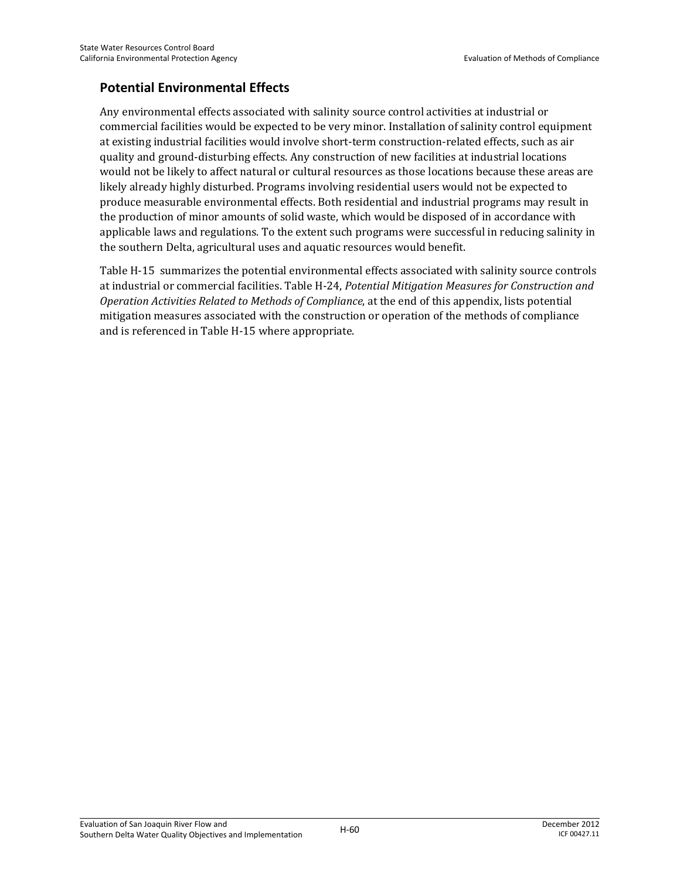## Potential Environmental Effects

Any environmental effects associated with salinity source control activities at industrial or commercial facilities would be expected to be very minor. Installation of salinity control equipment at existing industrial facilities would involve short-term construction-related effects, such as air quality and ground-disturbing effects. Any construction of new facilities at industrial locations would not be likely to affect natural or cultural resources as those locations because these areas are likely already highly disturbed. Programs involving residential users would not be expected to produce measurable environmental effects. Both residential and industrial programs may result in the production of minor amounts of solid waste, which would be disposed of in accordance with applicable laws and regulations. To the extent such programs were successful in reducing salinity in the southern Delta, agricultural uses and aquatic resources would benefit.

Table H-15 summarizes the potential environmental effects associated with salinity source controls at industrial or commercial facilities. Table H-24, *Potential Mitigation Measures for Construction and Operation Activities Related to Methods of Compliance*, at the end of this appendix, lists potential mitigation measures associated with the construction or operation of the methods of compliance and is referenced in Table H-15 where appropriate.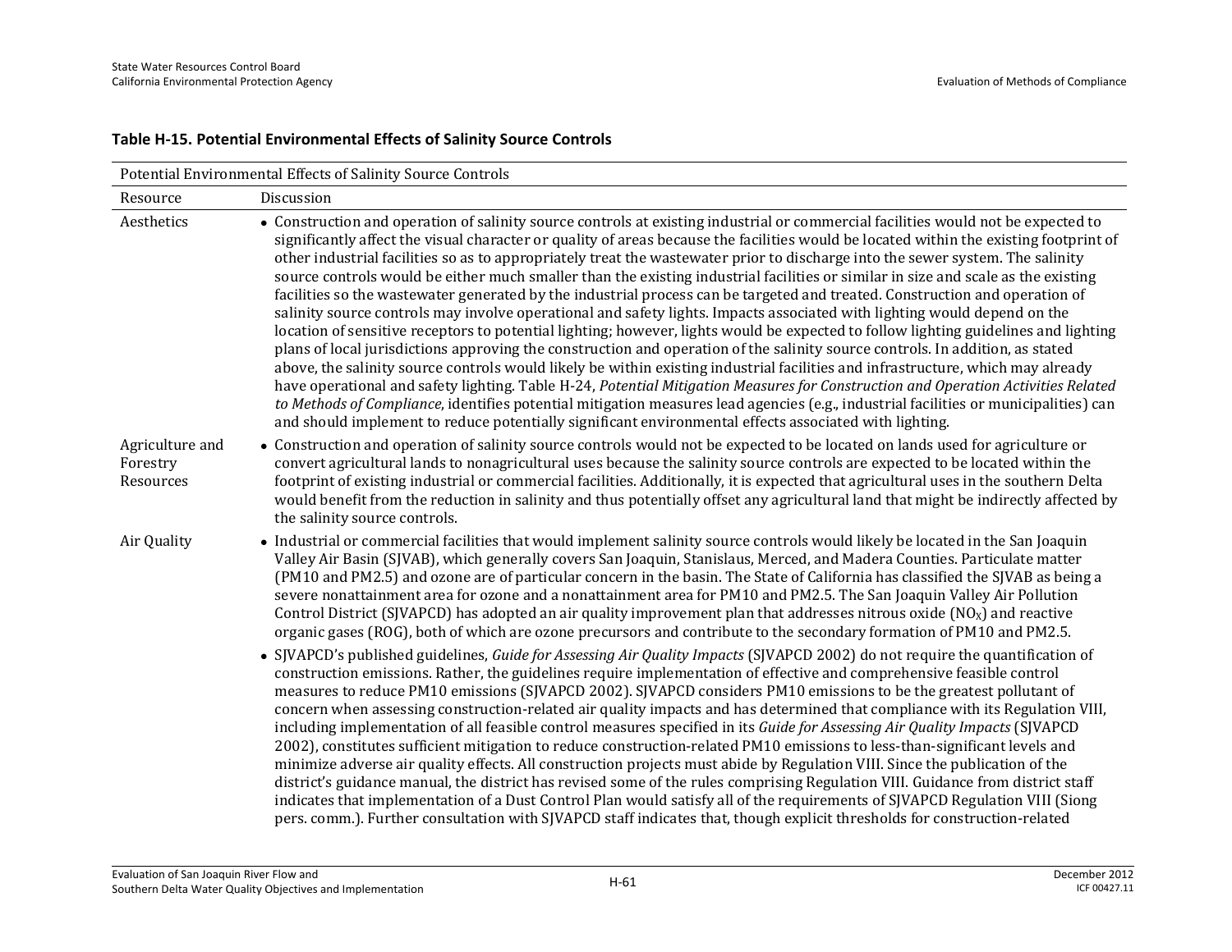**Table H-15. Potential Environmental Effects of Salinity Source Controls**

| Potential Environmental Effects of Salinity Source Controls | |
|---|---|
| Resource | Discussion |
| Aesthetics | • Construction and operation of salinity source controls at existing industrial or commercial facilities would not be expected to significantly affect the visual character or quality of areas because the facilities would be located within the existing footprint of other industrial facilities so as to appropriately treat the wastewater prior to discharge into the sewer system. The salinity source controls would be either much smaller than the existing industrial facilities or similar in size and scale as the existing facilities so the wastewater generated by the industrial process can be targeted and treated. Construction and operation of salinity source controls may involve operational and safety lights. Impacts associated with lighting would depend on the location of sensitive receptors to potential lighting; however, lights would be expected to follow lighting guidelines and lighting plans of local jurisdictions approving the construction and operation of the salinity source controls. In addition, as stated above, the salinity source controls would likely be within existing industrial facilities and infrastructure, which may already have operational and safety lighting. Table H-24, *Potential Mitigation Measures for Construction and Operation Activities Related to Methods of Compliance*, identifies potential mitigation measures lead agencies (e.g., industrial facilities or municipalities) can and should implement to reduce potentially significant environmental effects associated with lighting. |
| Agriculture and Forestry Resources | • Construction and operation of salinity source controls would not be expected to be located on lands used for agriculture or convert agricultural lands to nonagricultural uses because the salinity source controls are expected to be located within the footprint of existing industrial or commercial facilities. Additionally, it is expected that agricultural uses in the southern Delta would benefit from the reduction in salinity and thus potentially offset any agricultural land that might be indirectly affected by the salinity source controls. |
| Air Quality | • Industrial or commercial facilities that would implement salinity source controls would likely be located in the San Joaquin Valley Air Basin (SJVAB), which generally covers San Joaquin, Stanislaus, Merced, and Madera Counties. Particulate matter (PM10 and PM2.5) and ozone are of particular concern in the basin. The State of California has classified the SJVAB as being a severe nonattainment area for ozone and a nonattainment area for PM10 and PM2.5. The San Joaquin Valley Air Pollution Control District (SJVAPCD) has adopted an air quality improvement plan that addresses nitrous oxide ($NO_X$) and reactive organic gases (ROG), both of which are ozone precursors and contribute to the secondary formation of PM10 and PM2.5.<br>• SJVAPCD's published guidelines, *Guide for Assessing Air Quality Impacts* (SJVAPCD 2002) do not require the quantification of construction emissions. Rather, the guidelines require implementation of effective and comprehensive feasible control measures to reduce PM10 emissions (SJVAPCD 2002). SJVAPCD considers PM10 emissions to be the greatest pollutant of concern when assessing construction-related air quality impacts and has determined that compliance with its Regulation VIII, including implementation of all feasible control measures specified in its *Guide for Assessing Air Quality Impacts* (SJVAPCD 2002), constitutes sufficient mitigation to reduce construction-related PM10 emissions to less-than-significant levels and minimize adverse air quality effects. All construction projects must abide by Regulation VIII. Since the publication of the district's guidance manual, the district has revised some of the rules comprising Regulation VIII. Guidance from district staff indicates that implementation of a Dust Control Plan would satisfy all of the requirements of SJVAPCD Regulation VIII (Siong pers. comm.). Further consultation with SJVAPCD staff indicates that, though explicit thresholds for construction-related |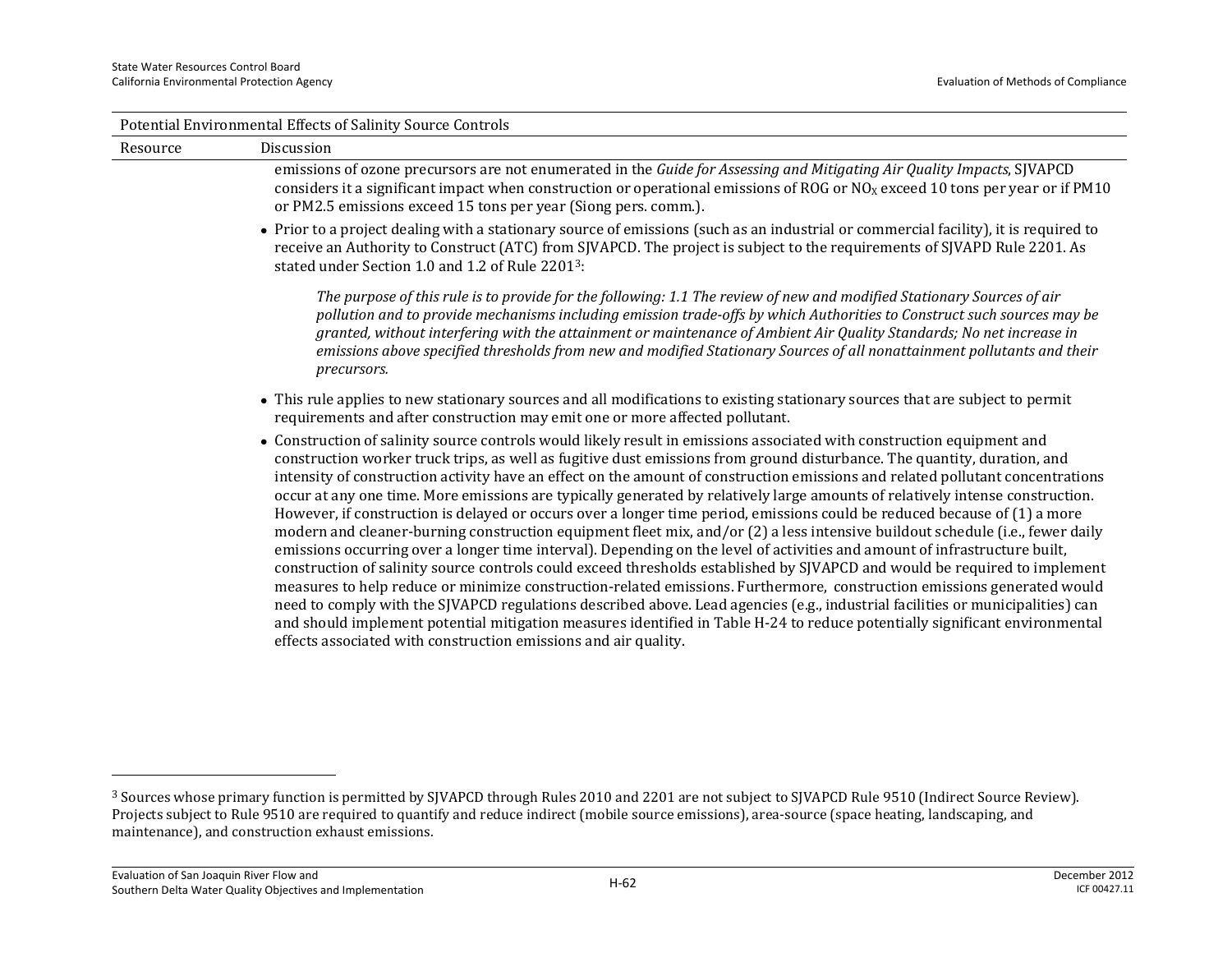| Potential Environmental Effects of Salinity Source Controls | |
|---|---|
| Resource | Discussion |
| | emissions of ozone precursors are not enumerated in the *Guide for Assessing and Mitigating Air Quality Impacts*, SJVAPCD considers it a significant impact when construction or operational emissions of ROG or $NO_X$ exceed 10 tons per year or if PM10 or PM2.5 emissions exceed 15 tons per year (Siong pers. comm.).<br><br>• Prior to a project dealing with a stationary source of emissions (such as an industrial or commercial facility), it is required to receive an Authority to Construct (ATC) from SJVAPCD. The project is subject to the requirements of SJVAPD Rule 2201. As stated under Section 1.0 and 1.2 of Rule 2201[3]:<br><br>*The purpose of this rule is to provide for the following: 1.1 The review of new and modified Stationary Sources of air pollution and to provide mechanisms including emission trade-offs by which Authorities to Construct such sources may be granted, without interfering with the attainment or maintenance of Ambient Air Quality Standards; No net increase in emissions above specified thresholds from new and modified Stationary Sources of all nonattainment pollutants and their precursors.*<br><br>• This rule applies to new stationary sources and all modifications to existing stationary sources that are subject to permit requirements and after construction may emit one or more affected pollutant.<br><br>• Construction of salinity source controls would likely result in emissions associated with construction equipment and construction worker truck trips, as well as fugitive dust emissions from ground disturbance. The quantity, duration, and intensity of construction activity have an effect on the amount of construction emissions and related pollutant concentrations occur at any one time. More emissions are typically generated by relatively large amounts of relatively intense construction. However, if construction is delayed or occurs over a longer time period, emissions could be reduced because of (1) a more modern and cleaner-burning construction equipment fleet mix, and/or (2) a less intensive buildout schedule (i.e., fewer daily emissions occurring over a longer time interval). Depending on the level of activities and amount of infrastructure built, construction of salinity source controls could exceed thresholds established by SJVAPCD and would be required to implement measures to help reduce or minimize construction-related emissions. Furthermore, construction emissions generated would need to comply with the SJVAPCD regulations described above. Lead agencies (e.g., industrial facilities or municipalities) can and should implement potential mitigation measures identified in Table H-24 to reduce potentially significant environmental effects associated with construction emissions and air quality. |

[3] Sources whose primary function is permitted by SJVAPCD through Rules 2010 and 2201 are not subject to SJVAPCD Rule 9510 (Indirect Source Review). Projects subject to Rule 9510 are required to quantify and reduce indirect (mobile source emissions), area-source (space heating, landscaping, and maintenance), and construction exhaust emissions.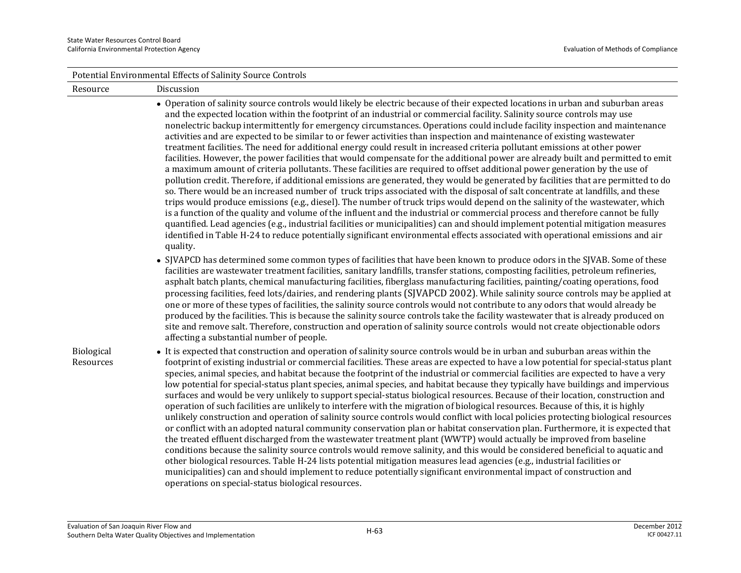| Potential Environmental Effects of Salinity Source Controls | |
|---|---|
| Resource | Discussion |
| | • Operation of salinity source controls would likely be electric because of their expected locations in urban and suburban areas and the expected location within the footprint of an industrial or commercial facility. Salinity source controls may use nonelectric backup intermittently for emergency circumstances. Operations could include facility inspection and maintenance activities and are expected to be similar to or fewer activities than inspection and maintenance of existing wastewater treatment facilities. The need for additional energy could result in increased criteria pollutant emissions at other power facilities. However, the power facilities that would compensate for the additional power are already built and permitted to emit a maximum amount of criteria pollutants. These facilities are required to offset additional power generation by the use of pollution credit. Therefore, if additional emissions are generated, they would be generated by facilities that are permitted to do so. There would be an increased number of truck trips associated with the disposal of salt concentrate at landfills, and these trips would produce emissions (e.g., diesel). The number of truck trips would depend on the salinity of the wastewater, which is a function of the quality and volume of the influent and the industrial or commercial process and therefore cannot be fully quantified. Lead agencies (e.g., industrial facilities or municipalities) can and should implement potential mitigation measures identified in Table H-24 to reduce potentially significant environmental effects associated with operational emissions and air quality.<br>• SJVAPCD has determined some common types of facilities that have been known to produce odors in the SJVAB. Some of these facilities are wastewater treatment facilities, sanitary landfills, transfer stations, composting facilities, petroleum refineries, asphalt batch plants, chemical manufacturing facilities, fiberglass manufacturing facilities, painting/coating operations, food processing facilities, feed lots/dairies, and rendering plants (SJVAPCD 2002). While salinity source controls may be applied at one or more of these types of facilities, the salinity source controls would not contribute to any odors that would already be produced by the facilities. This is because the salinity source controls take the facility wastewater that is already produced on site and remove salt. Therefore, construction and operation of salinity source controls would not create objectionable odors affecting a substantial number of people. |
| Biological Resources | • It is expected that construction and operation of salinity source controls would be in urban and suburban areas within the footprint of existing industrial or commercial facilities. These areas are expected to have a low potential for special-status plant species, animal species, and habitat because the footprint of the industrial or commercial facilities are expected to have a very low potential for special-status plant species, animal species, and habitat because they typically have buildings and impervious surfaces and would be very unlikely to support special-status biological resources. Because of their location, construction and operation of such facilities are unlikely to interfere with the migration of biological resources. Because of this, it is highly unlikely construction and operation of salinity source controls would conflict with local policies protecting biological resources or conflict with an adopted natural community conservation plan or habitat conservation plan. Furthermore, it is expected that the treated effluent discharged from the wastewater treatment plant (WWTP) would actually be improved from baseline conditions because the salinity source controls would remove salinity, and this would be considered beneficial to aquatic and other biological resources. Table H-24 lists potential mitigation measures lead agencies (e.g., industrial facilities or municipalities) can and should implement to reduce potentially significant environmental impact of construction and operations on special-status biological resources. |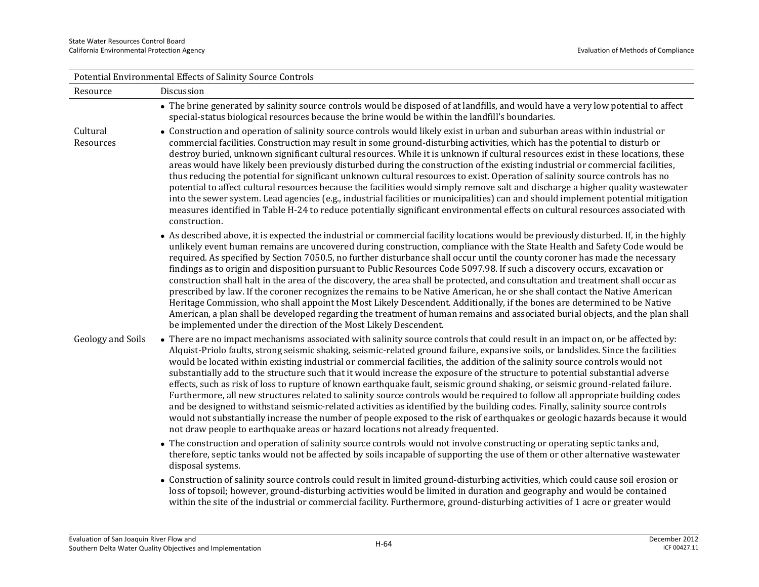| Potential Environmental Effects of Salinity Source Controls | |
|---|---|
| Resource | Discussion |
| | • The brine generated by salinity source controls would be disposed of at landfills, and would have a very low potential to affect special-status biological resources because the brine would be within the landfill's boundaries. |
| Cultural Resources | • Construction and operation of salinity source controls would likely exist in urban and suburban areas within industrial or commercial facilities. Construction may result in some ground-disturbing activities, which has the potential to disturb or destroy buried, unknown significant cultural resources. While it is unknown if cultural resources exist in these locations, these areas would have likely been previously disturbed during the construction of the existing industrial or commercial facilities, thus reducing the potential for significant unknown cultural resources to exist. Operation of salinity source controls has no potential to affect cultural resources because the facilities would simply remove salt and discharge a higher quality wastewater into the sewer system. Lead agencies (e.g., industrial facilities or municipalities) can and should implement potential mitigation measures identified in Table H-24 to reduce potentially significant environmental effects on cultural resources associated with construction.<br><br>• As described above, it is expected the industrial or commercial facility locations would be previously disturbed. If, in the highly unlikely event human remains are uncovered during construction, compliance with the State Health and Safety Code would be required. As specified by Section 7050.5, no further disturbance shall occur until the county coroner has made the necessary findings as to origin and disposition pursuant to Public Resources Code 5097.98. If such a discovery occurs, excavation or construction shall halt in the area of the discovery, the area shall be protected, and consultation and treatment shall occur as prescribed by law. If the coroner recognizes the remains to be Native American, he or she shall contact the Native American Heritage Commission, who shall appoint the Most Likely Descendent. Additionally, if the bones are determined to be Native American, a plan shall be developed regarding the treatment of human remains and associated burial objects, and the plan shall be implemented under the direction of the Most Likely Descendent. |
| Geology and Soils | • There are no impact mechanisms associated with salinity source controls that could result in an impact on, or be affected by: Alquist-Priolo faults, strong seismic shaking, seismic-related ground failure, expansive soils, or landslides. Since the facilities would be located within existing industrial or commercial facilities, the addition of the salinity source controls would not substantially add to the structure such that it would increase the exposure of the structure to potential substantial adverse effects, such as risk of loss to rupture of known earthquake fault, seismic ground shaking, or seismic ground-related failure. Furthermore, all new structures related to salinity source controls would be required to follow all appropriate building codes and be designed to withstand seismic-related activities as identified by the building codes. Finally, salinity source controls would not substantially increase the number of people exposed to the risk of earthquakes or geologic hazards because it would not draw people to earthquake areas or hazard locations not already frequented.<br><br>• The construction and operation of salinity source controls would not involve constructing or operating septic tanks and, therefore, septic tanks would not be affected by soils incapable of supporting the use of them or other alternative wastewater disposal systems.<br><br>• Construction of salinity source controls could result in limited ground-disturbing activities, which could cause soil erosion or loss of topsoil; however, ground-disturbing activities would be limited in duration and geography and would be contained within the site of the industrial or commercial facility. Furthermore, ground-disturbing activities of 1 acre or greater would |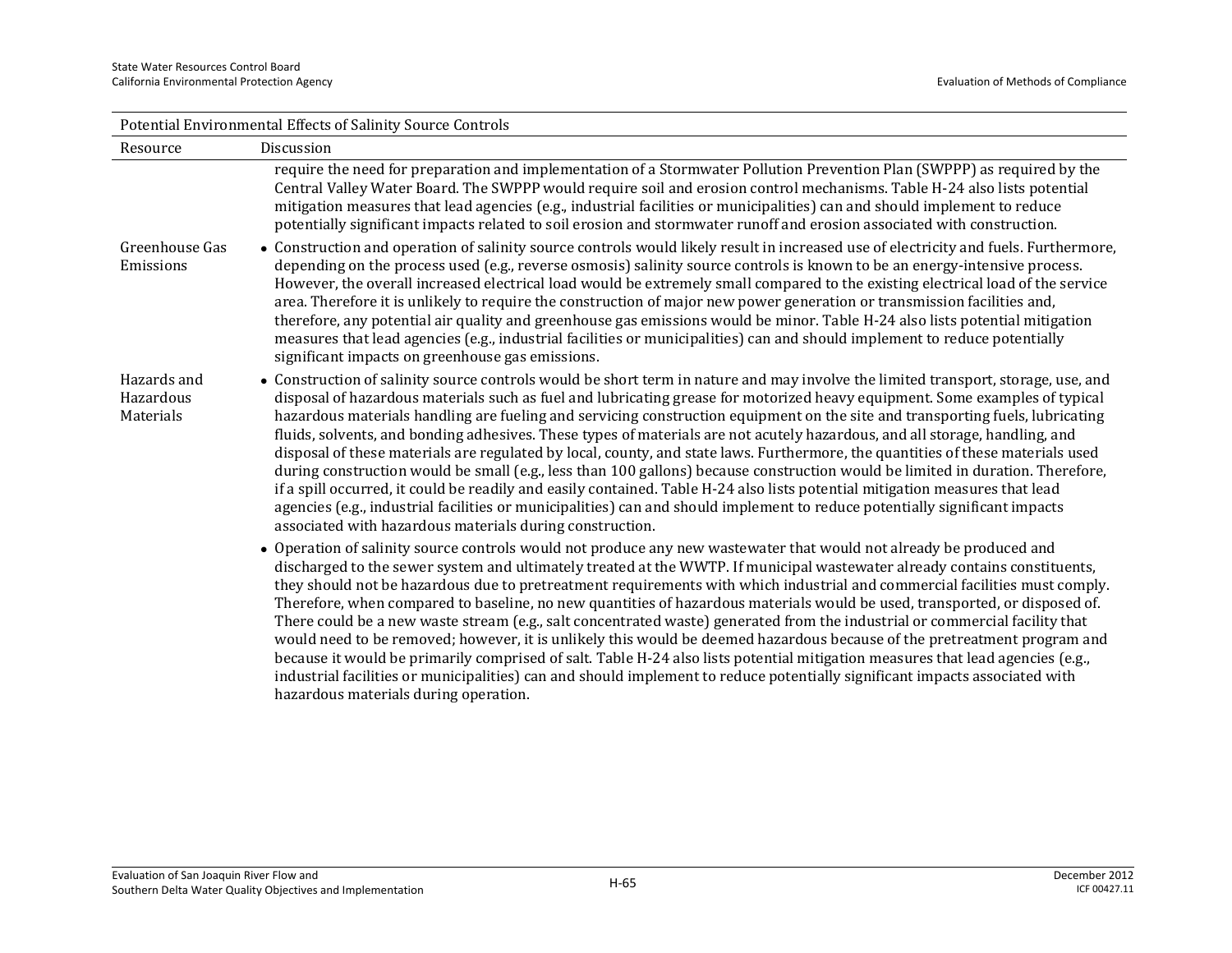| Potential Environmental Effects of Salinity Source Controls | |
|---|---|
| Resource | Discussion |
| | require the need for preparation and implementation of a Stormwater Pollution Prevention Plan (SWPPP) as required by the Central Valley Water Board. The SWPPP would require soil and erosion control mechanisms. Table H-24 also lists potential mitigation measures that lead agencies (e.g., industrial facilities or municipalities) can and should implement to reduce potentially significant impacts related to soil erosion and stormwater runoff and erosion associated with construction. |
| Greenhouse Gas Emissions | • Construction and operation of salinity source controls would likely result in increased use of electricity and fuels. Furthermore, depending on the process used (e.g., reverse osmosis) salinity source controls is known to be an energy-intensive process. However, the overall increased electrical load would be extremely small compared to the existing electrical load of the service area. Therefore it is unlikely to require the construction of major new power generation or transmission facilities and, therefore, any potential air quality and greenhouse gas emissions would be minor. Table H-24 also lists potential mitigation measures that lead agencies (e.g., industrial facilities or municipalities) can and should implement to reduce potentially significant impacts on greenhouse gas emissions. |
| Hazards and Hazardous Materials | • Construction of salinity source controls would be short term in nature and may involve the limited transport, storage, use, and disposal of hazardous materials such as fuel and lubricating grease for motorized heavy equipment. Some examples of typical hazardous materials handling are fueling and servicing construction equipment on the site and transporting fuels, lubricating fluids, solvents, and bonding adhesives. These types of materials are not acutely hazardous, and all storage, handling, and disposal of these materials are regulated by local, county, and state laws. Furthermore, the quantities of these materials used during construction would be small (e.g., less than 100 gallons) because construction would be limited in duration. Therefore, if a spill occurred, it could be readily and easily contained. Table H-24 also lists potential mitigation measures that lead agencies (e.g., industrial facilities or municipalities) can and should implement to reduce potentially significant impacts associated with hazardous materials during construction.<br>• Operation of salinity source controls would not produce any new wastewater that would not already be produced and discharged to the sewer system and ultimately treated at the WWTP. If municipal wastewater already contains constituents, they should not be hazardous due to pretreatment requirements with which industrial and commercial facilities must comply. Therefore, when compared to baseline, no new quantities of hazardous materials would be used, transported, or disposed of. There could be a new waste stream (e.g., salt concentrated waste) generated from the industrial or commercial facility that would need to be removed; however, it is unlikely this would be deemed hazardous because of the pretreatment program and because it would be primarily comprised of salt. Table H-24 also lists potential mitigation measures that lead agencies (e.g., industrial facilities or municipalities) can and should implement to reduce potentially significant impacts associated with hazardous materials during operation. |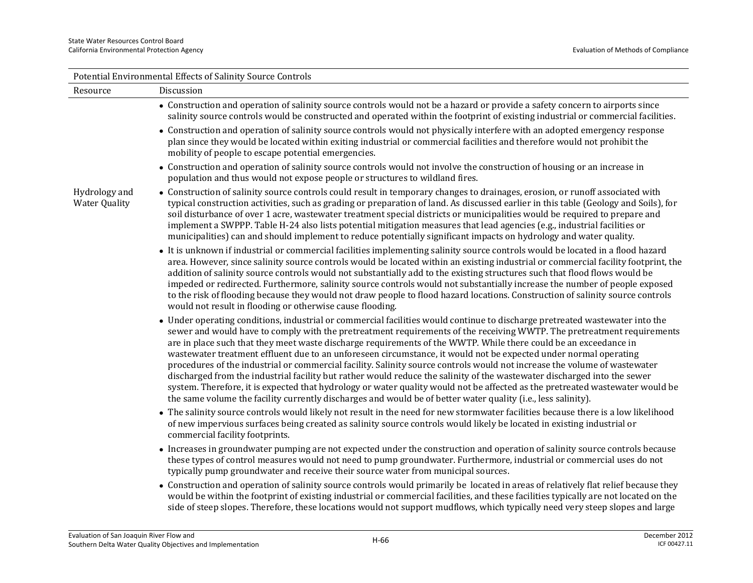| Potential Environmental Effects of Salinity Source Controls | |
|---|---|
| Resource | Discussion |
| | • Construction and operation of salinity source controls would not be a hazard or provide a safety concern to airports since salinity source controls would be constructed and operated within the footprint of existing industrial or commercial facilities.<br>• Construction and operation of salinity source controls would not physically interfere with an adopted emergency response plan since they would be located within exiting industrial or commercial facilities and therefore would not prohibit the mobility of people to escape potential emergencies.<br>• Construction and operation of salinity source controls would not involve the construction of housing or an increase in population and thus would not expose people or structures to wildland fires. |
| Hydrology and Water Quality | • Construction of salinity source controls could result in temporary changes to drainages, erosion, or runoff associated with typical construction activities, such as grading or preparation of land. As discussed earlier in this table (Geology and Soils), for soil disturbance of over 1 acre, wastewater treatment special districts or municipalities would be required to prepare and implement a SWPPP. Table H-24 also lists potential mitigation measures that lead agencies (e.g., industrial facilities or municipalities) can and should implement to reduce potentially significant impacts on hydrology and water quality.<br>• It is unknown if industrial or commercial facilities implementing salinity source controls would be located in a flood hazard area. However, since salinity source controls would be located within an existing industrial or commercial facility footprint, the addition of salinity source controls would not substantially add to the existing structures such that flood flows would be impeded or redirected. Furthermore, salinity source controls would not substantially increase the number of people exposed to the risk of flooding because they would not draw people to flood hazard locations. Construction of salinity source controls would not result in flooding or otherwise cause flooding.<br>• Under operating conditions, industrial or commercial facilities would continue to discharge pretreated wastewater into the sewer and would have to comply with the pretreatment requirements of the receiving WWTP. The pretreatment requirements are in place such that they meet waste discharge requirements of the WWTP. While there could be an exceedance in wastewater treatment effluent due to an unforeseen circumstance, it would not be expected under normal operating procedures of the industrial or commercial facility. Salinity source controls would not increase the volume of wastewater discharged from the industrial facility but rather would reduce the salinity of the wastewater discharged into the sewer system. Therefore, it is expected that hydrology or water quality would not be affected as the pretreated wastewater would be the same volume the facility currently discharges and would be of better water quality (i.e., less salinity).<br>• The salinity source controls would likely not result in the need for new stormwater facilities because there is a low likelihood of new impervious surfaces being created as salinity source controls would likely be located in existing industrial or commercial facility footprints.<br>• Increases in groundwater pumping are not expected under the construction and operation of salinity source controls because these types of control measures would not need to pump groundwater. Furthermore, industrial or commercial uses do not typically pump groundwater and receive their source water from municipal sources.<br>• Construction and operation of salinity source controls would primarily be located in areas of relatively flat relief because they would be within the footprint of existing industrial or commercial facilities, and these facilities typically are not located on the side of steep slopes. Therefore, these locations would not support mudflows, which typically need very steep slopes and large |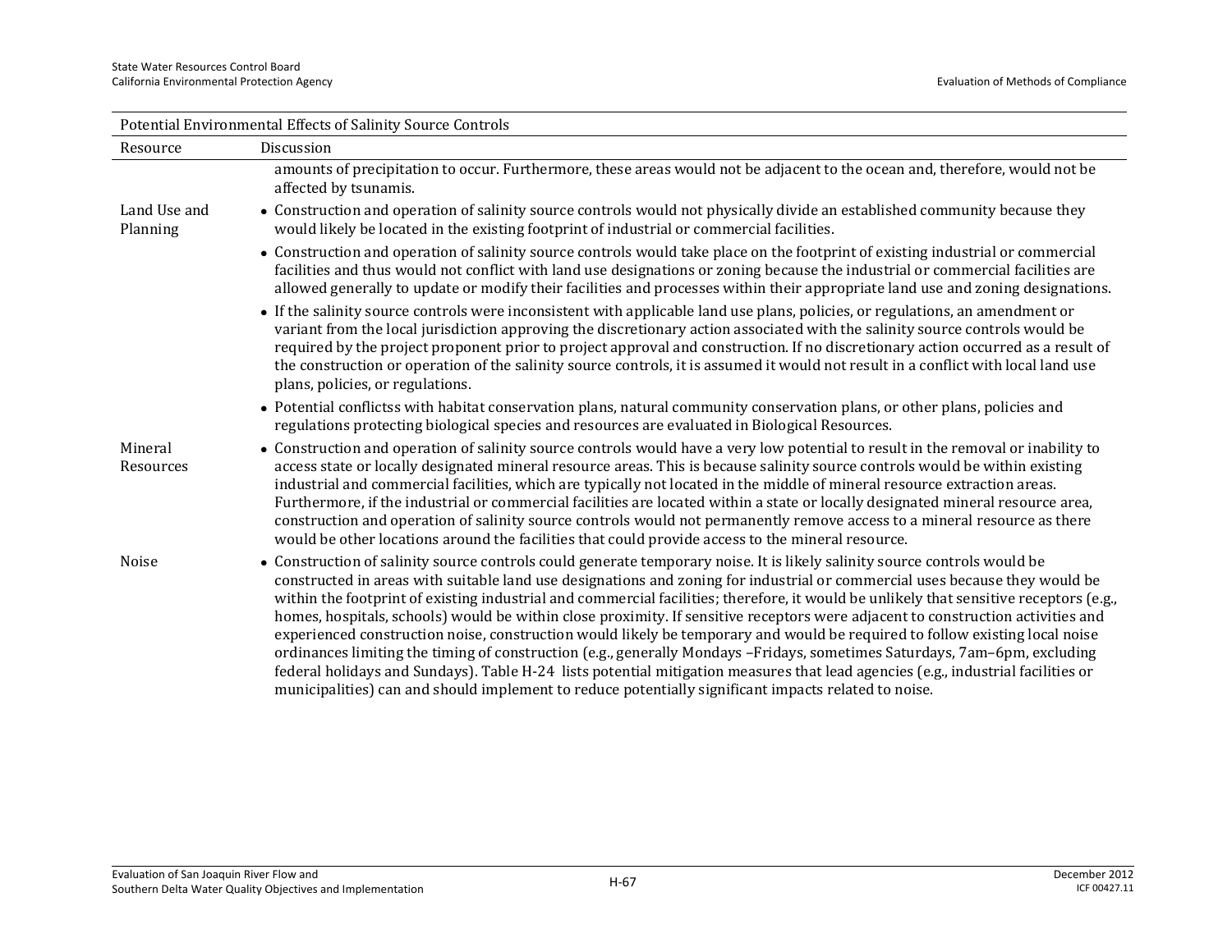| Resource | Discussion |
|---|---|
| | amounts of precipitation to occur. Furthermore, these areas would not be adjacent to the ocean and, therefore, would not be affected by tsunamis. |
| Land Use and Planning | • Construction and operation of salinity source controls would not physically divide an established community because they would likely be located in the existing footprint of industrial or commercial facilities.<br>• Construction and operation of salinity source controls would take place on the footprint of existing industrial or commercial facilities and thus would not conflict with land use designations or zoning because the industrial or commercial facilities are allowed generally to update or modify their facilities and processes within their appropriate land use and zoning designations.<br>• If the salinity source controls were inconsistent with applicable land use plans, policies, or regulations, an amendment or variant from the local jurisdiction approving the discretionary action associated with the salinity source controls would be required by the project proponent prior to project approval and construction. If no discretionary action occurred as a result of the construction or operation of the salinity source controls, it is assumed it would not result in a conflict with local land use plans, policies, or regulations.<br>• Potential conflictss with habitat conservation plans, natural community conservation plans, or other plans, policies and regulations protecting biological species and resources are evaluated in Biological Resources. |
| Mineral Resources | • Construction and operation of salinity source controls would have a very low potential to result in the removal or inability to access state or locally designated mineral resource areas. This is because salinity source controls would be within existing industrial and commercial facilities, which are typically not located in the middle of mineral resource extraction areas. Furthermore, if the industrial or commercial facilities are located within a state or locally designated mineral resource area, construction and operation of salinity source controls would not permanently remove access to a mineral resource as there would be other locations around the facilities that could provide access to the mineral resource. |
| Noise | • Construction of salinity source controls could generate temporary noise. It is likely salinity source controls would be constructed in areas with suitable land use designations and zoning for industrial or commercial uses because they would be within the footprint of existing industrial and commercial facilities; therefore, it would be unlikely that sensitive receptors (e.g., homes, hospitals, schools) would be within close proximity. If sensitive receptors were adjacent to construction activities and experienced construction noise, construction would likely be temporary and would be required to follow existing local noise ordinances limiting the timing of construction (e.g., generally Mondays –Fridays, sometimes Saturdays, 7am–6pm, excluding federal holidays and Sundays). Table H-24 lists potential mitigation measures that lead agencies (e.g., industrial facilities or municipalities) can and should implement to reduce potentially significant impacts related to noise. |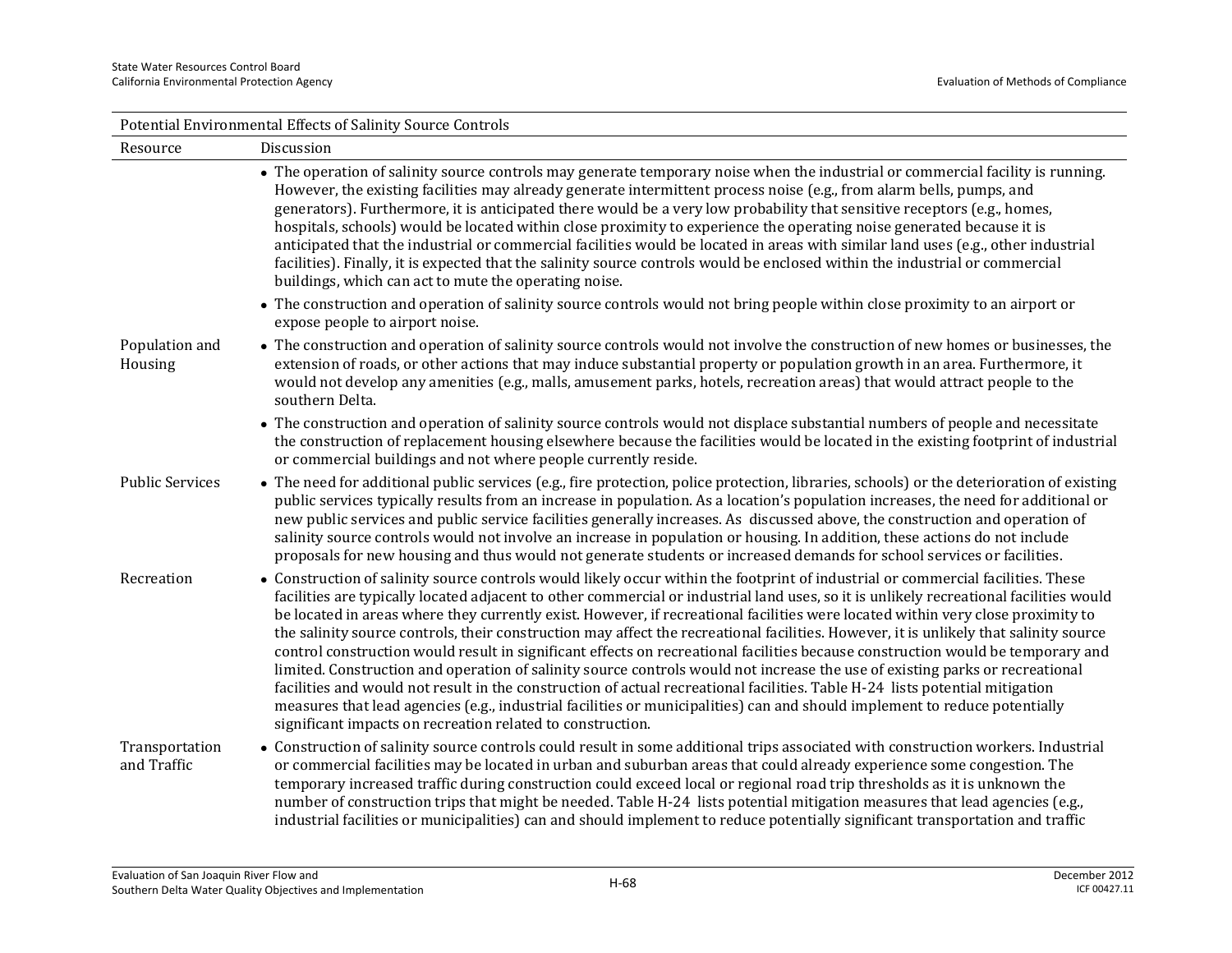| Potential Environmental Effects of Salinity Source Controls | |
|---|---|
| Resource | Discussion |
| | • The operation of salinity source controls may generate temporary noise when the industrial or commercial facility is running. However, the existing facilities may already generate intermittent process noise (e.g., from alarm bells, pumps, and generators). Furthermore, it is anticipated there would be a very low probability that sensitive receptors (e.g., homes, hospitals, schools) would be located within close proximity to experience the operating noise generated because it is anticipated that the industrial or commercial facilities would be located in areas with similar land uses (e.g., other industrial facilities). Finally, it is expected that the salinity source controls would be enclosed within the industrial or commercial buildings, which can act to mute the operating noise.<br>• The construction and operation of salinity source controls would not bring people within close proximity to an airport or expose people to airport noise. |
| Population and Housing | • The construction and operation of salinity source controls would not involve the construction of new homes or businesses, the extension of roads, or other actions that may induce substantial property or population growth in an area. Furthermore, it would not develop any amenities (e.g., malls, amusement parks, hotels, recreation areas) that would attract people to the southern Delta.<br>• The construction and operation of salinity source controls would not displace substantial numbers of people and necessitate the construction of replacement housing elsewhere because the facilities would be located in the existing footprint of industrial or commercial buildings and not where people currently reside. |
| Public Services | • The need for additional public services (e.g., fire protection, police protection, libraries, schools) or the deterioration of existing public services typically results from an increase in population. As a location's population increases, the need for additional or new public services and public service facilities generally increases. As discussed above, the construction and operation of salinity source controls would not involve an increase in population or housing. In addition, these actions do not include proposals for new housing and thus would not generate students or increased demands for school services or facilities. |
| Recreation | • Construction of salinity source controls would likely occur within the footprint of industrial or commercial facilities. These facilities are typically located adjacent to other commercial or industrial land uses, so it is unlikely recreational facilities would be located in areas where they currently exist. However, if recreational facilities were located within very close proximity to the salinity source controls, their construction may affect the recreational facilities. However, it is unlikely that salinity source control construction would result in significant effects on recreational facilities because construction would be temporary and limited. Construction and operation of salinity source controls would not increase the use of existing parks or recreational facilities and would not result in the construction of actual recreational facilities. Table H-24 lists potential mitigation measures that lead agencies (e.g., industrial facilities or municipalities) can and should implement to reduce potentially significant impacts on recreation related to construction. |
| Transportation and Traffic | • Construction of salinity source controls could result in some additional trips associated with construction workers. Industrial or commercial facilities may be located in urban and suburban areas that could already experience some congestion. The temporary increased traffic during construction could exceed local or regional road trip thresholds as it is unknown the number of construction trips that might be needed. Table H-24 lists potential mitigation measures that lead agencies (e.g., industrial facilities or municipalities) can and should implement to reduce potentially significant transportation and traffic |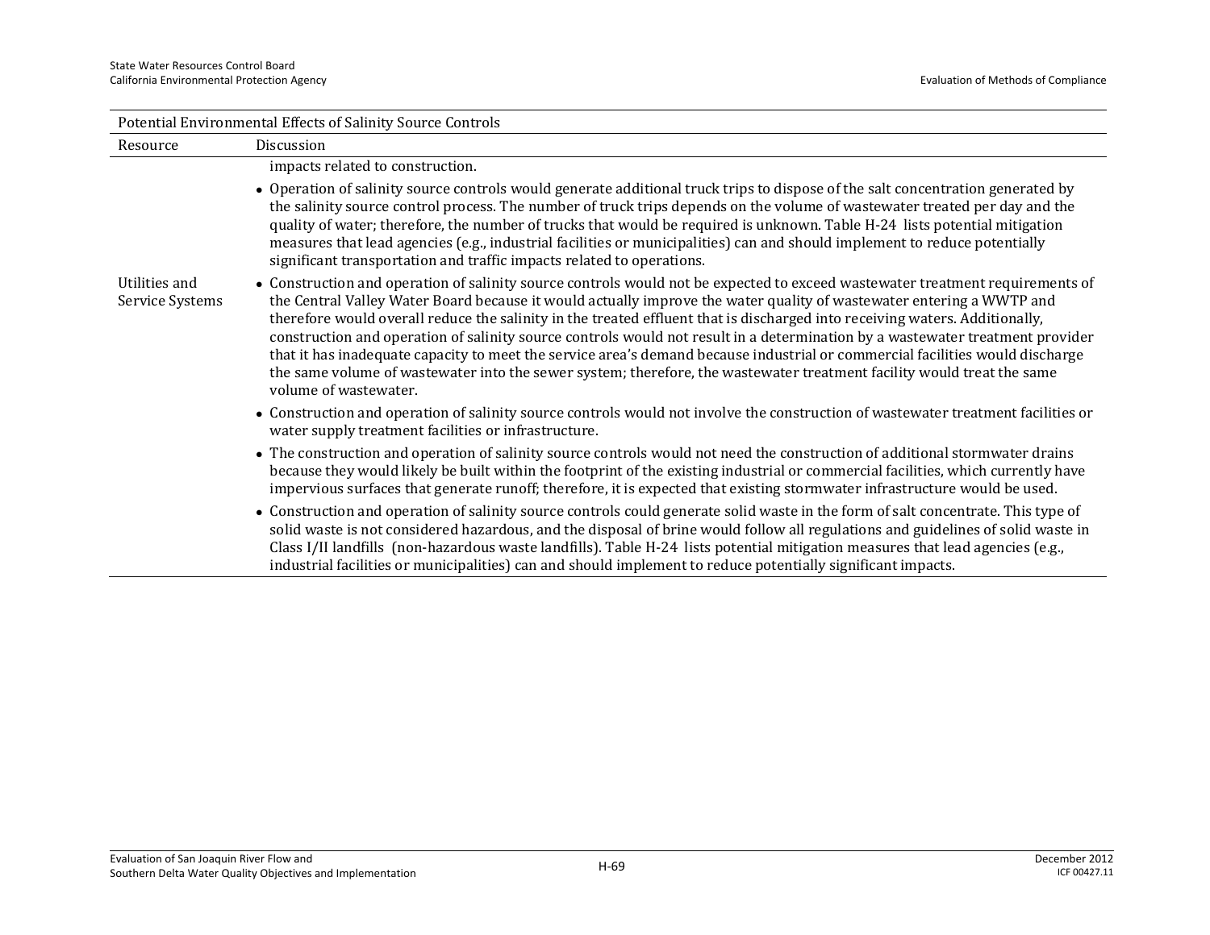| Potential Environmental Effects of Salinity Source Controls | |
|---|---|
| Resource | Discussion |
| | impacts related to construction.<br>• Operation of salinity source controls would generate additional truck trips to dispose of the salt concentration generated by the salinity source control process. The number of truck trips depends on the volume of wastewater treated per day and the quality of water; therefore, the number of trucks that would be required is unknown. Table H-24 lists potential mitigation measures that lead agencies (e.g., industrial facilities or municipalities) can and should implement to reduce potentially significant transportation and traffic impacts related to operations. |
| Utilities and Service Systems | • Construction and operation of salinity source controls would not be expected to exceed wastewater treatment requirements of the Central Valley Water Board because it would actually improve the water quality of wastewater entering a WWTP and therefore would overall reduce the salinity in the treated effluent that is discharged into receiving waters. Additionally, construction and operation of salinity source controls would not result in a determination by a wastewater treatment provider that it has inadequate capacity to meet the service area's demand because industrial or commercial facilities would discharge the same volume of wastewater into the sewer system; therefore, the wastewater treatment facility would treat the same volume of wastewater.<br>• Construction and operation of salinity source controls would not involve the construction of wastewater treatment facilities or water supply treatment facilities or infrastructure.<br>• The construction and operation of salinity source controls would not need the construction of additional stormwater drains because they would likely be built within the footprint of the existing industrial or commercial facilities, which currently have impervious surfaces that generate runoff; therefore, it is expected that existing stormwater infrastructure would be used.<br>• Construction and operation of salinity source controls could generate solid waste in the form of salt concentrate. This type of solid waste is not considered hazardous, and the disposal of brine would follow all regulations and guidelines of solid waste in Class I/II landfills (non-hazardous waste landfills). Table H-24 lists potential mitigation measures that lead agencies (e.g., industrial facilities or municipalities) can and should implement to reduce potentially significant impacts. |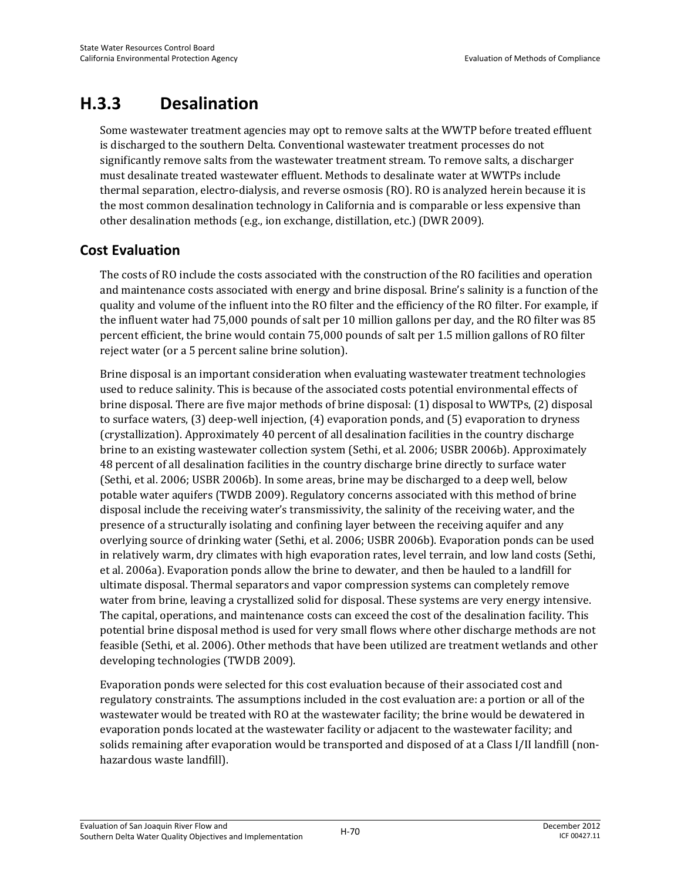# H.3.3 Desalination

Some wastewater treatment agencies may opt to remove salts at the WWTP before treated effluent is discharged to the southern Delta. Conventional wastewater treatment processes do not significantly remove salts from the wastewater treatment stream. To remove salts, a discharger must desalinate treated wastewater effluent. Methods to desalinate water at WWTPs include thermal separation, electro-dialysis, and reverse osmosis (RO). RO is analyzed herein because it is the most common desalination technology in California and is comparable or less expensive than other desalination methods (e.g., ion exchange, distillation, etc.) (DWR 2009).

## Cost Evaluation

The costs of RO include the costs associated with the construction of the RO facilities and operation and maintenance costs associated with energy and brine disposal. Brine's salinity is a function of the quality and volume of the influent into the RO filter and the efficiency of the RO filter. For example, if the influent water had 75,000 pounds of salt per 10 million gallons per day, and the RO filter was 85 percent efficient, the brine would contain 75,000 pounds of salt per 1.5 million gallons of RO filter reject water (or a 5 percent saline brine solution).

Brine disposal is an important consideration when evaluating wastewater treatment technologies used to reduce salinity. This is because of the associated costs potential environmental effects of brine disposal. There are five major methods of brine disposal: (1) disposal to WWTPs, (2) disposal to surface waters, (3) deep-well injection, (4) evaporation ponds, and (5) evaporation to dryness (crystallization). Approximately 40 percent of all desalination facilities in the country discharge brine to an existing wastewater collection system (Sethi, et al. 2006; USBR 2006b). Approximately 48 percent of all desalination facilities in the country discharge brine directly to surface water (Sethi, et al. 2006; USBR 2006b). In some areas, brine may be discharged to a deep well, below potable water aquifers (TWDB 2009). Regulatory concerns associated with this method of brine disposal include the receiving water's transmissivity, the salinity of the receiving water, and the presence of a structurally isolating and confining layer between the receiving aquifer and any overlying source of drinking water (Sethi, et al. 2006; USBR 2006b). Evaporation ponds can be used in relatively warm, dry climates with high evaporation rates, level terrain, and low land costs (Sethi, et al. 2006a). Evaporation ponds allow the brine to dewater, and then be hauled to a landfill for ultimate disposal. Thermal separators and vapor compression systems can completely remove water from brine, leaving a crystallized solid for disposal. These systems are very energy intensive. The capital, operations, and maintenance costs can exceed the cost of the desalination facility. This potential brine disposal method is used for very small flows where other discharge methods are not feasible (Sethi, et al. 2006). Other methods that have been utilized are treatment wetlands and other developing technologies (TWDB 2009).

Evaporation ponds were selected for this cost evaluation because of their associated cost and regulatory constraints. The assumptions included in the cost evaluation are: a portion or all of the wastewater would be treated with RO at the wastewater facility; the brine would be dewatered in evaporation ponds located at the wastewater facility or adjacent to the wastewater facility; and solids remaining after evaporation would be transported and disposed of at a Class I/II landfill (non-hazardous waste landfill).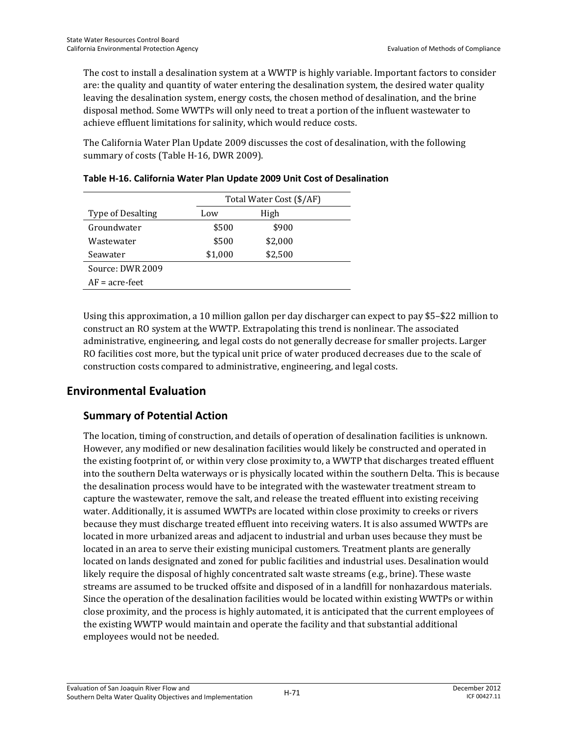The cost to install a desalination system at a WWTP is highly variable. Important factors to consider are: the quality and quantity of water entering the desalination system, the desired water quality leaving the desalination system, energy costs, the chosen method of desalination, and the brine disposal method. Some WWTPs will only need to treat a portion of the influent wastewater to achieve effluent limitations for salinity, which would reduce costs.

The California Water Plan Update 2009 discusses the cost of desalination, with the following summary of costs (Table H-16, DWR 2009).

**Table H-16. California Water Plan Update 2009 Unit Cost of Desalination**

| | Total Water Cost ($/AF) | |
|---|---|---|
| Type of Desalting | Low | High |
| Groundwater | $500 | $900 |
| Wastewater | $500 | $2,000 |
| Seawater | $1,000 | $2,500 |

Source: DWR 2009
AF = acre-feet

Using this approximation, a 10 million gallon per day discharger can expect to pay $5–$22 million to construct an RO system at the WWTP. Extrapolating this trend is nonlinear. The associated administrative, engineering, and legal costs do not generally decrease for smaller projects. Larger RO facilities cost more, but the typical unit price of water produced decreases due to the scale of construction costs compared to administrative, engineering, and legal costs.

## Environmental Evaluation

### Summary of Potential Action

The location, timing of construction, and details of operation of desalination facilities is unknown. However, any modified or new desalination facilities would likely be constructed and operated in the existing footprint of, or within very close proximity to, a WWTP that discharges treated effluent into the southern Delta waterways or is physically located within the southern Delta. This is because the desalination process would have to be integrated with the wastewater treatment stream to capture the wastewater, remove the salt, and release the treated effluent into existing receiving water. Additionally, it is assumed WWTPs are located within close proximity to creeks or rivers because they must discharge treated effluent into receiving waters. It is also assumed WWTPs are located in more urbanized areas and adjacent to industrial and urban uses because they must be located in an area to serve their existing municipal customers. Treatment plants are generally located on lands designated and zoned for public facilities and industrial uses. Desalination would likely require the disposal of highly concentrated salt waste streams (e.g., brine). These waste streams are assumed to be trucked offsite and disposed of in a landfill for nonhazardous materials. Since the operation of the desalination facilities would be located within existing WWTPs or within close proximity, and the process is highly automated, it is anticipated that the current employees of the existing WWTP would maintain and operate the facility and that substantial additional employees would not be needed.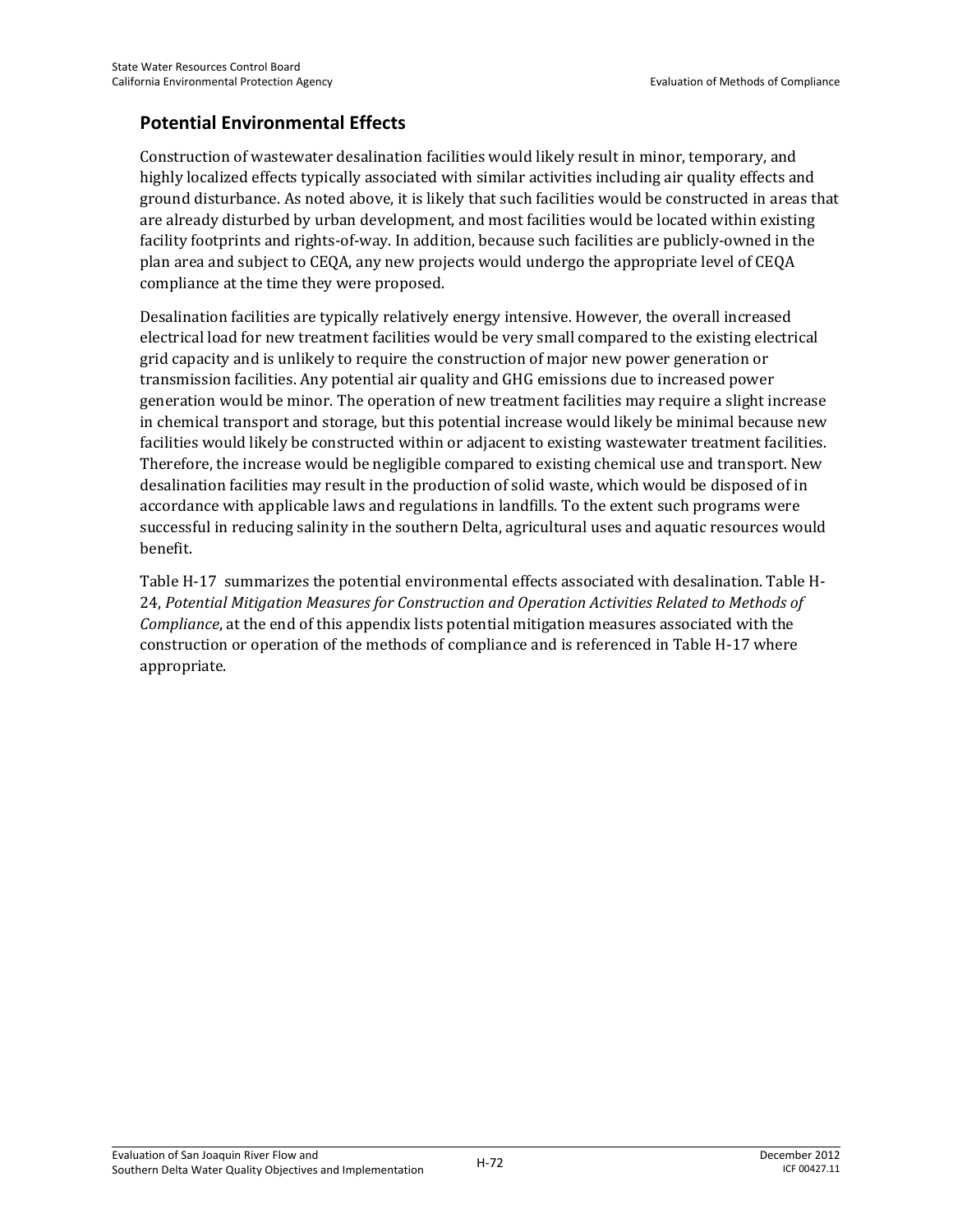## Potential Environmental Effects

Construction of wastewater desalination facilities would likely result in minor, temporary, and highly localized effects typically associated with similar activities including air quality effects and ground disturbance. As noted above, it is likely that such facilities would be constructed in areas that are already disturbed by urban development, and most facilities would be located within existing facility footprints and rights-of-way. In addition, because such facilities are publicly-owned in the plan area and subject to CEQA, any new projects would undergo the appropriate level of CEQA compliance at the time they were proposed.

Desalination facilities are typically relatively energy intensive. However, the overall increased electrical load for new treatment facilities would be very small compared to the existing electrical grid capacity and is unlikely to require the construction of major new power generation or transmission facilities. Any potential air quality and GHG emissions due to increased power generation would be minor. The operation of new treatment facilities may require a slight increase in chemical transport and storage, but this potential increase would likely be minimal because new facilities would likely be constructed within or adjacent to existing wastewater treatment facilities. Therefore, the increase would be negligible compared to existing chemical use and transport. New desalination facilities may result in the production of solid waste, which would be disposed of in accordance with applicable laws and regulations in landfills. To the extent such programs were successful in reducing salinity in the southern Delta, agricultural uses and aquatic resources would benefit.

Table H-17 summarizes the potential environmental effects associated with desalination. Table H-24, *Potential Mitigation Measures for Construction and Operation Activities Related to Methods of Compliance*, at the end of this appendix lists potential mitigation measures associated with the construction or operation of the methods of compliance and is referenced in Table H-17 where appropriate.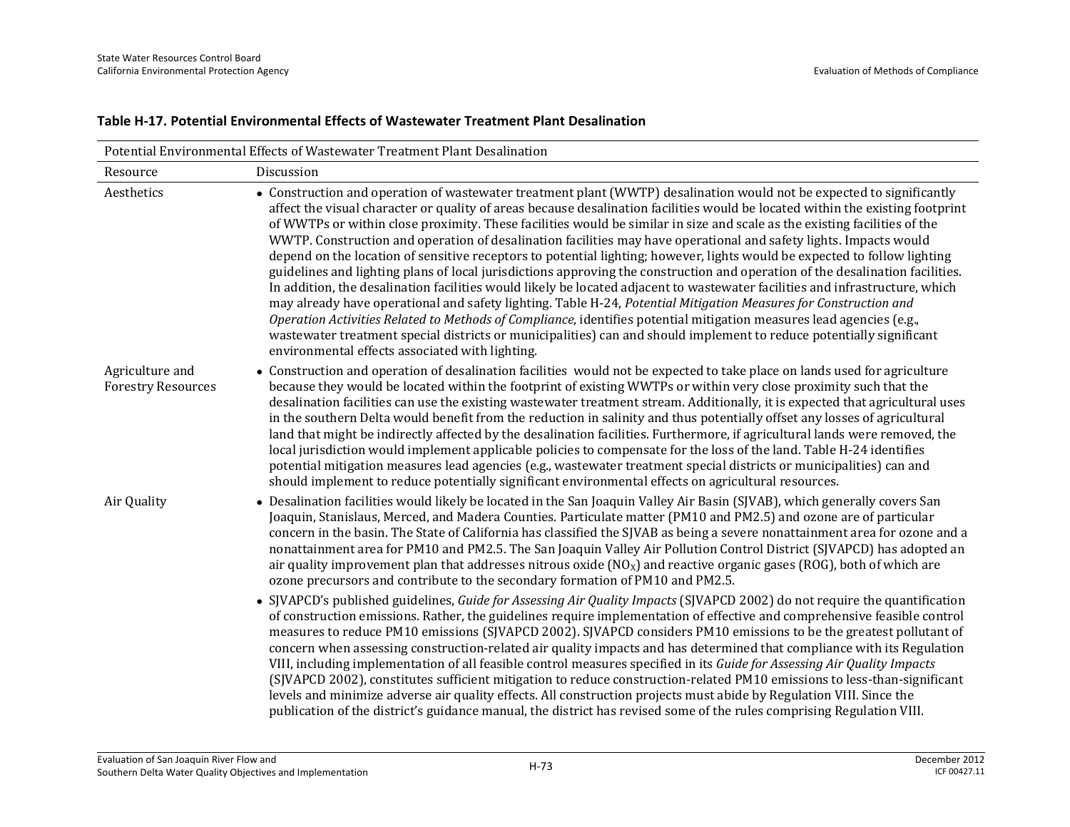**Table H-17. Potential Environmental Effects of Wastewater Treatment Plant Desalination**

| Potential Environmental Effects of Wastewater Treatment Plant Desalination | |
|---|---|
| Resource | Discussion |
| Aesthetics | • Construction and operation of wastewater treatment plant (WWTP) desalination would not be expected to significantly affect the visual character or quality of areas because desalination facilities would be located within the existing footprint of WWTPs or within close proximity. These facilities would be similar in size and scale as the existing facilities of the WWTP. Construction and operation of desalination facilities may have operational and safety lights. Impacts would depend on the location of sensitive receptors to potential lighting; however, lights would be expected to follow lighting guidelines and lighting plans of local jurisdictions approving the construction and operation of the desalination facilities. In addition, the desalination facilities would likely be located adjacent to wastewater facilities and infrastructure, which may already have operational and safety lighting. Table H-24, *Potential Mitigation Measures for Construction and Operation Activities Related to Methods of Compliance*, identifies potential mitigation measures lead agencies (e.g., wastewater treatment special districts or municipalities) can and should implement to reduce potentially significant environmental effects associated with lighting. |
| Agriculture and Forestry Resources | • Construction and operation of desalination facilities would not be expected to take place on lands used for agriculture because they would be located within the footprint of existing WWTPs or within very close proximity such that the desalination facilities can use the existing wastewater treatment stream. Additionally, it is expected that agricultural uses in the southern Delta would benefit from the reduction in salinity and thus potentially offset any losses of agricultural land that might be indirectly affected by the desalination facilities. Furthermore, if agricultural lands were removed, the local jurisdiction would implement applicable policies to compensate for the loss of the land. Table H-24 identifies potential mitigation measures lead agencies (e.g., wastewater treatment special districts or municipalities) can and should implement to reduce potentially significant environmental effects on agricultural resources. |
| Air Quality | • Desalination facilities would likely be located in the San Joaquin Valley Air Basin (SJVAB), which generally covers San Joaquin, Stanislaus, Merced, and Madera Counties. Particulate matter (PM10 and PM2.5) and ozone are of particular concern in the basin. The State of California has classified the SJVAB as being a severe nonattainment area for ozone and a nonattainment area for PM10 and PM2.5. The San Joaquin Valley Air Pollution Control District (SJVAPCD) has adopted an air quality improvement plan that addresses nitrous oxide ($NO_X$) and reactive organic gases (ROG), both of which are ozone precursors and contribute to the secondary formation of PM10 and PM2.5.<br>• SJVAPCD's published guidelines, *Guide for Assessing Air Quality Impacts* (SJVAPCD 2002) do not require the quantification of construction emissions. Rather, the guidelines require implementation of effective and comprehensive feasible control measures to reduce PM10 emissions (SJVAPCD 2002). SJVAPCD considers PM10 emissions to be the greatest pollutant of concern when assessing construction-related air quality impacts and has determined that compliance with its Regulation VIII, including implementation of all feasible control measures specified in its *Guide for Assessing Air Quality Impacts* (SJVAPCD 2002), constitutes sufficient mitigation to reduce construction-related PM10 emissions to less-than-significant levels and minimize adverse air quality effects. All construction projects must abide by Regulation VIII. Since the publication of the district's guidance manual, the district has revised some of the rules comprising Regulation VIII. |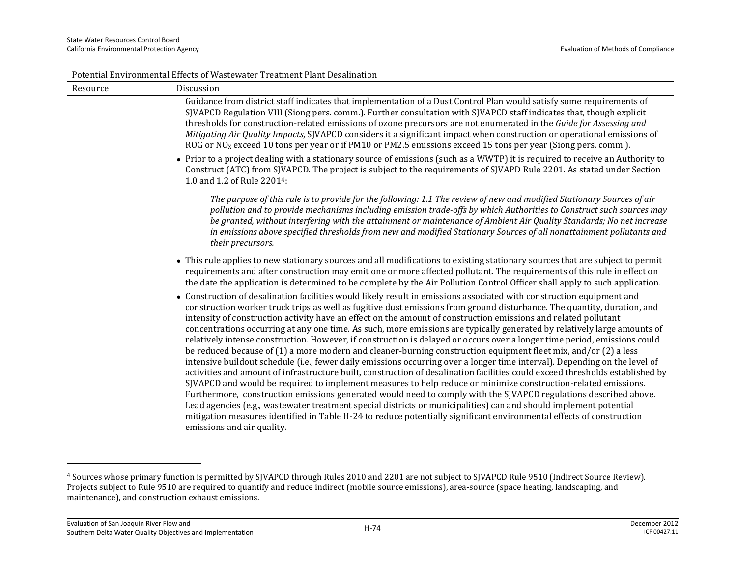| Potential Environmental Effects of Wastewater Treatment Plant Desalination | |
|---|---|
| Resource | Discussion |

Guidance from district staff indicates that implementation of a Dust Control Plan would satisfy some requirements of SJVAPCD Regulation VIII (Siong pers. comm.). Further consultation with SJVAPCD staff indicates that, though explicit thresholds for construction-related emissions of ozone precursors are not enumerated in the *Guide for Assessing and Mitigating Air Quality Impacts*, SJVAPCD considers it a significant impact when construction or operational emissions of ROG or $NO_X$ exceed 10 tons per year or if PM10 or PM2.5 emissions exceed 15 tons per year (Siong pers. comm.).

- Prior to a project dealing with a stationary source of emissions (such as a WWTP) it is required to receive an Authority to Construct (ATC) from SJVAPCD. The project is subject to the requirements of SJVAPD Rule 2201. As stated under Section 1.0 and 1.2 of Rule 2201[4]:

  > *The purpose of this rule is to provide for the following: 1.1 The review of new and modified Stationary Sources of air pollution and to provide mechanisms including emission trade-offs by which Authorities to Construct such sources may be granted, without interfering with the attainment or maintenance of Ambient Air Quality Standards; No net increase in emissions above specified thresholds from new and modified Stationary Sources of all nonattainment pollutants and their precursors.*

- This rule applies to new stationary sources and all modifications to existing stationary sources that are subject to permit requirements and after construction may emit one or more affected pollutant. The requirements of this rule in effect on the date the application is determined to be complete by the Air Pollution Control Officer shall apply to such application.
- Construction of desalination facilities would likely result in emissions associated with construction equipment and construction worker truck trips as well as fugitive dust emissions from ground disturbance. The quantity, duration, and intensity of construction activity have an effect on the amount of construction emissions and related pollutant concentrations occurring at any one time. As such, more emissions are typically generated by relatively large amounts of relatively intense construction. However, if construction is delayed or occurs over a longer time period, emissions could be reduced because of (1) a more modern and cleaner-burning construction equipment fleet mix, and/or (2) a less intensive buildout schedule (i.e., fewer daily emissions occurring over a longer time interval). Depending on the level of activities and amount of infrastructure built, construction of desalination facilities could exceed thresholds established by SJVAPCD and would be required to implement measures to help reduce or minimize construction-related emissions. Furthermore, construction emissions generated would need to comply with the SJVAPCD regulations described above. Lead agencies (e.g., wastewater treatment special districts or municipalities) can and should implement potential mitigation measures identified in Table H-24 to reduce potentially significant environmental effects of construction emissions and air quality.

---

[4] Sources whose primary function is permitted by SJVAPCD through Rules 2010 and 2201 are not subject to SJVAPCD Rule 9510 (Indirect Source Review). Projects subject to Rule 9510 are required to quantify and reduce indirect (mobile source emissions), area-source (space heating, landscaping, and maintenance), and construction exhaust emissions.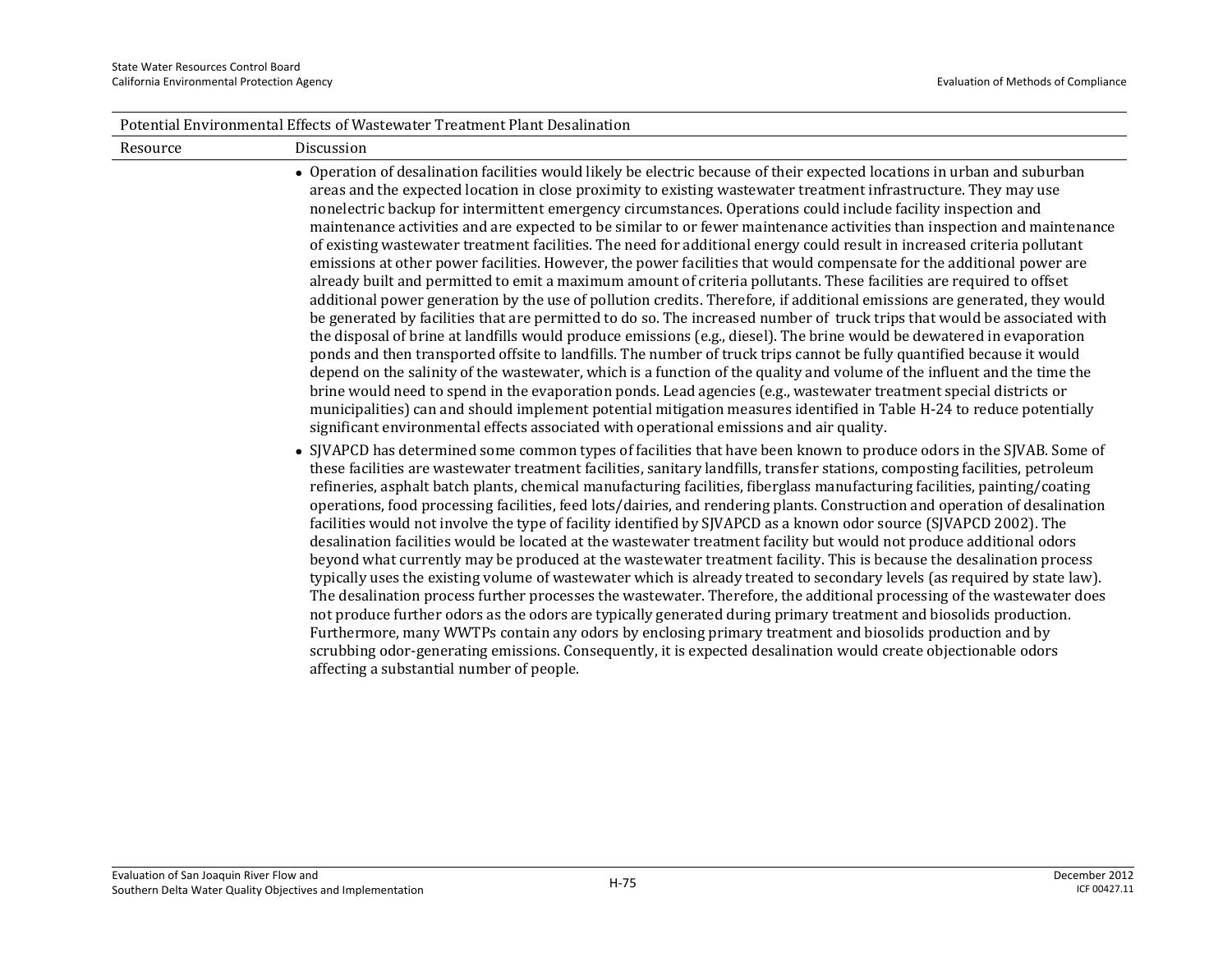| Potential Environmental Effects of Wastewater Treatment Plant Desalination | |
|---|---|
| Resource | Discussion |
| | • Operation of desalination facilities would likely be electric because of their expected locations in urban and suburban areas and the expected location in close proximity to existing wastewater treatment infrastructure. They may use nonelectric backup for intermittent emergency circumstances. Operations could include facility inspection and maintenance activities and are expected to be similar to or fewer maintenance activities than inspection and maintenance of existing wastewater treatment facilities. The need for additional energy could result in increased criteria pollutant emissions at other power facilities. However, the power facilities that would compensate for the additional power are already built and permitted to emit a maximum amount of criteria pollutants. These facilities are required to offset additional power generation by the use of pollution credits. Therefore, if additional emissions are generated, they would be generated by facilities that are permitted to do so. The increased number of truck trips that would be associated with the disposal of brine at landfills would produce emissions (e.g., diesel). The brine would be dewatered in evaporation ponds and then transported offsite to landfills. The number of truck trips cannot be fully quantified because it would depend on the salinity of the wastewater, which is a function of the quality and volume of the influent and the time the brine would need to spend in the evaporation ponds. Lead agencies (e.g., wastewater treatment special districts or municipalities) can and should implement potential mitigation measures identified in Table H-24 to reduce potentially significant environmental effects associated with operational emissions and air quality.<br><br>• SJVAPCD has determined some common types of facilities that have been known to produce odors in the SJVAB. Some of these facilities are wastewater treatment facilities, sanitary landfills, transfer stations, composting facilities, petroleum refineries, asphalt batch plants, chemical manufacturing facilities, fiberglass manufacturing facilities, painting/coating operations, food processing facilities, feed lots/dairies, and rendering plants. Construction and operation of desalination facilities would not involve the type of facility identified by SJVAPCD as a known odor source (SJVAPCD 2002). The desalination facilities would be located at the wastewater treatment facility but would not produce additional odors beyond what currently may be produced at the wastewater treatment facility. This is because the desalination process typically uses the existing volume of wastewater which is already treated to secondary levels (as required by state law). The desalination process further processes the wastewater. Therefore, the additional processing of the wastewater does not produce further odors as the odors are typically generated during primary treatment and biosolids production. Furthermore, many WWTPs contain any odors by enclosing primary treatment and biosolids production and by scrubbing odor-generating emissions. Consequently, it is expected desalination would create objectionable odors affecting a substantial number of people. |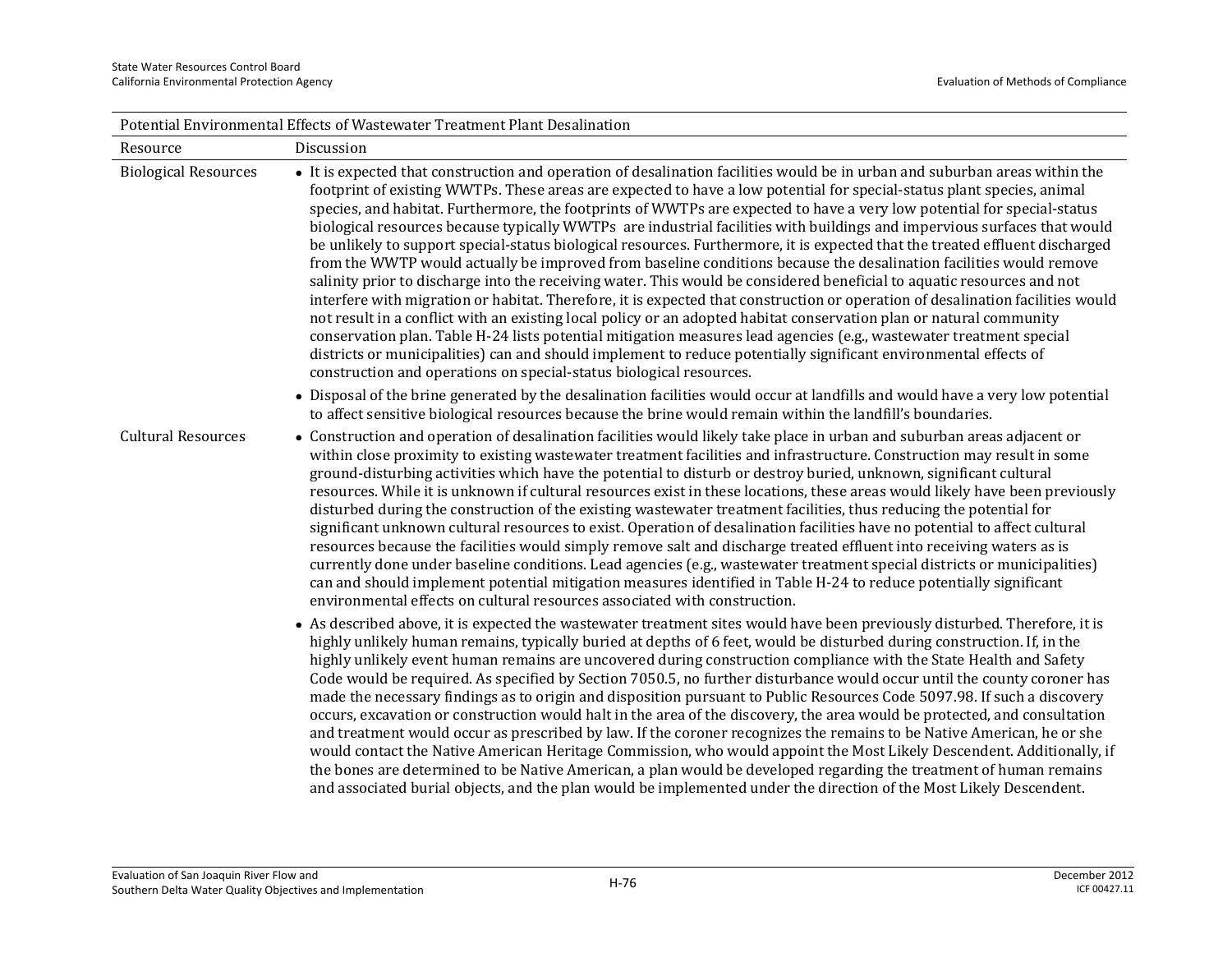| Potential Environmental Effects of Wastewater Treatment Plant Desalination | |
|---|---|
| Resource | Discussion |
| Biological Resources | • It is expected that construction and operation of desalination facilities would be in urban and suburban areas within the footprint of existing WWTPs. These areas are expected to have a low potential for special-status plant species, animal species, and habitat. Furthermore, the footprints of WWTPs are expected to have a very low potential for special-status biological resources because typically WWTPs are industrial facilities with buildings and impervious surfaces that would be unlikely to support special-status biological resources. Furthermore, it is expected that the treated effluent discharged from the WWTP would actually be improved from baseline conditions because the desalination facilities would remove salinity prior to discharge into the receiving water. This would be considered beneficial to aquatic resources and not interfere with migration or habitat. Therefore, it is expected that construction or operation of desalination facilities would not result in a conflict with an existing local policy or an adopted habitat conservation plan or natural community conservation plan. Table H-24 lists potential mitigation measures lead agencies (e.g., wastewater treatment special districts or municipalities) can and should implement to reduce potentially significant environmental effects of construction and operations on special-status biological resources.<br>• Disposal of the brine generated by the desalination facilities would occur at landfills and would have a very low potential to affect sensitive biological resources because the brine would remain within the landfill's boundaries. |
| Cultural Resources | • Construction and operation of desalination facilities would likely take place in urban and suburban areas adjacent or within close proximity to existing wastewater treatment facilities and infrastructure. Construction may result in some ground-disturbing activities which have the potential to disturb or destroy buried, unknown, significant cultural resources. While it is unknown if cultural resources exist in these locations, these areas would likely have been previously disturbed during the construction of the existing wastewater treatment facilities, thus reducing the potential for significant unknown cultural resources to exist. Operation of desalination facilities have no potential to affect cultural resources because the facilities would simply remove salt and discharge treated effluent into receiving waters as is currently done under baseline conditions. Lead agencies (e.g., wastewater treatment special districts or municipalities) can and should implement potential mitigation measures identified in Table H-24 to reduce potentially significant environmental effects on cultural resources associated with construction.<br>• As described above, it is expected the wastewater treatment sites would have been previously disturbed. Therefore, it is highly unlikely human remains, typically buried at depths of 6 feet, would be disturbed during construction. If, in the highly unlikely event human remains are uncovered during construction compliance with the State Health and Safety Code would be required. As specified by Section 7050.5, no further disturbance would occur until the county coroner has made the necessary findings as to origin and disposition pursuant to Public Resources Code 5097.98. If such a discovery occurs, excavation or construction would halt in the area of the discovery, the area would be protected, and consultation and treatment would occur as prescribed by law. If the coroner recognizes the remains to be Native American, he or she would contact the Native American Heritage Commission, who would appoint the Most Likely Descendent. Additionally, if the bones are determined to be Native American, a plan would be developed regarding the treatment of human remains and associated burial objects, and the plan would be implemented under the direction of the Most Likely Descendent. |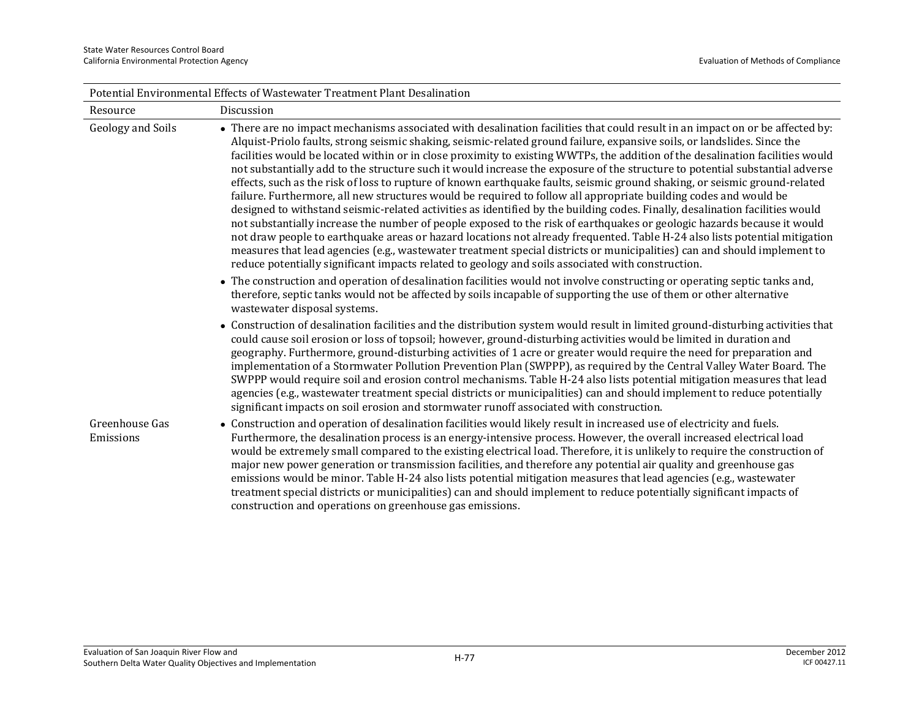| Potential Environmental Effects of Wastewater Treatment Plant Desalination | |
|---|---|
| Resource | Discussion |
| Geology and Soils | • There are no impact mechanisms associated with desalination facilities that could result in an impact on or be affected by: Alquist-Priolo faults, strong seismic shaking, seismic-related ground failure, expansive soils, or landslides. Since the facilities would be located within or in close proximity to existing WWTPs, the addition of the desalination facilities would not substantially add to the structure such it would increase the exposure of the structure to potential substantial adverse effects, such as the risk of loss to rupture of known earthquake faults, seismic ground shaking, or seismic ground-related failure. Furthermore, all new structures would be required to follow all appropriate building codes and would be designed to withstand seismic-related activities as identified by the building codes. Finally, desalination facilities would not substantially increase the number of people exposed to the risk of earthquakes or geologic hazards because it would not draw people to earthquake areas or hazard locations not already frequented. Table H-24 also lists potential mitigation measures that lead agencies (e.g., wastewater treatment special districts or municipalities) can and should implement to reduce potentially significant impacts related to geology and soils associated with construction.<br>• The construction and operation of desalination facilities would not involve constructing or operating septic tanks and, therefore, septic tanks would not be affected by soils incapable of supporting the use of them or other alternative wastewater disposal systems.<br>• Construction of desalination facilities and the distribution system would result in limited ground-disturbing activities that could cause soil erosion or loss of topsoil; however, ground-disturbing activities would be limited in duration and geography. Furthermore, ground-disturbing activities of 1 acre or greater would require the need for preparation and implementation of a Stormwater Pollution Prevention Plan (SWPPP), as required by the Central Valley Water Board. The SWPPP would require soil and erosion control mechanisms. Table H-24 also lists potential mitigation measures that lead agencies (e.g., wastewater treatment special districts or municipalities) can and should implement to reduce potentially significant impacts on soil erosion and stormwater runoff associated with construction. |
| Greenhouse Gas Emissions | • Construction and operation of desalination facilities would likely result in increased use of electricity and fuels. Furthermore, the desalination process is an energy-intensive process. However, the overall increased electrical load would be extremely small compared to the existing electrical load. Therefore, it is unlikely to require the construction of major new power generation or transmission facilities, and therefore any potential air quality and greenhouse gas emissions would be minor. Table H-24 also lists potential mitigation measures that lead agencies (e.g., wastewater treatment special districts or municipalities) can and should implement to reduce potentially significant impacts of construction and operations on greenhouse gas emissions. |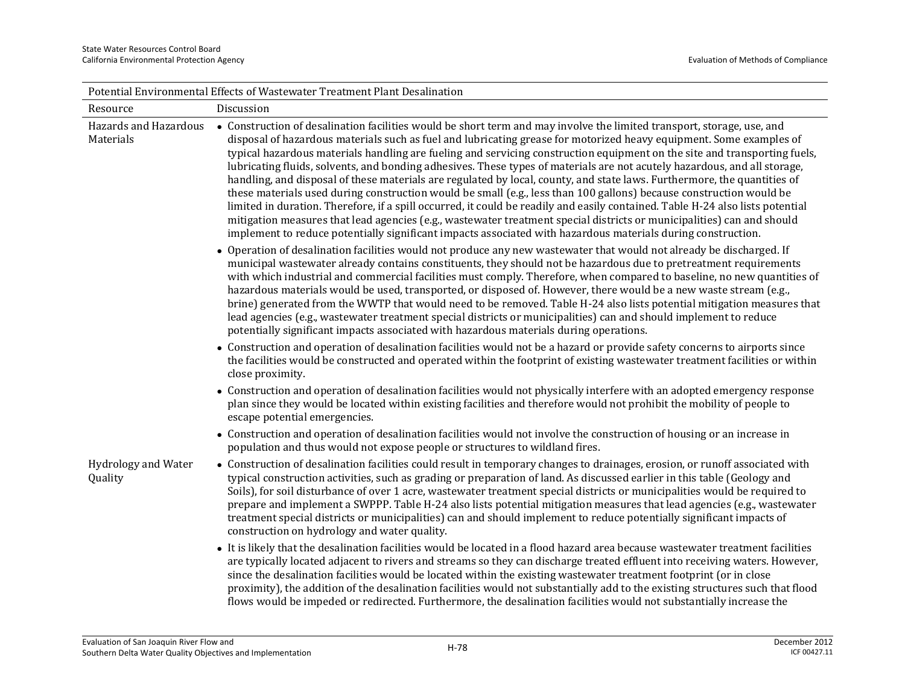| Potential Environmental Effects of Wastewater Treatment Plant Desalination | |
|---|---|
| Resource | Discussion |
| Hazards and Hazardous Materials | • Construction of desalination facilities would be short term and may involve the limited transport, storage, use, and disposal of hazardous materials such as fuel and lubricating grease for motorized heavy equipment. Some examples of typical hazardous materials handling are fueling and servicing construction equipment on the site and transporting fuels, lubricating fluids, solvents, and bonding adhesives. These types of materials are not acutely hazardous, and all storage, handling, and disposal of these materials are regulated by local, county, and state laws. Furthermore, the quantities of these materials used during construction would be small (e.g., less than 100 gallons) because construction would be limited in duration. Therefore, if a spill occurred, it could be readily and easily contained. Table H-24 also lists potential mitigation measures that lead agencies (e.g., wastewater treatment special districts or municipalities) can and should implement to reduce potentially significant impacts associated with hazardous materials during construction.<br>• Operation of desalination facilities would not produce any new wastewater that would not already be discharged. If municipal wastewater already contains constituents, they should not be hazardous due to pretreatment requirements with which industrial and commercial facilities must comply. Therefore, when compared to baseline, no new quantities of hazardous materials would be used, transported, or disposed of. However, there would be a new waste stream (e.g., brine) generated from the WWTP that would need to be removed. Table H-24 also lists potential mitigation measures that lead agencies (e.g., wastewater treatment special districts or municipalities) can and should implement to reduce potentially significant impacts associated with hazardous materials during operations.<br>• Construction and operation of desalination facilities would not be a hazard or provide safety concerns to airports since the facilities would be constructed and operated within the footprint of existing wastewater treatment facilities or within close proximity.<br>• Construction and operation of desalination facilities would not physically interfere with an adopted emergency response plan since they would be located within existing facilities and therefore would not prohibit the mobility of people to escape potential emergencies.<br>• Construction and operation of desalination facilities would not involve the construction of housing or an increase in population and thus would not expose people or structures to wildland fires. |
| Hydrology and Water Quality | • Construction of desalination facilities could result in temporary changes to drainages, erosion, or runoff associated with typical construction activities, such as grading or preparation of land. As discussed earlier in this table (Geology and Soils), for soil disturbance of over 1 acre, wastewater treatment special districts or municipalities would be required to prepare and implement a SWPPP. Table H-24 also lists potential mitigation measures that lead agencies (e.g., wastewater treatment special districts or municipalities) can and should implement to reduce potentially significant impacts of construction on hydrology and water quality.<br>• It is likely that the desalination facilities would be located in a flood hazard area because wastewater treatment facilities are typically located adjacent to rivers and streams so they can discharge treated effluent into receiving waters. However, since the desalination facilities would be located within the existing wastewater treatment footprint (or in close proximity), the addition of the desalination facilities would not substantially add to the existing structures such that flood flows would be impeded or redirected. Furthermore, the desalination facilities would not substantially increase the |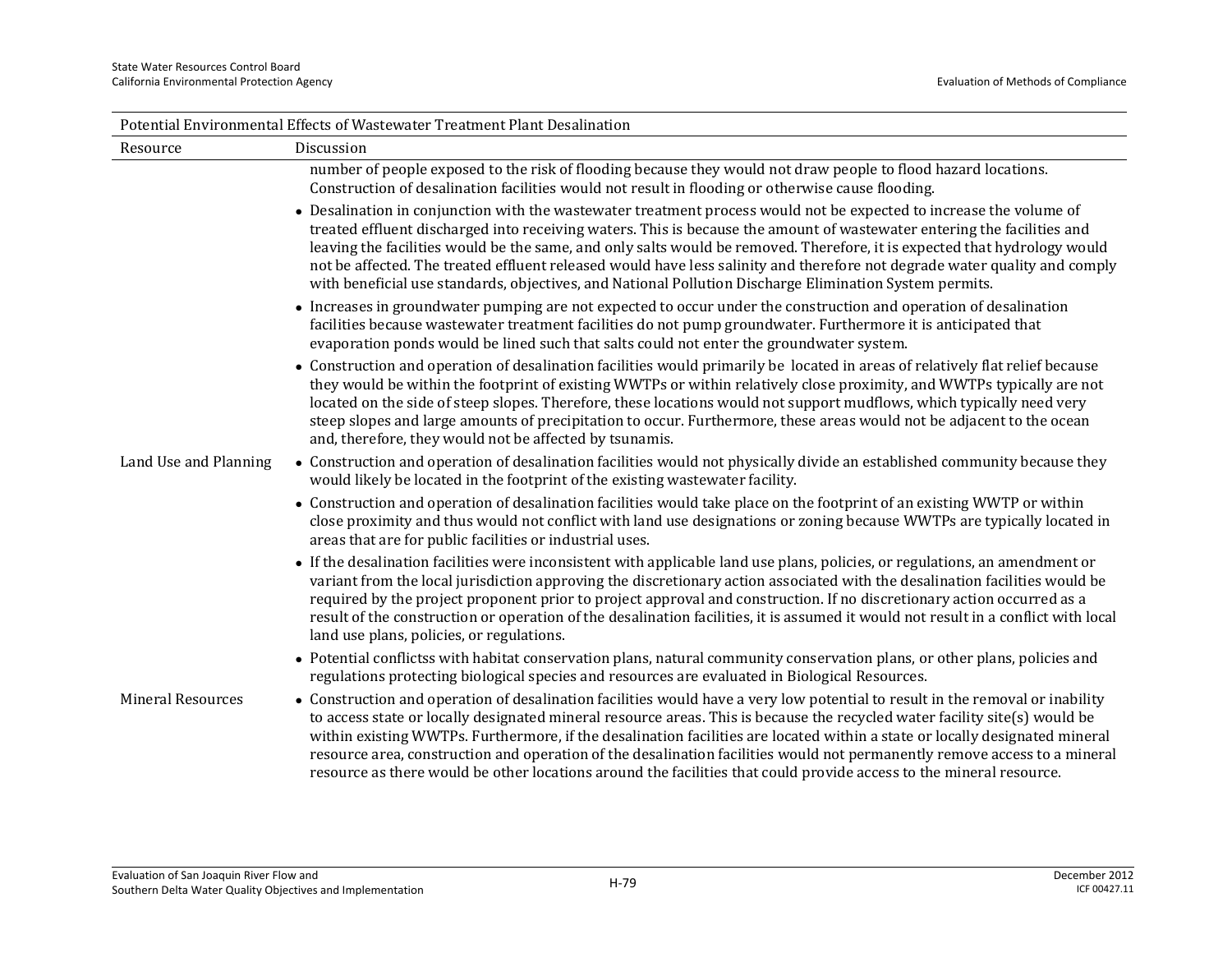| Potential Environmental Effects of Wastewater Treatment Plant Desalination | |
|---|---|
| Resource | Discussion |
| | number of people exposed to the risk of flooding because they would not draw people to flood hazard locations. Construction of desalination facilities would not result in flooding or otherwise cause flooding. |
| | • Desalination in conjunction with the wastewater treatment process would not be expected to increase the volume of treated effluent discharged into receiving waters. This is because the amount of wastewater entering the facilities and leaving the facilities would be the same, and only salts would be removed. Therefore, it is expected that hydrology would not be affected. The treated effluent released would have less salinity and therefore not degrade water quality and comply with beneficial use standards, objectives, and National Pollution Discharge Elimination System permits. |
| | • Increases in groundwater pumping are not expected to occur under the construction and operation of desalination facilities because wastewater treatment facilities do not pump groundwater. Furthermore it is anticipated that evaporation ponds would be lined such that salts could not enter the groundwater system. |
| | • Construction and operation of desalination facilities would primarily be located in areas of relatively flat relief because they would be within the footprint of existing WWTPs or within relatively close proximity, and WWTPs typically are not located on the side of steep slopes. Therefore, these locations would not support mudflows, which typically need very steep slopes and large amounts of precipitation to occur. Furthermore, these areas would not be adjacent to the ocean and, therefore, they would not be affected by tsunamis. |
| Land Use and Planning | • Construction and operation of desalination facilities would not physically divide an established community because they would likely be located in the footprint of the existing wastewater facility. |
| | • Construction and operation of desalination facilities would take place on the footprint of an existing WWTP or within close proximity and thus would not conflict with land use designations or zoning because WWTPs are typically located in areas that are for public facilities or industrial uses. |
| | • If the desalination facilities were inconsistent with applicable land use plans, policies, or regulations, an amendment or variant from the local jurisdiction approving the discretionary action associated with the desalination facilities would be required by the project proponent prior to project approval and construction. If no discretionary action occurred as a result of the construction or operation of the desalination facilities, it is assumed it would not result in a conflict with local land use plans, policies, or regulations. |
| | • Potential conflictss with habitat conservation plans, natural community conservation plans, or other plans, policies and regulations protecting biological species and resources are evaluated in Biological Resources. |
| Mineral Resources | • Construction and operation of desalination facilities would have a very low potential to result in the removal or inability to access state or locally designated mineral resource areas. This is because the recycled water facility site(s) would be within existing WWTPs. Furthermore, if the desalination facilities are located within a state or locally designated mineral resource area, construction and operation of the desalination facilities would not permanently remove access to a mineral resource as there would be other locations around the facilities that could provide access to the mineral resource. |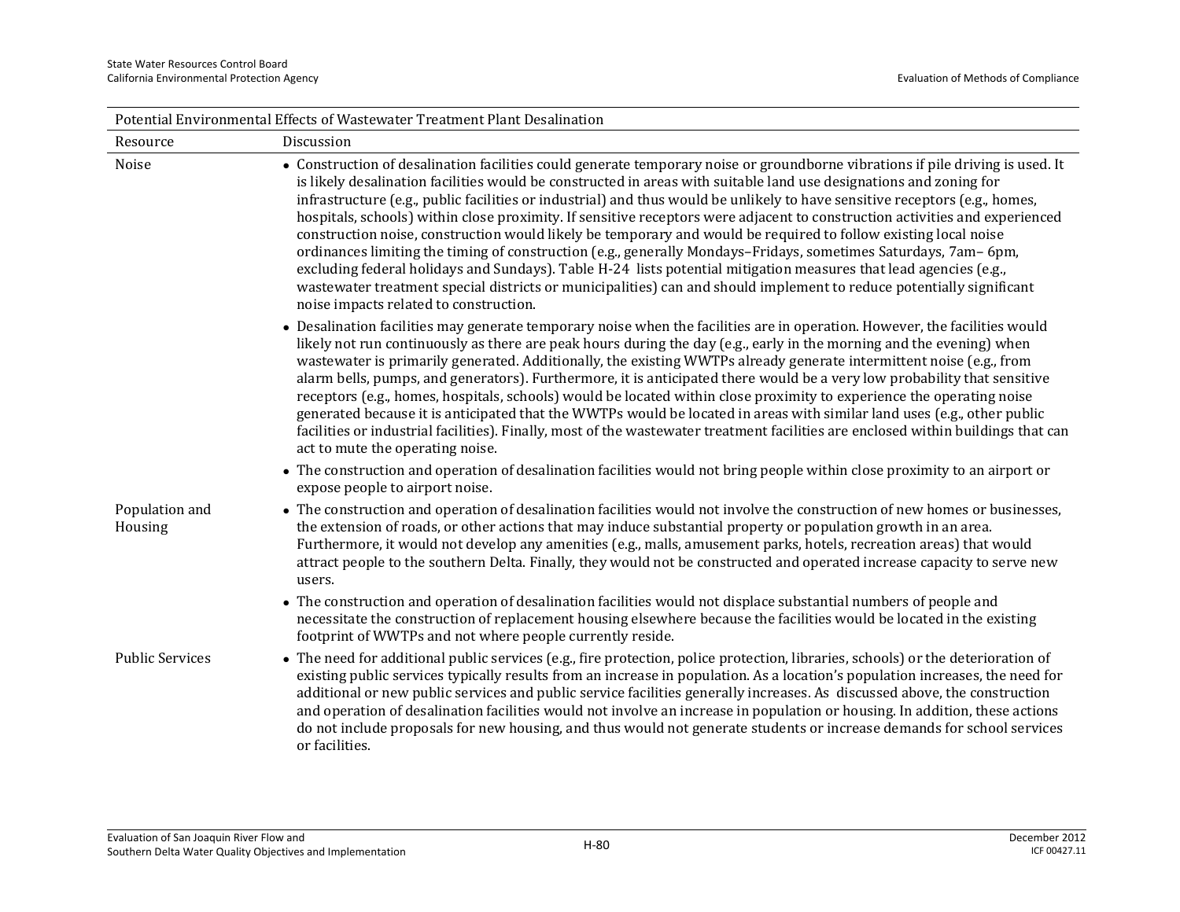| Potential Environmental Effects of Wastewater Treatment Plant Desalination | |
|---|---|
| Resource | Discussion |
| Noise | • Construction of desalination facilities could generate temporary noise or groundborne vibrations if pile driving is used. It is likely desalination facilities would be constructed in areas with suitable land use designations and zoning for infrastructure (e.g., public facilities or industrial) and thus would be unlikely to have sensitive receptors (e.g., homes, hospitals, schools) within close proximity. If sensitive receptors were adjacent to construction activities and experienced construction noise, construction would likely be temporary and would be required to follow existing local noise ordinances limiting the timing of construction (e.g., generally Mondays–Fridays, sometimes Saturdays, 7am– 6pm, excluding federal holidays and Sundays). Table H-24 lists potential mitigation measures that lead agencies (e.g., wastewater treatment special districts or municipalities) can and should implement to reduce potentially significant noise impacts related to construction.<br>• Desalination facilities may generate temporary noise when the facilities are in operation. However, the facilities would likely not run continuously as there are peak hours during the day (e.g., early in the morning and the evening) when wastewater is primarily generated. Additionally, the existing WWTPs already generate intermittent noise (e.g., from alarm bells, pumps, and generators). Furthermore, it is anticipated there would be a very low probability that sensitive receptors (e.g., homes, hospitals, schools) would be located within close proximity to experience the operating noise generated because it is anticipated that the WWTPs would be located in areas with similar land uses (e.g., other public facilities or industrial facilities). Finally, most of the wastewater treatment facilities are enclosed within buildings that can act to mute the operating noise.<br>• The construction and operation of desalination facilities would not bring people within close proximity to an airport or expose people to airport noise. |
| Population and Housing | • The construction and operation of desalination facilities would not involve the construction of new homes or businesses, the extension of roads, or other actions that may induce substantial property or population growth in an area. Furthermore, it would not develop any amenities (e.g., malls, amusement parks, hotels, recreation areas) that would attract people to the southern Delta. Finally, they would not be constructed and operated increase capacity to serve new users.<br>• The construction and operation of desalination facilities would not displace substantial numbers of people and necessitate the construction of replacement housing elsewhere because the facilities would be located in the existing footprint of WWTPs and not where people currently reside. |
| Public Services | • The need for additional public services (e.g., fire protection, police protection, libraries, schools) or the deterioration of existing public services typically results from an increase in population. As a location's population increases, the need for additional or new public services and public service facilities generally increases. As discussed above, the construction and operation of desalination facilities would not involve an increase in population or housing. In addition, these actions do not include proposals for new housing, and thus would not generate students or increase demands for school services or facilities. |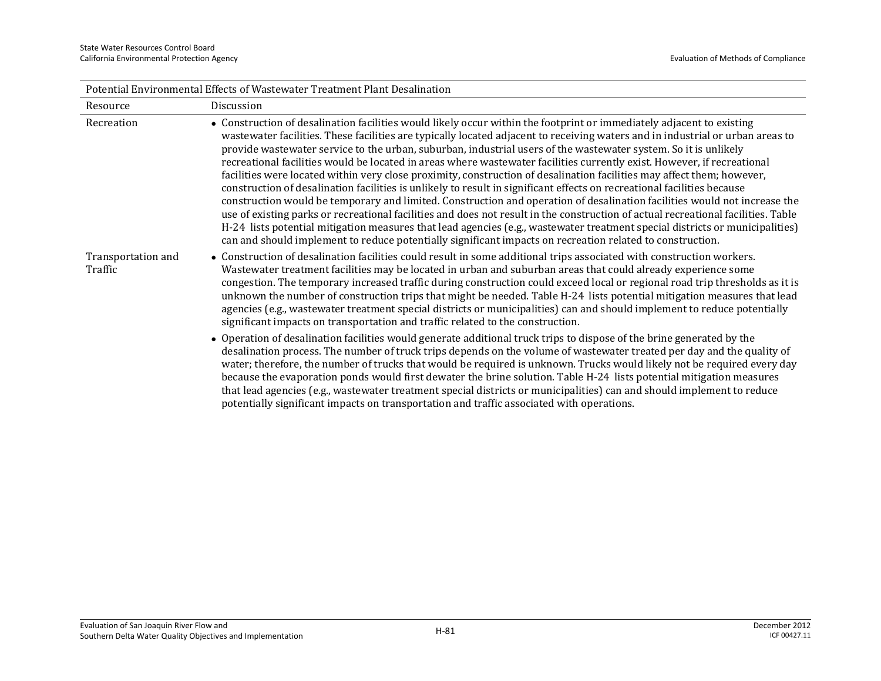| Potential Environmental Effects of Wastewater Treatment Plant Desalination | |
|---|---|
| Resource | Discussion |
| Recreation | • Construction of desalination facilities would likely occur within the footprint or immediately adjacent to existing wastewater facilities. These facilities are typically located adjacent to receiving waters and in industrial or urban areas to provide wastewater service to the urban, suburban, industrial users of the wastewater system. So it is unlikely recreational facilities would be located in areas where wastewater facilities currently exist. However, if recreational facilities were located within very close proximity, construction of desalination facilities may affect them; however, construction of desalination facilities is unlikely to result in significant effects on recreational facilities because construction would be temporary and limited. Construction and operation of desalination facilities would not increase the use of existing parks or recreational facilities and does not result in the construction of actual recreational facilities. Table H-24 lists potential mitigation measures that lead agencies (e.g., wastewater treatment special districts or municipalities) can and should implement to reduce potentially significant impacts on recreation related to construction. |
| Transportation and Traffic | • Construction of desalination facilities could result in some additional trips associated with construction workers. Wastewater treatment facilities may be located in urban and suburban areas that could already experience some congestion. The temporary increased traffic during construction could exceed local or regional road trip thresholds as it is unknown the number of construction trips that might be needed. Table H-24 lists potential mitigation measures that lead agencies (e.g., wastewater treatment special districts or municipalities) can and should implement to reduce potentially significant impacts on transportation and traffic related to the construction.<br>• Operation of desalination facilities would generate additional truck trips to dispose of the brine generated by the desalination process. The number of truck trips depends on the volume of wastewater treated per day and the quality of water; therefore, the number of trucks that would be required is unknown. Trucks would likely not be required every day because the evaporation ponds would first dewater the brine solution. Table H-24 lists potential mitigation measures that lead agencies (e.g., wastewater treatment special districts or municipalities) can and should implement to reduce potentially significant impacts on transportation and traffic associated with operations. |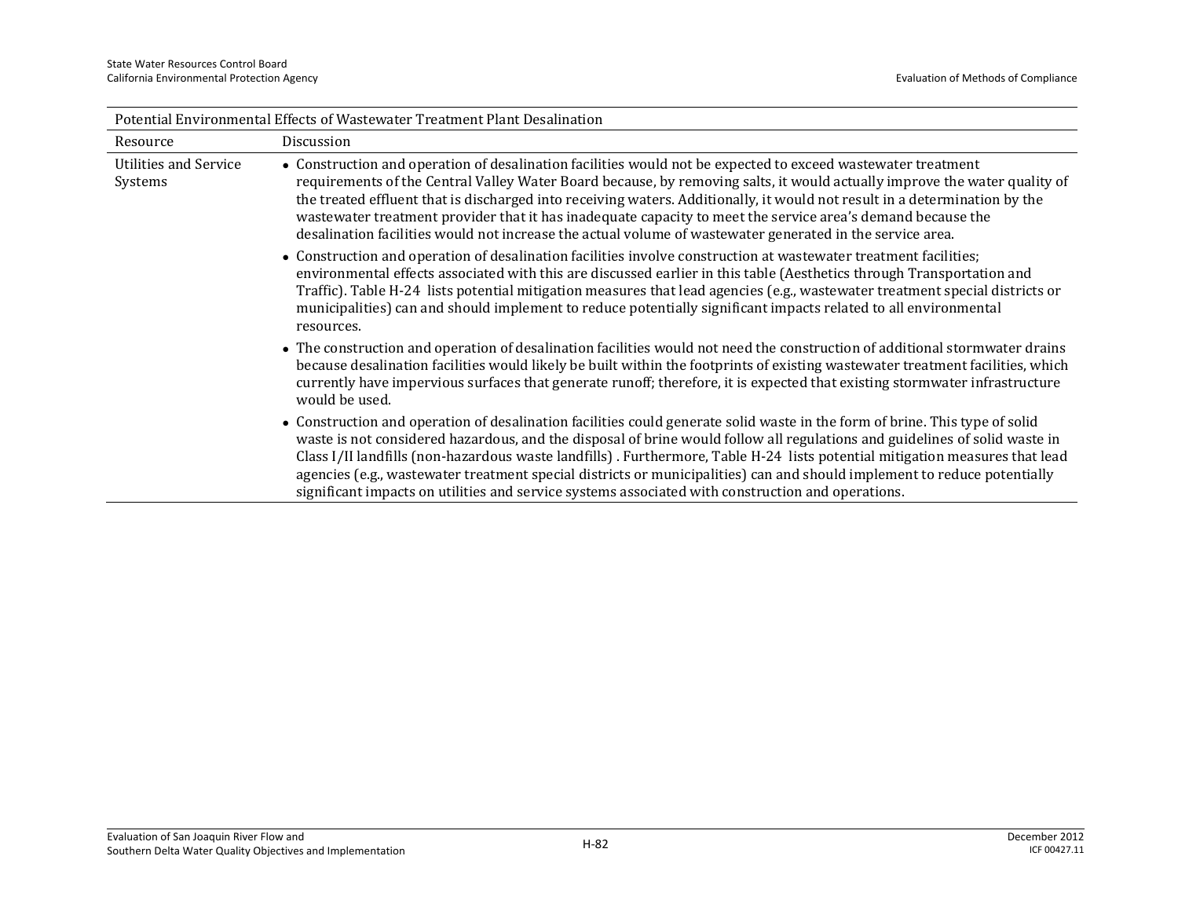| Potential Environmental Effects of Wastewater Treatment Plant Desalination | |
|---|---|
| Resource | Discussion |
| Utilities and Service Systems | • Construction and operation of desalination facilities would not be expected to exceed wastewater treatment requirements of the Central Valley Water Board because, by removing salts, it would actually improve the water quality of the treated effluent that is discharged into receiving waters. Additionally, it would not result in a determination by the wastewater treatment provider that it has inadequate capacity to meet the service area's demand because the desalination facilities would not increase the actual volume of wastewater generated in the service area.<br>• Construction and operation of desalination facilities involve construction at wastewater treatment facilities; environmental effects associated with this are discussed earlier in this table (Aesthetics through Transportation and Traffic). Table H-24 lists potential mitigation measures that lead agencies (e.g., wastewater treatment special districts or municipalities) can and should implement to reduce potentially significant impacts related to all environmental resources.<br>• The construction and operation of desalination facilities would not need the construction of additional stormwater drains because desalination facilities would likely be built within the footprints of existing wastewater treatment facilities, which currently have impervious surfaces that generate runoff; therefore, it is expected that existing stormwater infrastructure would be used.<br>• Construction and operation of desalination facilities could generate solid waste in the form of brine. This type of solid waste is not considered hazardous, and the disposal of brine would follow all regulations and guidelines of solid waste in Class I/II landfills (non-hazardous waste landfills) . Furthermore, Table H-24 lists potential mitigation measures that lead agencies (e.g., wastewater treatment special districts or municipalities) can and should implement to reduce potentially significant impacts on utilities and service systems associated with construction and operations. |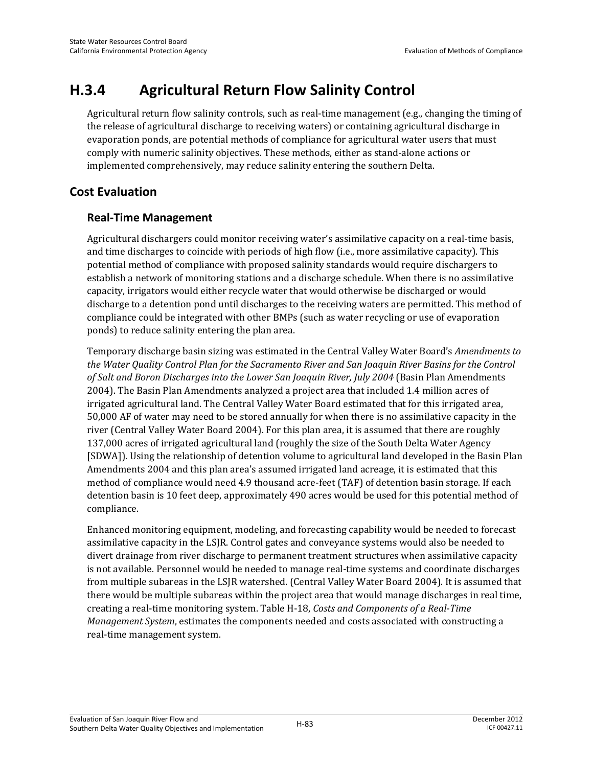# H.3.4 Agricultural Return Flow Salinity Control

Agricultural return flow salinity controls, such as real-time management (e.g., changing the timing of the release of agricultural discharge to receiving waters) or containing agricultural discharge in evaporation ponds, are potential methods of compliance for agricultural water users that must comply with numeric salinity objectives. These methods, either as stand-alone actions or implemented comprehensively, may reduce salinity entering the southern Delta.

## Cost Evaluation

### Real-Time Management

Agricultural dischargers could monitor receiving water's assimilative capacity on a real-time basis, and time discharges to coincide with periods of high flow (i.e., more assimilative capacity). This potential method of compliance with proposed salinity standards would require dischargers to establish a network of monitoring stations and a discharge schedule. When there is no assimilative capacity, irrigators would either recycle water that would otherwise be discharged or would discharge to a detention pond until discharges to the receiving waters are permitted. This method of compliance could be integrated with other BMPs (such as water recycling or use of evaporation ponds) to reduce salinity entering the plan area.

Temporary discharge basin sizing was estimated in the Central Valley Water Board's *Amendments to the Water Quality Control Plan for the Sacramento River and San Joaquin River Basins for the Control of Salt and Boron Discharges into the Lower San Joaquin River, July 2004* (Basin Plan Amendments 2004). The Basin Plan Amendments analyzed a project area that included 1.4 million acres of irrigated agricultural land. The Central Valley Water Board estimated that for this irrigated area, 50,000 AF of water may need to be stored annually for when there is no assimilative capacity in the river (Central Valley Water Board 2004). For this plan area, it is assumed that there are roughly 137,000 acres of irrigated agricultural land (roughly the size of the South Delta Water Agency [SDWA]). Using the relationship of detention volume to agricultural land developed in the Basin Plan Amendments 2004 and this plan area's assumed irrigated land acreage, it is estimated that this method of compliance would need 4.9 thousand acre-feet (TAF) of detention basin storage. If each detention basin is 10 feet deep, approximately 490 acres would be used for this potential method of compliance.

Enhanced monitoring equipment, modeling, and forecasting capability would be needed to forecast assimilative capacity in the LSJR. Control gates and conveyance systems would also be needed to divert drainage from river discharge to permanent treatment structures when assimilative capacity is not available. Personnel would be needed to manage real-time systems and coordinate discharges from multiple subareas in the LSJR watershed. (Central Valley Water Board 2004). It is assumed that there would be multiple subareas within the project area that would manage discharges in real time, creating a real-time monitoring system. Table H-18, *Costs and Components of a Real-Time Management System*, estimates the components needed and costs associated with constructing a real-time management system.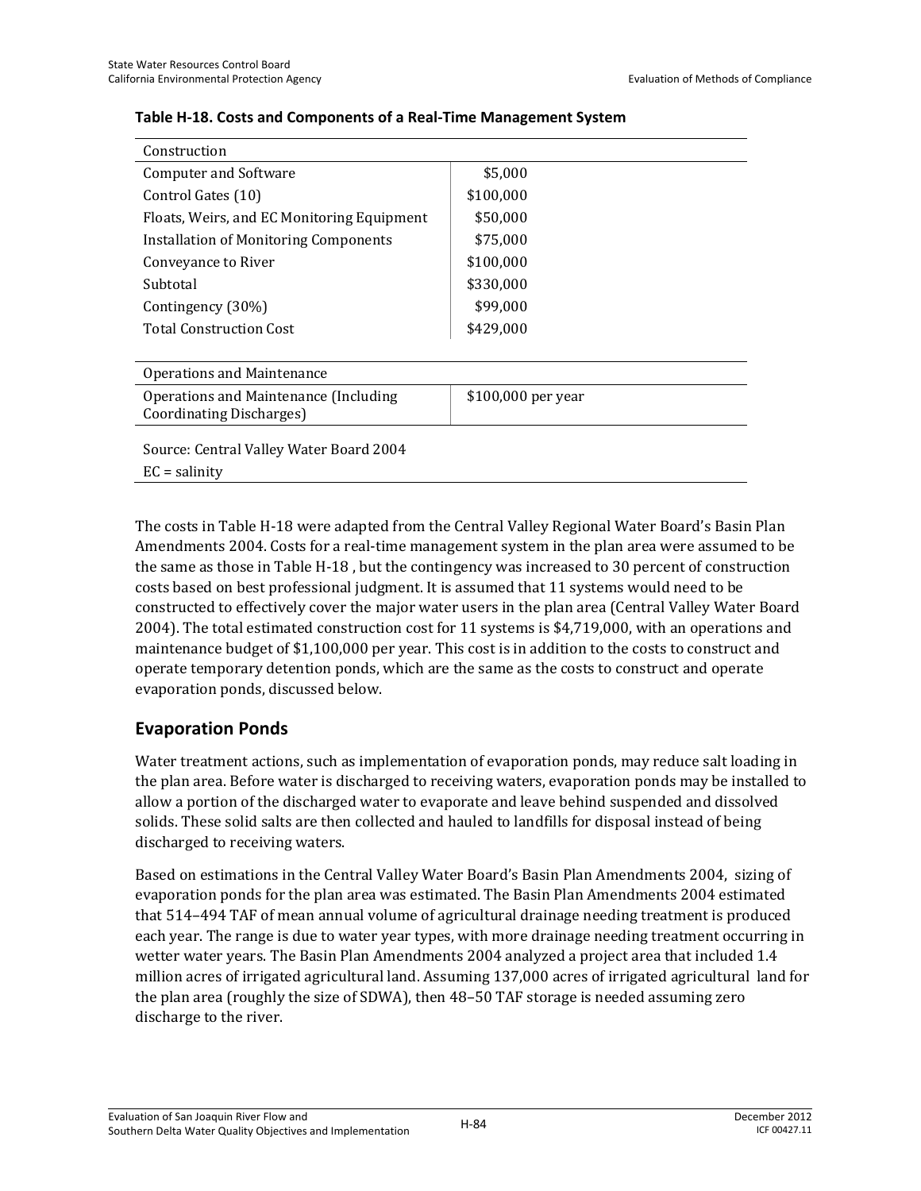**Table H-18. Costs and Components of a Real-Time Management System**

| Construction | |
|---|---|
| Computer and Software | $5,000 |
| Control Gates (10) | $100,000 |
| Floats, Weirs, and EC Monitoring Equipment | $50,000 |
| Installation of Monitoring Components | $75,000 |
| Conveyance to River | $100,000 |
| Subtotal | $330,000 |
| Contingency (30%) | $99,000 |
| Total Construction Cost | $429,000 |
| **Operations and Maintenance** | |
| Operations and Maintenance (Including Coordinating Discharges) | $100,000 per year |

Source: Central Valley Water Board 2004
EC = salinity

The costs in Table H-18 were adapted from the Central Valley Regional Water Board's Basin Plan Amendments 2004. Costs for a real-time management system in the plan area were assumed to be the same as those in Table H-18 , but the contingency was increased to 30 percent of construction costs based on best professional judgment. It is assumed that 11 systems would need to be constructed to effectively cover the major water users in the plan area (Central Valley Water Board 2004). The total estimated construction cost for 11 systems is $4,719,000, with an operations and maintenance budget of $1,100,000 per year. This cost is in addition to the costs to construct and operate temporary detention ponds, which are the same as the costs to construct and operate evaporation ponds, discussed below.

## Evaporation Ponds

Water treatment actions, such as implementation of evaporation ponds, may reduce salt loading in the plan area. Before water is discharged to receiving waters, evaporation ponds may be installed to allow a portion of the discharged water to evaporate and leave behind suspended and dissolved solids. These solid salts are then collected and hauled to landfills for disposal instead of being discharged to receiving waters.

Based on estimations in the Central Valley Water Board's Basin Plan Amendments 2004, sizing of evaporation ponds for the plan area was estimated. The Basin Plan Amendments 2004 estimated that 514–494 TAF of mean annual volume of agricultural drainage needing treatment is produced each year. The range is due to water year types, with more drainage needing treatment occurring in wetter water years. The Basin Plan Amendments 2004 analyzed a project area that included 1.4 million acres of irrigated agricultural land. Assuming 137,000 acres of irrigated agricultural land for the plan area (roughly the size of SDWA), then 48–50 TAF storage is needed assuming zero discharge to the river.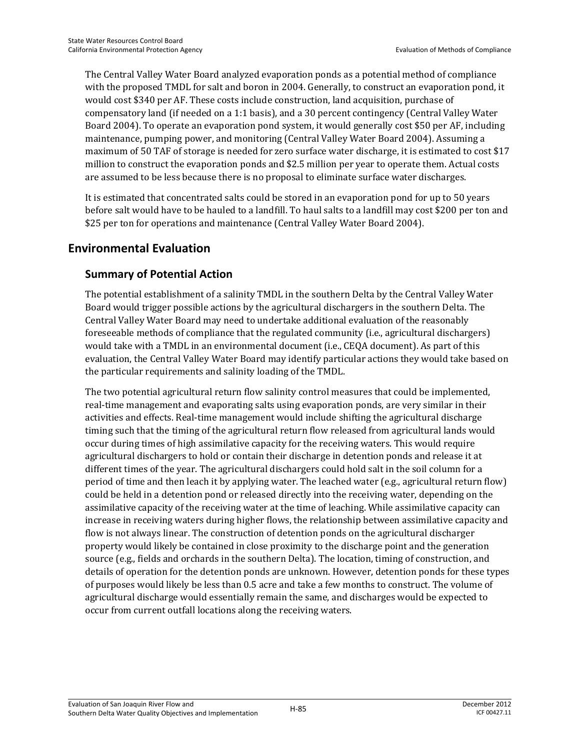The Central Valley Water Board analyzed evaporation ponds as a potential method of compliance with the proposed TMDL for salt and boron in 2004. Generally, to construct an evaporation pond, it would cost $340 per AF. These costs include construction, land acquisition, purchase of compensatory land (if needed on a 1:1 basis), and a 30 percent contingency (Central Valley Water Board 2004). To operate an evaporation pond system, it would generally cost $50 per AF, including maintenance, pumping power, and monitoring (Central Valley Water Board 2004). Assuming a maximum of 50 TAF of storage is needed for zero surface water discharge, it is estimated to cost $17 million to construct the evaporation ponds and $2.5 million per year to operate them. Actual costs are assumed to be less because there is no proposal to eliminate surface water discharges.

It is estimated that concentrated salts could be stored in an evaporation pond for up to 50 years before salt would have to be hauled to a landfill. To haul salts to a landfill may cost $200 per ton and $25 per ton for operations and maintenance (Central Valley Water Board 2004).

## Environmental Evaluation

### Summary of Potential Action

The potential establishment of a salinity TMDL in the southern Delta by the Central Valley Water Board would trigger possible actions by the agricultural dischargers in the southern Delta. The Central Valley Water Board may need to undertake additional evaluation of the reasonably foreseeable methods of compliance that the regulated community (i.e., agricultural dischargers) would take with a TMDL in an environmental document (i.e., CEQA document). As part of this evaluation, the Central Valley Water Board may identify particular actions they would take based on the particular requirements and salinity loading of the TMDL.

The two potential agricultural return flow salinity control measures that could be implemented, real-time management and evaporating salts using evaporation ponds, are very similar in their activities and effects. Real-time management would include shifting the agricultural discharge timing such that the timing of the agricultural return flow released from agricultural lands would occur during times of high assimilative capacity for the receiving waters. This would require agricultural dischargers to hold or contain their discharge in detention ponds and release it at different times of the year. The agricultural dischargers could hold salt in the soil column for a period of time and then leach it by applying water. The leached water (e.g., agricultural return flow) could be held in a detention pond or released directly into the receiving water, depending on the assimilative capacity of the receiving water at the time of leaching. While assimilative capacity can increase in receiving waters during higher flows, the relationship between assimilative capacity and flow is not always linear. The construction of detention ponds on the agricultural discharger property would likely be contained in close proximity to the discharge point and the generation source (e.g., fields and orchards in the southern Delta). The location, timing of construction, and details of operation for the detention ponds are unknown. However, detention ponds for these types of purposes would likely be less than 0.5 acre and take a few months to construct. The volume of agricultural discharge would essentially remain the same, and discharges would be expected to occur from current outfall locations along the receiving waters.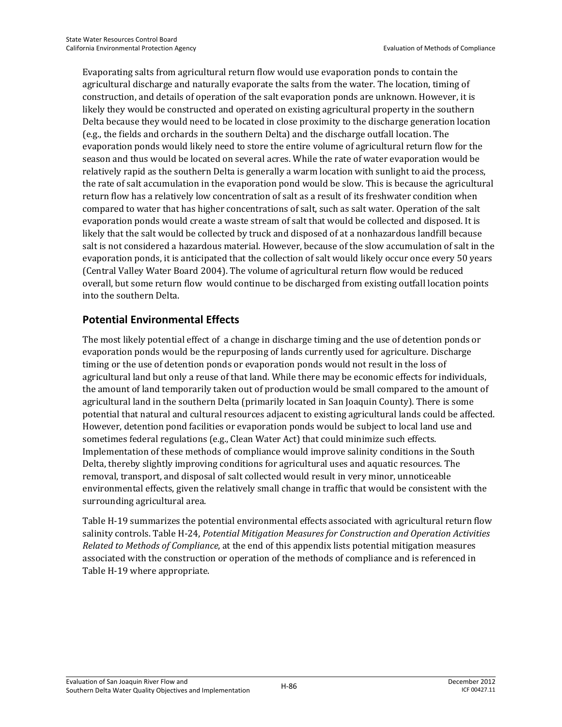Evaporating salts from agricultural return flow would use evaporation ponds to contain the agricultural discharge and naturally evaporate the salts from the water. The location, timing of construction, and details of operation of the salt evaporation ponds are unknown. However, it is likely they would be constructed and operated on existing agricultural property in the southern Delta because they would need to be located in close proximity to the discharge generation location (e.g., the fields and orchards in the southern Delta) and the discharge outfall location. The evaporation ponds would likely need to store the entire volume of agricultural return flow for the season and thus would be located on several acres. While the rate of water evaporation would be relatively rapid as the southern Delta is generally a warm location with sunlight to aid the process, the rate of salt accumulation in the evaporation pond would be slow. This is because the agricultural return flow has a relatively low concentration of salt as a result of its freshwater condition when compared to water that has higher concentrations of salt, such as salt water. Operation of the salt evaporation ponds would create a waste stream of salt that would be collected and disposed. It is likely that the salt would be collected by truck and disposed of at a nonhazardous landfill because salt is not considered a hazardous material. However, because of the slow accumulation of salt in the evaporation ponds, it is anticipated that the collection of salt would likely occur once every 50 years (Central Valley Water Board 2004). The volume of agricultural return flow would be reduced overall, but some return flow would continue to be discharged from existing outfall location points into the southern Delta.

## Potential Environmental Effects

The most likely potential effect of a change in discharge timing and the use of detention ponds or evaporation ponds would be the repurposing of lands currently used for agriculture. Discharge timing or the use of detention ponds or evaporation ponds would not result in the loss of agricultural land but only a reuse of that land. While there may be economic effects for individuals, the amount of land temporarily taken out of production would be small compared to the amount of agricultural land in the southern Delta (primarily located in San Joaquin County). There is some potential that natural and cultural resources adjacent to existing agricultural lands could be affected. However, detention pond facilities or evaporation ponds would be subject to local land use and sometimes federal regulations (e.g., Clean Water Act) that could minimize such effects. Implementation of these methods of compliance would improve salinity conditions in the South Delta, thereby slightly improving conditions for agricultural uses and aquatic resources. The removal, transport, and disposal of salt collected would result in very minor, unnoticeable environmental effects, given the relatively small change in traffic that would be consistent with the surrounding agricultural area.

Table H-19 summarizes the potential environmental effects associated with agricultural return flow salinity controls. Table H-24, *Potential Mitigation Measures for Construction and Operation Activities Related to Methods of Compliance*, at the end of this appendix lists potential mitigation measures associated with the construction or operation of the methods of compliance and is referenced in Table H-19 where appropriate.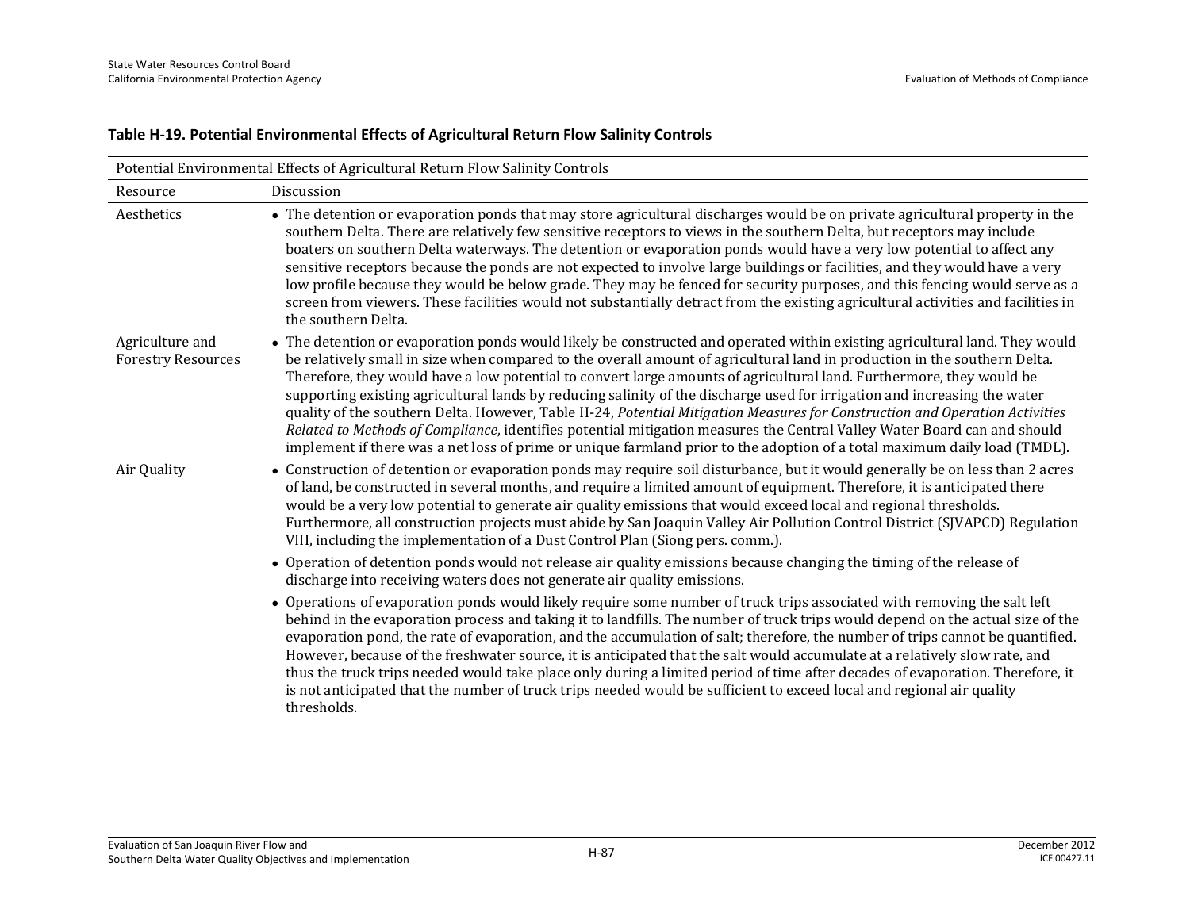**Table H-19. Potential Environmental Effects of Agricultural Return Flow Salinity Controls**

| Potential Environmental Effects of Agricultural Return Flow Salinity Controls | |
|---|---|
| Resource | Discussion |
| Aesthetics | • The detention or evaporation ponds that may store agricultural discharges would be on private agricultural property in the southern Delta. There are relatively few sensitive receptors to views in the southern Delta, but receptors may include boaters on southern Delta waterways. The detention or evaporation ponds would have a very low potential to affect any sensitive receptors because the ponds are not expected to involve large buildings or facilities, and they would have a very low profile because they would be below grade. They may be fenced for security purposes, and this fencing would serve as a screen from viewers. These facilities would not substantially detract from the existing agricultural activities and facilities in the southern Delta. |
| Agriculture and Forestry Resources | • The detention or evaporation ponds would likely be constructed and operated within existing agricultural land. They would be relatively small in size when compared to the overall amount of agricultural land in production in the southern Delta. Therefore, they would have a low potential to convert large amounts of agricultural land. Furthermore, they would be supporting existing agricultural lands by reducing salinity of the discharge used for irrigation and increasing the water quality of the southern Delta. However, Table H-24, *Potential Mitigation Measures for Construction and Operation Activities Related to Methods of Compliance*, identifies potential mitigation measures the Central Valley Water Board can and should implement if there was a net loss of prime or unique farmland prior to the adoption of a total maximum daily load (TMDL). |
| Air Quality | • Construction of detention or evaporation ponds may require soil disturbance, but it would generally be on less than 2 acres of land, be constructed in several months, and require a limited amount of equipment. Therefore, it is anticipated there would be a very low potential to generate air quality emissions that would exceed local and regional thresholds. Furthermore, all construction projects must abide by San Joaquin Valley Air Pollution Control District (SJVAPCD) Regulation VIII, including the implementation of a Dust Control Plan (Siong pers. comm.).<br>• Operation of detention ponds would not release air quality emissions because changing the timing of the release of discharge into receiving waters does not generate air quality emissions.<br>• Operations of evaporation ponds would likely require some number of truck trips associated with removing the salt left behind in the evaporation process and taking it to landfills. The number of truck trips would depend on the actual size of the evaporation pond, the rate of evaporation, and the accumulation of salt; therefore, the number of trips cannot be quantified. However, because of the freshwater source, it is anticipated that the salt would accumulate at a relatively slow rate, and thus the truck trips needed would take place only during a limited period of time after decades of evaporation. Therefore, it is not anticipated that the number of truck trips needed would be sufficient to exceed local and regional air quality thresholds. |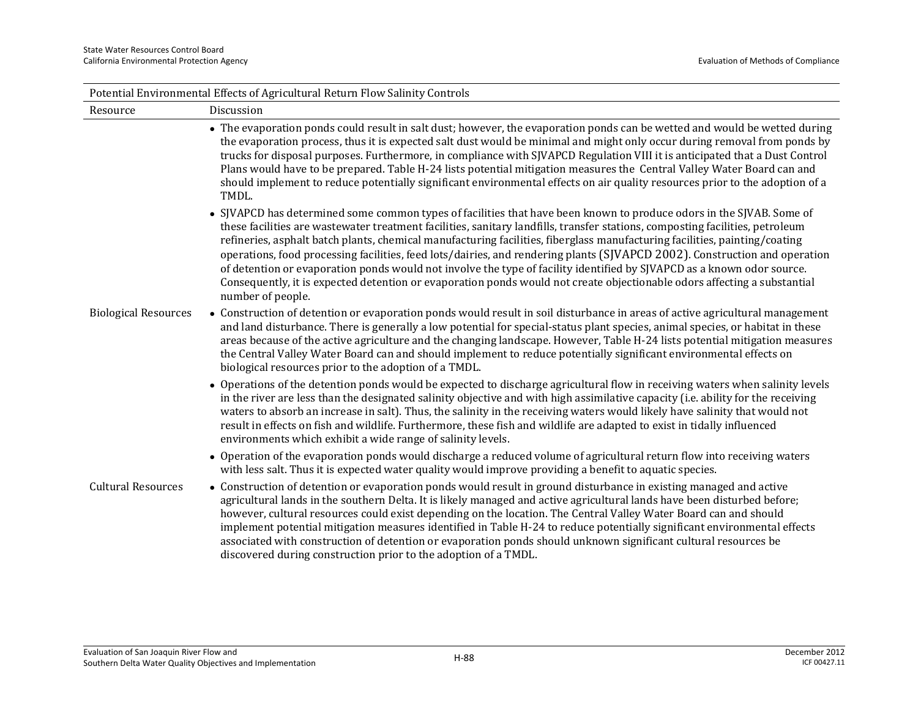| Potential Environmental Effects of Agricultural Return Flow Salinity Controls | |
|---|---|
| Resource | Discussion |
| | • The evaporation ponds could result in salt dust; however, the evaporation ponds can be wetted and would be wetted during the evaporation process, thus it is expected salt dust would be minimal and might only occur during removal from ponds by trucks for disposal purposes. Furthermore, in compliance with SJVAPCD Regulation VIII it is anticipated that a Dust Control Plans would have to be prepared. Table H-24 lists potential mitigation measures the Central Valley Water Board can and should implement to reduce potentially significant environmental effects on air quality resources prior to the adoption of a TMDL.<br>• SJVAPCD has determined some common types of facilities that have been known to produce odors in the SJVAB. Some of these facilities are wastewater treatment facilities, sanitary landfills, transfer stations, composting facilities, petroleum refineries, asphalt batch plants, chemical manufacturing facilities, fiberglass manufacturing facilities, painting/coating operations, food processing facilities, feed lots/dairies, and rendering plants (SJVAPCD 2002). Construction and operation of detention or evaporation ponds would not involve the type of facility identified by SJVAPCD as a known odor source. Consequently, it is expected detention or evaporation ponds would not create objectionable odors affecting a substantial number of people. |
| Biological Resources | • Construction of detention or evaporation ponds would result in soil disturbance in areas of active agricultural management and land disturbance. There is generally a low potential for special-status plant species, animal species, or habitat in these areas because of the active agriculture and the changing landscape. However, Table H-24 lists potential mitigation measures the Central Valley Water Board can and should implement to reduce potentially significant environmental effects on biological resources prior to the adoption of a TMDL.<br>• Operations of the detention ponds would be expected to discharge agricultural flow in receiving waters when salinity levels in the river are less than the designated salinity objective and with high assimilative capacity (i.e. ability for the receiving waters to absorb an increase in salt). Thus, the salinity in the receiving waters would likely have salinity that would not result in effects on fish and wildlife. Furthermore, these fish and wildlife are adapted to exist in tidally influenced environments which exhibit a wide range of salinity levels.<br>• Operation of the evaporation ponds would discharge a reduced volume of agricultural return flow into receiving waters with less salt. Thus it is expected water quality would improve providing a benefit to aquatic species. |
| Cultural Resources | • Construction of detention or evaporation ponds would result in ground disturbance in existing managed and active agricultural lands in the southern Delta. It is likely managed and active agricultural lands have been disturbed before; however, cultural resources could exist depending on the location. The Central Valley Water Board can and should implement potential mitigation measures identified in Table H-24 to reduce potentially significant environmental effects associated with construction of detention or evaporation ponds should unknown significant cultural resources be discovered during construction prior to the adoption of a TMDL. |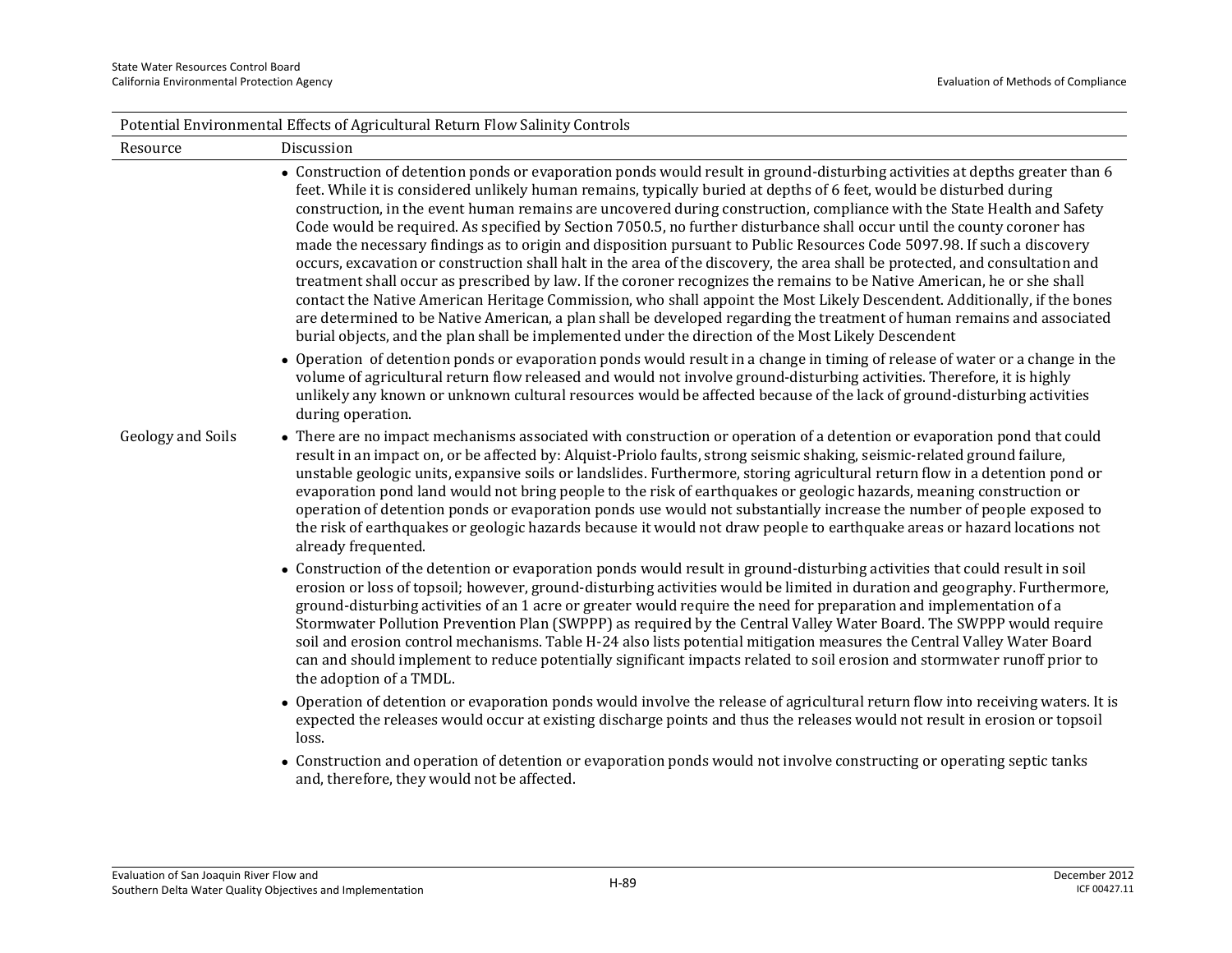| Potential Environmental Effects of Agricultural Return Flow Salinity Controls | |
|---|---|
| Resource | Discussion |
| | • Construction of detention ponds or evaporation ponds would result in ground-disturbing activities at depths greater than 6 feet. While it is considered unlikely human remains, typically buried at depths of 6 feet, would be disturbed during construction, in the event human remains are uncovered during construction, compliance with the State Health and Safety Code would be required. As specified by Section 7050.5, no further disturbance shall occur until the county coroner has made the necessary findings as to origin and disposition pursuant to Public Resources Code 5097.98. If such a discovery occurs, excavation or construction shall halt in the area of the discovery, the area shall be protected, and consultation and treatment shall occur as prescribed by law. If the coroner recognizes the remains to be Native American, he or she shall contact the Native American Heritage Commission, who shall appoint the Most Likely Descendent. Additionally, if the bones are determined to be Native American, a plan shall be developed regarding the treatment of human remains and associated burial objects, and the plan shall be implemented under the direction of the Most Likely Descendent<br>• Operation of detention ponds or evaporation ponds would result in a change in timing of release of water or a change in the volume of agricultural return flow released and would not involve ground-disturbing activities. Therefore, it is highly unlikely any known or unknown cultural resources would be affected because of the lack of ground-disturbing activities during operation. |
| Geology and Soils | • There are no impact mechanisms associated with construction or operation of a detention or evaporation pond that could result in an impact on, or be affected by: Alquist-Priolo faults, strong seismic shaking, seismic-related ground failure, unstable geologic units, expansive soils or landslides. Furthermore, storing agricultural return flow in a detention pond or evaporation pond land would not bring people to the risk of earthquakes or geologic hazards, meaning construction or operation of detention ponds or evaporation ponds use would not substantially increase the number of people exposed to the risk of earthquakes or geologic hazards because it would not draw people to earthquake areas or hazard locations not already frequented.<br>• Construction of the detention or evaporation ponds would result in ground-disturbing activities that could result in soil erosion or loss of topsoil; however, ground-disturbing activities would be limited in duration and geography. Furthermore, ground-disturbing activities of an 1 acre or greater would require the need for preparation and implementation of a Stormwater Pollution Prevention Plan (SWPPP) as required by the Central Valley Water Board. The SWPPP would require soil and erosion control mechanisms. Table H-24 also lists potential mitigation measures the Central Valley Water Board can and should implement to reduce potentially significant impacts related to soil erosion and stormwater runoff prior to the adoption of a TMDL.<br>• Operation of detention or evaporation ponds would involve the release of agricultural return flow into receiving waters. It is expected the releases would occur at existing discharge points and thus the releases would not result in erosion or topsoil loss.<br>• Construction and operation of detention or evaporation ponds would not involve constructing or operating septic tanks and, therefore, they would not be affected. |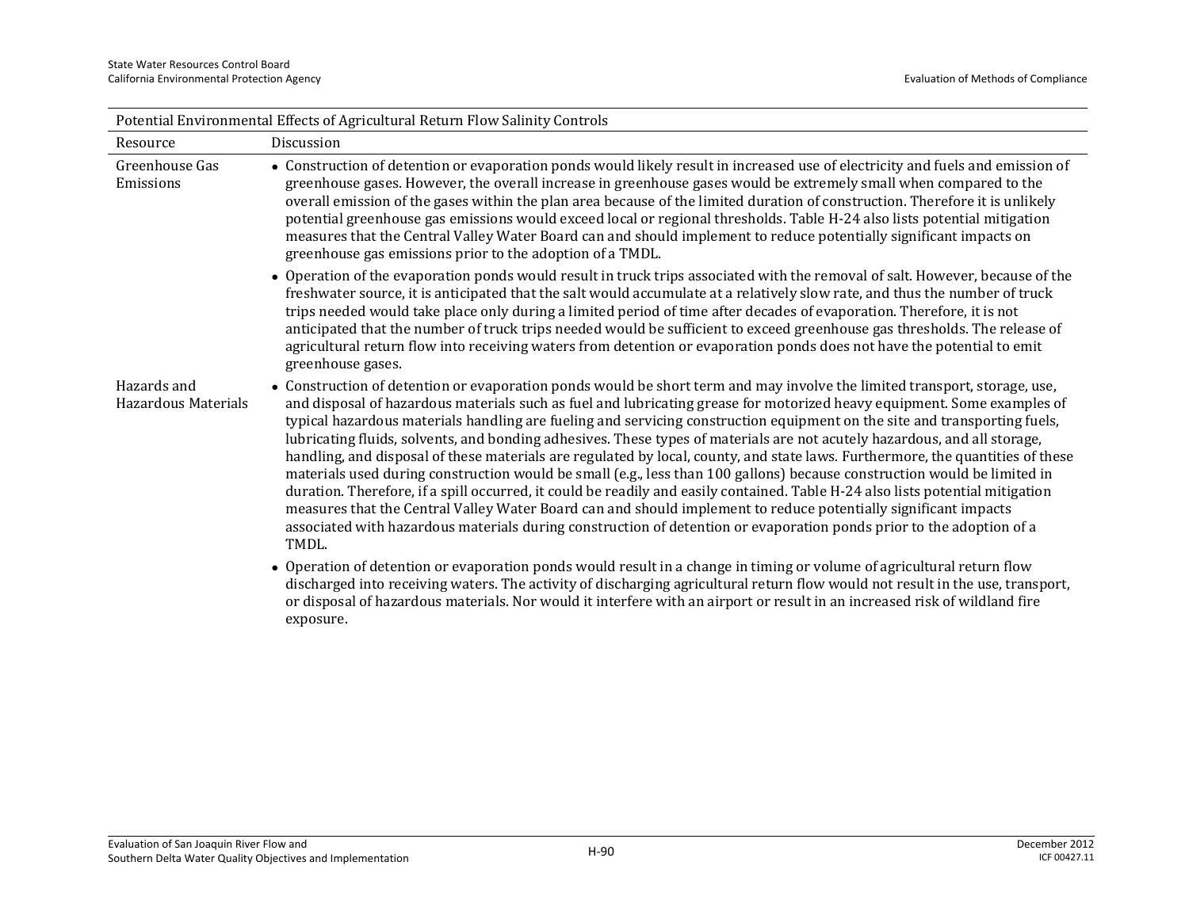| Potential Environmental Effects of Agricultural Return Flow Salinity Controls | |
|---|---|
| Resource | Discussion |
| Greenhouse Gas Emissions | • Construction of detention or evaporation ponds would likely result in increased use of electricity and fuels and emission of greenhouse gases. However, the overall increase in greenhouse gases would be extremely small when compared to the overall emission of the gases within the plan area because of the limited duration of construction. Therefore it is unlikely potential greenhouse gas emissions would exceed local or regional thresholds. Table H-24 also lists potential mitigation measures that the Central Valley Water Board can and should implement to reduce potentially significant impacts on greenhouse gas emissions prior to the adoption of a TMDL.<br>• Operation of the evaporation ponds would result in truck trips associated with the removal of salt. However, because of the freshwater source, it is anticipated that the salt would accumulate at a relatively slow rate, and thus the number of truck trips needed would take place only during a limited period of time after decades of evaporation. Therefore, it is not anticipated that the number of truck trips needed would be sufficient to exceed greenhouse gas thresholds. The release of agricultural return flow into receiving waters from detention or evaporation ponds does not have the potential to emit greenhouse gases. |
| Hazards and Hazardous Materials | • Construction of detention or evaporation ponds would be short term and may involve the limited transport, storage, use, and disposal of hazardous materials such as fuel and lubricating grease for motorized heavy equipment. Some examples of typical hazardous materials handling are fueling and servicing construction equipment on the site and transporting fuels, lubricating fluids, solvents, and bonding adhesives. These types of materials are not acutely hazardous, and all storage, handling, and disposal of these materials are regulated by local, county, and state laws. Furthermore, the quantities of these materials used during construction would be small (e.g., less than 100 gallons) because construction would be limited in duration. Therefore, if a spill occurred, it could be readily and easily contained. Table H-24 also lists potential mitigation measures that the Central Valley Water Board can and should implement to reduce potentially significant impacts associated with hazardous materials during construction of detention or evaporation ponds prior to the adoption of a TMDL.<br>• Operation of detention or evaporation ponds would result in a change in timing or volume of agricultural return flow discharged into receiving waters. The activity of discharging agricultural return flow would not result in the use, transport, or disposal of hazardous materials. Nor would it interfere with an airport or result in an increased risk of wildland fire exposure. |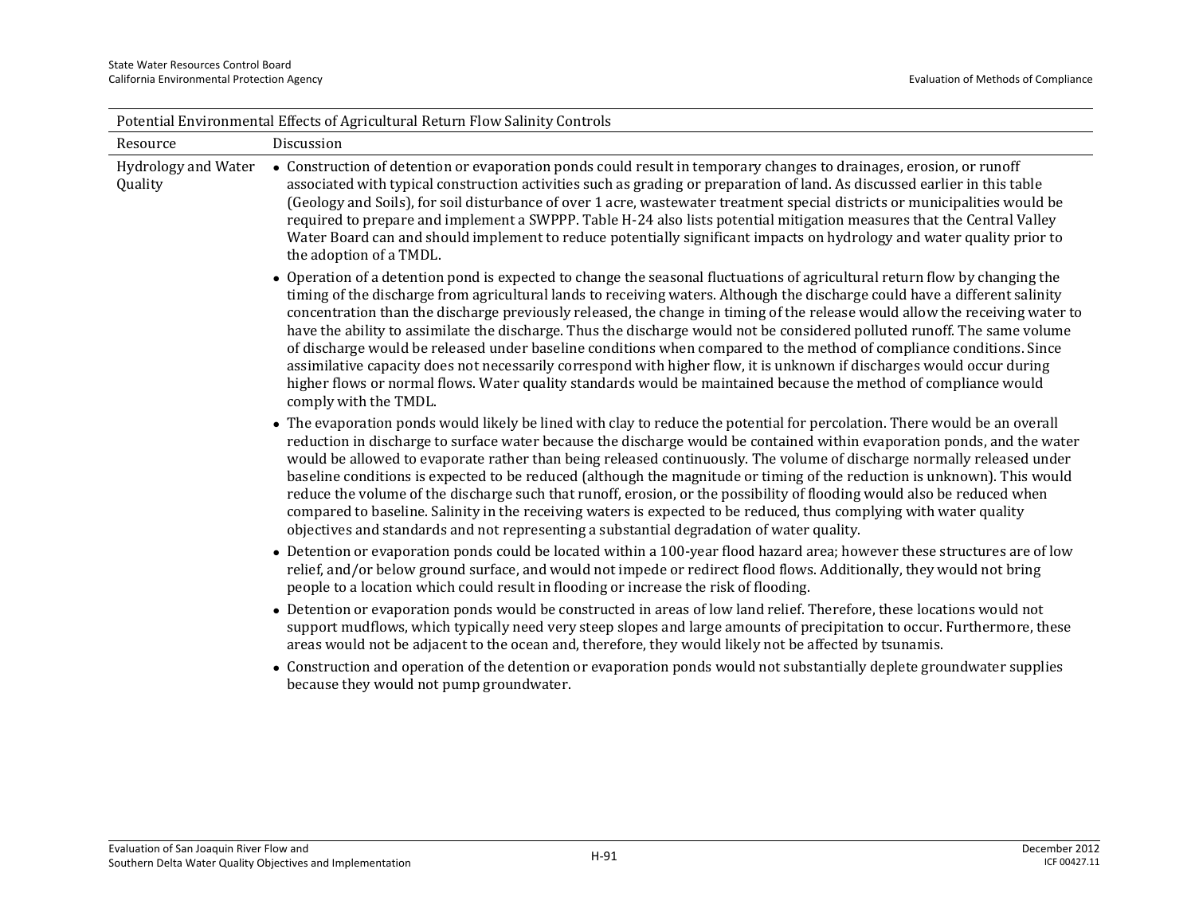| Potential Environmental Effects of Agricultural Return Flow Salinity Controls | |
|---|---|
| Resource | Discussion |
| Hydrology and Water Quality | • Construction of detention or evaporation ponds could result in temporary changes to drainages, erosion, or runoff associated with typical construction activities such as grading or preparation of land. As discussed earlier in this table (Geology and Soils), for soil disturbance of over 1 acre, wastewater treatment special districts or municipalities would be required to prepare and implement a SWPPP. Table H-24 also lists potential mitigation measures that the Central Valley Water Board can and should implement to reduce potentially significant impacts on hydrology and water quality prior to the adoption of a TMDL.<br>• Operation of a detention pond is expected to change the seasonal fluctuations of agricultural return flow by changing the timing of the discharge from agricultural lands to receiving waters. Although the discharge could have a different salinity concentration than the discharge previously released, the change in timing of the release would allow the receiving water to have the ability to assimilate the discharge. Thus the discharge would not be considered polluted runoff. The same volume of discharge would be released under baseline conditions when compared to the method of compliance conditions. Since assimilative capacity does not necessarily correspond with higher flow, it is unknown if discharges would occur during higher flows or normal flows. Water quality standards would be maintained because the method of compliance would comply with the TMDL.<br>• The evaporation ponds would likely be lined with clay to reduce the potential for percolation. There would be an overall reduction in discharge to surface water because the discharge would be contained within evaporation ponds, and the water would be allowed to evaporate rather than being released continuously. The volume of discharge normally released under baseline conditions is expected to be reduced (although the magnitude or timing of the reduction is unknown). This would reduce the volume of the discharge such that runoff, erosion, or the possibility of flooding would also be reduced when compared to baseline. Salinity in the receiving waters is expected to be reduced, thus complying with water quality objectives and standards and not representing a substantial degradation of water quality.<br>• Detention or evaporation ponds could be located within a 100-year flood hazard area; however these structures are of low relief, and/or below ground surface, and would not impede or redirect flood flows. Additionally, they would not bring people to a location which could result in flooding or increase the risk of flooding.<br>• Detention or evaporation ponds would be constructed in areas of low land relief. Therefore, these locations would not support mudflows, which typically need very steep slopes and large amounts of precipitation to occur. Furthermore, these areas would not be adjacent to the ocean and, therefore, they would likely not be affected by tsunamis.<br>• Construction and operation of the detention or evaporation ponds would not substantially deplete groundwater supplies because they would not pump groundwater. |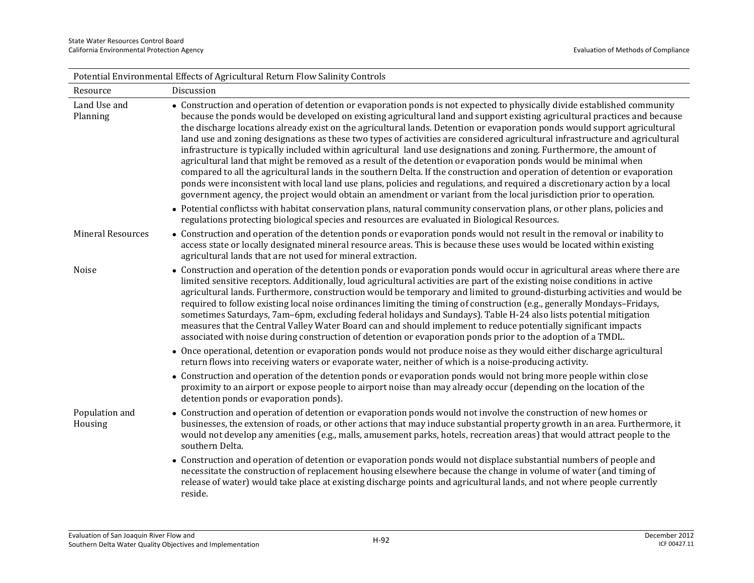| Potential Environmental Effects of Agricultural Return Flow Salinity Controls | |
|---|---|
| Resource | Discussion |
| Land Use and Planning | • Construction and operation of detention or evaporation ponds is not expected to physically divide established community because the ponds would be developed on existing agricultural land and support existing agricultural practices and because the discharge locations already exist on the agricultural lands. Detention or evaporation ponds would support agricultural land use and zoning designations as these two types of activities are considered agricultural infrastructure and agricultural infrastructure is typically included within agricultural land use designations and zoning. Furthermore, the amount of agricultural land that might be removed as a result of the detention or evaporation ponds would be minimal when compared to all the agricultural lands in the southern Delta. If the construction and operation of detention or evaporation ponds were inconsistent with local land use plans, policies and regulations, and required a discretionary action by a local government agency, the project would obtain an amendment or variant from the local jurisdiction prior to operation.<br>• Potential conflictss with habitat conservation plans, natural community conservation plans, or other plans, policies and regulations protecting biological species and resources are evaluated in Biological Resources. |
| Mineral Resources | • Construction and operation of the detention ponds or evaporation ponds would not result in the removal or inability to access state or locally designated mineral resource areas. This is because these uses would be located within existing agricultural lands that are not used for mineral extraction. |
| Noise | • Construction and operation of the detention ponds or evaporation ponds would occur in agricultural areas where there are limited sensitive receptors. Additionally, loud agricultural activities are part of the existing noise conditions in active agricultural lands. Furthermore, construction would be temporary and limited to ground-disturbing activities and would be required to follow existing local noise ordinances limiting the timing of construction (e.g., generally Mondays–Fridays, sometimes Saturdays, 7am–6pm, excluding federal holidays and Sundays). Table H-24 also lists potential mitigation measures that the Central Valley Water Board can and should implement to reduce potentially significant impacts associated with noise during construction of detention or evaporation ponds prior to the adoption of a TMDL.<br>• Once operational, detention or evaporation ponds would not produce noise as they would either discharge agricultural return flows into receiving waters or evaporate water, neither of which is a noise-producing activity.<br>• Construction and operation of the detention ponds or evaporation ponds would not bring more people within close proximity to an airport or expose people to airport noise than may already occur (depending on the location of the detention ponds or evaporation ponds). |
| Population and Housing | • Construction and operation of detention or evaporation ponds would not involve the construction of new homes or businesses, the extension of roads, or other actions that may induce substantial property growth in an area. Furthermore, it would not develop any amenities (e.g., malls, amusement parks, hotels, recreation areas) that would attract people to the southern Delta.<br>• Construction and operation of detention or evaporation ponds would not displace substantial numbers of people and necessitate the construction of replacement housing elsewhere because the change in volume of water (and timing of release of water) would take place at existing discharge points and agricultural lands, and not where people currently reside. |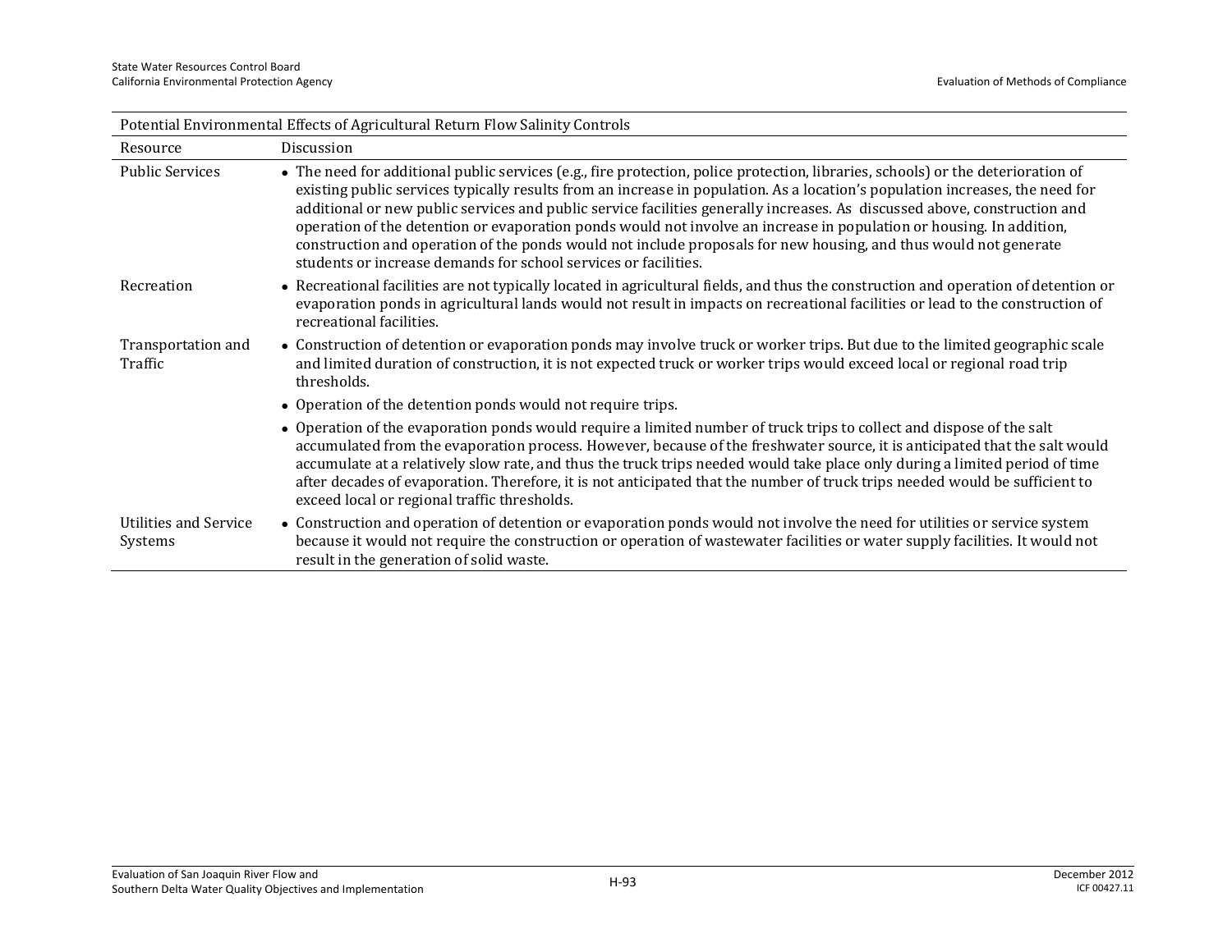| Potential Environmental Effects of Agricultural Return Flow Salinity Controls | |
|---|---|
| Resource | Discussion |
| Public Services | • The need for additional public services (e.g., fire protection, police protection, libraries, schools) or the deterioration of existing public services typically results from an increase in population. As a location's population increases, the need for additional or new public services and public service facilities generally increases. As discussed above, construction and operation of the detention or evaporation ponds would not involve an increase in population or housing. In addition, construction and operation of the ponds would not include proposals for new housing, and thus would not generate students or increase demands for school services or facilities. |
| Recreation | • Recreational facilities are not typically located in agricultural fields, and thus the construction and operation of detention or evaporation ponds in agricultural lands would not result in impacts on recreational facilities or lead to the construction of recreational facilities. |
| Transportation and Traffic | • Construction of detention or evaporation ponds may involve truck or worker trips. But due to the limited geographic scale and limited duration of construction, it is not expected truck or worker trips would exceed local or regional road trip thresholds.<br>• Operation of the detention ponds would not require trips.<br>• Operation of the evaporation ponds would require a limited number of truck trips to collect and dispose of the salt accumulated from the evaporation process. However, because of the freshwater source, it is anticipated that the salt would accumulate at a relatively slow rate, and thus the truck trips needed would take place only during a limited period of time after decades of evaporation. Therefore, it is not anticipated that the number of truck trips needed would be sufficient to exceed local or regional traffic thresholds. |
| Utilities and Service Systems | • Construction and operation of detention or evaporation ponds would not involve the need for utilities or service system because it would not require the construction or operation of wastewater facilities or water supply facilities. It would not result in the generation of solid waste. |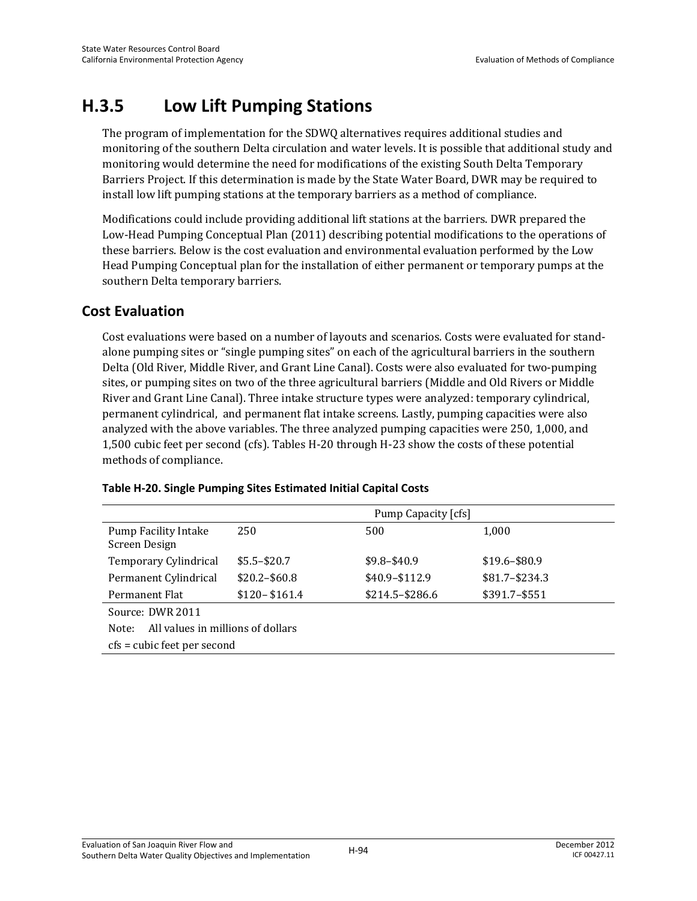## H.3.5 Low Lift Pumping Stations

The program of implementation for the SDWQ alternatives requires additional studies and monitoring of the southern Delta circulation and water levels. It is possible that additional study and monitoring would determine the need for modifications of the existing South Delta Temporary Barriers Project. If this determination is made by the State Water Board, DWR may be required to install low lift pumping stations at the temporary barriers as a method of compliance.

Modifications could include providing additional lift stations at the barriers. DWR prepared the Low-Head Pumping Conceptual Plan (2011) describing potential modifications to the operations of these barriers. Below is the cost evaluation and environmental evaluation performed by the Low Head Pumping Conceptual plan for the installation of either permanent or temporary pumps at the southern Delta temporary barriers.

### Cost Evaluation

Cost evaluations were based on a number of layouts and scenarios. Costs were evaluated for stand-alone pumping sites or "single pumping sites" on each of the agricultural barriers in the southern Delta (Old River, Middle River, and Grant Line Canal). Costs were also evaluated for two-pumping sites, or pumping sites on two of the three agricultural barriers (Middle and Old Rivers or Middle River and Grant Line Canal). Three intake structure types were analyzed: temporary cylindrical, permanent cylindrical, and permanent flat intake screens. Lastly, pumping capacities were also analyzed with the above variables. The three analyzed pumping capacities were 250, 1,000, and 1,500 cubic feet per second (cfs). Tables H-20 through H-23 show the costs of these potential methods of compliance.

**Table H-20. Single Pumping Sites Estimated Initial Capital Costs**

| | Pump Capacity [cfs] | | |
|---|---|---|---|
| Pump Facility Intake Screen Design | 250 | 500 | 1,000 |
| Temporary Cylindrical | $5.5–$20.7 | $9.8–$40.9 | $19.6–$80.9 |
| Permanent Cylindrical | $20.2–$60.8 | $40.9–$112.9 | $81.7–$234.3 |
| Permanent Flat | $120– $161.4 | $214.5–$286.6 | $391.7–$551 |

Source: DWR 2011

Note: All values in millions of dollars

cfs = cubic feet per second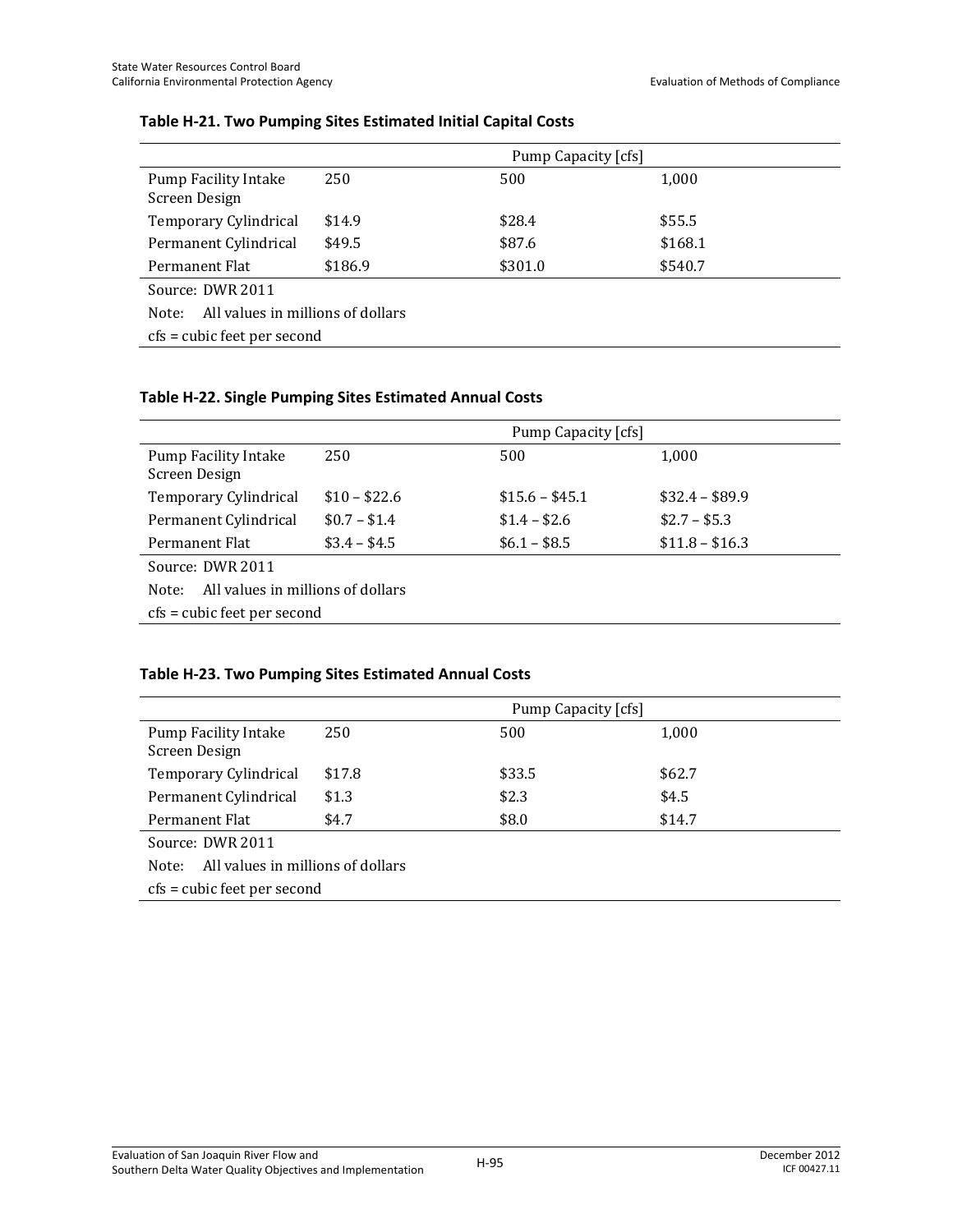**Table H-21. Two Pumping Sites Estimated Initial Capital Costs**

| | Pump Capacity [cfs] | | |
|---|---|---|---|
| Pump Facility Intake Screen Design | 250 | 500 | 1,000 |
| Temporary Cylindrical | $14.9 | $28.4 | $55.5 |
| Permanent Cylindrical | $49.5 | $87.6 | $168.1 |
| Permanent Flat | $186.9 | $301.0 | $540.7 |

Source: DWR 2011

Note: All values in millions of dollars

cfs = cubic feet per second

**Table H-22. Single Pumping Sites Estimated Annual Costs**

| | Pump Capacity [cfs] | | |
|---|---|---|---|
| Pump Facility Intake Screen Design | 250 | 500 | 1,000 |
| Temporary Cylindrical | $10 – $22.6 | $15.6 – $45.1 | $32.4 – $89.9 |
| Permanent Cylindrical | $0.7 – $1.4 | $1.4 – $2.6 | $2.7 – $5.3 |
| Permanent Flat | $3.4 – $4.5 | $6.1 – $8.5 | $11.8 – $16.3 |

Source: DWR 2011

Note: All values in millions of dollars

cfs = cubic feet per second

**Table H-23. Two Pumping Sites Estimated Annual Costs**

| | Pump Capacity [cfs] | | |
|---|---|---|---|
| Pump Facility Intake Screen Design | 250 | 500 | 1,000 |
| Temporary Cylindrical | $17.8 | $33.5 | $62.7 |
| Permanent Cylindrical | $1.3 | $2.3 | $4.5 |
| Permanent Flat | $4.7 | $8.0 | $14.7 |

Source: DWR 2011

Note: All values in millions of dollars

cfs = cubic feet per second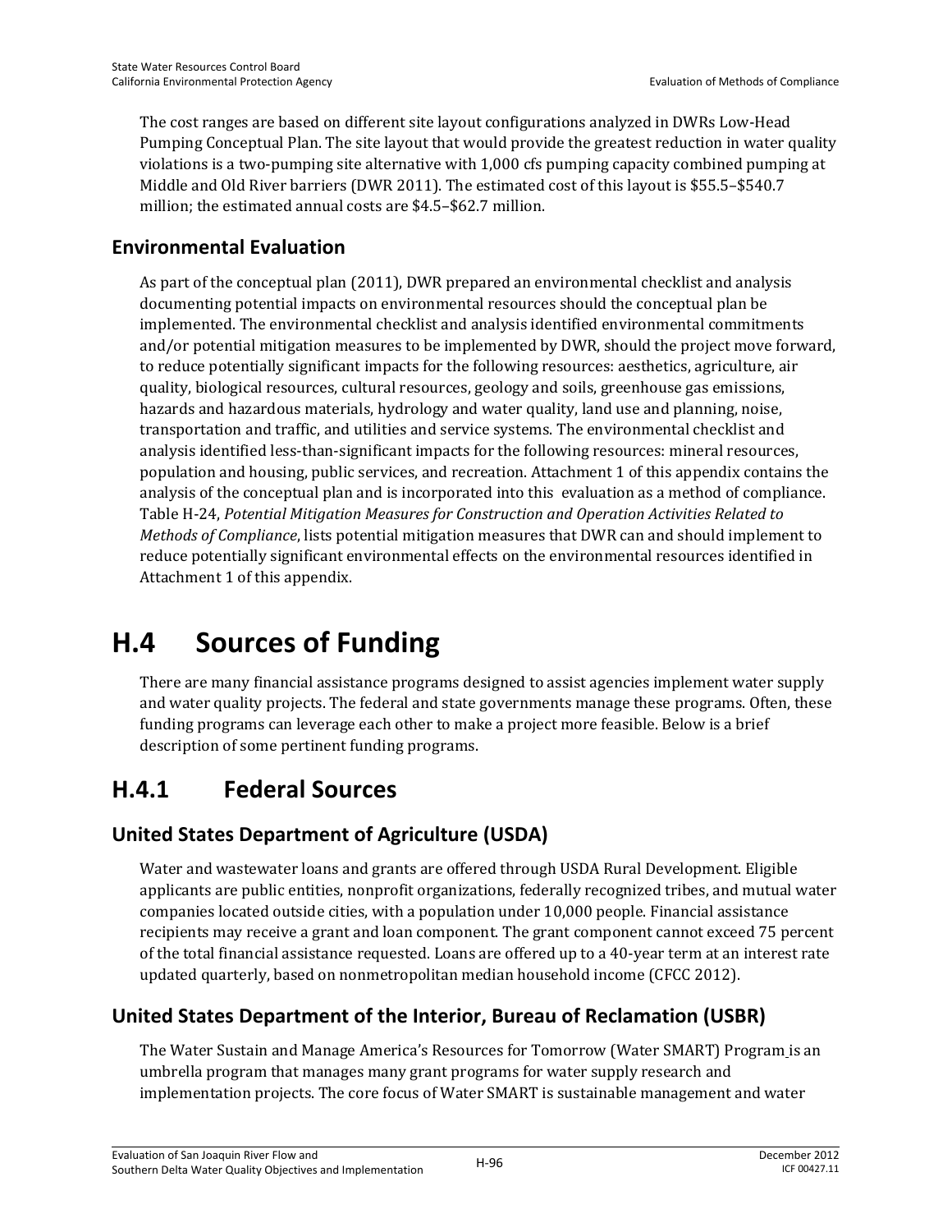The cost ranges are based on different site layout configurations analyzed in DWRs Low-Head Pumping Conceptual Plan. The site layout that would provide the greatest reduction in water quality violations is a two-pumping site alternative with 1,000 cfs pumping capacity combined pumping at Middle and Old River barriers (DWR 2011). The estimated cost of this layout is $55.5–$540.7 million; the estimated annual costs are $4.5–$62.7 million.

### Environmental Evaluation

As part of the conceptual plan (2011), DWR prepared an environmental checklist and analysis documenting potential impacts on environmental resources should the conceptual plan be implemented. The environmental checklist and analysis identified environmental commitments and/or potential mitigation measures to be implemented by DWR, should the project move forward, to reduce potentially significant impacts for the following resources: aesthetics, agriculture, air quality, biological resources, cultural resources, geology and soils, greenhouse gas emissions, hazards and hazardous materials, hydrology and water quality, land use and planning, noise, transportation and traffic, and utilities and service systems. The environmental checklist and analysis identified less-than-significant impacts for the following resources: mineral resources, population and housing, public services, and recreation. Attachment 1 of this appendix contains the analysis of the conceptual plan and is incorporated into this evaluation as a method of compliance. Table H-24, *Potential Mitigation Measures for Construction and Operation Activities Related to Methods of Compliance*, lists potential mitigation measures that DWR can and should implement to reduce potentially significant environmental effects on the environmental resources identified in Attachment 1 of this appendix.

# H.4 Sources of Funding

There are many financial assistance programs designed to assist agencies implement water supply and water quality projects. The federal and state governments manage these programs. Often, these funding programs can leverage each other to make a project more feasible. Below is a brief description of some pertinent funding programs.

## H.4.1 Federal Sources

### United States Department of Agriculture (USDA)

Water and wastewater loans and grants are offered through USDA Rural Development. Eligible applicants are public entities, nonprofit organizations, federally recognized tribes, and mutual water companies located outside cities, with a population under 10,000 people. Financial assistance recipients may receive a grant and loan component. The grant component cannot exceed 75 percent of the total financial assistance requested. Loans are offered up to a 40-year term at an interest rate updated quarterly, based on nonmetropolitan median household income (CFCC 2012).

### United States Department of the Interior, Bureau of Reclamation (USBR)

The Water Sustain and Manage America's Resources for Tomorrow (Water SMART) Program is an umbrella program that manages many grant programs for water supply research and implementation projects. The core focus of Water SMART is sustainable management and water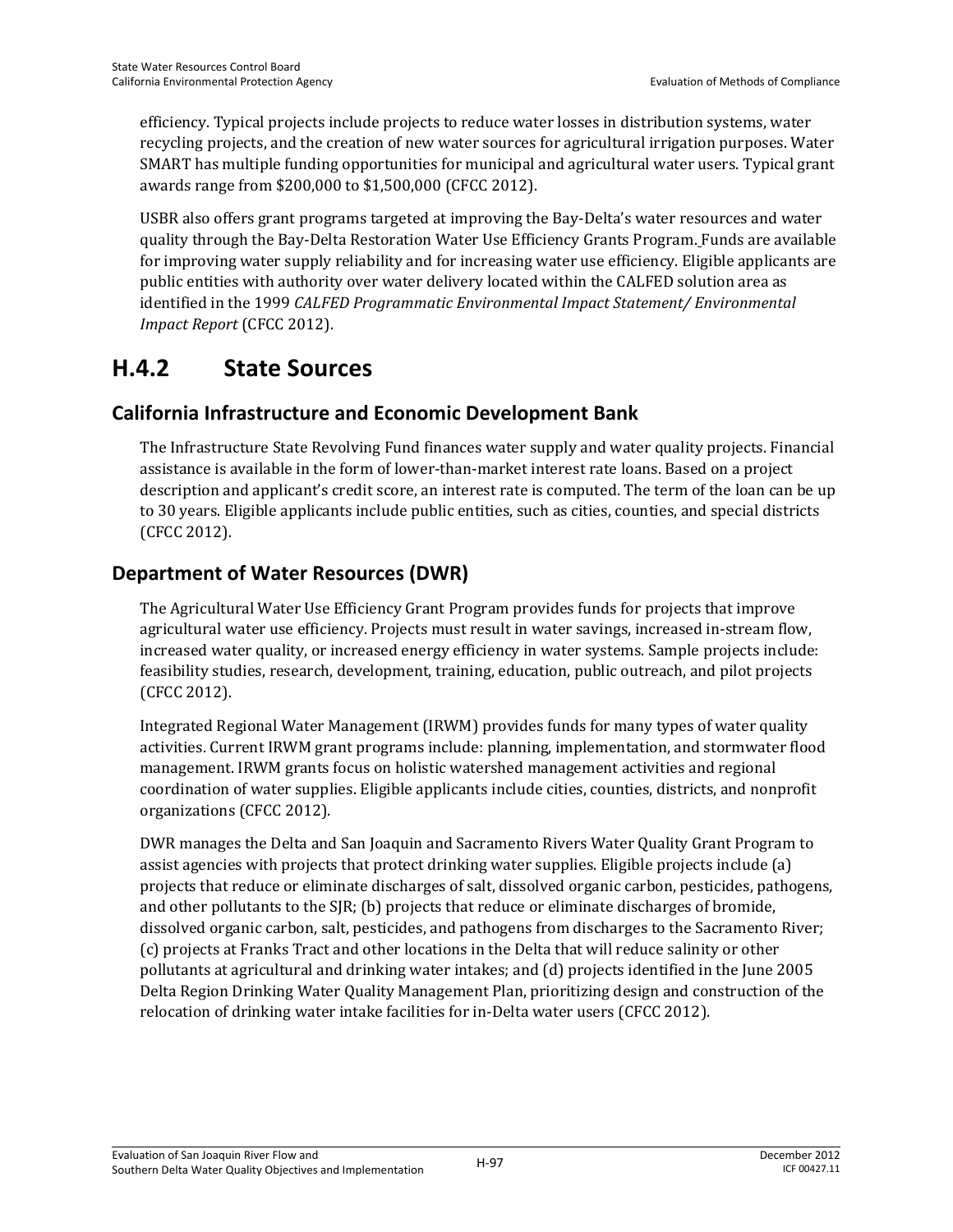efficiency. Typical projects include projects to reduce water losses in distribution systems, water recycling projects, and the creation of new water sources for agricultural irrigation purposes. Water SMART has multiple funding opportunities for municipal and agricultural water users. Typical grant awards range from $200,000 to $1,500,000 (CFCC 2012).

USBR also offers grant programs targeted at improving the Bay-Delta's water resources and water quality through the Bay-Delta Restoration Water Use Efficiency Grants Program. Funds are available for improving water supply reliability and for increasing water use efficiency. Eligible applicants are public entities with authority over water delivery located within the CALFED solution area as identified in the 1999 *CALFED Programmatic Environmental Impact Statement/ Environmental Impact Report* (CFCC 2012).

## H.4.2 State Sources

### California Infrastructure and Economic Development Bank

The Infrastructure State Revolving Fund finances water supply and water quality projects. Financial assistance is available in the form of lower-than-market interest rate loans. Based on a project description and applicant's credit score, an interest rate is computed. The term of the loan can be up to 30 years. Eligible applicants include public entities, such as cities, counties, and special districts (CFCC 2012).

### Department of Water Resources (DWR)

The Agricultural Water Use Efficiency Grant Program provides funds for projects that improve agricultural water use efficiency. Projects must result in water savings, increased in-stream flow, increased water quality, or increased energy efficiency in water systems. Sample projects include: feasibility studies, research, development, training, education, public outreach, and pilot projects (CFCC 2012).

Integrated Regional Water Management (IRWM) provides funds for many types of water quality activities. Current IRWM grant programs include: planning, implementation, and stormwater flood management. IRWM grants focus on holistic watershed management activities and regional coordination of water supplies. Eligible applicants include cities, counties, districts, and nonprofit organizations (CFCC 2012).

DWR manages the Delta and San Joaquin and Sacramento Rivers Water Quality Grant Program to assist agencies with projects that protect drinking water supplies. Eligible projects include (a) projects that reduce or eliminate discharges of salt, dissolved organic carbon, pesticides, pathogens, and other pollutants to the SJR; (b) projects that reduce or eliminate discharges of bromide, dissolved organic carbon, salt, pesticides, and pathogens from discharges to the Sacramento River; (c) projects at Franks Tract and other locations in the Delta that will reduce salinity or other pollutants at agricultural and drinking water intakes; and (d) projects identified in the June 2005 Delta Region Drinking Water Quality Management Plan, prioritizing design and construction of the relocation of drinking water intake facilities for in-Delta water users (CFCC 2012).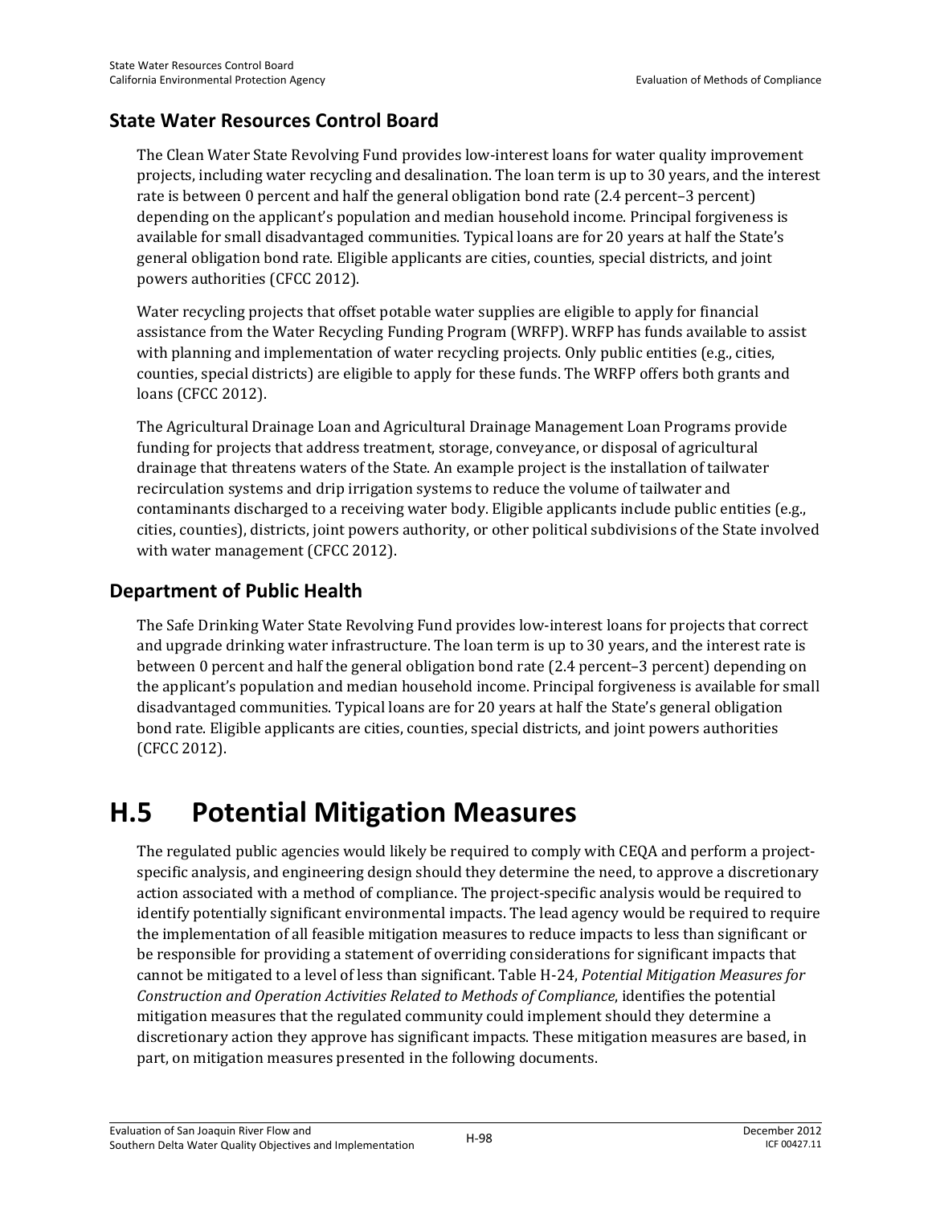## State Water Resources Control Board

The Clean Water State Revolving Fund provides low-interest loans for water quality improvement projects, including water recycling and desalination. The loan term is up to 30 years, and the interest rate is between 0 percent and half the general obligation bond rate (2.4 percent–3 percent) depending on the applicant's population and median household income. Principal forgiveness is available for small disadvantaged communities. Typical loans are for 20 years at half the State's general obligation bond rate. Eligible applicants are cities, counties, special districts, and joint powers authorities (CFCC 2012).

Water recycling projects that offset potable water supplies are eligible to apply for financial assistance from the Water Recycling Funding Program (WRFP). WRFP has funds available to assist with planning and implementation of water recycling projects. Only public entities (e.g., cities, counties, special districts) are eligible to apply for these funds. The WRFP offers both grants and loans (CFCC 2012).

The Agricultural Drainage Loan and Agricultural Drainage Management Loan Programs provide funding for projects that address treatment, storage, conveyance, or disposal of agricultural drainage that threatens waters of the State. An example project is the installation of tailwater recirculation systems and drip irrigation systems to reduce the volume of tailwater and contaminants discharged to a receiving water body. Eligible applicants include public entities (e.g., cities, counties), districts, joint powers authority, or other political subdivisions of the State involved with water management (CFCC 2012).

## Department of Public Health

The Safe Drinking Water State Revolving Fund provides low-interest loans for projects that correct and upgrade drinking water infrastructure. The loan term is up to 30 years, and the interest rate is between 0 percent and half the general obligation bond rate (2.4 percent–3 percent) depending on the applicant's population and median household income. Principal forgiveness is available for small disadvantaged communities. Typical loans are for 20 years at half the State's general obligation bond rate. Eligible applicants are cities, counties, special districts, and joint powers authorities (CFCC 2012).

# H.5 Potential Mitigation Measures

The regulated public agencies would likely be required to comply with CEQA and perform a project-specific analysis, and engineering design should they determine the need, to approve a discretionary action associated with a method of compliance. The project-specific analysis would be required to identify potentially significant environmental impacts. The lead agency would be required to require the implementation of all feasible mitigation measures to reduce impacts to less than significant or be responsible for providing a statement of overriding considerations for significant impacts that cannot be mitigated to a level of less than significant. Table H-24, *Potential Mitigation Measures for Construction and Operation Activities Related to Methods of Compliance*, identifies the potential mitigation measures that the regulated community could implement should they determine a discretionary action they approve has significant impacts. These mitigation measures are based, in part, on mitigation measures presented in the following documents.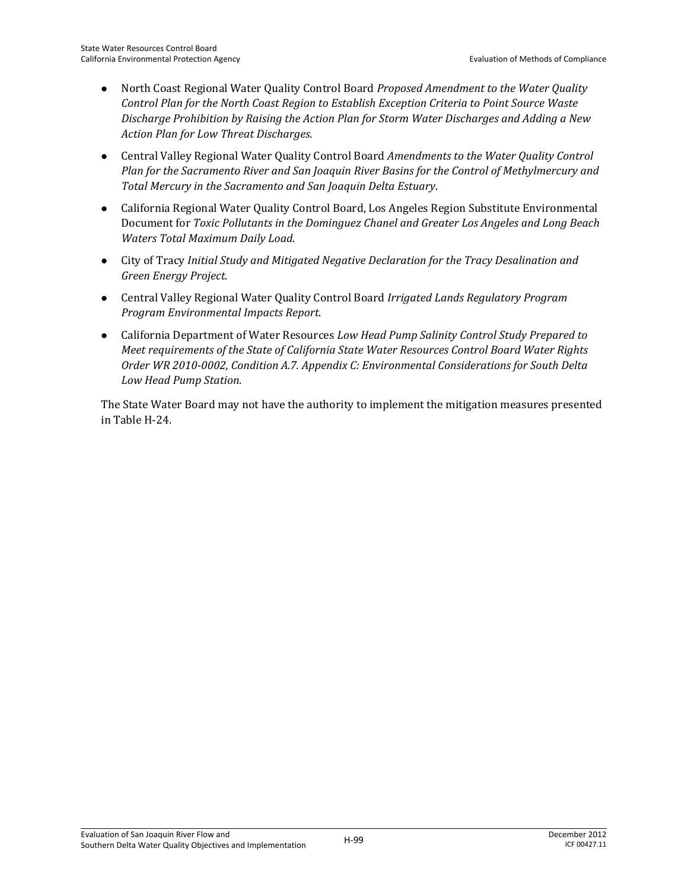- North Coast Regional Water Quality Control Board *Proposed Amendment to the Water Quality Control Plan for the North Coast Region to Establish Exception Criteria to Point Source Waste Discharge Prohibition by Raising the Action Plan for Storm Water Discharges and Adding a New Action Plan for Low Threat Discharges.*
- Central Valley Regional Water Quality Control Board *Amendments to the Water Quality Control Plan for the Sacramento River and San Joaquin River Basins for the Control of Methylmercury and Total Mercury in the Sacramento and San Joaquin Delta Estuary*.
- California Regional Water Quality Control Board, Los Angeles Region Substitute Environmental Document for *Toxic Pollutants in the Dominguez Chanel and Greater Los Angeles and Long Beach Waters Total Maximum Daily Load*.
- City of Tracy *Initial Study and Mitigated Negative Declaration for the Tracy Desalination and Green Energy Project*.
- Central Valley Regional Water Quality Control Board *Irrigated Lands Regulatory Program Program Environmental Impacts Report*.
- California Department of Water Resources *Low Head Pump Salinity Control Study Prepared to Meet requirements of the State of California State Water Resources Control Board Water Rights Order WR 2010-0002, Condition A.7. Appendix C: Environmental Considerations for South Delta Low Head Pump Station*.

The State Water Board may not have the authority to implement the mitigation measures presented in Table H-24.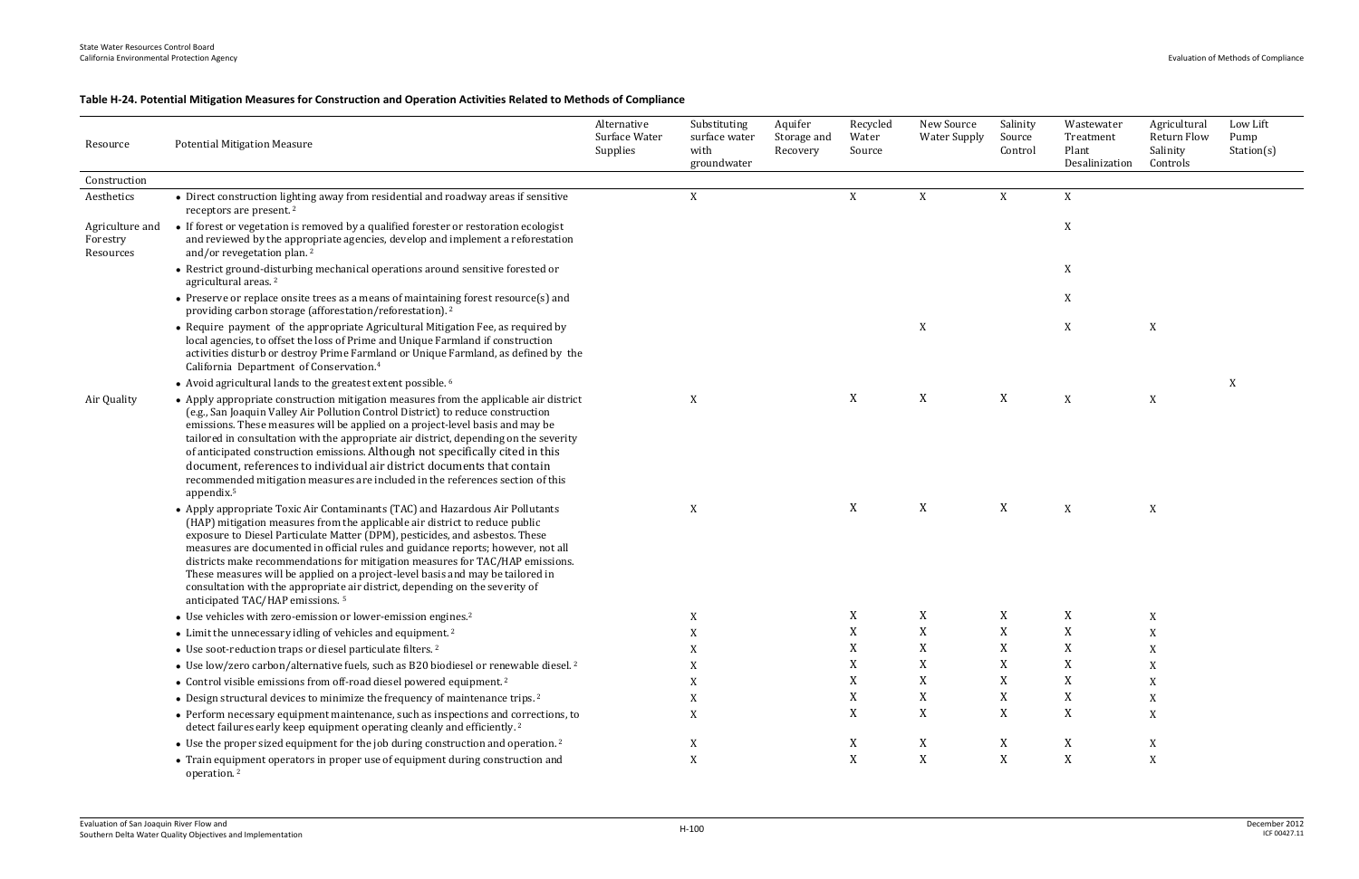**Table H-24. Potential Mitigation Measures for Construction and Operation Activities Related to Methods of Compliance**

| Resource | Potential Mitigation Measure | Alternative Surface Water Supplies | Substituting surface water with groundwater | Aquifer Storage and Recovery | Recycled Water Source | New Source Water Supply | Salinity Source Control | Wastewater Treatment Plant Desalinization | Agricultural Return Flow Salinity Controls | Low Lift Pump Station(s) |
|---|---|---|---|---|---|---|---|---|---|---|
| Construction | | | | | | | | | | |
| Aesthetics | • Direct construction lighting away from residential and roadway areas if sensitive receptors are present. [2] | | X | | X | X | X | X | | |
| Agriculture and Forestry Resources | • If forest or vegetation is removed by a qualified forester or restoration ecologist and reviewed by the appropriate agencies, develop and implement a reforestation and/or revegetation plan. [2] | | | | | | | X | | |
| | • Restrict ground-disturbing mechanical operations around sensitive forested or agricultural areas. [2] | | | | | | | X | | |
| | • Preserve or replace onsite trees as a means of maintaining forest resource(s) and providing carbon storage (afforestation/reforestation). [2] | | | | | | | X | | |
| | • Require payment of the appropriate Agricultural Mitigation Fee, as required by local agencies, to offset the loss of Prime and Unique Farmland if construction activities disturb or destroy Prime Farmland or Unique Farmland, as defined by the California Department of Conservation.[4] | | | | | X | | X | X | |
| | • Avoid agricultural lands to the greatest extent possible. [6] | | | | | | | | | X |
| Air Quality | • Apply appropriate construction mitigation measures from the applicable air district (e.g., San Joaquin Valley Air Pollution Control District) to reduce construction emissions. These measures will be applied on a project-level basis and may be tailored in consultation with the appropriate air district, depending on the severity of anticipated construction emissions. Although not specifically cited in this document, references to individual air district documents that contain recommended mitigation measures are included in the references section of this appendix.[5] | | X | | X | X | X | X | X | |
| | • Apply appropriate Toxic Air Contaminants (TAC) and Hazardous Air Pollutants (HAP) mitigation measures from the applicable air district to reduce public exposure to Diesel Particulate Matter (DPM), pesticides, and asbestos. These measures are documented in official rules and guidance reports; however, not all districts make recommendations for mitigation measures for TAC/HAP emissions. These measures will be applied on a project-level basis and may be tailored in consultation with the appropriate air district, depending on the severity of anticipated TAC/HAP emissions. [5] | | X | | X | X | X | X | X | |
| | • Use vehicles with zero-emission or lower-emission engines.[2] | | X | | X | X | X | X | X | |
| | • Limit the unnecessary idling of vehicles and equipment. [2] | | X | | X | X | X | X | X | |
| | • Use soot-reduction traps or diesel particulate filters. [2] | | X | | X | X | X | X | X | |
| | • Use low/zero carbon/alternative fuels, such as B20 biodiesel or renewable diesel. [2] | | X | | X | X | X | X | X | |
| | • Control visible emissions from off-road diesel powered equipment. [2] | | X | | X | X | X | X | X | |
| | • Design structural devices to minimize the frequency of maintenance trips. [2] | | X | | X | X | X | X | X | |
| | • Perform necessary equipment maintenance, such as inspections and corrections, to detect failures early keep equipment operating cleanly and efficiently. [2] | | X | | X | X | X | X | X | |
| | • Use the proper sized equipment for the job during construction and operation. [2] | | X | | X | X | X | X | X | |
| | • Train equipment operators in proper use of equipment during construction and operation. [2] | | X | | X | X | X | X | X | |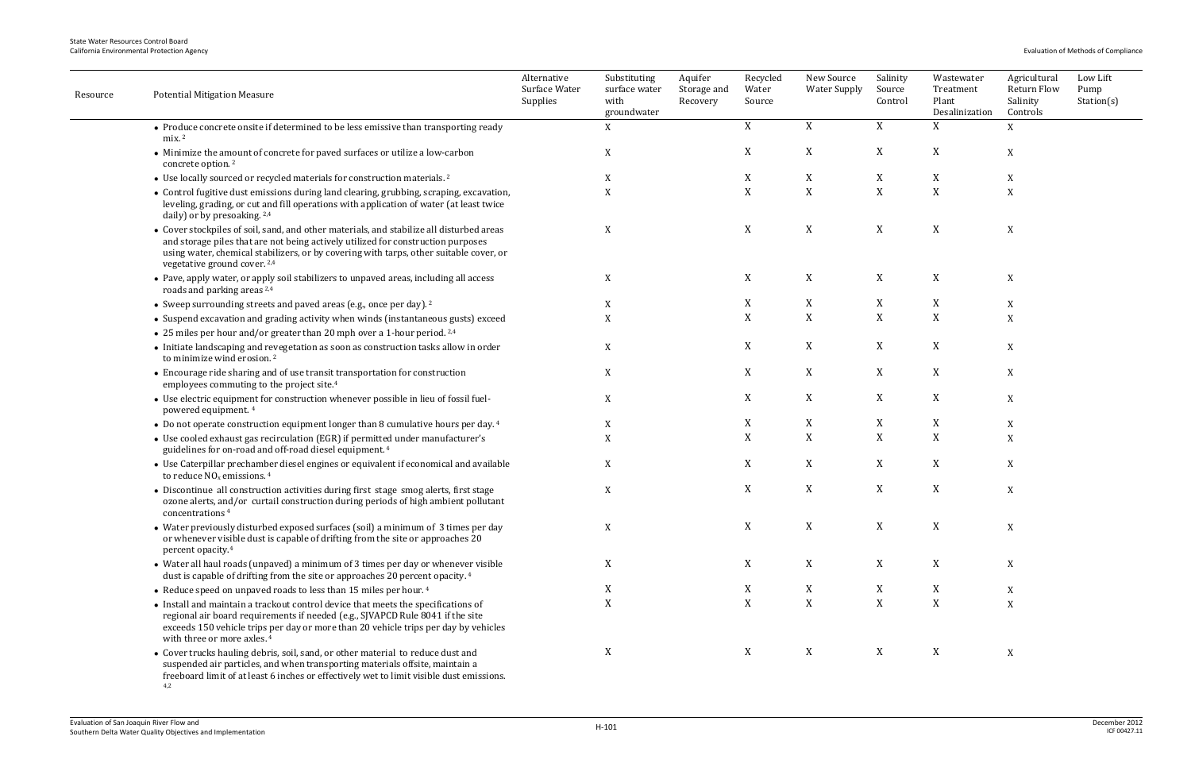| Resource | Potential Mitigation Measure | Alternative Surface Water Supplies | Substituting surface water with groundwater | Aquifer Storage and Recovery | Recycled Water Source | New Source Water Supply | Salinity Source Control | Wastewater Treatment Plant Desalinization | Agricultural Return Flow Salinity Controls | Low Lift Pump Station(s) |
|---|---|---|---|---|---|---|---|---|---|---|
| | • Produce concrete onsite if determined to be less emissive than transporting ready mix.[2] | | X | | X | X | X | X | X | |
| | • Minimize the amount of concrete for paved surfaces or utilize a low-carbon concrete option.[2] | | X | | X | X | X | X | X | |
| | • Use locally sourced or recycled materials for construction materials.[2] | | X | | X | X | X | X | X | |
| | • Control fugitive dust emissions during land clearing, grubbing, scraping, excavation, leveling, grading, or cut and fill operations with application of water (at least twice daily) or by presoaking.[2,4] | | X | | X | X | X | X | X | |
| | • Cover stockpiles of soil, sand, and other materials, and stabilize all disturbed areas and storage piles that are not being actively utilized for construction purposes using water, chemical stabilizers, or by covering with tarps, other suitable cover, or vegetative ground cover.[2,4] | | X | | X | X | X | X | X | |
| | • Pave, apply water, or apply soil stabilizers to unpaved areas, including all access roads and parking areas[2,4] | | X | | X | X | X | X | X | |
| | • Sweep surrounding streets and paved areas (e.g., once per day).[2] | | X | | X | X | X | X | X | |
| | • Suspend excavation and grading activity when winds (instantaneous gusts) exceed | | X | | X | X | X | X | X | |
| | • 25 miles per hour and/or greater than 20 mph over a 1-hour period.[2,4] | | | | | | | | | |
| | • Initiate landscaping and revegetation as soon as construction tasks allow in order to minimize wind erosion.[2] | | X | | X | X | X | X | X | |
| | • Encourage ride sharing and of use transit transportation for construction employees commuting to the project site.[4] | | X | | X | X | X | X | X | |
| | • Use electric equipment for construction whenever possible in lieu of fossil fuel-powered equipment.[4] | | X | | X | X | X | X | X | |
| | • Do not operate construction equipment longer than 8 cumulative hours per day.[4] | | X | | X | X | X | X | X | |
| | • Use cooled exhaust gas recirculation (EGR) if permitted under manufacturer's guidelines for on-road and off-road diesel equipment.[4] | | X | | X | X | X | X | X | |
| | • Use Caterpillar prechamber diesel engines or equivalent if economical and available to reduce $NO_x$ emissions.[4] | | X | | X | X | X | X | X | |
| | • Discontinue all construction activities during first stage smog alerts, first stage ozone alerts, and/or curtail construction during periods of high ambient pollutant concentrations[4] | | X | | X | X | X | X | X | |
| | • Water previously disturbed exposed surfaces (soil) a minimum of 3 times per day or whenever visible dust is capable of drifting from the site or approaches 20 percent opacity.[4] | | X | | X | X | X | X | X | |
| | • Water all haul roads (unpaved) a minimum of 3 times per day or whenever visible dust is capable of drifting from the site or approaches 20 percent opacity.[4] | | X | | X | X | X | X | X | |
| | • Reduce speed on unpaved roads to less than 15 miles per hour.[4] | | X | | X | X | X | X | X | |
| | • Install and maintain a trackout control device that meets the specifications of regional air board requirements if needed (e.g., SJVAPCD Rule 8041 if the site exceeds 150 vehicle trips per day or more than 20 vehicle trips per day by vehicles with three or more axles.[4] | | X | | X | X | X | X | X | |
| | • Cover trucks hauling debris, soil, sand, or other material to reduce dust and suspended air particles, and when transporting materials offsite, maintain a freeboard limit of at least 6 inches or effectively wet to limit visible dust emissions.[4,2] | | X | | X | X | X | X | X | |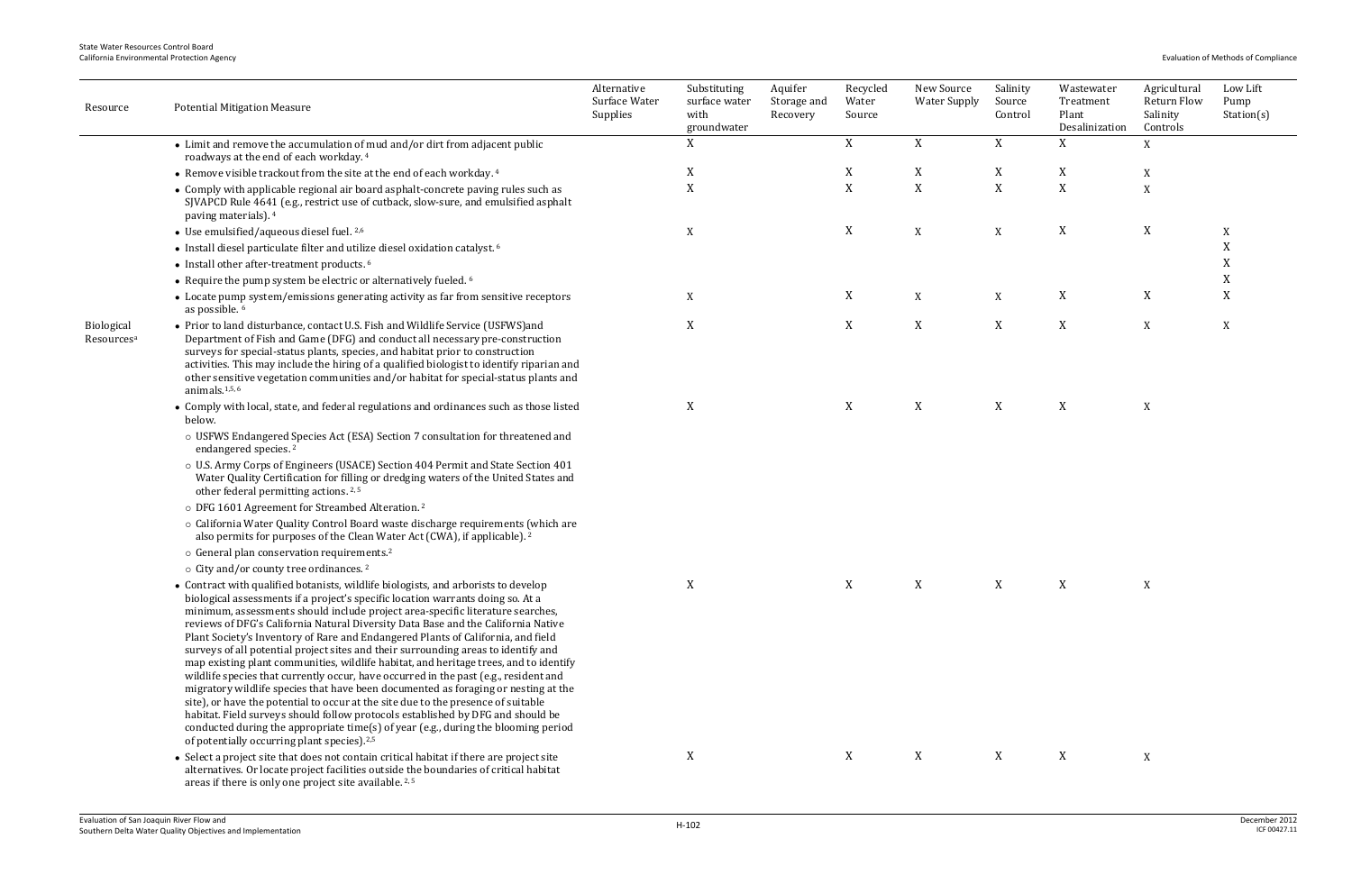| Resource | Potential Mitigation Measure | Alternative Surface Water Supplies | Substituting surface water with groundwater | Aquifer Storage and Recovery | Recycled Water Source | New Source Water Supply | Salinity Source Control | Wastewater Treatment Plant Desalinization | Agricultural Return Flow Salinity Controls | Low Lift Pump Station(s) |
|---|---|---|---|---|---|---|---|---|---|---|
| | • Limit and remove the accumulation of mud and/or dirt from adjacent public roadways at the end of each workday. [4] | | X | | X | X | X | X | X | |
| | • Remove visible trackout from the site at the end of each workday. [4] | | X | | X | X | X | X | X | |
| | • Comply with applicable regional air board asphalt-concrete paving rules such as SJVAPCD Rule 4641 (e.g., restrict use of cutback, slow-sure, and emulsified asphalt paving materials). [4] | | X | | X | X | X | X | X | |
| | • Use emulsified/aqueous diesel fuel. [2,6] | | X | | X | X | X | X | X | X |
| | • Install diesel particulate filter and utilize diesel oxidation catalyst. [6] | | | | | | | | | X |
| | • Install other after-treatment products. [6] | | | | | | | | | X |
| | • Require the pump system be electric or alternatively fueled. [6] | | | | | | | | | X |
| | • Locate pump system/emissions generating activity as far from sensitive receptors as possible. [6] | | X | | X | X | X | X | X | X |
| Biological Resources[a] | • Prior to land disturbance, contact U.S. Fish and Wildlife Service (USFWS)and Department of Fish and Game (DFG) and conduct all necessary pre-construction surveys for special-status plants, species, and habitat prior to construction activities. This may include the hiring of a qualified biologist to identify riparian and other sensitive vegetation communities and/or habitat for special-status plants and animals. [1,5, 6] | | X | | X | X | X | X | X | X |
| | • Comply with local, state, and federal regulations and ordinances such as those listed below.<br>○ USFWS Endangered Species Act (ESA) Section 7 consultation for threatened and endangered species. [2]<br>○ U.S. Army Corps of Engineers (USACE) Section 404 Permit and State Section 401 Water Quality Certification for filling or dredging waters of the United States and other federal permitting actions. [2, 5]<br>○ DFG 1601 Agreement for Streambed Alteration. [2]<br>○ California Water Quality Control Board waste discharge requirements (which are also permits for purposes of the Clean Water Act (CWA), if applicable). [2]<br>○ General plan conservation requirements.[2]<br>○ City and/or county tree ordinances. [2] | | X | | X | X | X | X | X | |
| | • Contract with qualified botanists, wildlife biologists, and arborists to develop biological assessments if a project's specific location warrants doing so. At a minimum, assessments should include project area-specific literature searches, reviews of DFG's California Natural Diversity Data Base and the California Native Plant Society's Inventory of Rare and Endangered Plants of California, and field surveys of all potential project sites and their surrounding areas to identify and map existing plant communities, wildlife habitat, and heritage trees, and to identify wildlife species that currently occur, have occurred in the past (e.g., resident and migratory wildlife species that have been documented as foraging or nesting at the site), or have the potential to occur at the site due to the presence of suitable habitat. Field surveys should follow protocols established by DFG and should be conducted during the appropriate time(s) of year (e.g., during the blooming period of potentially occurring plant species). [2,5] | | X | | X | X | X | X | X | |
| | • Select a project site that does not contain critical habitat if there are project site alternatives. Or locate project facilities outside the boundaries of critical habitat areas if there is only one project site available. [2, 5] | | X | | X | X | X | X | X | |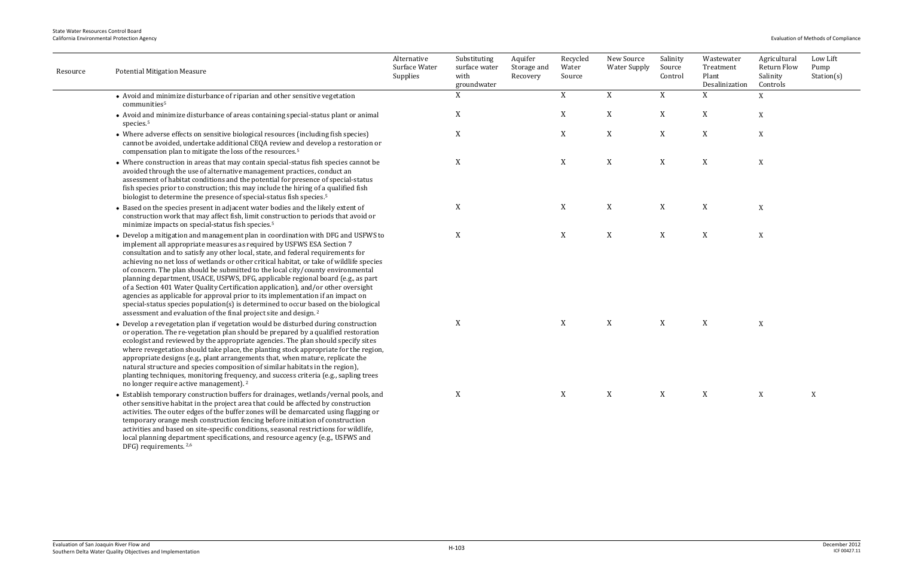| Resource | Potential Mitigation Measure | Alternative Surface Water Supplies | Substituting surface water with groundwater | Aquifer Storage and Recovery | Recycled Water Source | New Source Water Supply | Salinity Source Control | Wastewater Treatment Plant Desalinization | Agricultural Return Flow Salinity Controls | Low Lift Pump Station(s) |
|---|---|---|---|---|---|---|---|---|---|---|
| | • Avoid and minimize disturbance of riparian and other sensitive vegetation communities[5] | | X | | X | X | X | X | X | |
| | • Avoid and minimize disturbance of areas containing special-status plant or animal species.[5] | | X | | X | X | X | X | X | |
| | • Where adverse effects on sensitive biological resources (including fish species) cannot be avoided, undertake additional CEQA review and develop a restoration or compensation plan to mitigate the loss of the resources.[5] | | X | | X | X | X | X | X | |
| | • Where construction in areas that may contain special-status fish species cannot be avoided through the use of alternative management practices, conduct an assessment of habitat conditions and the potential for presence of special-status fish species prior to construction; this may include the hiring of a qualified fish biologist to determine the presence of special-status fish species.[5] | | X | | X | X | X | X | X | |
| | • Based on the species present in adjacent water bodies and the likely extent of construction work that may affect fish, limit construction to periods that avoid or minimize impacts on special-status fish species.[5] | | X | | X | X | X | X | X | |
| | • Develop a mitigation and management plan in coordination with DFG and USFWS to implement all appropriate measures as required by USFWS ESA Section 7 consultation and to satisfy any other local, state, and federal requirements for achieving no net loss of wetlands or other critical habitat, or take of wildlife species of concern. The plan should be submitted to the local city/county environmental planning department, USACE, USFWS, DFG, applicable regional board (e.g., as part of a Section 401 Water Quality Certification application), and/or other oversight agencies as applicable for approval prior to its implementation if an impact on special-status species population(s) is determined to occur based on the biological assessment and evaluation of the final project site and design.[2] | | X | | X | X | X | X | X | |
| | • Develop a revegetation plan if vegetation would be disturbed during construction or operation. The re-vegetation plan should be prepared by a qualified restoration ecologist and reviewed by the appropriate agencies. The plan should specify sites where revegetation should take place, the planting stock appropriate for the region, appropriate designs (e.g., plant arrangements that, when mature, replicate the natural structure and species composition of similar habitats in the region), planting techniques, monitoring frequency, and success criteria (e.g., sapling trees no longer require active management).[2] | | X | | X | X | X | X | X | |
| | • Establish temporary construction buffers for drainages, wetlands/vernal pools, and other sensitive habitat in the project area that could be affected by construction activities. The outer edges of the buffer zones will be demarcated using flagging or temporary orange mesh construction fencing before initiation of construction activities and based on site-specific conditions, seasonal restrictions for wildlife, local planning department specifications, and resource agency (e.g., USFWS and DFG) requirements.[2,6] | | X | | X | X | X | X | X | X |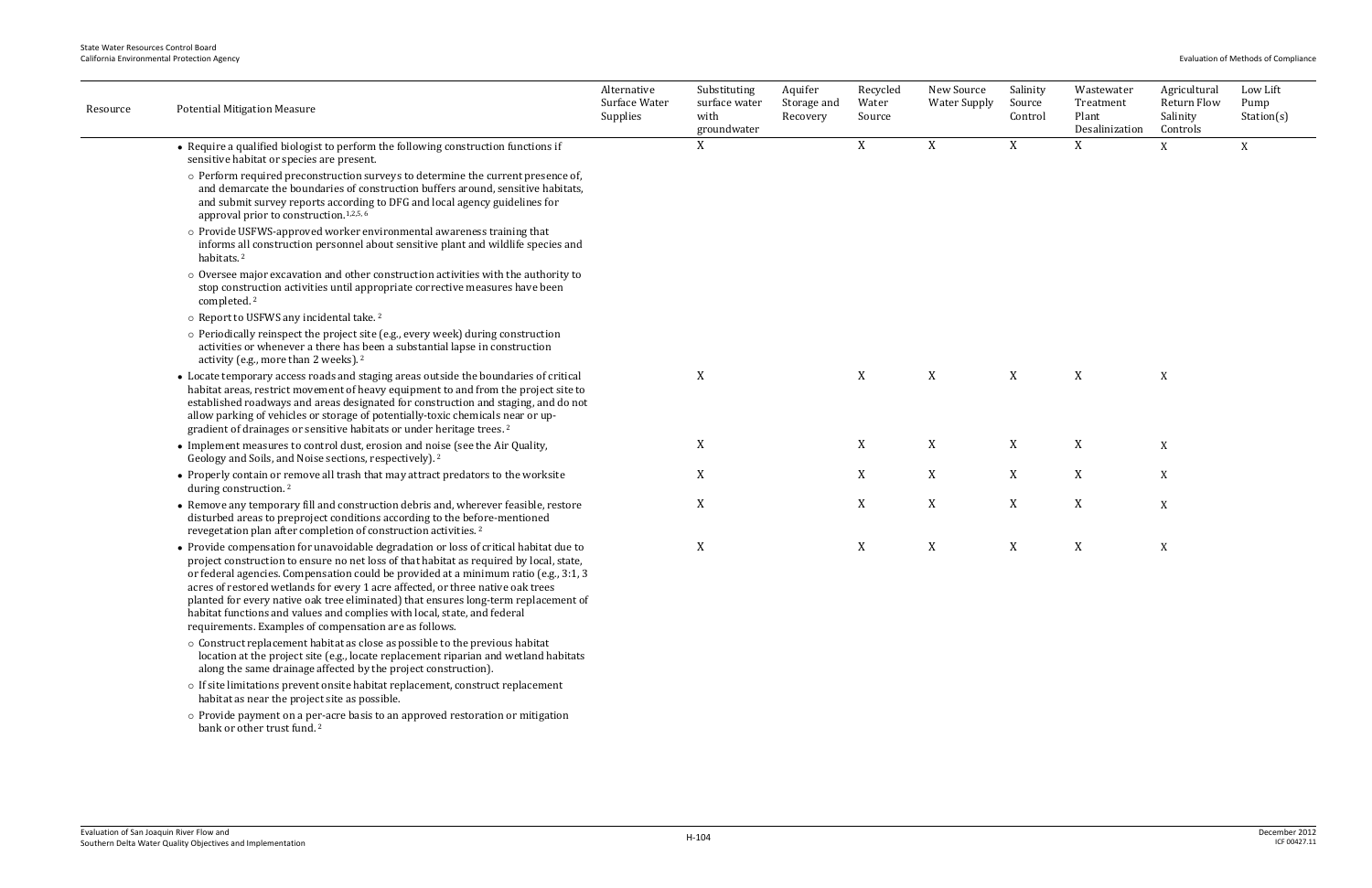| Resource | Potential Mitigation Measure | Alternative Surface Water Supplies | Substituting surface water with groundwater | Aquifer Storage and Recovery | Recycled Water Source | New Source Water Supply | Salinity Source Control | Wastewater Treatment Plant Desalinization | Agricultural Return Flow Salinity Controls | Low Lift Pump Station(s) |
|---|---|---|---|---|---|---|---|---|---|---|
| | • Require a qualified biologist to perform the following construction functions if sensitive habitat or species are present.<br>○ Perform required preconstruction surveys to determine the current presence of, and demarcate the boundaries of construction buffers around, sensitive habitats, and submit survey reports according to DFG and local agency guidelines for approval prior to construction.[1,2,5,6]<br>○ Provide USFWS-approved worker environmental awareness training that informs all construction personnel about sensitive plant and wildlife species and habitats.[2]<br>○ Oversee major excavation and other construction activities with the authority to stop construction activities until appropriate corrective measures have been completed.[2]<br>○ Report to USFWS any incidental take.[2]<br>○ Periodically reinspect the project site (e.g., every week) during construction activities or whenever a there has been a substantial lapse in construction activity (e.g., more than 2 weeks).[2] | | X | | X | X | X | X | X | X |
| | • Locate temporary access roads and staging areas outside the boundaries of critical habitat areas, restrict movement of heavy equipment to and from the project site to established roadways and areas designated for construction and staging, and do not allow parking of vehicles or storage of potentially-toxic chemicals near or up-gradient of drainages or sensitive habitats or under heritage trees.[2] | | X | | X | X | X | X | X | |
| | • Implement measures to control dust, erosion and noise (see the Air Quality, Geology and Soils, and Noise sections, respectively).[2] | | X | | X | X | X | X | X | |
| | • Properly contain or remove all trash that may attract predators to the worksite during construction.[2] | | X | | X | X | X | X | X | |
| | • Remove any temporary fill and construction debris and, wherever feasible, restore disturbed areas to preproject conditions according to the before-mentioned revegetation plan after completion of construction activities.[2] | | X | | X | X | X | X | X | |
| | • Provide compensation for unavoidable degradation or loss of critical habitat due to project construction to ensure no net loss of that habitat as required by local, state, or federal agencies. Compensation could be provided at a minimum ratio (e.g., 3:1, 3 acres of restored wetlands for every 1 acre affected, or three native oak trees planted for every native oak tree eliminated) that ensures long-term replacement of habitat functions and values and complies with local, state, and federal requirements. Examples of compensation are as follows.<br>○ Construct replacement habitat as close as possible to the previous habitat location at the project site (e.g., locate replacement riparian and wetland habitats along the same drainage affected by the project construction).<br>○ If site limitations prevent onsite habitat replacement, construct replacement habitat as near the project site as possible.<br>○ Provide payment on a per-acre basis to an approved restoration or mitigation bank or other trust fund.[2] | | X | | X | X | X | X | X | |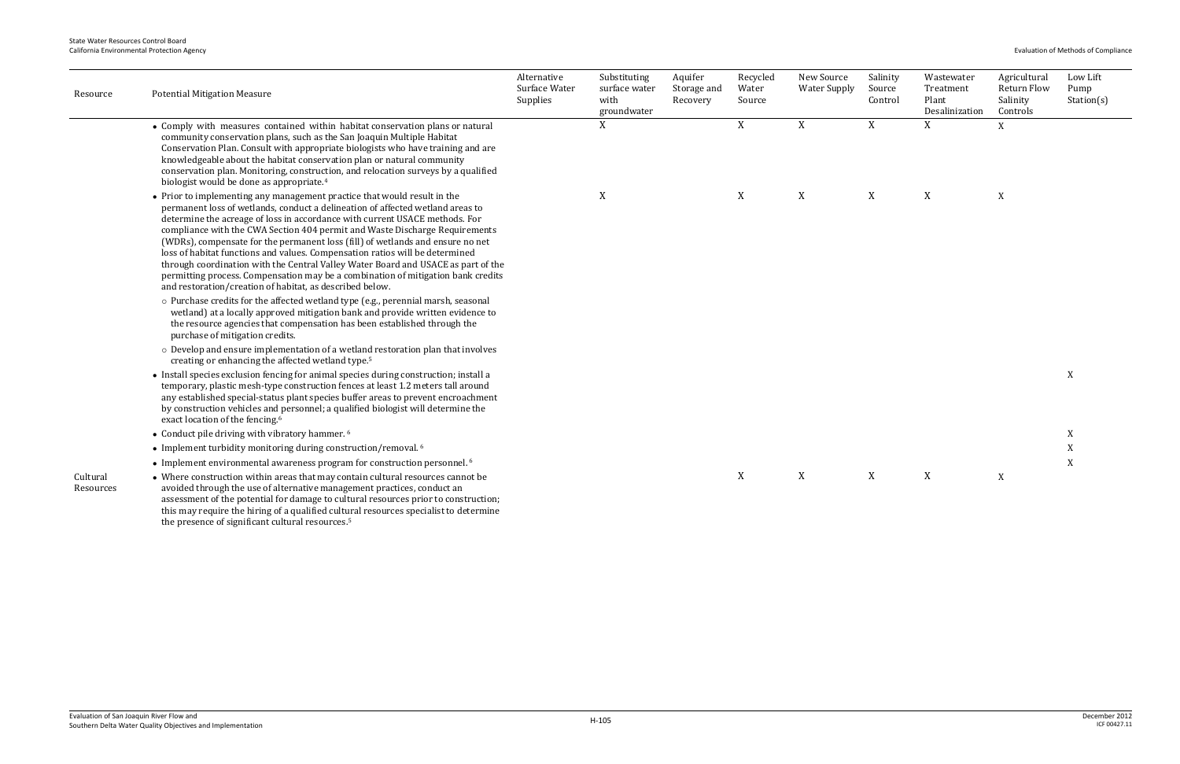| Resource | Potential Mitigation Measure | Alternative Surface Water Supplies | Substituting surface water with groundwater | Aquifer Storage and Recovery | Recycled Water Source | New Source Water Supply | Salinity Source Control | Wastewater Treatment Plant Desalinization | Agricultural Return Flow Salinity Controls | Low Lift Pump Station(s) |
|---|---|---|---|---|---|---|---|---|---|---|
| | • Comply with measures contained within habitat conservation plans or natural community conservation plans, such as the San Joaquin Multiple Habitat Conservation Plan. Consult with appropriate biologists who have training and are knowledgeable about the habitat conservation plan or natural community conservation plan. Monitoring, construction, and relocation surveys by a qualified biologist would be done as appropriate.[4] | | X | | X | X | X | X | X | |
| | • Prior to implementing any management practice that would result in the permanent loss of wetlands, conduct a delineation of affected wetland areas to determine the acreage of loss in accordance with current USACE methods. For compliance with the CWA Section 404 permit and Waste Discharge Requirements (WDRs), compensate for the permanent loss (fill) of wetlands and ensure no net loss of habitat functions and values. Compensation ratios will be determined through coordination with the Central Valley Water Board and USACE as part of the permitting process. Compensation may be a combination of mitigation bank credits and restoration/creation of habitat, as described below.<br>○ Purchase credits for the affected wetland type (e.g., perennial marsh, seasonal wetland) at a locally approved mitigation bank and provide written evidence to the resource agencies that compensation has been established through the purchase of mitigation credits.<br>○ Develop and ensure implementation of a wetland restoration plan that involves creating or enhancing the affected wetland type.[5] | | X | | X | X | X | X | X | |
| | • Install species exclusion fencing for animal species during construction; install a temporary, plastic mesh-type construction fences at least 1.2 meters tall around any established special-status plant species buffer areas to prevent encroachment by construction vehicles and personnel; a qualified biologist will determine the exact location of the fencing.[6] | | | | | | | | | X |
| | • Conduct pile driving with vibratory hammer.[6] | | | | | | | | | X |
| | • Implement turbidity monitoring during construction/removal.[6] | | | | | | | | | X |
| | • Implement environmental awareness program for construction personnel.[6] | | | | | | | | | X |
| Cultural Resources | • Where construction within areas that may contain cultural resources cannot be avoided through the use of alternative management practices, conduct an assessment of the potential for damage to cultural resources prior to construction; this may require the hiring of a qualified cultural resources specialist to determine the presence of significant cultural resources.[5] | | | | X | X | X | X | X | |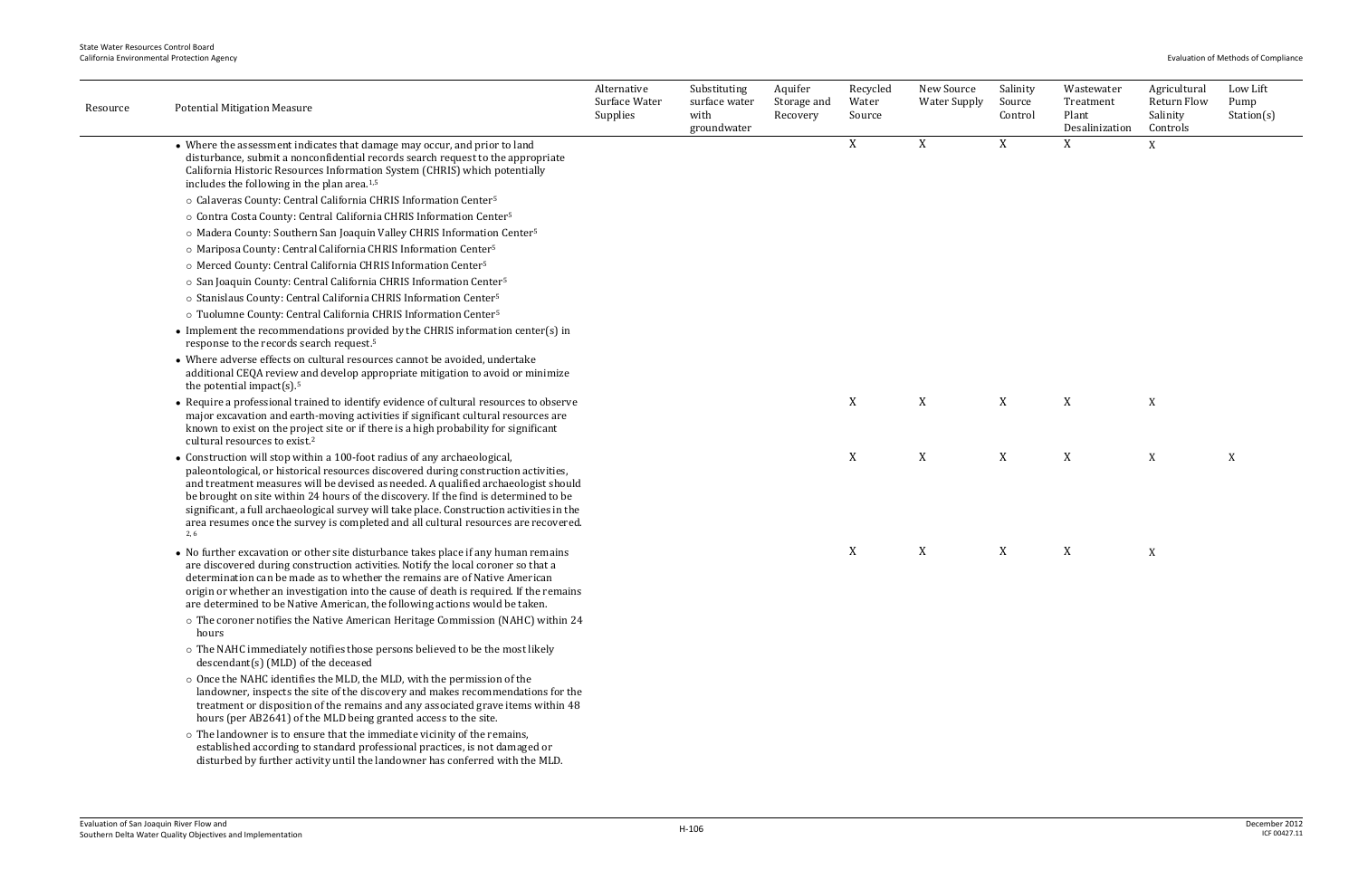| Resource | Potential Mitigation Measure | Alternative Surface Water Supplies | Substituting surface water with groundwater | Aquifer Storage and Recovery | Recycled Water Source | New Source Water Supply | Salinity Source Control | Wastewater Treatment Plant Desalinization | Agricultural Return Flow Salinity Controls | Low Lift Pump Station(s) |
|---|---|---|---|---|---|---|---|---|---|---|
| | • Where the assessment indicates that damage may occur, and prior to land disturbance, submit a nonconfidential records search request to the appropriate California Historic Resources Information System (CHRIS) which potentially includes the following in the plan area.[1,5]<br>○ Calaveras County: Central California CHRIS Information Center[5]<br>○ Contra Costa County: Central California CHRIS Information Center[5]<br>○ Madera County: Southern San Joaquin Valley CHRIS Information Center[5]<br>○ Mariposa County: Central California CHRIS Information Center[5]<br>○ Merced County: Central California CHRIS Information Center[5]<br>○ San Joaquin County: Central California CHRIS Information Center[5]<br>○ Stanislaus County: Central California CHRIS Information Center[5]<br>○ Tuolumne County: Central California CHRIS Information Center[5]<br>• Implement the recommendations provided by the CHRIS information center(s) in response to the records search request.[5]<br>• Where adverse effects on cultural resources cannot be avoided, undertake additional CEQA review and develop appropriate mitigation to avoid or minimize the potential impact(s).[5] | | | | X | X | X | X | X | |
| | • Require a professional trained to identify evidence of cultural resources to observe major excavation and earth-moving activities if significant cultural resources are known to exist on the project site or if there is a high probability for significant cultural resources to exist.[2] | | | | X | X | X | X | X | |
| | • Construction will stop within a 100-foot radius of any archaeological, paleontological, or historical resources discovered during construction activities, and treatment measures will be devised as needed. A qualified archaeologist should be brought on site within 24 hours of the discovery. If the find is determined to be significant, a full archaeological survey will take place. Construction activities in the area resumes once the survey is completed and all cultural resources are recovered.[2, 6] | | | | X | X | X | X | X | X |
| | • No further excavation or other site disturbance takes place if any human remains are discovered during construction activities. Notify the local coroner so that a determination can be made as to whether the remains are of Native American origin or whether an investigation into the cause of death is required. If the remains are determined to be Native American, the following actions would be taken.<br>○ The coroner notifies the Native American Heritage Commission (NAHC) within 24 hours<br>○ The NAHC immediately notifies those persons believed to be the most likely descendant(s) (MLD) of the deceased<br>○ Once the NAHC identifies the MLD, the MLD, with the permission of the landowner, inspects the site of the discovery and makes recommendations for the treatment or disposition of the remains and any associated grave items within 48 hours (per AB2641) of the MLD being granted access to the site.<br>○ The landowner is to ensure that the immediate vicinity of the remains, established according to standard professional practices, is not damaged or disturbed by further activity until the landowner has conferred with the MLD. | | | | X | X | X | X | X | |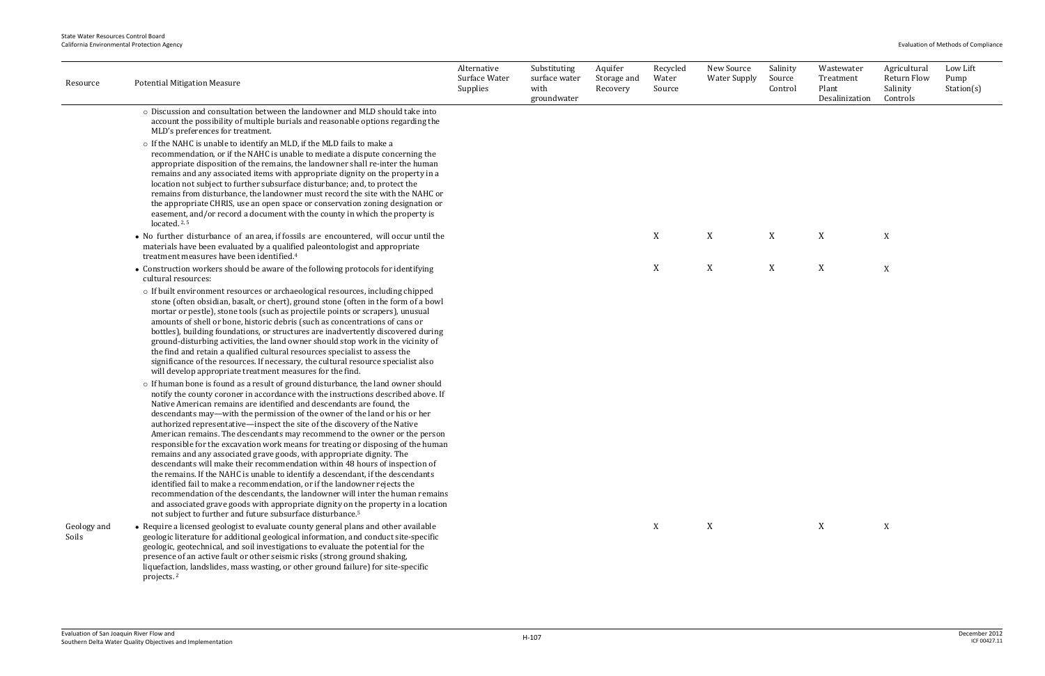| Resource | Potential Mitigation Measure | Alternative Surface Water Supplies | Substituting surface water with groundwater | Aquifer Storage and Recovery | Recycled Water Source | New Source Water Supply | Salinity Source Control | Wastewater Treatment Plant Desalinization | Agricultural Return Flow Salinity Controls | Low Lift Pump Station(s) |
|---|---|---|---|---|---|---|---|---|---|---|
| | ○ Discussion and consultation between the landowner and MLD should take into account the possibility of multiple burials and reasonable options regarding the MLD's preferences for treatment.<br>○ If the NAHC is unable to identify an MLD, if the MLD fails to make a recommendation, or if the NAHC is unable to mediate a dispute concerning the appropriate disposition of the remains, the landowner shall re-inter the human remains and any associated items with appropriate dignity on the property in a location not subject to further subsurface disturbance; and, to protect the remains from disturbance, the landowner must record the site with the NAHC or the appropriate CHRIS, use an open space or conservation zoning designation or easement, and/or record a document with the county in which the property is located. [2, 5] | | | | | | | | | |
| | • No further disturbance of an area, if fossils are encountered, will occur until the materials have been evaluated by a qualified paleontologist and appropriate treatment measures have been identified.[4] | | | | X | X | X | X | X | |
| | • Construction workers should be aware of the following protocols for identifying cultural resources:<br>○ If built environment resources or archaeological resources, including chipped stone (often obsidian, basalt, or chert), ground stone (often in the form of a bowl mortar or pestle), stone tools (such as projectile points or scrapers), unusual amounts of shell or bone, historic debris (such as concentrations of cans or bottles), building foundations, or structures are inadvertently discovered during ground-disturbing activities, the land owner should stop work in the vicinity of the find and retain a qualified cultural resources specialist to assess the significance of the resources. If necessary, the cultural resource specialist also will develop appropriate treatment measures for the find.<br>○ If human bone is found as a result of ground disturbance, the land owner should notify the county coroner in accordance with the instructions described above. If Native American remains are identified and descendants are found, the descendants may—with the permission of the owner of the land or his or her authorized representative—inspect the site of the discovery of the Native American remains. The descendants may recommend to the owner or the person responsible for the excavation work means for treating or disposing of the human remains and any associated grave goods, with appropriate dignity. The descendants will make their recommendation within 48 hours of inspection of the remains. If the NAHC is unable to identify a descendant, if the descendants identified fail to make a recommendation, or if the landowner rejects the recommendation of the descendants, the landowner will inter the human remains and associated grave goods with appropriate dignity on the property in a location not subject to further and future subsurface disturbance.[5] | | | | X | X | X | X | X | |
| Geology and Soils | • Require a licensed geologist to evaluate county general plans and other available geologic literature for additional geological information, and conduct site-specific geologic, geotechnical, and soil investigations to evaluate the potential for the presence of an active fault or other seismic risks (strong ground shaking, liquefaction, landslides, mass wasting, or other ground failure) for site-specific projects. [2] | | | | X | X | | X | X | |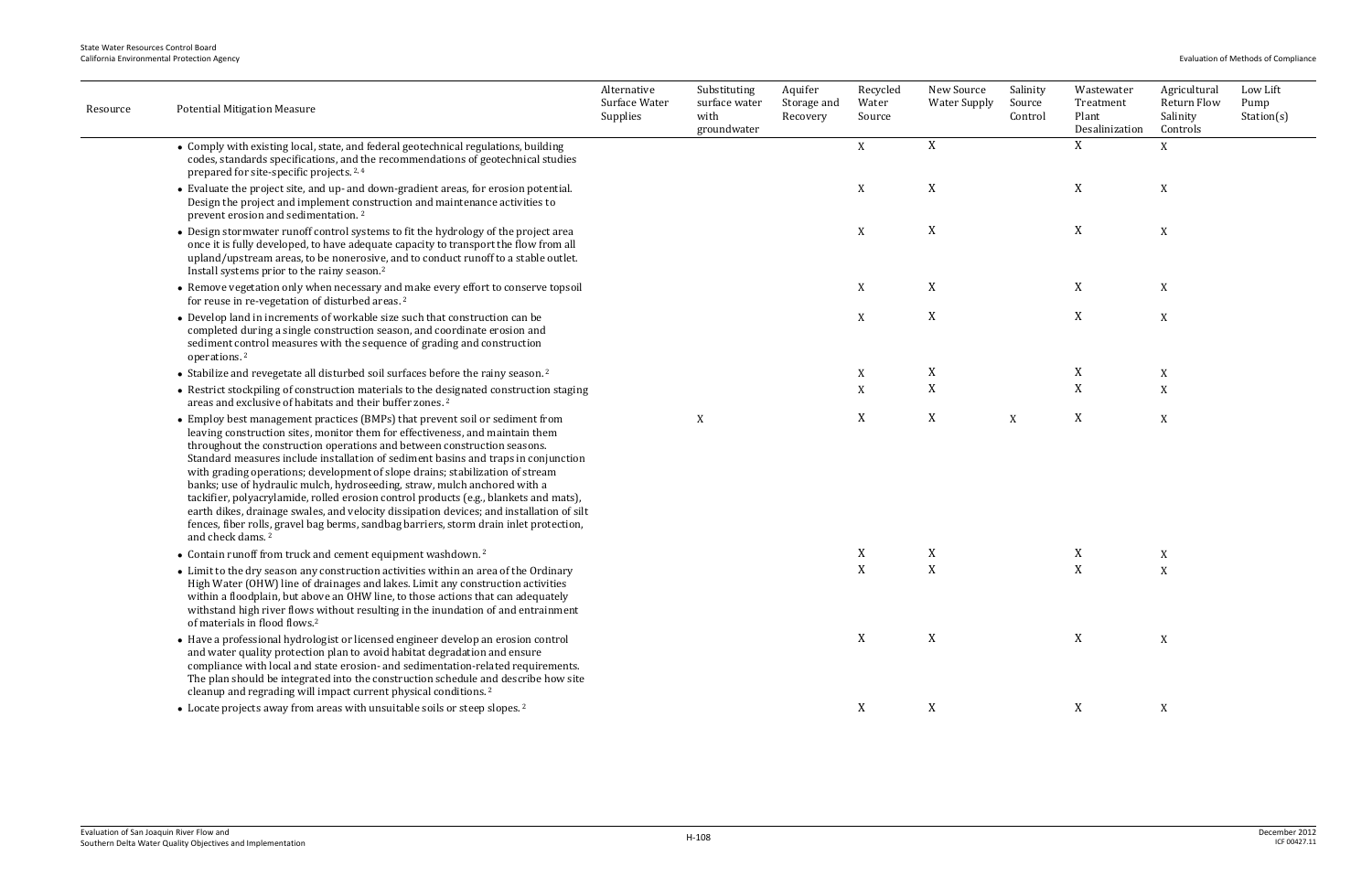| Resource | Potential Mitigation Measure | Alternative Surface Water Supplies | Substituting surface water with groundwater | Aquifer Storage and Recovery | Recycled Water Source | New Source Water Supply | Salinity Source Control | Wastewater Treatment Plant Desalinization | Agricultural Return Flow Salinity Controls | Low Lift Pump Station(s) |
|---|---|---|---|---|---|---|---|---|---|---|
| | • Comply with existing local, state, and federal geotechnical regulations, building codes, standards specifications, and the recommendations of geotechnical studies prepared for site-specific projects. [2, 4] | | | | X | X | | X | X | |
| | • Evaluate the project site, and up- and down-gradient areas, for erosion potential. Design the project and implement construction and maintenance activities to prevent erosion and sedimentation. [2] | | | | X | X | | X | X | |
| | • Design stormwater runoff control systems to fit the hydrology of the project area once it is fully developed, to have adequate capacity to transport the flow from all upland/upstream areas, to be nonerosive, and to conduct runoff to a stable outlet. Install systems prior to the rainy season. [2] | | | | X | X | | X | X | |
| | • Remove vegetation only when necessary and make every effort to conserve topsoil for reuse in re-vegetation of disturbed areas. [2] | | | | X | X | | X | X | |
| | • Develop land in increments of workable size such that construction can be completed during a single construction season, and coordinate erosion and sediment control measures with the sequence of grading and construction operations. [2] | | | | X | X | | X | X | |
| | • Stabilize and revegetate all disturbed soil surfaces before the rainy season. [2] | | | | X | X | | X | X | |
| | • Restrict stockpiling of construction materials to the designated construction staging areas and exclusive of habitats and their buffer zones. [2] | | | | X | X | | X | X | |
| | • Employ best management practices (BMPs) that prevent soil or sediment from leaving construction sites, monitor them for effectiveness, and maintain them throughout the construction operations and between construction seasons. Standard measures include installation of sediment basins and traps in conjunction with grading operations; development of slope drains; stabilization of stream banks; use of hydraulic mulch, hydroseeding, straw, mulch anchored with a tackifier, polyacrylamide, rolled erosion control products (e.g., blankets and mats), earth dikes, drainage swales, and velocity dissipation devices; and installation of silt fences, fiber rolls, gravel bag berms, sandbag barriers, storm drain inlet protection, and check dams. [2] | | X | | X | X | X | X | X | |
| | • Contain runoff from truck and cement equipment washdown. [2] | | | | X | X | | X | X | |
| | • Limit to the dry season any construction activities within an area of the Ordinary High Water (OHW) line of drainages and lakes. Limit any construction activities within a floodplain, but above an OHW line, to those actions that can adequately withstand high river flows without resulting in the inundation of and entrainment of materials in flood flows. [2] | | | | X | X | | X | X | |
| | • Have a professional hydrologist or licensed engineer develop an erosion control and water quality protection plan to avoid habitat degradation and ensure compliance with local and state erosion- and sedimentation-related requirements. The plan should be integrated into the construction schedule and describe how site cleanup and regrading will impact current physical conditions. [2] | | | | X | X | | X | X | |
| | • Locate projects away from areas with unsuitable soils or steep slopes. [2] | | | | X | X | | X | X | |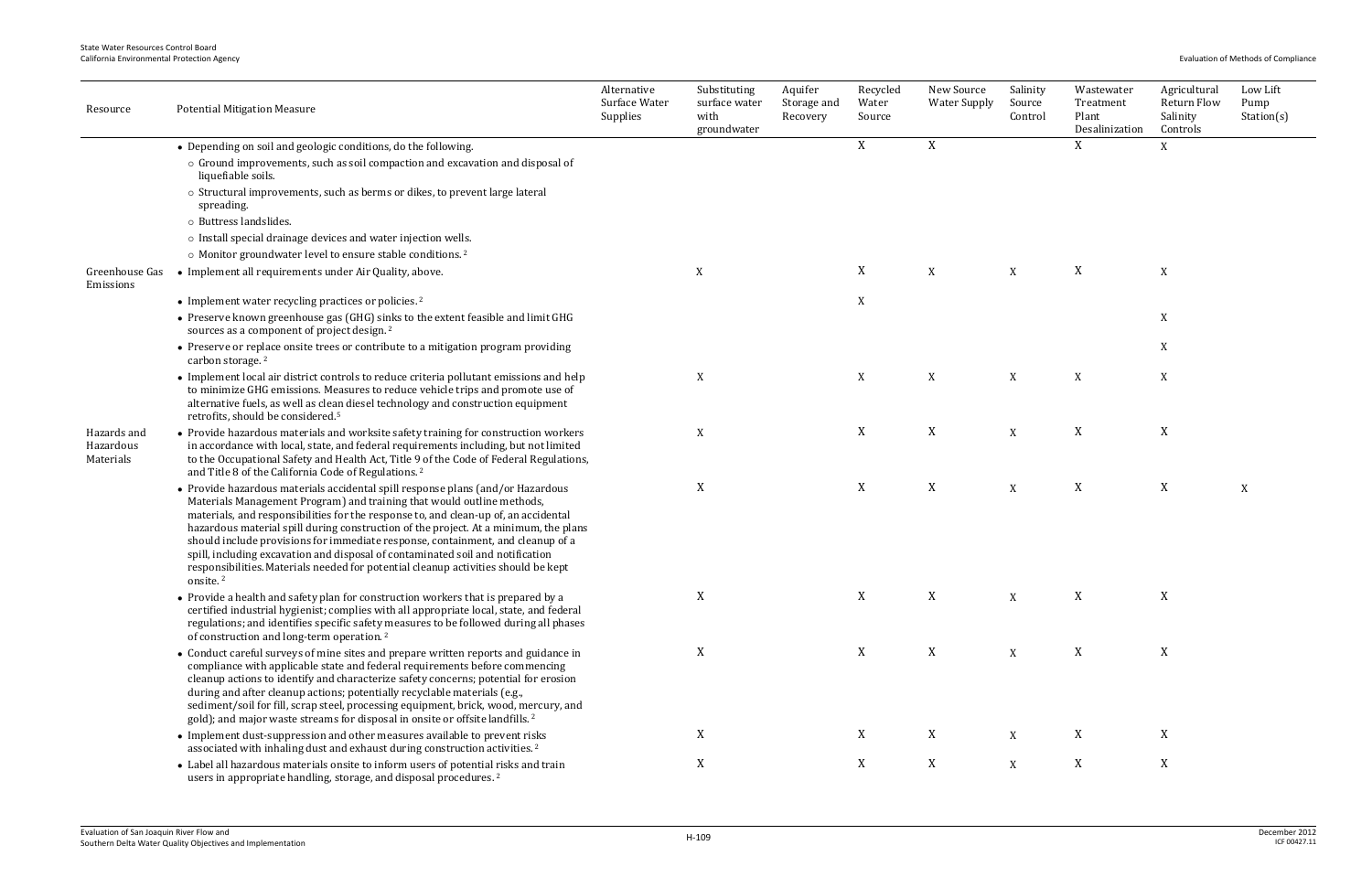| Resource | Potential Mitigation Measure | Alternative Surface Water Supplies | Substituting surface water with groundwater | Aquifer Storage and Recovery | Recycled Water Source | New Source Water Supply | Salinity Source Control | Wastewater Treatment Plant Desalinization | Agricultural Return Flow Salinity Controls | Low Lift Pump Station(s) |
|---|---|---|---|---|---|---|---|---|---|---|
| | • Depending on soil and geologic conditions, do the following.<br>○ Ground improvements, such as soil compaction and excavation and disposal of liquefiable soils.<br>○ Structural improvements, such as berms or dikes, to prevent large lateral spreading.<br>○ Buttress landslides.<br>○ Install special drainage devices and water injection wells.<br>○ Monitor groundwater level to ensure stable conditions. [2] | | | | X | X | | X | X | |
| Greenhouse Gas Emissions | • Implement all requirements under Air Quality, above. | | X | | X | X | X | X | X | |
| | • Implement water recycling practices or policies. [2] | | | | X | | | | | |
| | • Preserve known greenhouse gas (GHG) sinks to the extent feasible and limit GHG sources as a component of project design. [2] | | | | | | | | X | |
| | • Preserve or replace onsite trees or contribute to a mitigation program providing carbon storage. [2] | | | | | | | | X | |
| | • Implement local air district controls to reduce criteria pollutant emissions and help to minimize GHG emissions. Measures to reduce vehicle trips and promote use of alternative fuels, as well as clean diesel technology and construction equipment retrofits, should be considered.[5] | | X | | X | X | X | X | X | |
| Hazards and Hazardous Materials | • Provide hazardous materials and worksite safety training for construction workers in accordance with local, state, and federal requirements including, but not limited to the Occupational Safety and Health Act, Title 9 of the Code of Federal Regulations, and Title 8 of the California Code of Regulations. [2] | | X | | X | X | X | X | X | |
| | • Provide hazardous materials accidental spill response plans (and/or Hazardous Materials Management Program) and training that would outline methods, materials, and responsibilities for the response to, and clean-up of, an accidental hazardous material spill during construction of the project. At a minimum, the plans should include provisions for immediate response, containment, and cleanup of a spill, including excavation and disposal of contaminated soil and notification responsibilities. Materials needed for potential cleanup activities should be kept onsite. [2] | | X | | X | X | X | X | X | X |
| | • Provide a health and safety plan for construction workers that is prepared by a certified industrial hygienist; complies with all appropriate local, state, and federal regulations; and identifies specific safety measures to be followed during all phases of construction and long-term operation. [2] | | X | | X | X | X | X | X | |
| | • Conduct careful surveys of mine sites and prepare written reports and guidance in compliance with applicable state and federal requirements before commencing cleanup actions to identify and characterize safety concerns; potential for erosion during and after cleanup actions; potentially recyclable materials (e.g., sediment/soil for fill, scrap steel, processing equipment, brick, wood, mercury, and gold); and major waste streams for disposal in onsite or offsite landfills. [2] | | X | | X | X | X | X | X | |
| | • Implement dust-suppression and other measures available to prevent risks associated with inhaling dust and exhaust during construction activities. [2] | | X | | X | X | X | X | X | |
| | • Label all hazardous materials onsite to inform users of potential risks and train users in appropriate handling, storage, and disposal procedures. [2] | | X | | X | X | X | X | X | |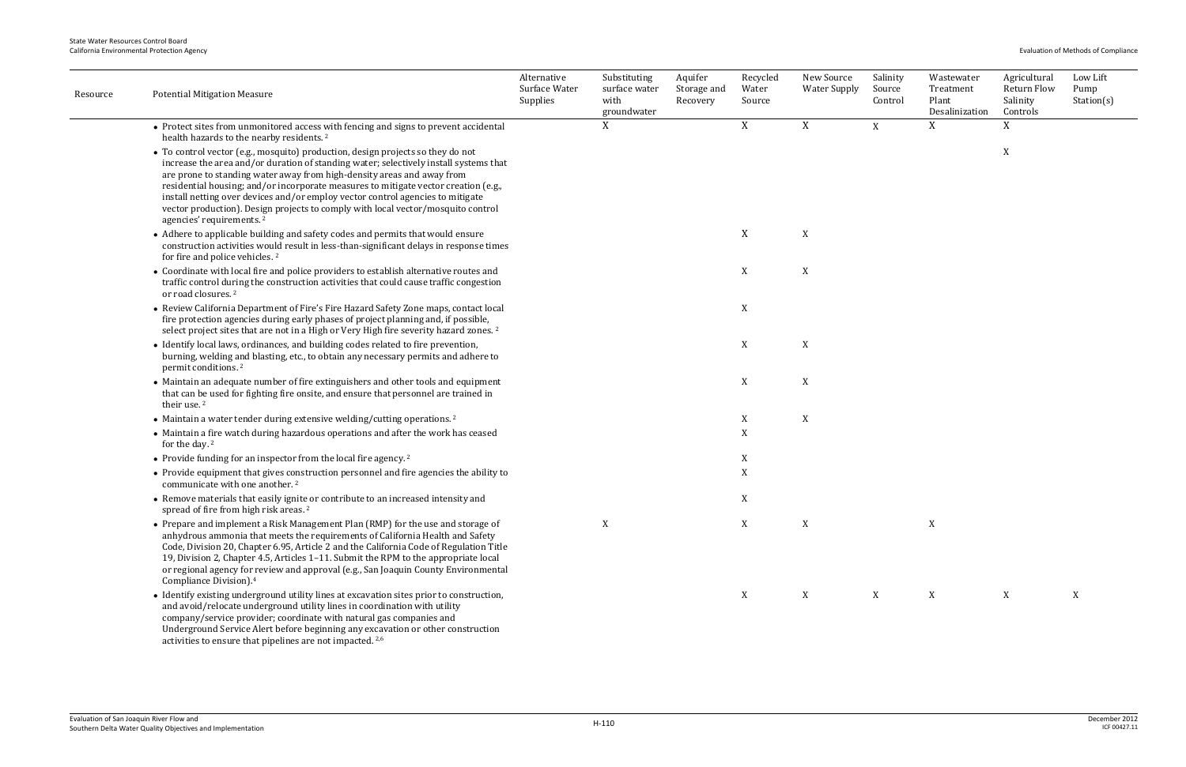| Resource | Potential Mitigation Measure | Alternative Surface Water Supplies | Substituting surface water with groundwater | Aquifer Storage and Recovery | Recycled Water Source | New Source Water Supply | Salinity Source Control | Wastewater Treatment Plant Desalinization | Agricultural Return Flow Salinity Controls | Low Lift Pump Station(s) |
|---|---|---|---|---|---|---|---|---|---|---|
| | • Protect sites from unmonitored access with fencing and signs to prevent accidental health hazards to the nearby residents. [2] | | X | | X | X | X | X | X | |
| | • To control vector (e.g., mosquito) production, design projects so they do not increase the area and/or duration of standing water; selectively install systems that are prone to standing water away from high-density areas and away from residential housing; and/or incorporate measures to mitigate vector creation (e.g., install netting over devices and/or employ vector control agencies to mitigate vector production). Design projects to comply with local vector/mosquito control agencies' requirements. [2] | | | | | | | | X | |
| | • Adhere to applicable building and safety codes and permits that would ensure construction activities would result in less-than-significant delays in response times for fire and police vehicles. [2] | | | | X | X | | | | |
| | • Coordinate with local fire and police providers to establish alternative routes and traffic control during the construction activities that could cause traffic congestion or road closures. [2] | | | | X | X | | | | |
| | • Review California Department of Fire's Fire Hazard Safety Zone maps, contact local fire protection agencies during early phases of project planning and, if possible, select project sites that are not in a High or Very High fire severity hazard zones. [2] | | | | X | | | | | |
| | • Identify local laws, ordinances, and building codes related to fire prevention, burning, welding and blasting, etc., to obtain any necessary permits and adhere to permit conditions. [2] | | | | X | X | | | | |
| | • Maintain an adequate number of fire extinguishers and other tools and equipment that can be used for fighting fire onsite, and ensure that personnel are trained in their use. [2] | | | | X | X | | | | |
| | • Maintain a water tender during extensive welding/cutting operations. [2] | | | | X | X | | | | |
| | • Maintain a fire watch during hazardous operations and after the work has ceased for the day. [2] | | | | X | | | | | |
| | • Provide funding for an inspector from the local fire agency. [2] | | | | X | | | | | |
| | • Provide equipment that gives construction personnel and fire agencies the ability to communicate with one another. [2] | | | | X | | | | | |
| | • Remove materials that easily ignite or contribute to an increased intensity and spread of fire from high risk areas. [2] | | | | X | | | | | |
| | • Prepare and implement a Risk Management Plan (RMP) for the use and storage of anhydrous ammonia that meets the requirements of California Health and Safety Code, Division 20, Chapter 6.95, Article 2 and the California Code of Regulation Title 19, Division 2, Chapter 4.5, Articles 1–11. Submit the RPM to the appropriate local or regional agency for review and approval (e.g., San Joaquin County Environmental Compliance Division). [4] | | X | | X | X | | X | | |
| | • Identify existing underground utility lines at excavation sites prior to construction, and avoid/relocate underground utility lines in coordination with utility company/service provider; coordinate with natural gas companies and Underground Service Alert before beginning any excavation or other construction activities to ensure that pipelines are not impacted. [2,6] | | | | X | X | X | X | X | X |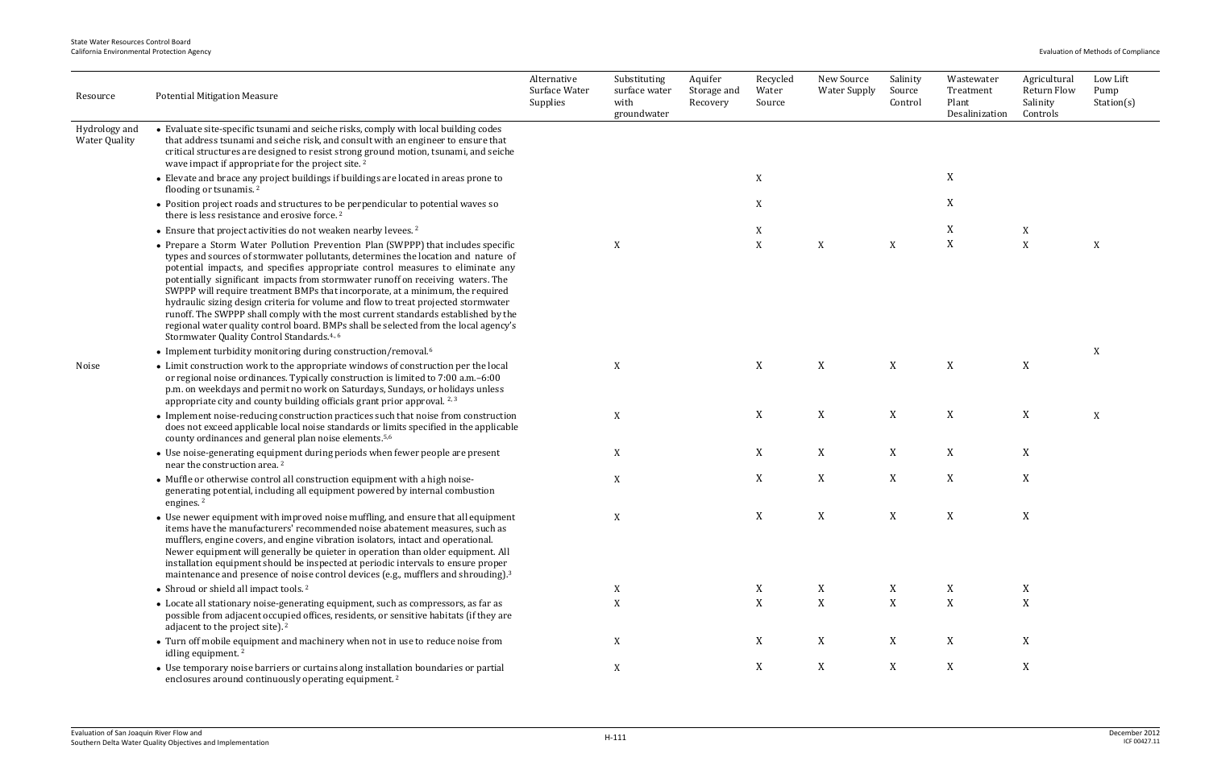| Resource | Potential Mitigation Measure | Alternative Surface Water Supplies | Substituting surface water with groundwater | Aquifer Storage and Recovery | Recycled Water Source | New Source Water Supply | Salinity Source Control | Wastewater Treatment Plant Desalinization | Agricultural Return Flow Salinity Controls | Low Lift Pump Station(s) |
|---|---|---|---|---|---|---|---|---|---|---|
| Hydrology and Water Quality | • Evaluate site-specific tsunami and seiche risks, comply with local building codes that address tsunami and seiche risk, and consult with an engineer to ensure that critical structures are designed to resist strong ground motion, tsunami, and seiche wave impact if appropriate for the project site. [2] | | | | | | | | | |
| | • Elevate and brace any project buildings if buildings are located in areas prone to flooding or tsunamis. [2] | | | | X | | | X | | |
| | • Position project roads and structures to be perpendicular to potential waves so there is less resistance and erosive force. [2] | | | | X | | | X | | |
| | • Ensure that project activities do not weaken nearby levees. [2] | | | | X | | | X | X | |
| | • Prepare a Storm Water Pollution Prevention Plan (SWPPP) that includes specific types and sources of stormwater pollutants, determines the location and nature of potential impacts, and specifies appropriate control measures to eliminate any potentially significant impacts from stormwater runoff on receiving waters. The SWPPP will require treatment BMPs that incorporate, at a minimum, the required hydraulic sizing design criteria for volume and flow to treat projected stormwater runoff. The SWPPP shall comply with the most current standards established by the regional water quality control board. BMPs shall be selected from the local agency's Stormwater Quality Control Standards.[4, 6] | | X | | X | X | X | X | X | X |
| | • Implement turbidity monitoring during construction/removal.[6] | | | | | | | | | X |
| Noise | • Limit construction work to the appropriate windows of construction per the local or regional noise ordinances. Typically construction is limited to 7:00 a.m.–6:00 p.m. on weekdays and permit no work on Saturdays, Sundays, or holidays unless appropriate city and county building officials grant prior approval. [2, 3] | | X | | X | X | X | X | X | |
| | • Implement noise-reducing construction practices such that noise from construction does not exceed applicable local noise standards or limits specified in the applicable county ordinances and general plan noise elements.[5,6] | | X | | X | X | X | X | X | X |
| | • Use noise-generating equipment during periods when fewer people are present near the construction area. [2] | | X | | X | X | X | X | X | |
| | • Muffle or otherwise control all construction equipment with a high noise-generating potential, including all equipment powered by internal combustion engines. [2] | | X | | X | X | X | X | X | |
| | • Use newer equipment with improved noise muffling, and ensure that all equipment items have the manufacturers' recommended noise abatement measures, such as mufflers, engine covers, and engine vibration isolators, intact and operational. Newer equipment will generally be quieter in operation than older equipment. All installation equipment should be inspected at periodic intervals to ensure proper maintenance and presence of noise control devices (e.g., mufflers and shrouding).[3] | | X | | X | X | X | X | X | |
| | • Shroud or shield all impact tools. [2] | | X | | X | X | X | X | X | |
| | • Locate all stationary noise-generating equipment, such as compressors, as far as possible from adjacent occupied offices, residents, or sensitive habitats (if they are adjacent to the project site). [2] | | X | | X | X | X | X | X | |
| | • Turn off mobile equipment and machinery when not in use to reduce noise from idling equipment. [2] | | X | | X | X | X | X | X | |
| | • Use temporary noise barriers or curtains along installation boundaries or partial enclosures around continuously operating equipment. [2] | | X | | X | X | X | X | X | |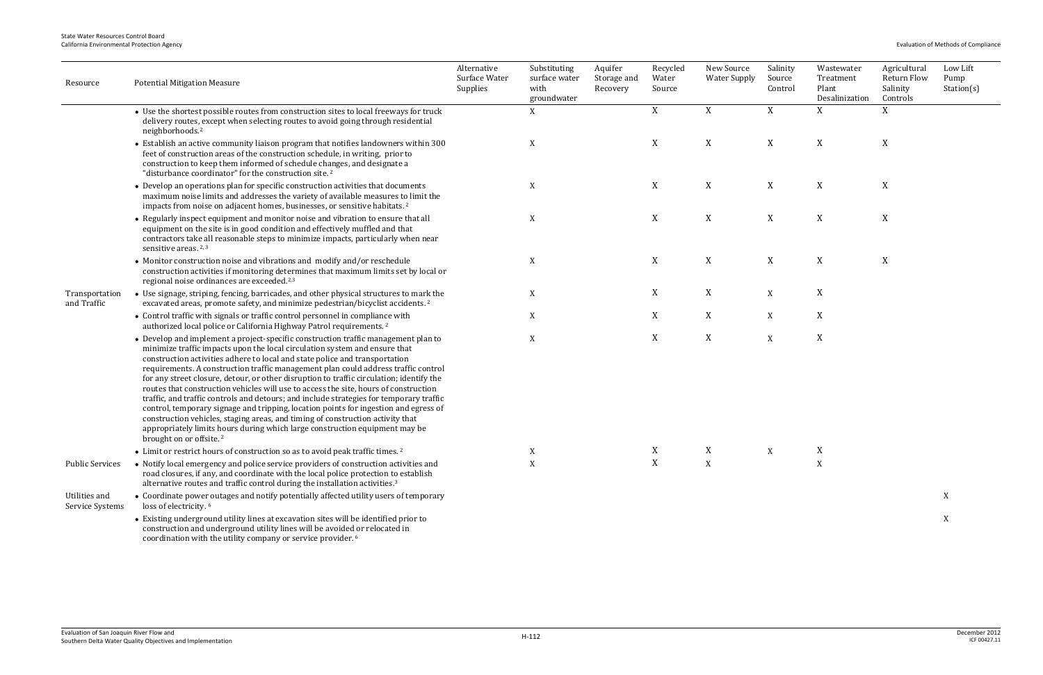| Resource | Potential Mitigation Measure | Alternative Surface Water Supplies | Substituting surface water with groundwater | Aquifer Storage and Recovery | Recycled Water Source | New Source Water Supply | Salinity Source Control | Wastewater Treatment Plant Desalinization | Agricultural Return Flow Salinity Controls | Low Lift Pump Station(s) |
|---|---|---|---|---|---|---|---|---|---|---|
| | • Use the shortest possible routes from construction sites to local freeways for truck delivery routes, except when selecting routes to avoid going through residential neighborhoods.[2] | | X | | X | X | X | X | X | |
| | • Establish an active community liaison program that notifies landowners within 300 feet of construction areas of the construction schedule, in writing, prior to construction to keep them informed of schedule changes, and designate a "disturbance coordinator" for the construction site.[2] | | X | | X | X | X | X | X | |
| | • Develop an operations plan for specific construction activities that documents maximum noise limits and addresses the variety of available measures to limit the impacts from noise on adjacent homes, businesses, or sensitive habitats.[2] | | X | | X | X | X | X | X | |
| | • Regularly inspect equipment and monitor noise and vibration to ensure that all equipment on the site is in good condition and effectively muffled and that contractors take all reasonable steps to minimize impacts, particularly when near sensitive areas.[2,3] | | X | | X | X | X | X | X | |
| | • Monitor construction noise and vibrations and modify and/or reschedule construction activities if monitoring determines that maximum limits set by local or regional noise ordinances are exceeded.[2,3] | | X | | X | X | X | X | X | |
| Transportation and Traffic | • Use signage, striping, fencing, barricades, and other physical structures to mark the excavated areas, promote safety, and minimize pedestrian/bicyclist accidents.[2] | | X | | X | X | X | X | | |
| | • Control traffic with signals or traffic control personnel in compliance with authorized local police or California Highway Patrol requirements.[2] | | X | | X | X | X | X | | |
| | • Develop and implement a project-specific construction traffic management plan to minimize traffic impacts upon the local circulation system and ensure that construction activities adhere to local and state police and transportation requirements. A construction traffic management plan could address traffic control for any street closure, detour, or other disruption to traffic circulation; identify the routes that construction vehicles will use to access the site, hours of construction traffic, and traffic controls and detours; and include strategies for temporary traffic control, temporary signage and tripping, location points for ingestion and egress of construction vehicles, staging areas, and timing of construction activity that appropriately limits hours during which large construction equipment may be brought on or offsite.[2] | | X | | X | X | X | X | | |
| | • Limit or restrict hours of construction so as to avoid peak traffic times.[2] | | X | | X | X | X | X | | |
| Public Services | • Notify local emergency and police service providers of construction activities and road closures, if any, and coordinate with the local police protection to establish alternative routes and traffic control during the installation activities.[3] | | X | | X | X | | X | | |
| Utilities and Service Systems | • Coordinate power outages and notify potentially affected utility users of temporary loss of electricity.[6] | | | | | | | | | X |
| | • Existing underground utility lines at excavation sites will be identified prior to construction and underground utility lines will be avoided or relocated in coordination with the utility company or service provider.[6] | | | | | | | | | X |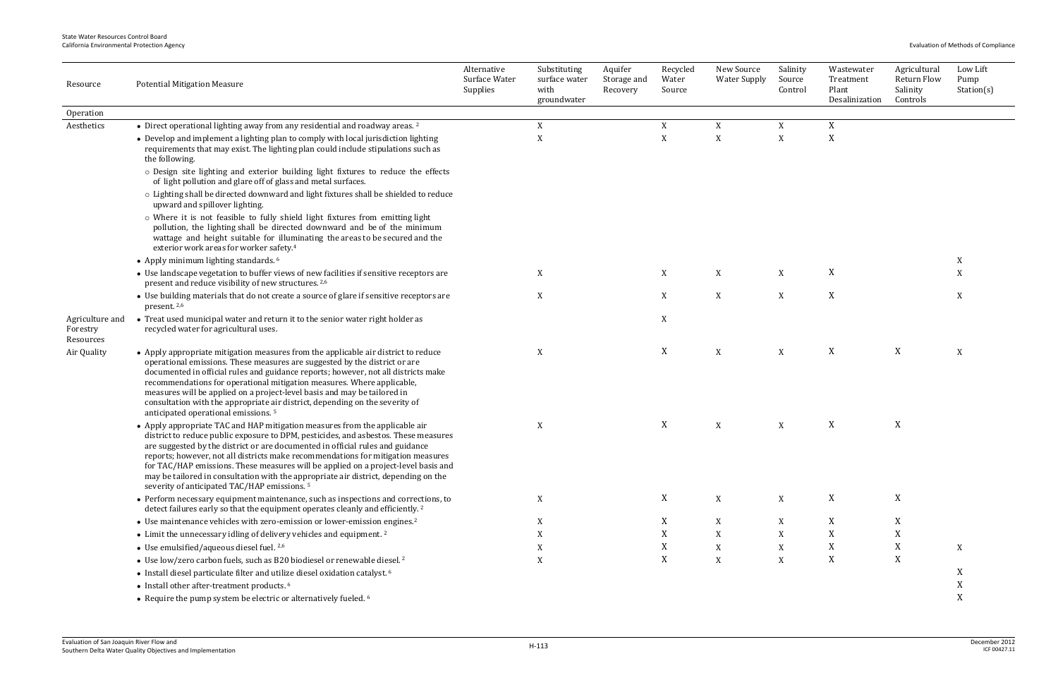| Resource | Potential Mitigation Measure | Alternative Surface Water Supplies | Substituting surface water with groundwater | Aquifer Storage and Recovery | Recycled Water Source | New Source Water Supply | Salinity Source Control | Wastewater Treatment Plant Desalinization | Agricultural Return Flow Salinity Controls | Low Lift Pump Station(s) |
|---|---|---|---|---|---|---|---|---|---|---|
| Operation | | | | | | | | | | |
| Aesthetics | • Direct operational lighting away from any residential and roadway areas. [2] | | X | | X | X | X | X | | |
| | • Develop and implement a lighting plan to comply with local jurisdiction lighting requirements that may exist. The lighting plan could include stipulations such as the following. ○ Design site lighting and exterior building light fixtures to reduce the effects of light pollution and glare off of glass and metal surfaces. ○ Lighting shall be directed downward and light fixtures shall be shielded to reduce upward and spillover lighting. ○ Where it is not feasible to fully shield light fixtures from emitting light pollution, the lighting shall be directed downward and be of the minimum wattage and height suitable for illuminating the areas to be secured and the exterior work areas for worker safety.[4] | | X | | X | X | X | X | | |
| | • Apply minimum lighting standards. [6] | | | | | | | | | X |
| | • Use landscape vegetation to buffer views of new facilities if sensitive receptors are present and reduce visibility of new structures. [2,6] | | X | | X | X | X | X | | X |
| | • Use building materials that do not create a source of glare if sensitive receptors are present. [2,6] | | X | | X | X | X | X | | X |
| Agriculture and Forestry Resources | • Treat used municipal water and return it to the senior water right holder as recycled water for agricultural uses. | | | | X | | | | | |
| Air Quality | • Apply appropriate mitigation measures from the applicable air district to reduce operational emissions. These measures are suggested by the district or are documented in official rules and guidance reports; however, not all districts make recommendations for operational mitigation measures. Where applicable, measures will be applied on a project-level basis and may be tailored in consultation with the appropriate air district, depending on the severity of anticipated operational emissions. [5] | | X | | X | X | X | X | X | X |
| | • Apply appropriate TAC and HAP mitigation measures from the applicable air district to reduce public exposure to DPM, pesticides, and asbestos. These measures are suggested by the district or are documented in official rules and guidance reports; however, not all districts make recommendations for mitigation measures for TAC/HAP emissions. These measures will be applied on a project-level basis and may be tailored in consultation with the appropriate air district, depending on the severity of anticipated TAC/HAP emissions. [5] | | X | | X | X | X | X | X | |
| | • Perform necessary equipment maintenance, such as inspections and corrections, to detect failures early so that the equipment operates cleanly and efficiently. [2] | | X | | X | X | X | X | X | |
| | • Use maintenance vehicles with zero-emission or lower-emission engines.[2] | | X | | X | X | X | X | X | |
| | • Limit the unnecessary idling of delivery vehicles and equipment. [2] | | X | | X | X | X | X | X | |
| | • Use emulsified/aqueous diesel fuel. [2,6] | | X | | X | X | X | X | X | X |
| | • Use low/zero carbon fuels, such as B20 biodiesel or renewable diesel. [2] | | X | | X | X | X | X | X | |
| | • Install diesel particulate filter and utilize diesel oxidation catalyst. [6] | | | | | | | | | X |
| | • Install other after-treatment products. [6] | | | | | | | | | X |
| | • Require the pump system be electric or alternatively fueled. [6] | | | | | | | | | X |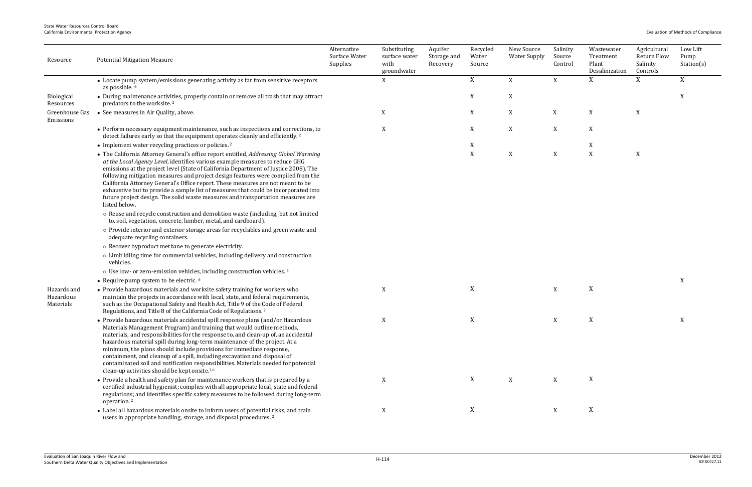| Resource | Potential Mitigation Measure | Alternative Surface Water Supplies | Substituting surface water with groundwater | Aquifer Storage and Recovery | Recycled Water Source | New Source Water Supply | Salinity Source Control | Wastewater Treatment Plant Desalinization | Agricultural Return Flow Salinity Controls | Low Lift Pump Station(s) |
|---|---|---|---|---|---|---|---|---|---|---|
| | • Locate pump system/emissions generating activity as far from sensitive receptors as possible. [6] | | X | | X | X | X | X | X | X |
| Biological Resources | • During maintenance activities, properly contain or remove all trash that may attract predators to the worksite. [2] | | | | X | X | | | | X |
| Greenhouse Gas Emissions | • See measures in Air Quality, above. | | X | | X | X | X | X | X | |
| | • Perform necessary equipment maintenance, such as inspections and corrections, to detect failures early so that the equipment operates cleanly and efficiently. [2] | | X | | X | X | X | X | | |
| | • Implement water recycling practices or policies. [2] | | | | X | | | X | | |
| | • The California Attorney General's office report entitled, *Addressing Global Warming at the Local Agency Level*, identifies various example measures to reduce GHG emissions at the project level (State of California Department of Justice 2008). The following mitigation measures and project design features were compiled from the California Attorney General's Office report. These measures are not meant to be exhaustive but to provide a sample list of measures that could be incorporated into future project design. The solid waste measures and transportation measures are listed below.<br>○ Reuse and recycle construction and demolition waste (including, but not limited to, soil, vegetation, concrete, lumber, metal, and cardboard).<br>○ Provide interior and exterior storage areas for recyclables and green waste and adequate recycling containers.<br>○ Recover byproduct methane to generate electricity.<br>○ Limit idling time for commercial vehicles, including delivery and construction vehicles.<br>○ Use low- or zero-emission vehicles, including construction vehicles. [5] | | | | X | X | X | X | X | |
| | • Require pump system to be electric. [6] | | | | | | | | | X |
| Hazards and Hazardous Materials | • Provide hazardous materials and worksite safety training for workers who maintain the projects in accordance with local, state, and federal requirements, such as the Occupational Safety and Health Act, Title 9 of the Code of Federal Regulations, and Title 8 of the California Code of Regulations. [2] | | X | | X | | X | X | | |
| | • Provide hazardous materials accidental spill response plans (and/or Hazardous Materials Management Program) and training that would outline methods, materials, and responsibilities for the response to, and clean-up of, an accidental hazardous material spill during long-term maintenance of the project. At a minimum, the plans should include provisions for immediate response, containment, and cleanup of a spill, including excavation and disposal of contaminated soil and notification responsibilities. Materials needed for potential clean-up activities should be kept onsite. [2,6] | | X | | X | | X | X | | X |
| | • Provide a health and safety plan for maintenance workers that is prepared by a certified industrial hygienist; complies with all appropriate local, state and federal regulations; and identifies specific safety measures to be followed during long-term operation. [2] | | X | | X | X | X | X | | |
| | • Label all hazardous materials onsite to inform users of potential risks, and train users in appropriate handling, storage, and disposal procedures. [2] | | X | | X | | X | X | | |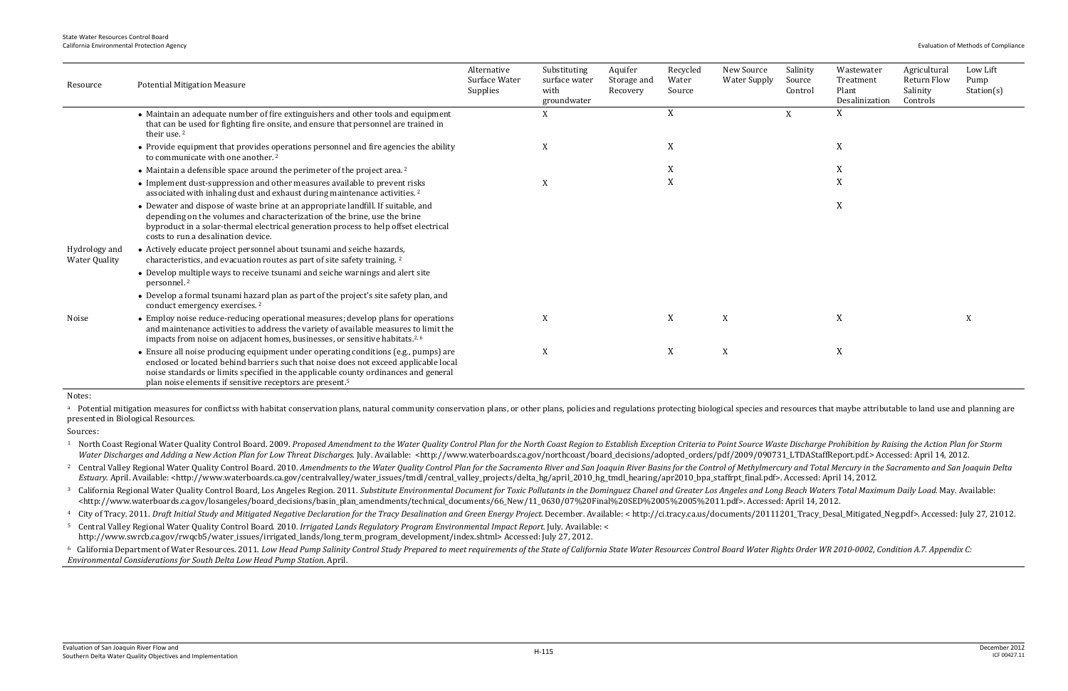| Resource | Potential Mitigation Measure | Alternative Surface Water Supplies | Substituting surface water with groundwater | Aquifer Storage and Recovery | Recycled Water Source | New Source Water Supply | Salinity Source Control | Wastewater Treatment Plant Desalinization | Agricultural Return Flow Salinity Controls | Low Lift Pump Station(s) |
|---|---|---|---|---|---|---|---|---|---|---|
| | • Maintain an adequate number of fire extinguishers and other tools and equipment that can be used for fighting fire onsite, and ensure that personnel are trained in their use. [2] | | X | | X | | X | X | | |
| | • Provide equipment that provides operations personnel and fire agencies the ability to communicate with one another. [2] | | X | | X | | | X | | |
| | • Maintain a defensible space around the perimeter of the project area. [2] | | | | X | | | X | | |
| | • Implement dust-suppression and other measures available to prevent risks associated with inhaling dust and exhaust during maintenance activities. [2] | | X | | X | | | X | | |
| | • Dewater and dispose of waste brine at an appropriate landfill. If suitable, and depending on the volumes and characterization of the brine, use the brine byproduct in a solar-thermal electrical generation process to help offset electrical costs to run a desalination device. | | | | | | | X | | |
| Hydrology and Water Quality | • Actively educate project personnel about tsunami and seiche hazards, characteristics, and evacuation routes as part of site safety training. [2] | | | | | | | | | |
| | • Develop multiple ways to receive tsunami and seiche warnings and alert site personnel. [2] | | | | | | | | | |
| | • Develop a formal tsunami hazard plan as part of the project's site safety plan, and conduct emergency exercises. [2] | | | | | | | | | |
| Noise | • Employ noise reduce-reducing operational measures; develop plans for operations and maintenance activities to address the variety of available measures to limit the impacts from noise on adjacent homes, businesses, or sensitive habitats.[2, 6] | | X | | X | X | | X | | X |
| | • Ensure all noise producing equipment under operating conditions (e.g., pumps) are enclosed or located behind barriers such that noise does not exceed applicable local noise standards or limits specified in the applicable county ordinances and general plan noise elements if sensitive receptors are present.[5] | | X | | X | X | | X | | |

Notes:

[a] Potential mitigation measures for conflictss with habitat conservation plans, natural community conservation plans, or other plans, policies and regulations protecting biological species and resources that maybe attributable to land use and planning are presented in Biological Resources.

Sources:

[1] North Coast Regional Water Quality Control Board. 2009. *Proposed Amendment to the Water Quality Control Plan for the North Coast Region to Establish Exception Criteria to Point Source Waste Discharge Prohibition by Raising the Action Plan for Storm Water Discharges and Adding a New Action Plan for Low Threat Discharges.* July. Available: <http://www.waterboards.ca.gov/northcoast/board_decisions/adopted_orders/pdf/2009/090731_LTDAStaffReport.pdf.> Accessed: April 14, 2012.

[2] Central Valley Regional Water Quality Control Board. 2010. *Amendments to the Water Quality Control Plan for the Sacramento River and San Joaquin River Basins for the Control of Methylmercury and Total Mercury in the Sacramento and San Joaquin Delta Estuary.* April. Available: <http://www.waterboards.ca.gov/centralvalley/water_issues/tmdl/central_valley_projects/delta_hg/april_2010_hg_tmdl_hearing/apr2010_bpa_staffrpt_final.pdf>. Accessed: April 14, 2012.

[3] California Regional Water Quality Control Board, Los Angeles Region. 2011. *Substitute Environmental Document for Toxic Pollutants in the Dominguez Chanel and Greater Los Angeles and Long Beach Waters Total Maximum Daily Load.* May. Available: <http://www.waterboards.ca.gov/losangeles/board_decisions/basin_plan_amendments/technical_documents/66_New/11_0630/07%20Final%20SED%2005%2005%2011.pdf>. Accessed: April 14, 2012.

[4] City of Tracy. 2011. *Draft Initial Study and Mitigated Negative Declaration for the Tracy Desalination and Green Energy Project.* December. Available: < http://ci.tracy.ca.us/documents/20111201_Tracy_Desal_Mitigated_Neg.pdf>. Accessed: July 27, 21012.

[5] Central Valley Regional Water Quality Control Board. 2010. *Irrigated Lands Regulatory Program Environmental Impact Report.* July. Available: < http://www.swrcb.ca.gov/rwqcb5/water_issues/irrigated_lands/long_term_program_development/index.shtml> Accessed: July 27, 2012.

[6] California Department of Water Resources. 2011. *Low Head Pump Salinity Control Study Prepared to meet requirements of the State of California State Water Resources Control Board Water Rights Order WR 2010-0002, Condition A.7. Appendix C: Environmental Considerations for South Delta Low Head Pump Station.* April.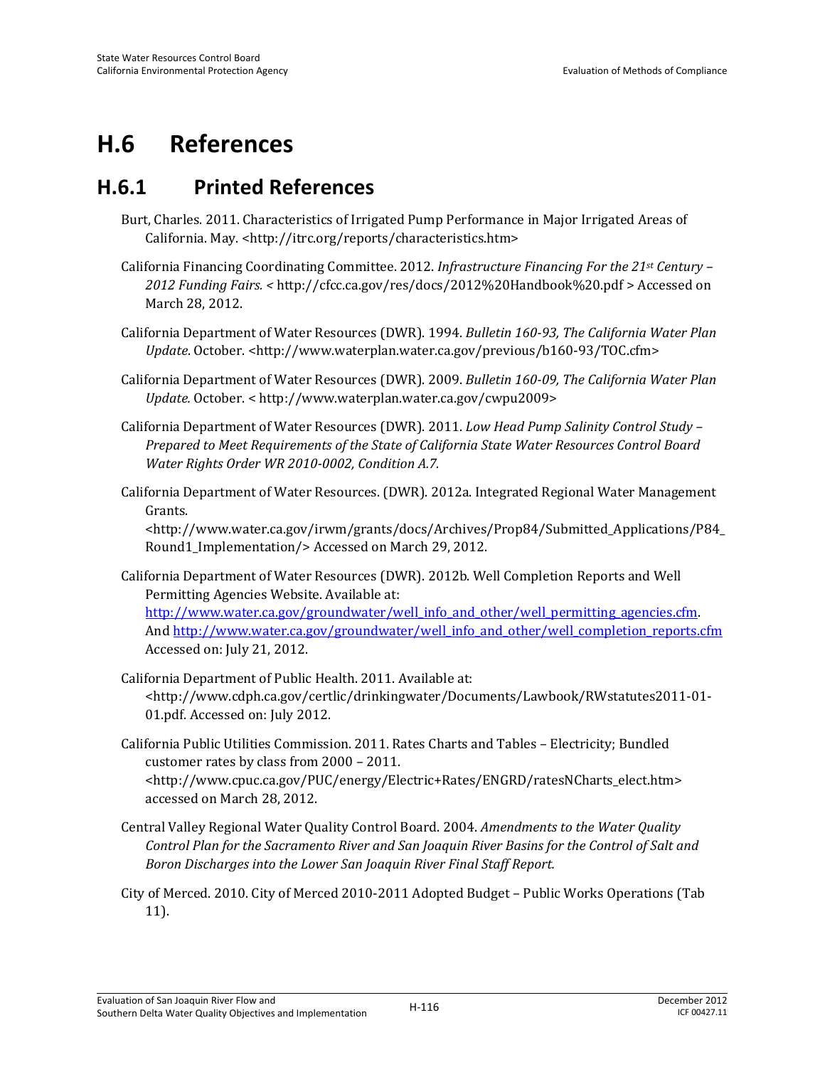# H.6 References

## H.6.1 Printed References

Burt, Charles. 2011. Characteristics of Irrigated Pump Performance in Major Irrigated Areas of California. May. <http://itrc.org/reports/characteristics.htm>

California Financing Coordinating Committee. 2012. *Infrastructure Financing For the 21st Century – 2012 Funding Fairs.* < http://cfcc.ca.gov/res/docs/2012%20Handbook%20.pdf > Accessed on March 28, 2012.

California Department of Water Resources (DWR). 1994. *Bulletin 160-93, The California Water Plan Update*. October. <http://www.waterplan.water.ca.gov/previous/b160-93/TOC.cfm>

California Department of Water Resources (DWR). 2009. *Bulletin 160-09, The California Water Plan Update.* October. < http://www.waterplan.water.ca.gov/cwpu2009>

California Department of Water Resources (DWR). 2011. *Low Head Pump Salinity Control Study – Prepared to Meet Requirements of the State of California State Water Resources Control Board Water Rights Order WR 2010-0002, Condition A.7.*

California Department of Water Resources. (DWR). 2012a. Integrated Regional Water Management Grants. <http://www.water.ca.gov/irwm/grants/docs/Archives/Prop84/Submitted_Applications/P84_Round1_Implementation/> Accessed on March 29, 2012.

California Department of Water Resources (DWR). 2012b. Well Completion Reports and Well Permitting Agencies Website. Available at: http://www.water.ca.gov/groundwater/well_info_and_other/well_permitting_agencies.cfm. And http://www.water.ca.gov/groundwater/well_info_and_other/well_completion_reports.cfm Accessed on: July 21, 2012.

California Department of Public Health. 2011. Available at: <http://www.cdph.ca.gov/certlic/drinkingwater/Documents/Lawbook/RWstatutes2011-01-01.pdf. Accessed on: July 2012.

California Public Utilities Commission. 2011. Rates Charts and Tables – Electricity; Bundled customer rates by class from 2000 – 2011. <http://www.cpuc.ca.gov/PUC/energy/Electric+Rates/ENGRD/ratesNCharts_elect.htm> accessed on March 28, 2012.

Central Valley Regional Water Quality Control Board. 2004. *Amendments to the Water Quality Control Plan for the Sacramento River and San Joaquin River Basins for the Control of Salt and Boron Discharges into the Lower San Joaquin River Final Staff Report.*

City of Merced. 2010. City of Merced 2010-2011 Adopted Budget – Public Works Operations (Tab 11).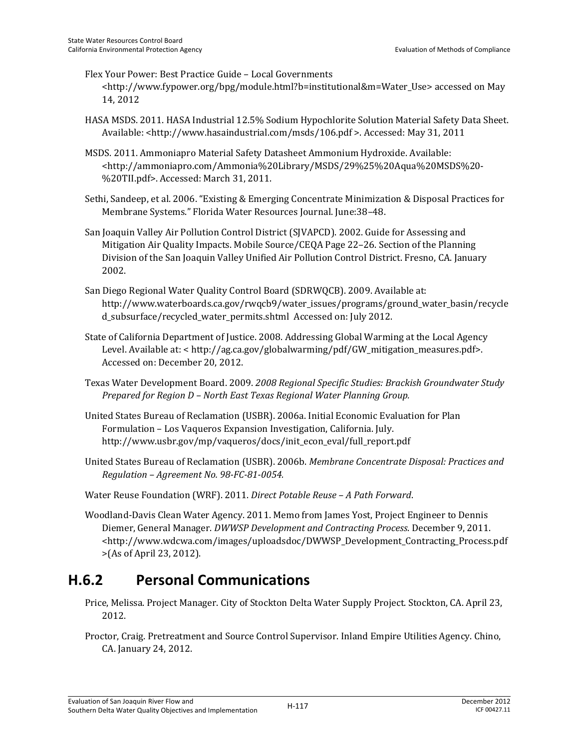Flex Your Power: Best Practice Guide – Local Governments <http://www.fypower.org/bpg/module.html?b=institutional&m=Water_Use> accessed on May 14, 2012

HASA MSDS. 2011. HASA Industrial 12.5% Sodium Hypochlorite Solution Material Safety Data Sheet. Available: <http://www.hasaindustrial.com/msds/106.pdf >. Accessed: May 31, 2011

MSDS. 2011. Ammoniapro Material Safety Datasheet Ammonium Hydroxide. Available: <http://ammoniapro.com/Ammonia%20Library/MSDS/29%25%20Aqua%20MSDS%20-%20TII.pdf>. Accessed: March 31, 2011.

Sethi, Sandeep, et al. 2006. "Existing & Emerging Concentrate Minimization & Disposal Practices for Membrane Systems." Florida Water Resources Journal. June:38–48.

San Joaquin Valley Air Pollution Control District (SJVAPCD). 2002. Guide for Assessing and Mitigation Air Quality Impacts. Mobile Source/CEQA Page 22–26. Section of the Planning Division of the San Joaquin Valley Unified Air Pollution Control District. Fresno, CA. January 2002.

San Diego Regional Water Quality Control Board (SDRWQCB). 2009. Available at: http://www.waterboards.ca.gov/rwqcb9/water_issues/programs/ground_water_basin/recycled_subsurface/recycled_water_permits.shtml Accessed on: July 2012.

State of California Department of Justice. 2008. Addressing Global Warming at the Local Agency Level. Available at: < http://ag.ca.gov/globalwarming/pdf/GW_mitigation_measures.pdf>. Accessed on: December 20, 2012.

Texas Water Development Board. 2009. *2008 Regional Specific Studies: Brackish Groundwater Study Prepared for Region D – North East Texas Regional Water Planning Group.*

United States Bureau of Reclamation (USBR). 2006a. Initial Economic Evaluation for Plan Formulation – Los Vaqueros Expansion Investigation, California. July. http://www.usbr.gov/mp/vaqueros/docs/init_econ_eval/full_report.pdf

United States Bureau of Reclamation (USBR). 2006b. *Membrane Concentrate Disposal: Practices and Regulation – Agreement No. 98-FC-81-0054.*

Water Reuse Foundation (WRF). 2011. *Direct Potable Reuse – A Path Forward*.

Woodland-Davis Clean Water Agency. 2011. Memo from James Yost, Project Engineer to Dennis Diemer, General Manager. *DWWSP Development and Contracting Process*. December 9, 2011. <http://www.wdcwa.com/images/uploadsdoc/DWWSP_Development_Contracting_Process.pdf >(As of April 23, 2012).

## H.6.2 Personal Communications

Price, Melissa. Project Manager. City of Stockton Delta Water Supply Project. Stockton, CA. April 23, 2012.

Proctor, Craig. Pretreatment and Source Control Supervisor. Inland Empire Utilities Agency. Chino, CA. January 24, 2012.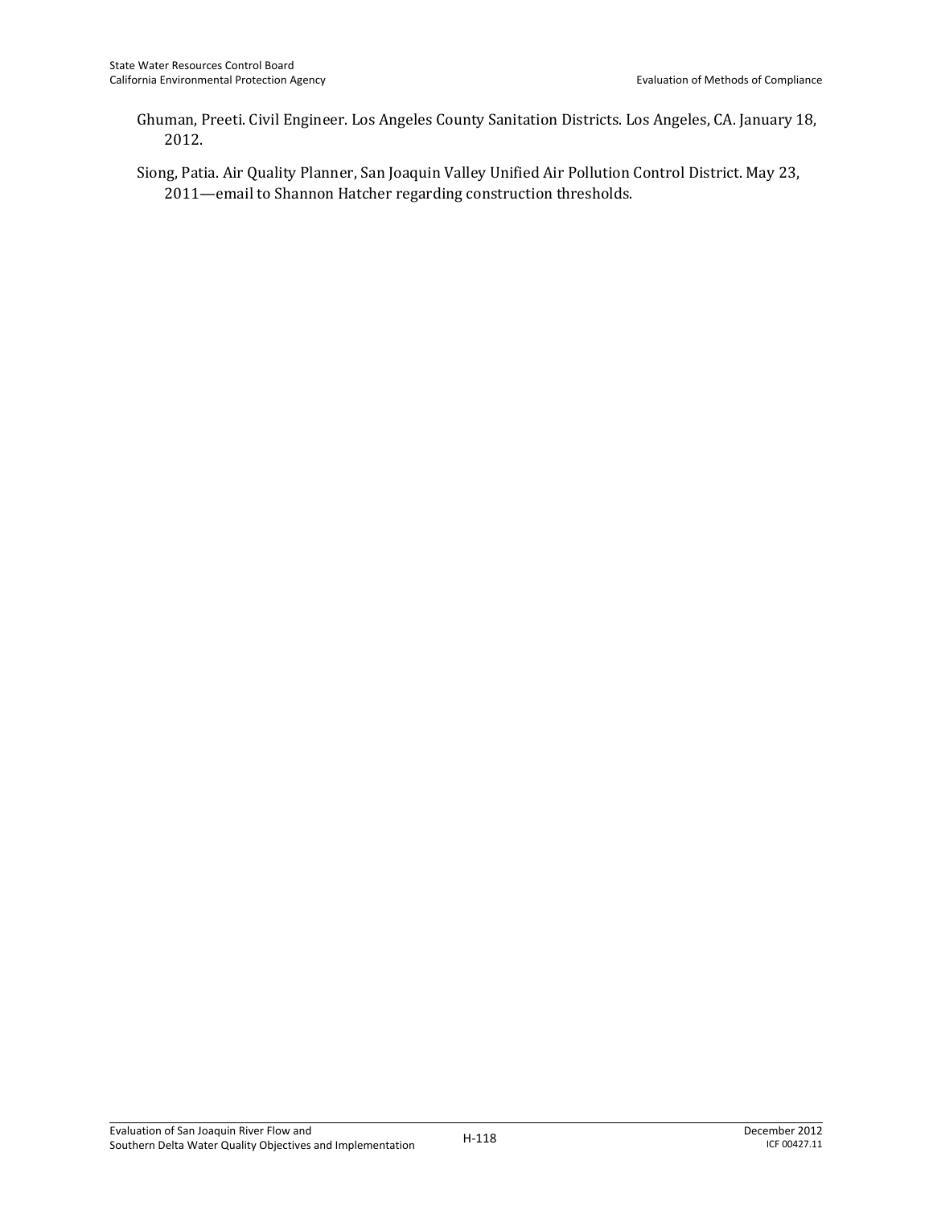Ghuman, Preeti. Civil Engineer. Los Angeles County Sanitation Districts. Los Angeles, CA. January 18, 2012.

Siong, Patia. Air Quality Planner, San Joaquin Valley Unified Air Pollution Control District. May 23, 2011—email to Shannon Hatcher regarding construction thresholds.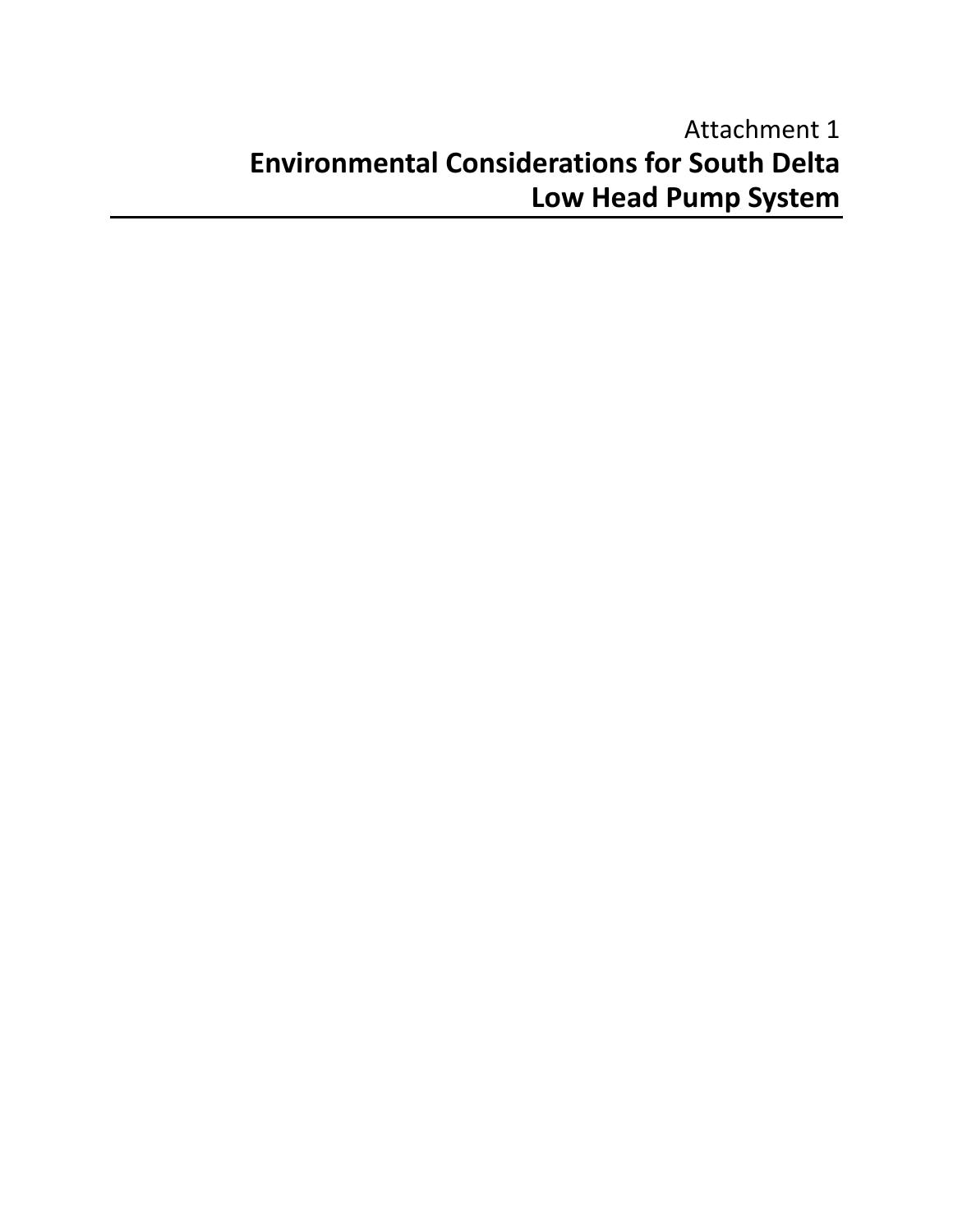Attachment 1

# Environmental Considerations for South Delta Low Head Pump System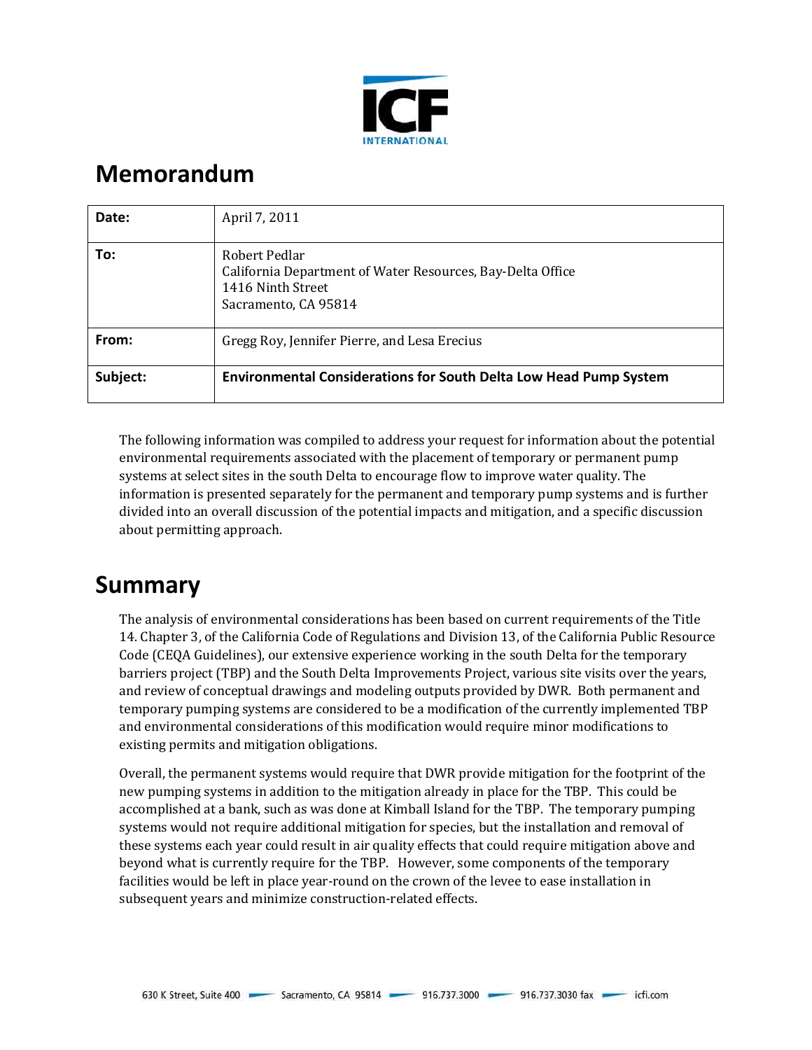# Memorandum

| Date: | April 7, 2011 |
|---|---|
| To: | Robert Pedlar<br>California Department of Water Resources, Bay-Delta Office<br>1416 Ninth Street<br>Sacramento, CA 95814 |
| From: | Gregg Roy, Jennifer Pierre, and Lesa Erecius |
| Subject: | **Environmental Considerations for South Delta Low Head Pump System** |

The following information was compiled to address your request for information about the potential environmental requirements associated with the placement of temporary or permanent pump systems at select sites in the south Delta to encourage flow to improve water quality. The information is presented separately for the permanent and temporary pump systems and is further divided into an overall discussion of the potential impacts and mitigation, and a specific discussion about permitting approach.

# Summary

The analysis of environmental considerations has been based on current requirements of the Title 14. Chapter 3, of the California Code of Regulations and Division 13, of the California Public Resource Code (CEQA Guidelines), our extensive experience working in the south Delta for the temporary barriers project (TBP) and the South Delta Improvements Project, various site visits over the years, and review of conceptual drawings and modeling outputs provided by DWR. Both permanent and temporary pumping systems are considered to be a modification of the currently implemented TBP and environmental considerations of this modification would require minor modifications to existing permits and mitigation obligations.

Overall, the permanent systems would require that DWR provide mitigation for the footprint of the new pumping systems in addition to the mitigation already in place for the TBP. This could be accomplished at a bank, such as was done at Kimball Island for the TBP. The temporary pumping systems would not require additional mitigation for species, but the installation and removal of these systems each year could result in air quality effects that could require mitigation above and beyond what is currently require for the TBP. However, some components of the temporary facilities would be left in place year-round on the crown of the levee to ease installation in subsequent years and minimize construction-related effects.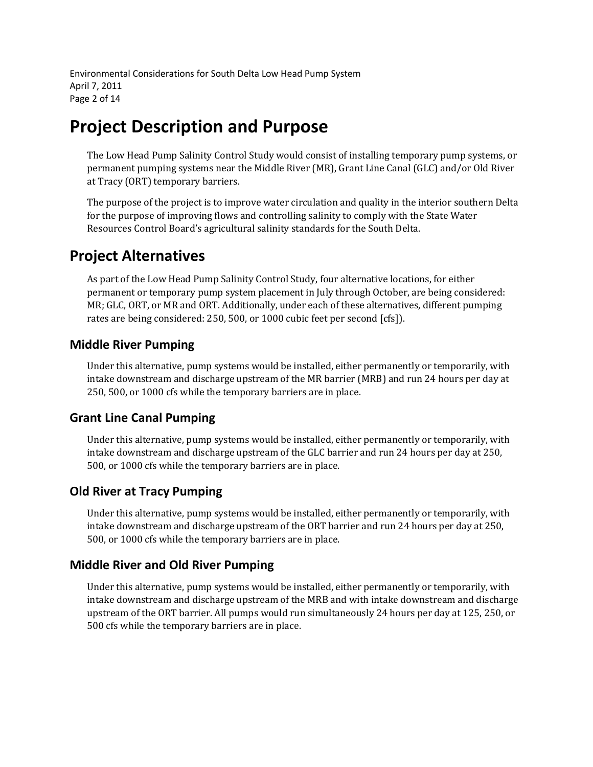# Project Description and Purpose

The Low Head Pump Salinity Control Study would consist of installing temporary pump systems, or permanent pumping systems near the Middle River (MR), Grant Line Canal (GLC) and/or Old River at Tracy (ORT) temporary barriers.

The purpose of the project is to improve water circulation and quality in the interior southern Delta for the purpose of improving flows and controlling salinity to comply with the State Water Resources Control Board's agricultural salinity standards for the South Delta.

# Project Alternatives

As part of the Low Head Pump Salinity Control Study, four alternative locations, for either permanent or temporary pump system placement in July through October, are being considered: MR; GLC, ORT, or MR and ORT. Additionally, under each of these alternatives, different pumping rates are being considered: 250, 500, or 1000 cubic feet per second [cfs]).

## Middle River Pumping

Under this alternative, pump systems would be installed, either permanently or temporarily, with intake downstream and discharge upstream of the MR barrier (MRB) and run 24 hours per day at 250, 500, or 1000 cfs while the temporary barriers are in place.

## Grant Line Canal Pumping

Under this alternative, pump systems would be installed, either permanently or temporarily, with intake downstream and discharge upstream of the GLC barrier and run 24 hours per day at 250, 500, or 1000 cfs while the temporary barriers are in place.

## Old River at Tracy Pumping

Under this alternative, pump systems would be installed, either permanently or temporarily, with intake downstream and discharge upstream of the ORT barrier and run 24 hours per day at 250, 500, or 1000 cfs while the temporary barriers are in place.

## Middle River and Old River Pumping

Under this alternative, pump systems would be installed, either permanently or temporarily, with intake downstream and discharge upstream of the MRB and with intake downstream and discharge upstream of the ORT barrier. All pumps would run simultaneously 24 hours per day at 125, 250, or 500 cfs while the temporary barriers are in place.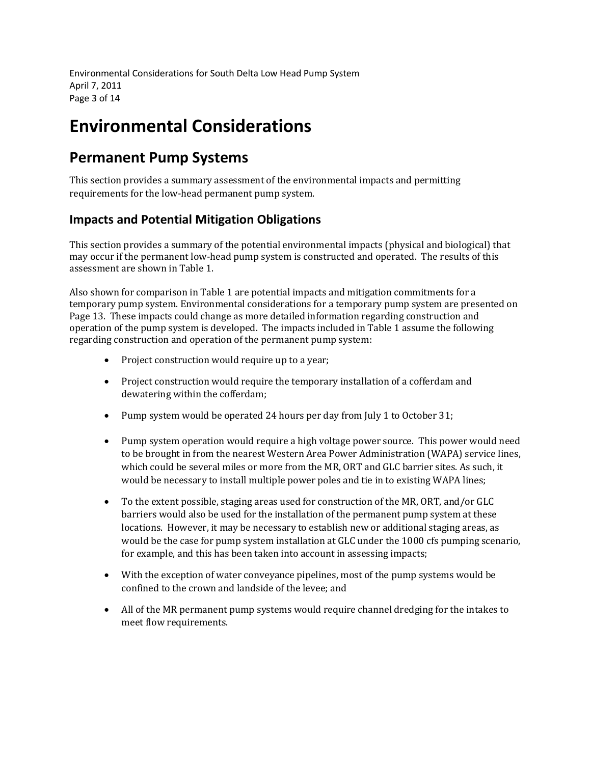# Environmental Considerations

## Permanent Pump Systems

This section provides a summary assessment of the environmental impacts and permitting requirements for the low-head permanent pump system.

### Impacts and Potential Mitigation Obligations

This section provides a summary of the potential environmental impacts (physical and biological) that may occur if the permanent low-head pump system is constructed and operated. The results of this assessment are shown in Table 1.

Also shown for comparison in Table 1 are potential impacts and mitigation commitments for a temporary pump system. Environmental considerations for a temporary pump system are presented on Page 13. These impacts could change as more detailed information regarding construction and operation of the pump system is developed. The impacts included in Table 1 assume the following regarding construction and operation of the permanent pump system:

- Project construction would require up to a year;
- Project construction would require the temporary installation of a cofferdam and dewatering within the cofferdam;
- Pump system would be operated 24 hours per day from July 1 to October 31;
- Pump system operation would require a high voltage power source. This power would need to be brought in from the nearest Western Area Power Administration (WAPA) service lines, which could be several miles or more from the MR, ORT and GLC barrier sites. As such, it would be necessary to install multiple power poles and tie in to existing WAPA lines;
- To the extent possible, staging areas used for construction of the MR, ORT, and/or GLC barriers would also be used for the installation of the permanent pump system at these locations. However, it may be necessary to establish new or additional staging areas, as would be the case for pump system installation at GLC under the 1000 cfs pumping scenario, for example, and this has been taken into account in assessing impacts;
- With the exception of water conveyance pipelines, most of the pump systems would be confined to the crown and landside of the levee; and
- All of the MR permanent pump systems would require channel dredging for the intakes to meet flow requirements.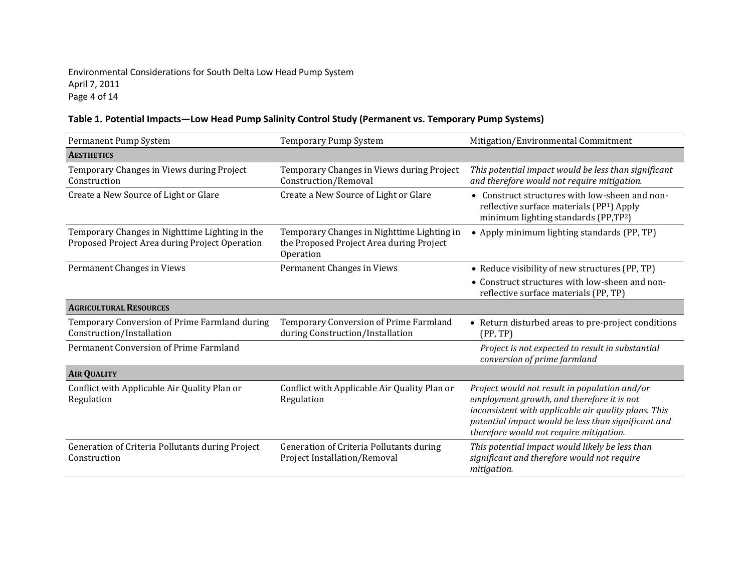**Table 1. Potential Impacts—Low Head Pump Salinity Control Study (Permanent vs. Temporary Pump Systems)**

| Permanent Pump System | Temporary Pump System | Mitigation/Environmental Commitment |
|---|---|---|
| **AESTHETICS** | | |
| Temporary Changes in Views during Project Construction | Temporary Changes in Views during Project Construction/Removal | *This potential impact would be less than significant and therefore would not require mitigation.* |
| Create a New Source of Light or Glare | Create a New Source of Light or Glare | • Construct structures with low-sheen and non-reflective surface materials (PP[1]) Apply minimum lighting standards (PP,TP[2]) |
| Temporary Changes in Nighttime Lighting in the Proposed Project Area during Project Operation | Temporary Changes in Nighttime Lighting in the Proposed Project Area during Project Operation | • Apply minimum lighting standards (PP, TP) |
| Permanent Changes in Views | Permanent Changes in Views | • Reduce visibility of new structures (PP, TP) <br> • Construct structures with low-sheen and non-reflective surface materials (PP, TP) |
| **AGRICULTURAL RESOURCES** | | |
| Temporary Conversion of Prime Farmland during Construction/Installation | Temporary Conversion of Prime Farmland during Construction/Installation | • Return disturbed areas to pre-project conditions (PP, TP) |
| Permanent Conversion of Prime Farmland | | *Project is not expected to result in substantial conversion of prime farmland* |
| **AIR QUALITY** | | |
| Conflict with Applicable Air Quality Plan or Regulation | Conflict with Applicable Air Quality Plan or Regulation | *Project would not result in population and/or employment growth, and therefore it is not inconsistent with applicable air quality plans. This potential impact would be less than significant and therefore would not require mitigation.* |
| Generation of Criteria Pollutants during Project Construction | Generation of Criteria Pollutants during Project Installation/Removal | *This potential impact would likely be less than significant and therefore would not require mitigation.* |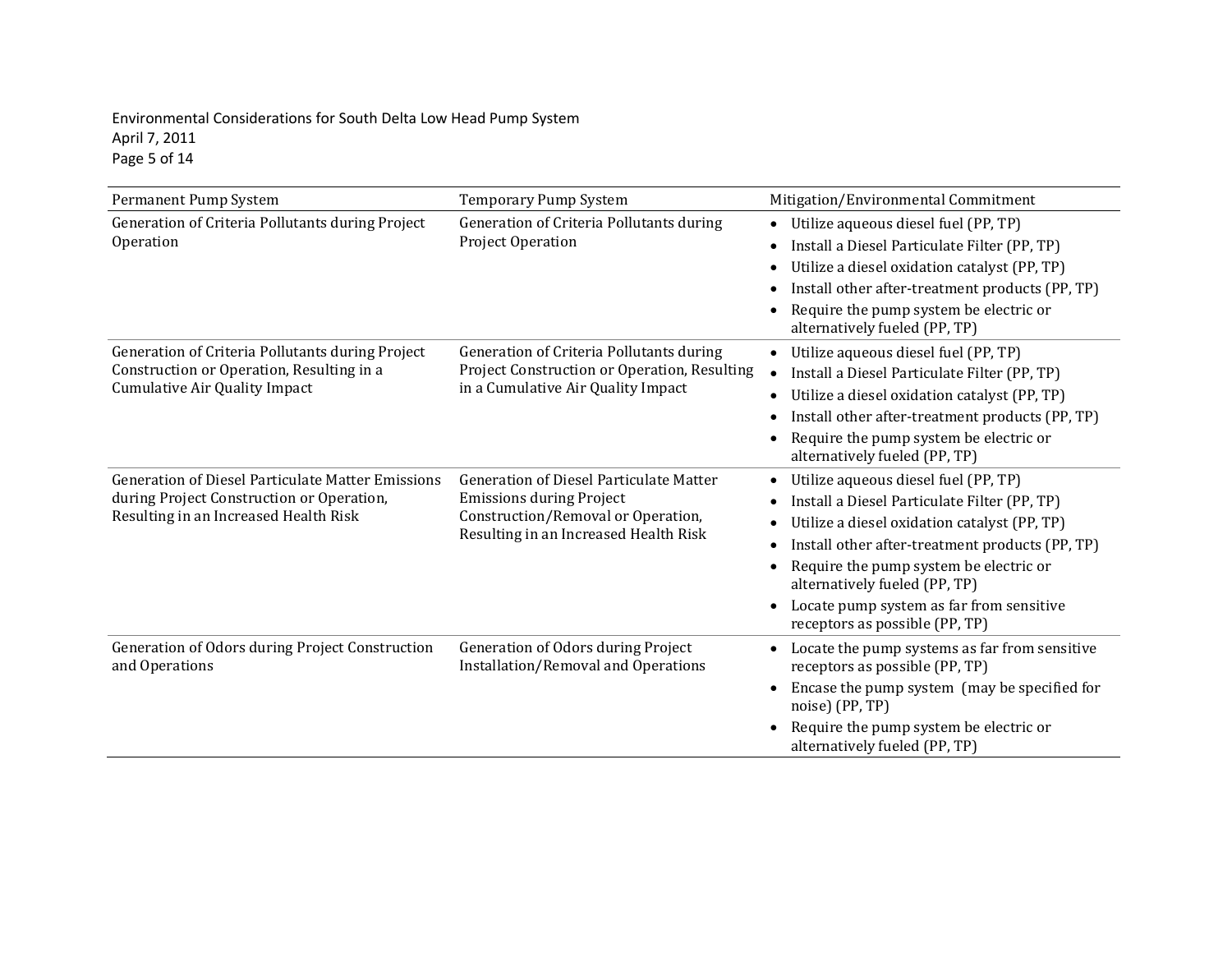| Permanent Pump System | Temporary Pump System | Mitigation/Environmental Commitment |
|---|---|---|
| Generation of Criteria Pollutants during Project Operation | Generation of Criteria Pollutants during Project Operation | • Utilize aqueous diesel fuel (PP, TP)<br>• Install a Diesel Particulate Filter (PP, TP)<br>• Utilize a diesel oxidation catalyst (PP, TP)<br>• Install other after-treatment products (PP, TP)<br>• Require the pump system be electric or alternatively fueled (PP, TP) |
| Generation of Criteria Pollutants during Project Construction or Operation, Resulting in a Cumulative Air Quality Impact | Generation of Criteria Pollutants during Project Construction or Operation, Resulting in a Cumulative Air Quality Impact | • Utilize aqueous diesel fuel (PP, TP)<br>• Install a Diesel Particulate Filter (PP, TP)<br>• Utilize a diesel oxidation catalyst (PP, TP)<br>• Install other after-treatment products (PP, TP)<br>• Require the pump system be electric or alternatively fueled (PP, TP) |
| Generation of Diesel Particulate Matter Emissions during Project Construction or Operation, Resulting in an Increased Health Risk | Generation of Diesel Particulate Matter Emissions during Project Construction/Removal or Operation, Resulting in an Increased Health Risk | • Utilize aqueous diesel fuel (PP, TP)<br>• Install a Diesel Particulate Filter (PP, TP)<br>• Utilize a diesel oxidation catalyst (PP, TP)<br>• Install other after-treatment products (PP, TP)<br>• Require the pump system be electric or alternatively fueled (PP, TP)<br>• Locate pump system as far from sensitive receptors as possible (PP, TP) |
| Generation of Odors during Project Construction and Operations | Generation of Odors during Project Installation/Removal and Operations | • Locate the pump systems as far from sensitive receptors as possible (PP, TP)<br>• Encase the pump system (may be specified for noise) (PP, TP)<br>• Require the pump system be electric or alternatively fueled (PP, TP) |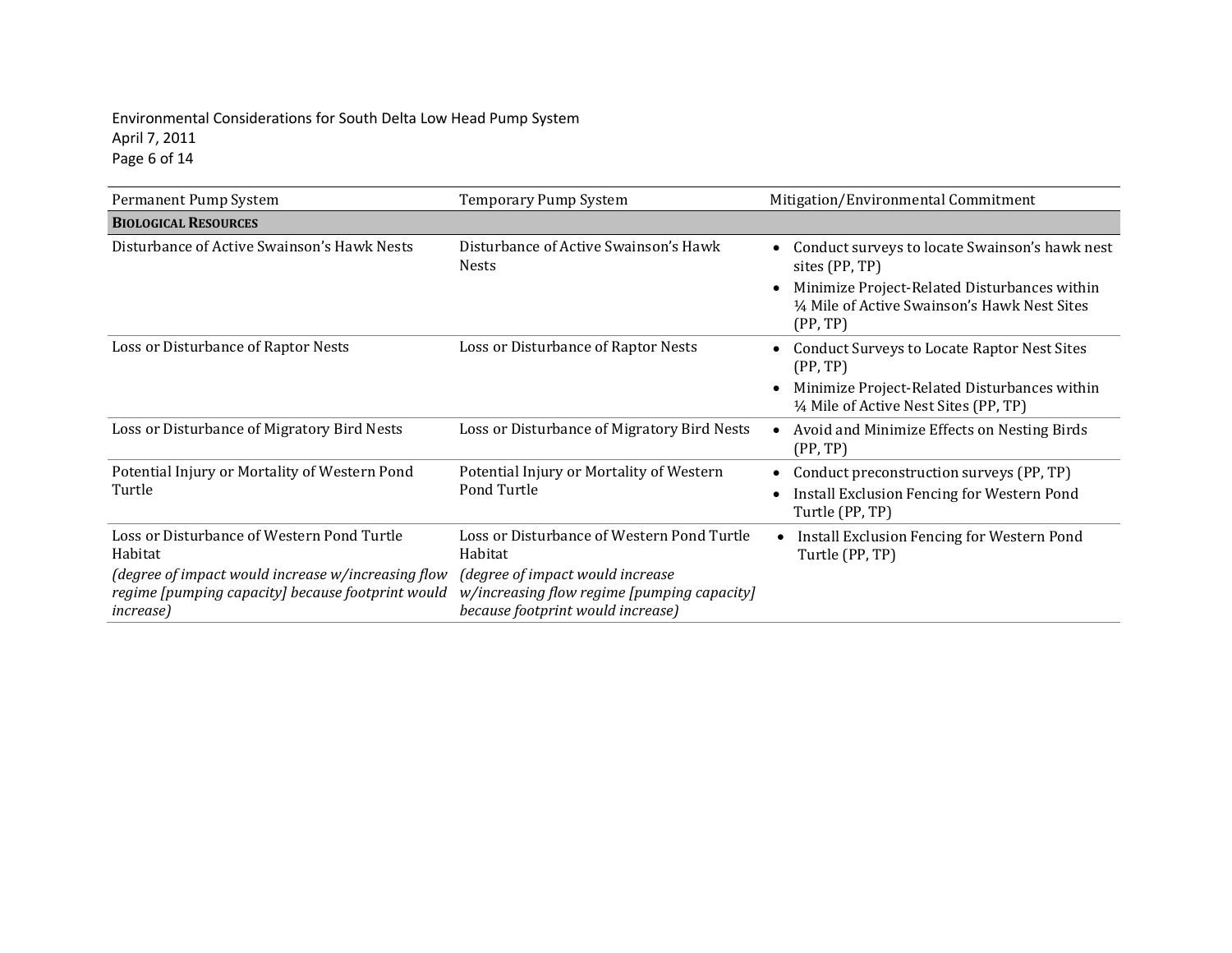| Permanent Pump System | Temporary Pump System | Mitigation/Environmental Commitment |
|---|---|---|
| **BIOLOGICAL RESOURCES** | | |
| Disturbance of Active Swainson's Hawk Nests | Disturbance of Active Swainson's Hawk Nests | • Conduct surveys to locate Swainson's hawk nest sites (PP, TP)<br>• Minimize Project-Related Disturbances within ¼ Mile of Active Swainson's Hawk Nest Sites (PP, TP) |
| Loss or Disturbance of Raptor Nests | Loss or Disturbance of Raptor Nests | • Conduct Surveys to Locate Raptor Nest Sites (PP, TP)<br>• Minimize Project-Related Disturbances within ¼ Mile of Active Nest Sites (PP, TP) |
| Loss or Disturbance of Migratory Bird Nests | Loss or Disturbance of Migratory Bird Nests | • Avoid and Minimize Effects on Nesting Birds (PP, TP) |
| Potential Injury or Mortality of Western Pond Turtle | Potential Injury or Mortality of Western Pond Turtle | • Conduct preconstruction surveys (PP, TP)<br>• Install Exclusion Fencing for Western Pond Turtle (PP, TP) |
| Loss or Disturbance of Western Pond Turtle Habitat<br>*(degree of impact would increase w/increasing flow regime [pumping capacity] because footprint would increase)* | Loss or Disturbance of Western Pond Turtle Habitat<br>*(degree of impact would increase w/increasing flow regime [pumping capacity] because footprint would increase)* | • Install Exclusion Fencing for Western Pond Turtle (PP, TP) |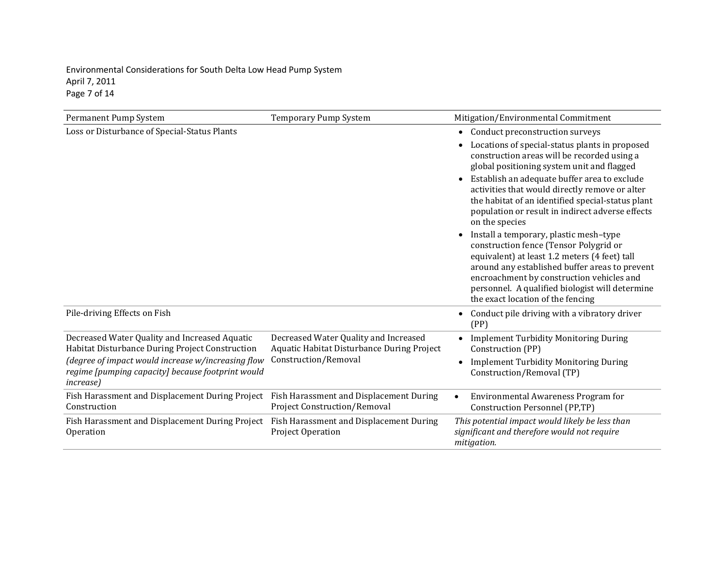| Permanent Pump System | Temporary Pump System | Mitigation/Environmental Commitment |
|---|---|---|
| Loss or Disturbance of Special-Status Plants | | • Conduct preconstruction surveys<br>• Locations of special-status plants in proposed construction areas will be recorded using a global positioning system unit and flagged<br>• Establish an adequate buffer area to exclude activities that would directly remove or alter the habitat of an identified special-status plant population or result in indirect adverse effects on the species<br>• Install a temporary, plastic mesh–type construction fence (Tensor Polygrid or equivalent) at least 1.2 meters (4 feet) tall around any established buffer areas to prevent encroachment by construction vehicles and personnel. A qualified biologist will determine the exact location of the fencing |
| Pile-driving Effects on Fish | | • Conduct pile driving with a vibratory driver (PP) |
| Decreased Water Quality and Increased Aquatic Habitat Disturbance During Project Construction<br>*(degree of impact would increase w/increasing flow regime [pumping capacity] because footprint would increase)* | Decreased Water Quality and Increased Aquatic Habitat Disturbance During Project Construction/Removal | • Implement Turbidity Monitoring During Construction (PP)<br>• Implement Turbidity Monitoring During Construction/Removal (TP) |
| Fish Harassment and Displacement During Project Construction | Fish Harassment and Displacement During Project Construction/Removal | • Environmental Awareness Program for Construction Personnel (PP,TP) |
| Fish Harassment and Displacement During Project Operation | Fish Harassment and Displacement During Project Operation | *This potential impact would likely be less than significant and therefore would not require mitigation.* |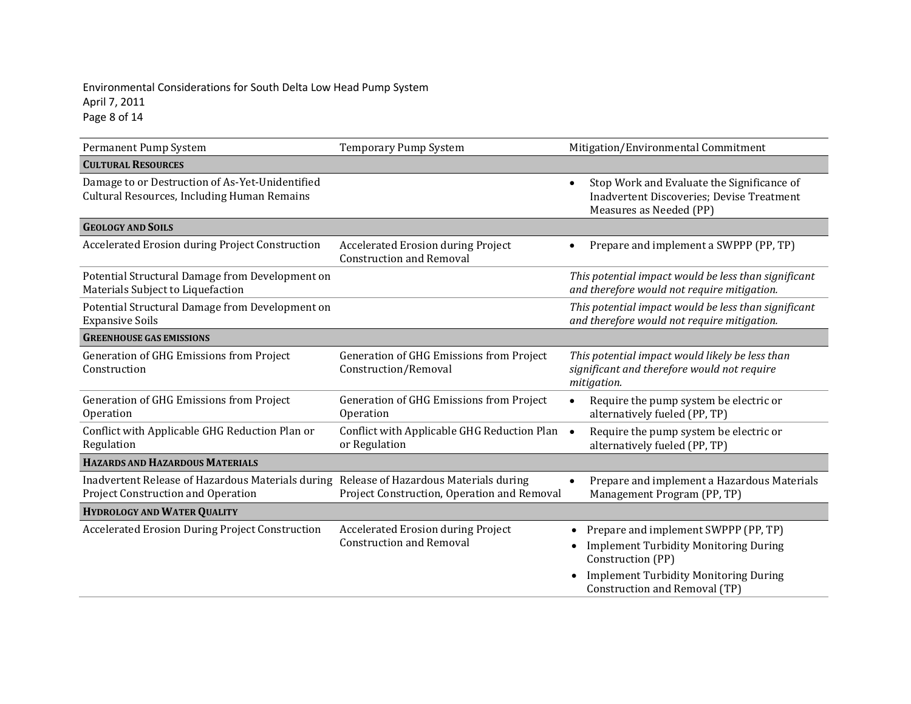| Permanent Pump System | Temporary Pump System | Mitigation/Environmental Commitment |
|---|---|---|
| **CULTURAL RESOURCES** | | |
| Damage to or Destruction of As-Yet-Unidentified Cultural Resources, Including Human Remains | | • Stop Work and Evaluate the Significance of Inadvertent Discoveries; Devise Treatment Measures as Needed (PP) |
| **GEOLOGY AND SOILS** | | |
| Accelerated Erosion during Project Construction | Accelerated Erosion during Project Construction and Removal | • Prepare and implement a SWPPP (PP, TP) |
| Potential Structural Damage from Development on Materials Subject to Liquefaction | | *This potential impact would be less than significant and therefore would not require mitigation.* |
| Potential Structural Damage from Development on Expansive Soils | | *This potential impact would be less than significant and therefore would not require mitigation.* |
| **GREENHOUSE GAS EMISSIONS** | | |
| Generation of GHG Emissions from Project Construction | Generation of GHG Emissions from Project Construction/Removal | *This potential impact would likely be less than significant and therefore would not require mitigation.* |
| Generation of GHG Emissions from Project Operation | Generation of GHG Emissions from Project Operation | • Require the pump system be electric or alternatively fueled (PP, TP) |
| Conflict with Applicable GHG Reduction Plan or Regulation | Conflict with Applicable GHG Reduction Plan or Regulation | • Require the pump system be electric or alternatively fueled (PP, TP) |
| **HAZARDS AND HAZARDOUS MATERIALS** | | |
| Inadvertent Release of Hazardous Materials during Project Construction and Operation | Release of Hazardous Materials during Project Construction, Operation and Removal | • Prepare and implement a Hazardous Materials Management Program (PP, TP) |
| **HYDROLOGY AND WATER QUALITY** | | |
| Accelerated Erosion During Project Construction | Accelerated Erosion during Project Construction and Removal | • Prepare and implement SWPPP (PP, TP)<br>• Implement Turbidity Monitoring During Construction (PP)<br>• Implement Turbidity Monitoring During Construction and Removal (TP) |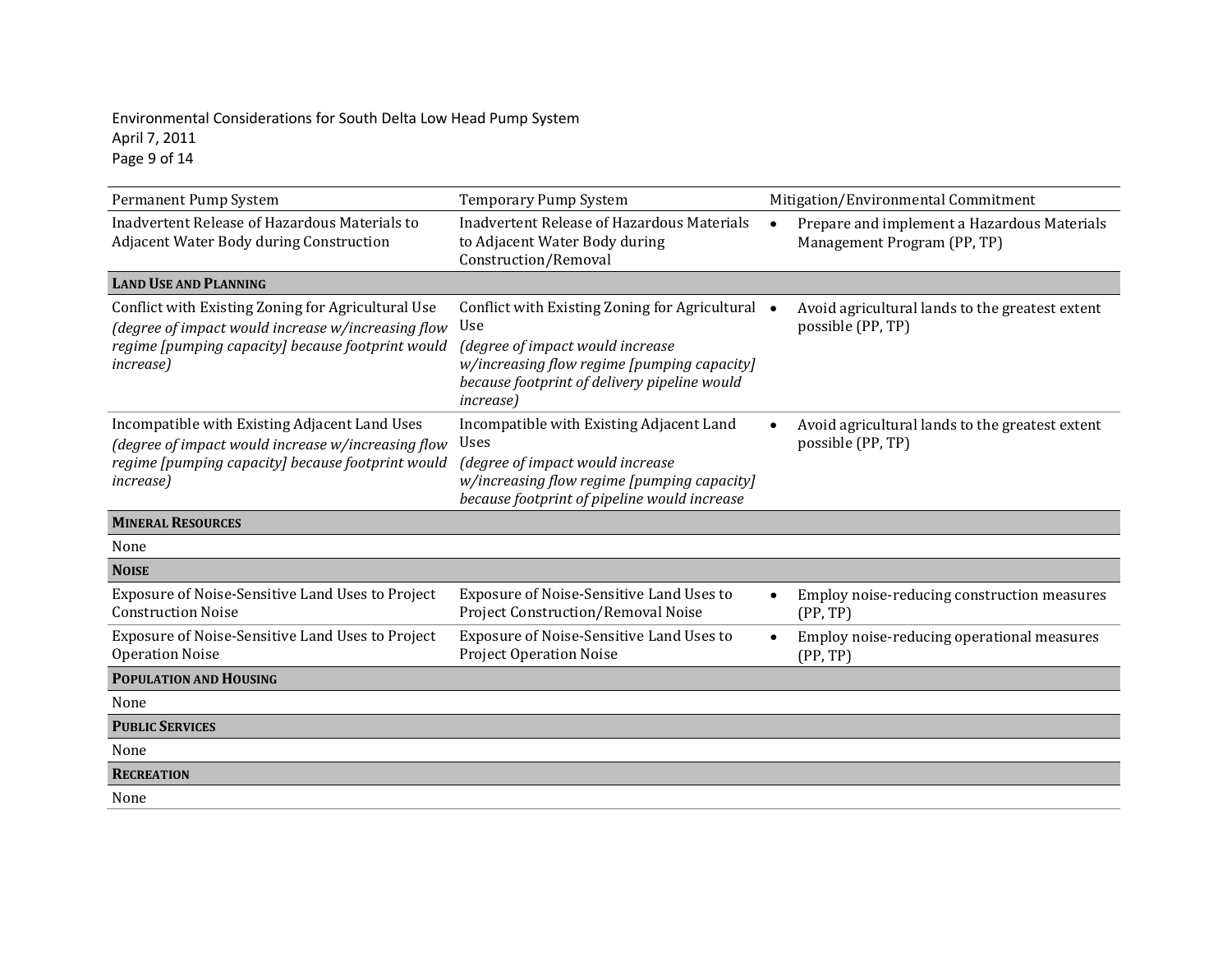| Permanent Pump System | Temporary Pump System | Mitigation/Environmental Commitment |
|---|---|---|
| Inadvertent Release of Hazardous Materials to Adjacent Water Body during Construction | Inadvertent Release of Hazardous Materials to Adjacent Water Body during Construction/Removal | • Prepare and implement a Hazardous Materials Management Program (PP, TP) |
| **LAND USE AND PLANNING** | | |
| Conflict with Existing Zoning for Agricultural Use *(degree of impact would increase w/increasing flow regime [pumping capacity] because footprint would increase)* | Conflict with Existing Zoning for Agricultural Use *(degree of impact would increase w/increasing flow regime [pumping capacity] because footprint of delivery pipeline would increase)* | • Avoid agricultural lands to the greatest extent possible (PP, TP) |
| Incompatible with Existing Adjacent Land Uses *(degree of impact would increase w/increasing flow regime [pumping capacity] because footprint would increase)* | Incompatible with Existing Adjacent Land Uses *(degree of impact would increase w/increasing flow regime [pumping capacity] because footprint of pipeline would increase* | • Avoid agricultural lands to the greatest extent possible (PP, TP) |
| **MINERAL RESOURCES** | | |
| None | | |
| **NOISE** | | |
| Exposure of Noise-Sensitive Land Uses to Project Construction Noise | Exposure of Noise-Sensitive Land Uses to Project Construction/Removal Noise | • Employ noise-reducing construction measures (PP, TP) |
| Exposure of Noise-Sensitive Land Uses to Project Operation Noise | Exposure of Noise-Sensitive Land Uses to Project Operation Noise | • Employ noise-reducing operational measures (PP, TP) |
| **POPULATION AND HOUSING** | | |
| None | | |
| **PUBLIC SERVICES** | | |
| None | | |
| **RECREATION** | | |
| None | | |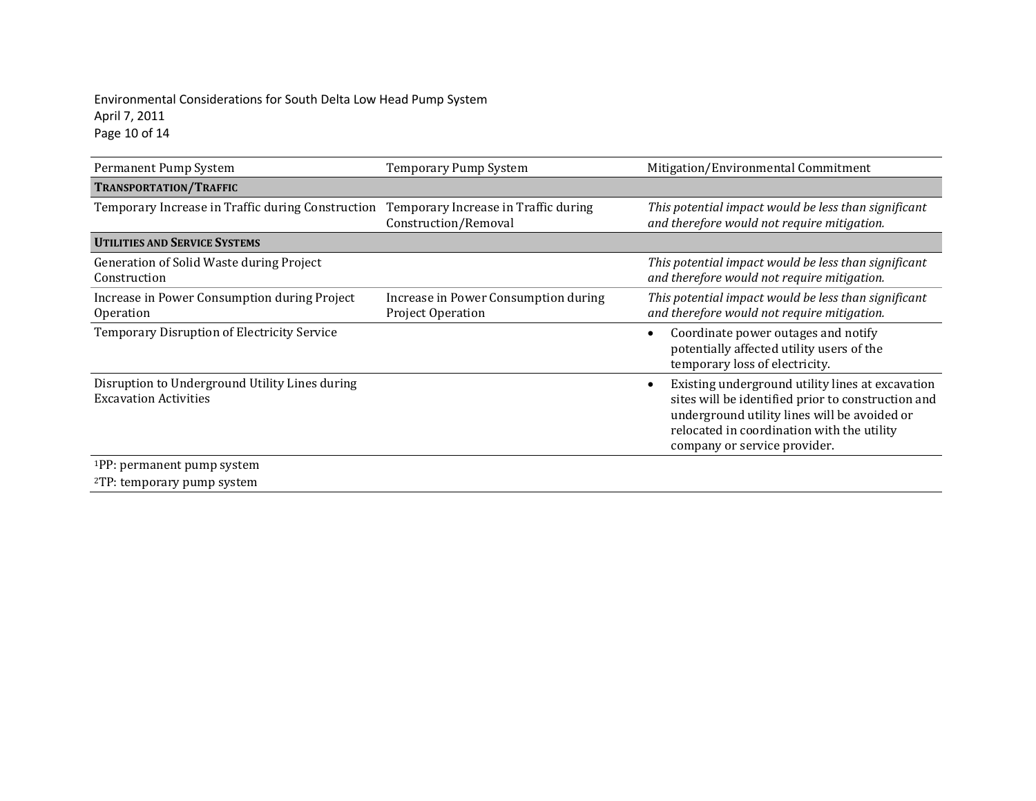| Permanent Pump System | Temporary Pump System | Mitigation/Environmental Commitment |
|---|---|---|
| **TRANSPORTATION/TRAFFIC** | | |
| Temporary Increase in Traffic during Construction | Temporary Increase in Traffic during Construction/Removal | *This potential impact would be less than significant and therefore would not require mitigation.* |
| **UTILITIES AND SERVICE SYSTEMS** | | |
| Generation of Solid Waste during Project Construction | | *This potential impact would be less than significant and therefore would not require mitigation.* |
| Increase in Power Consumption during Project Operation | Increase in Power Consumption during Project Operation | *This potential impact would be less than significant and therefore would not require mitigation.* |
| Temporary Disruption of Electricity Service | | • Coordinate power outages and notify potentially affected utility users of the temporary loss of electricity. |
| Disruption to Underground Utility Lines during Excavation Activities | | • Existing underground utility lines at excavation sites will be identified prior to construction and underground utility lines will be avoided or relocated in coordination with the utility company or service provider. |

[1]PP: permanent pump system

[2]TP: temporary pump system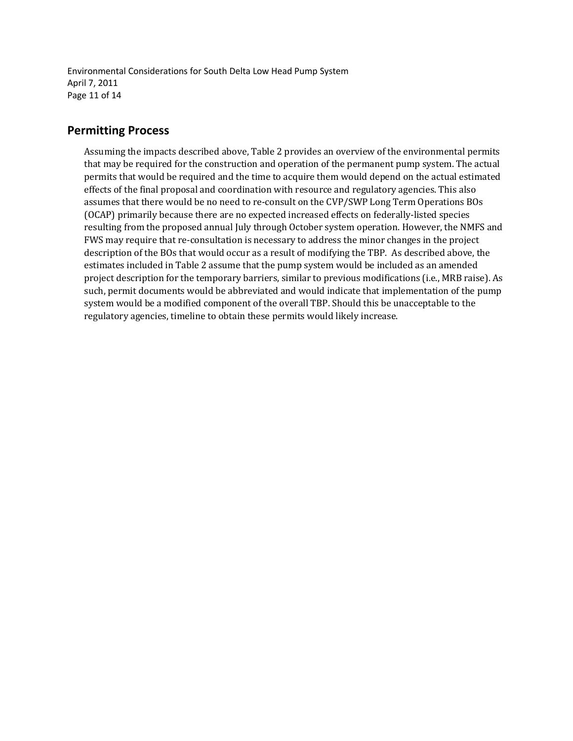## Permitting Process

Assuming the impacts described above, Table 2 provides an overview of the environmental permits that may be required for the construction and operation of the permanent pump system. The actual permits that would be required and the time to acquire them would depend on the actual estimated effects of the final proposal and coordination with resource and regulatory agencies. This also assumes that there would be no need to re-consult on the CVP/SWP Long Term Operations BOs (OCAP) primarily because there are no expected increased effects on federally-listed species resulting from the proposed annual July through October system operation. However, the NMFS and FWS may require that re-consultation is necessary to address the minor changes in the project description of the BOs that would occur as a result of modifying the TBP. As described above, the estimates included in Table 2 assume that the pump system would be included as an amended project description for the temporary barriers, similar to previous modifications (i.e., MRB raise). As such, permit documents would be abbreviated and would indicate that implementation of the pump system would be a modified component of the overall TBP. Should this be unacceptable to the regulatory agencies, timeline to obtain these permits would likely increase.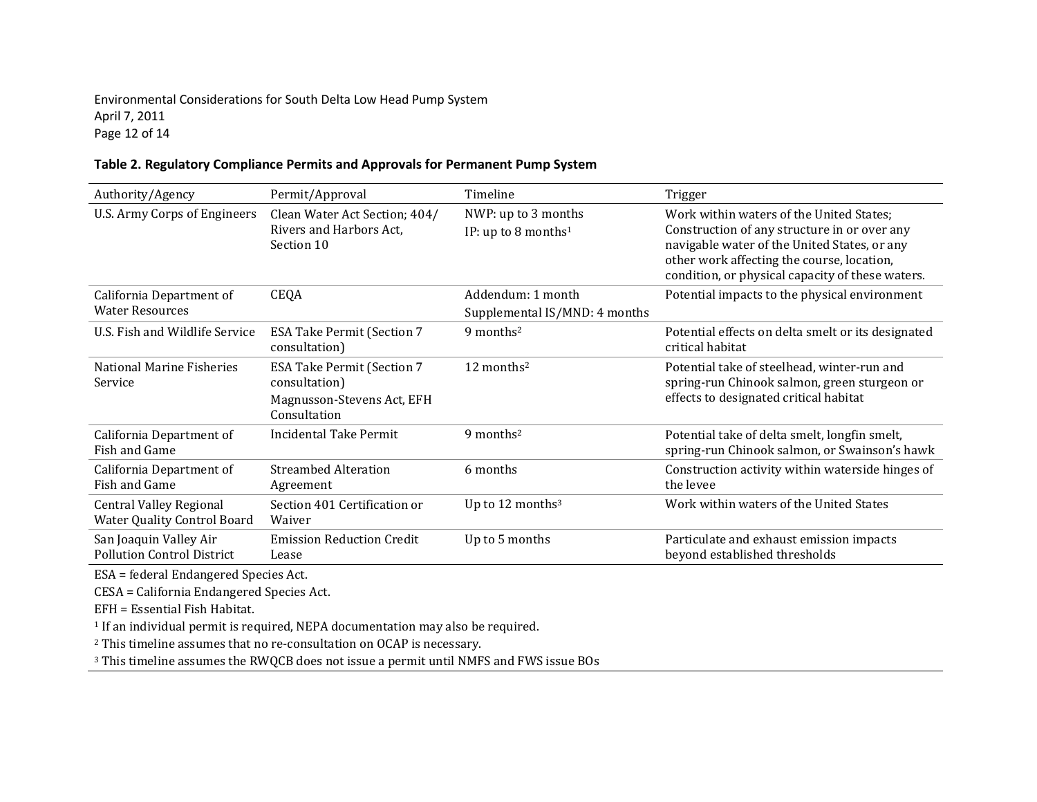**Table 2. Regulatory Compliance Permits and Approvals for Permanent Pump System**

| Authority/Agency | Permit/Approval | Timeline | Trigger |
|---|---|---|---|
| U.S. Army Corps of Engineers | Clean Water Act Section; 404/ Rivers and Harbors Act, Section 10 | NWP: up to 3 months<br>IP: up to 8 months[1] | Work within waters of the United States; Construction of any structure in or over any navigable water of the United States, or any other work affecting the course, location, condition, or physical capacity of these waters. |
| California Department of Water Resources | CEQA | Addendum: 1 month<br>Supplemental IS/MND: 4 months | Potential impacts to the physical environment |
| U.S. Fish and Wildlife Service | ESA Take Permit (Section 7 consultation) | 9 months[2] | Potential effects on delta smelt or its designated critical habitat |
| National Marine Fisheries Service | ESA Take Permit (Section 7 consultation)<br>Magnusson-Stevens Act, EFH Consultation | 12 months[2] | Potential take of steelhead, winter-run and spring-run Chinook salmon, green sturgeon or effects to designated critical habitat |
| California Department of Fish and Game | Incidental Take Permit | 9 months[2] | Potential take of delta smelt, longfin smelt, spring-run Chinook salmon, or Swainson's hawk |
| California Department of Fish and Game | Streambed Alteration Agreement | 6 months | Construction activity within waterside hinges of the levee |
| Central Valley Regional Water Quality Control Board | Section 401 Certification or Waiver | Up to 12 months[3] | Work within waters of the United States |
| San Joaquin Valley Air Pollution Control District | Emission Reduction Credit Lease | Up to 5 months | Particulate and exhaust emission impacts beyond established thresholds |

ESA = federal Endangered Species Act.

CESA = California Endangered Species Act.

EFH = Essential Fish Habitat.

[1] If an individual permit is required, NEPA documentation may also be required.

[2] This timeline assumes that no re-consultation on OCAP is necessary.

[3] This timeline assumes the RWQCB does not issue a permit until NMFS and FWS issue BOs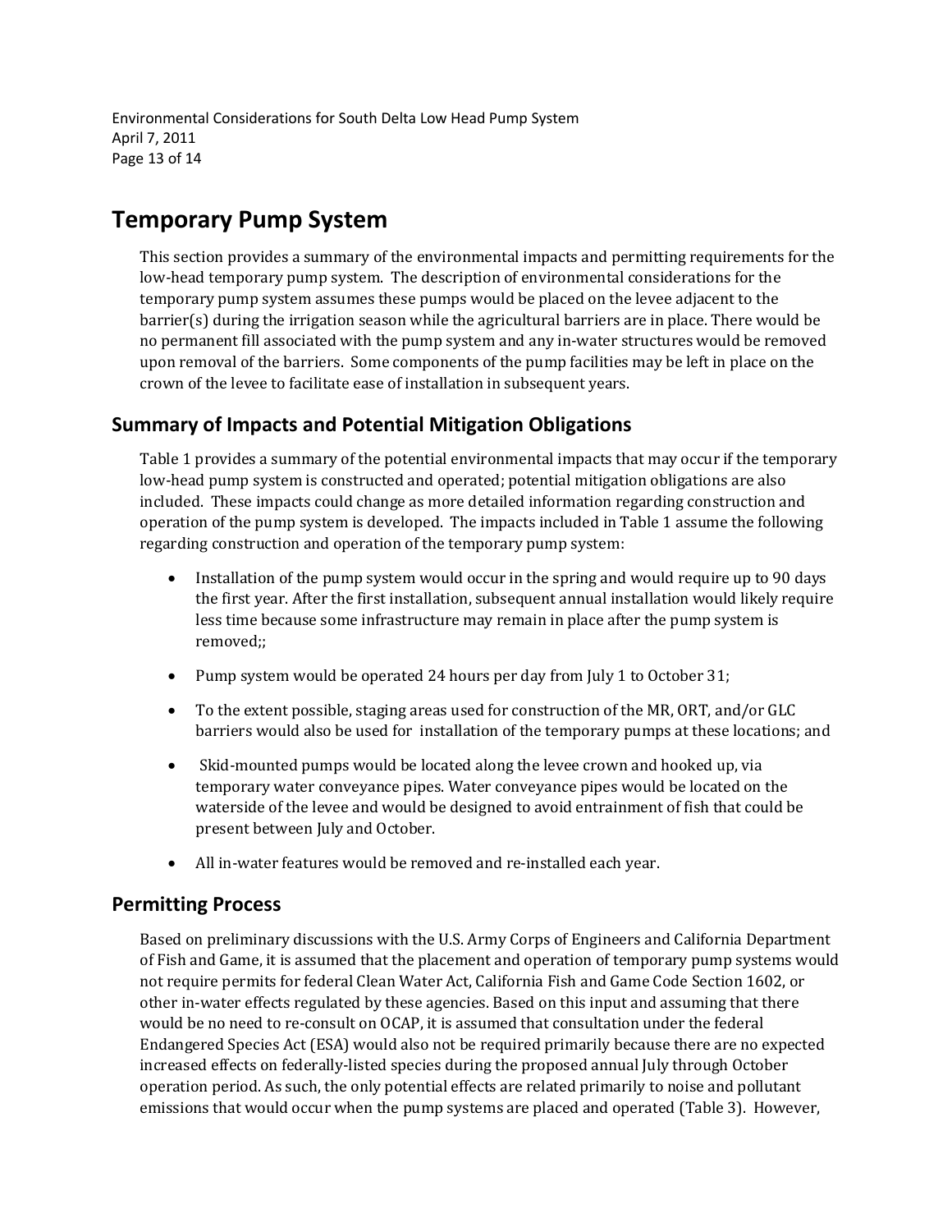# Temporary Pump System

This section provides a summary of the environmental impacts and permitting requirements for the low-head temporary pump system. The description of environmental considerations for the temporary pump system assumes these pumps would be placed on the levee adjacent to the barrier(s) during the irrigation season while the agricultural barriers are in place. There would be no permanent fill associated with the pump system and any in-water structures would be removed upon removal of the barriers. Some components of the pump facilities may be left in place on the crown of the levee to facilitate ease of installation in subsequent years.

## Summary of Impacts and Potential Mitigation Obligations

Table 1 provides a summary of the potential environmental impacts that may occur if the temporary low-head pump system is constructed and operated; potential mitigation obligations are also included. These impacts could change as more detailed information regarding construction and operation of the pump system is developed. The impacts included in Table 1 assume the following regarding construction and operation of the temporary pump system:

- Installation of the pump system would occur in the spring and would require up to 90 days the first year. After the first installation, subsequent annual installation would likely require less time because some infrastructure may remain in place after the pump system is removed;;
- Pump system would be operated 24 hours per day from July 1 to October 31;
- To the extent possible, staging areas used for construction of the MR, ORT, and/or GLC barriers would also be used for installation of the temporary pumps at these locations; and
- Skid-mounted pumps would be located along the levee crown and hooked up, via temporary water conveyance pipes. Water conveyance pipes would be located on the waterside of the levee and would be designed to avoid entrainment of fish that could be present between July and October.
- All in-water features would be removed and re-installed each year.

## Permitting Process

Based on preliminary discussions with the U.S. Army Corps of Engineers and California Department of Fish and Game, it is assumed that the placement and operation of temporary pump systems would not require permits for federal Clean Water Act, California Fish and Game Code Section 1602, or other in-water effects regulated by these agencies. Based on this input and assuming that there would be no need to re-consult on OCAP, it is assumed that consultation under the federal Endangered Species Act (ESA) would also not be required primarily because there are no expected increased effects on federally-listed species during the proposed annual July through October operation period. As such, the only potential effects are related primarily to noise and pollutant emissions that would occur when the pump systems are placed and operated (Table 3). However,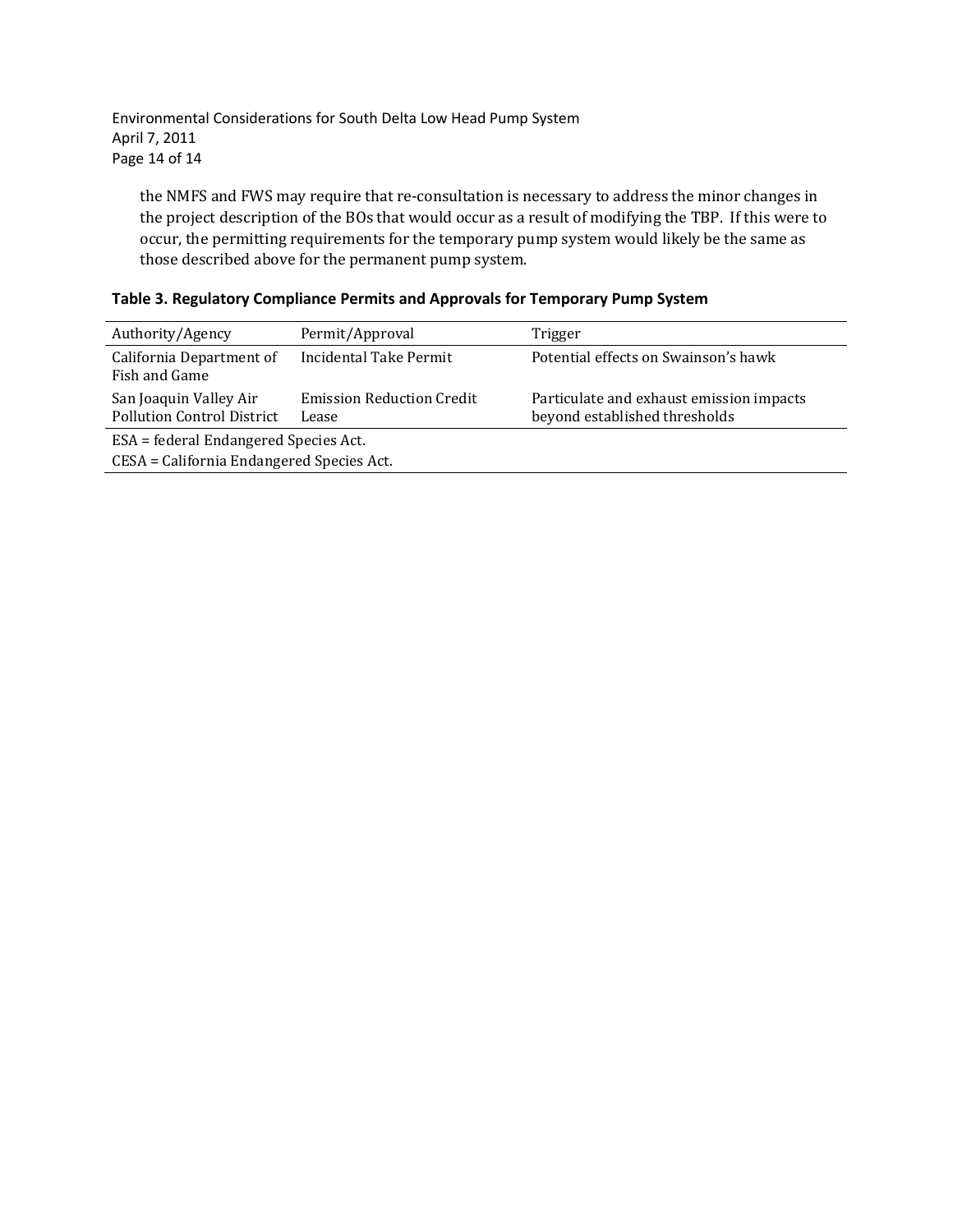the NMFS and FWS may require that re-consultation is necessary to address the minor changes in the project description of the BOs that would occur as a result of modifying the TBP. If this were to occur, the permitting requirements for the temporary pump system would likely be the same as those described above for the permanent pump system.

**Table 3. Regulatory Compliance Permits and Approvals for Temporary Pump System**

| Authority/Agency | Permit/Approval | Trigger |
|---|---|---|
| California Department of Fish and Game | Incidental Take Permit | Potential effects on Swainson's hawk |
| San Joaquin Valley Air Pollution Control District | Emission Reduction Credit Lease | Particulate and exhaust emission impacts beyond established thresholds |

ESA = federal Endangered Species Act.
CESA = California Endangered Species Act.